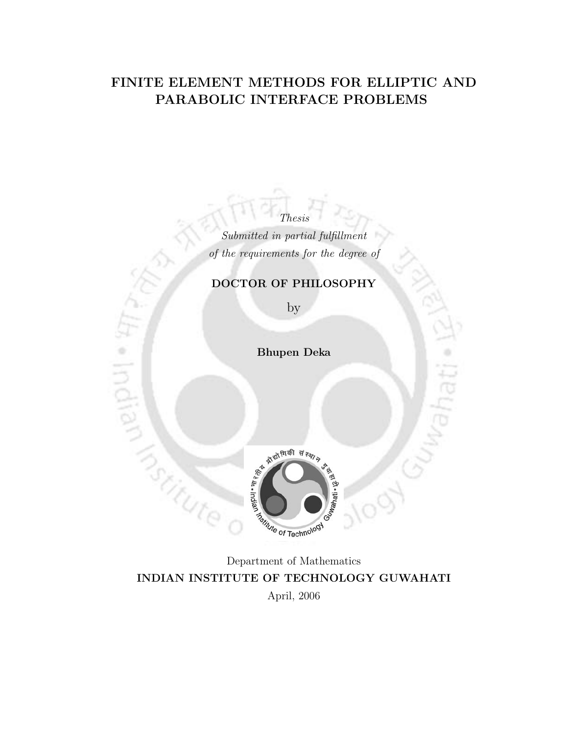# FINITE ELEMENT METHODS FOR ELLIPTIC AND PARABOLIC INTERFACE PROBLEMS

*Thesis*

*Submitted in partial fulfillment*

*of the requirements for the degree of*

**DOCTOR OF PHILOSOPHY**

by

**Bhupen Deka**

Department of Mathematics

**INDIAN INSTITUTE OF TECHNOLOGY GUWAHATI**

April, 2006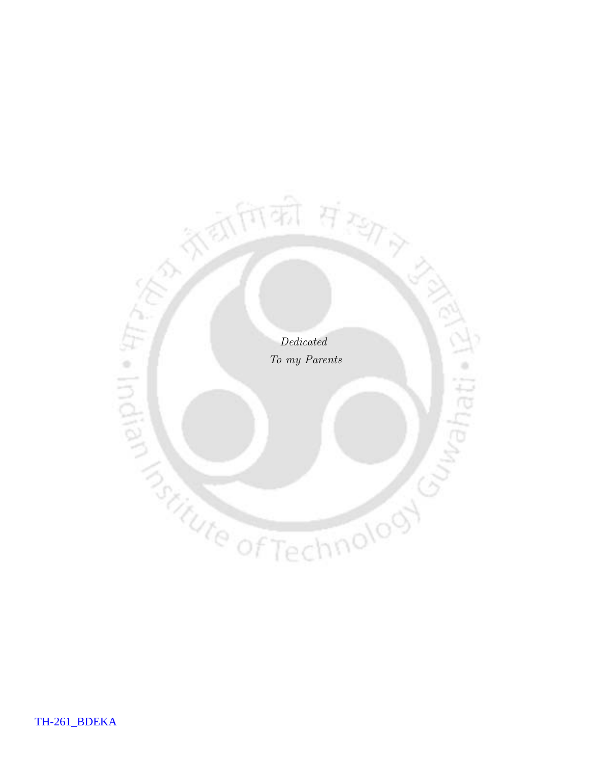*Dedicated*

*To my Parents*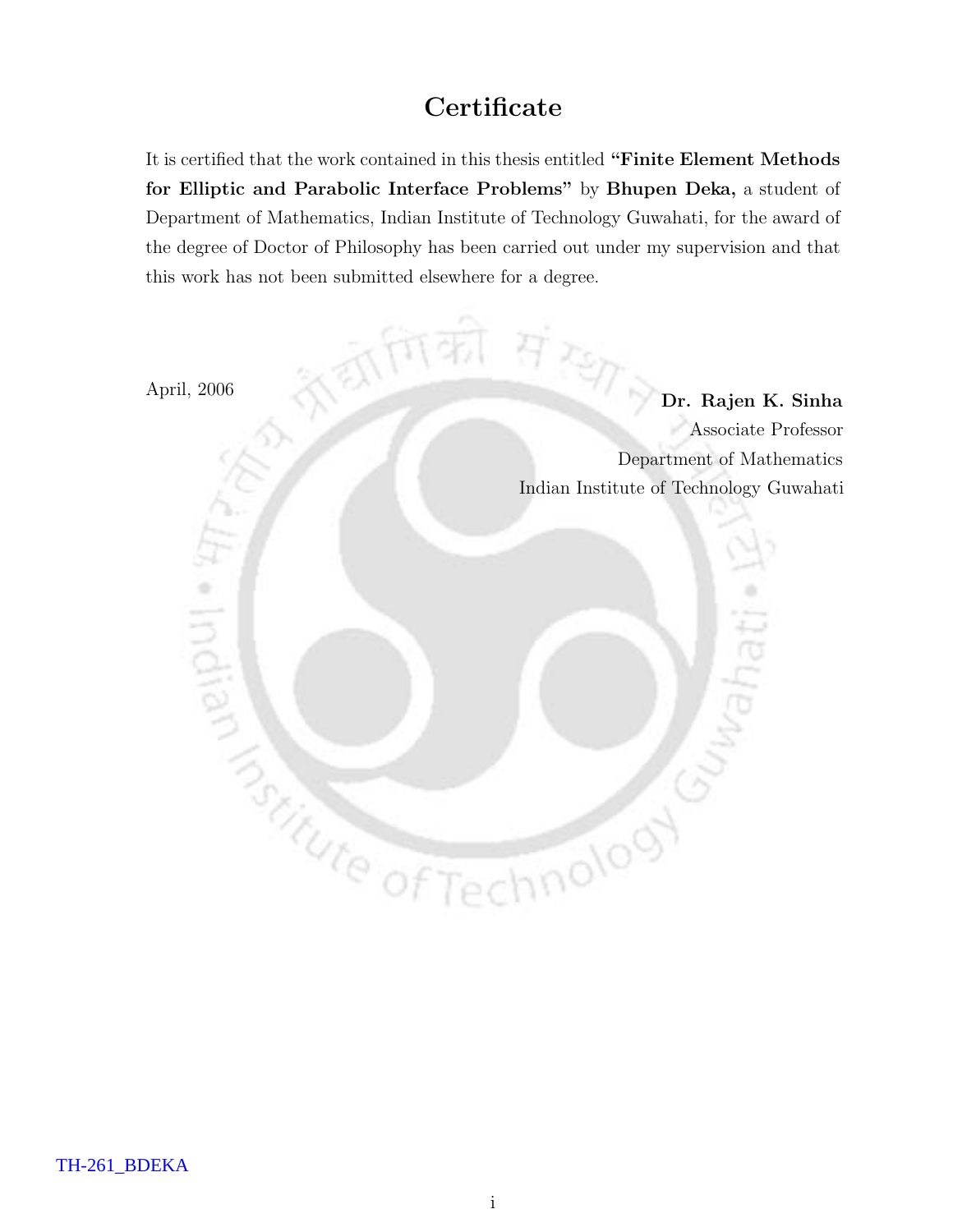# Certificate

It is certified that the work contained in this thesis entitled **"Finite Element Methods for Elliptic and Parabolic Interface Problems"** by **Bhupen Deka,** a student of Department of Mathematics, Indian Institute of Technology Guwahati, for the award of the degree of Doctor of Philosophy has been carried out under my supervision and that this work has not been submitted elsewhere for a degree.

April, 2006

**Dr. Rajen K. Sinha**
Associate Professor
Department of Mathematics
Indian Institute of Technology Guwahati

TH-261_BDEKA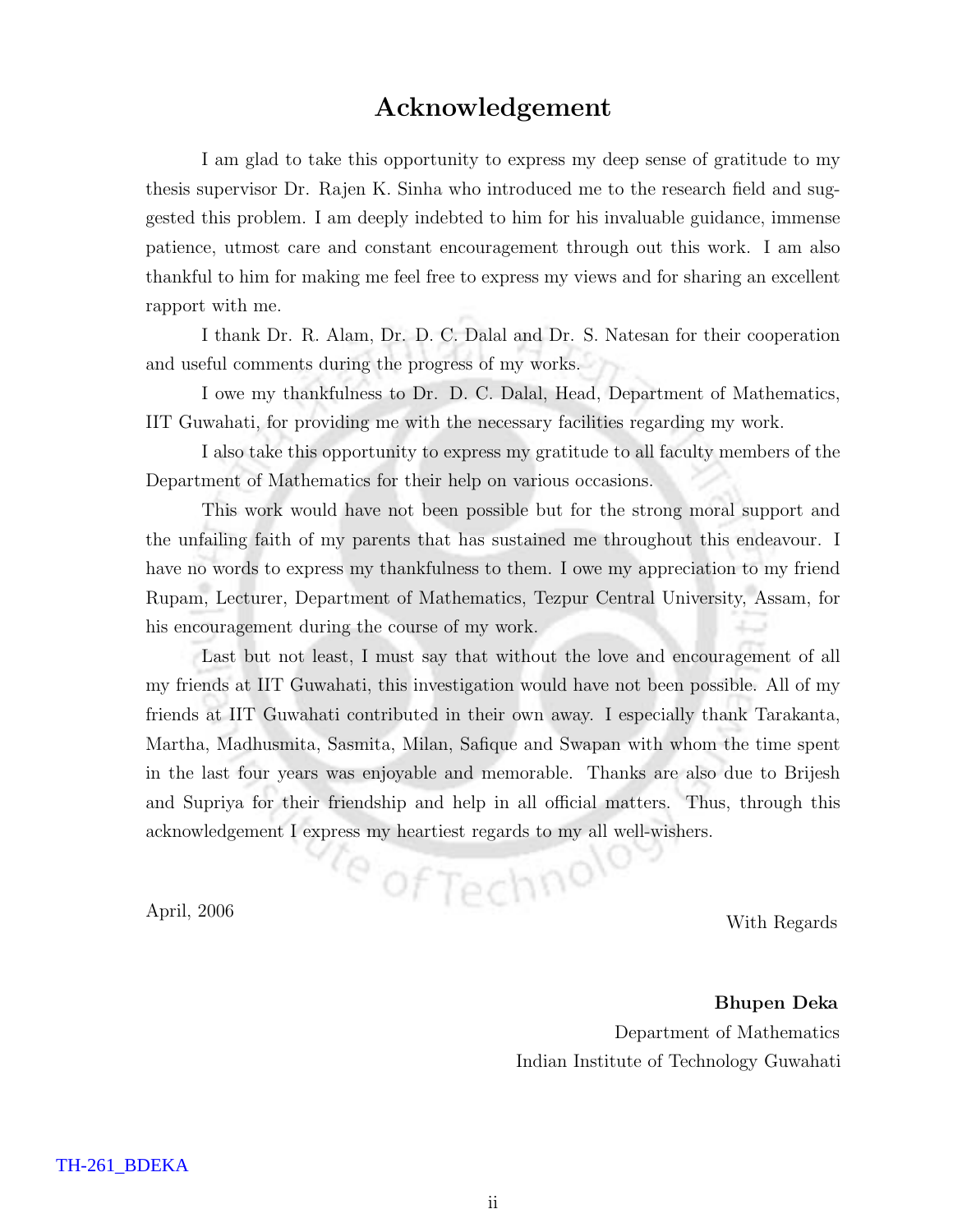# Acknowledgement

I am glad to take this opportunity to express my deep sense of gratitude to my thesis supervisor Dr. Rajen K. Sinha who introduced me to the research field and suggested this problem. I am deeply indebted to him for his invaluable guidance, immense patience, utmost care and constant encouragement through out this work. I am also thankful to him for making me feel free to express my views and for sharing an excellent rapport with me.

I thank Dr. R. Alam, Dr. D. C. Dalal and Dr. S. Natesan for their cooperation and useful comments during the progress of my works.

I owe my thankfulness to Dr. D. C. Dalal, Head, Department of Mathematics, IIT Guwahati, for providing me with the necessary facilities regarding my work.

I also take this opportunity to express my gratitude to all faculty members of the Department of Mathematics for their help on various occasions.

This work would have not been possible but for the strong moral support and the unfailing faith of my parents that has sustained me throughout this endeavour. I have no words to express my thankfulness to them. I owe my appreciation to my friend Rupam, Lecturer, Department of Mathematics, Tezpur Central University, Assam, for his encouragement during the course of my work.

Last but not least, I must say that without the love and encouragement of all my friends at IIT Guwahati, this investigation would have not been possible. All of my friends at IIT Guwahati contributed in their own away. I especially thank Tarakanta, Martha, Madhusmita, Sasmita, Milan, Safique and Swapan with whom the time spent in the last four years was enjoyable and memorable. Thanks are also due to Brijesh and Supriya for their friendship and help in all official matters. Thus, through this acknowledgement I express my heartiest regards to my all well-wishers.

April, 2006

With Regards

**Bhupen Deka**
Department of Mathematics
Indian Institute of Technology Guwahati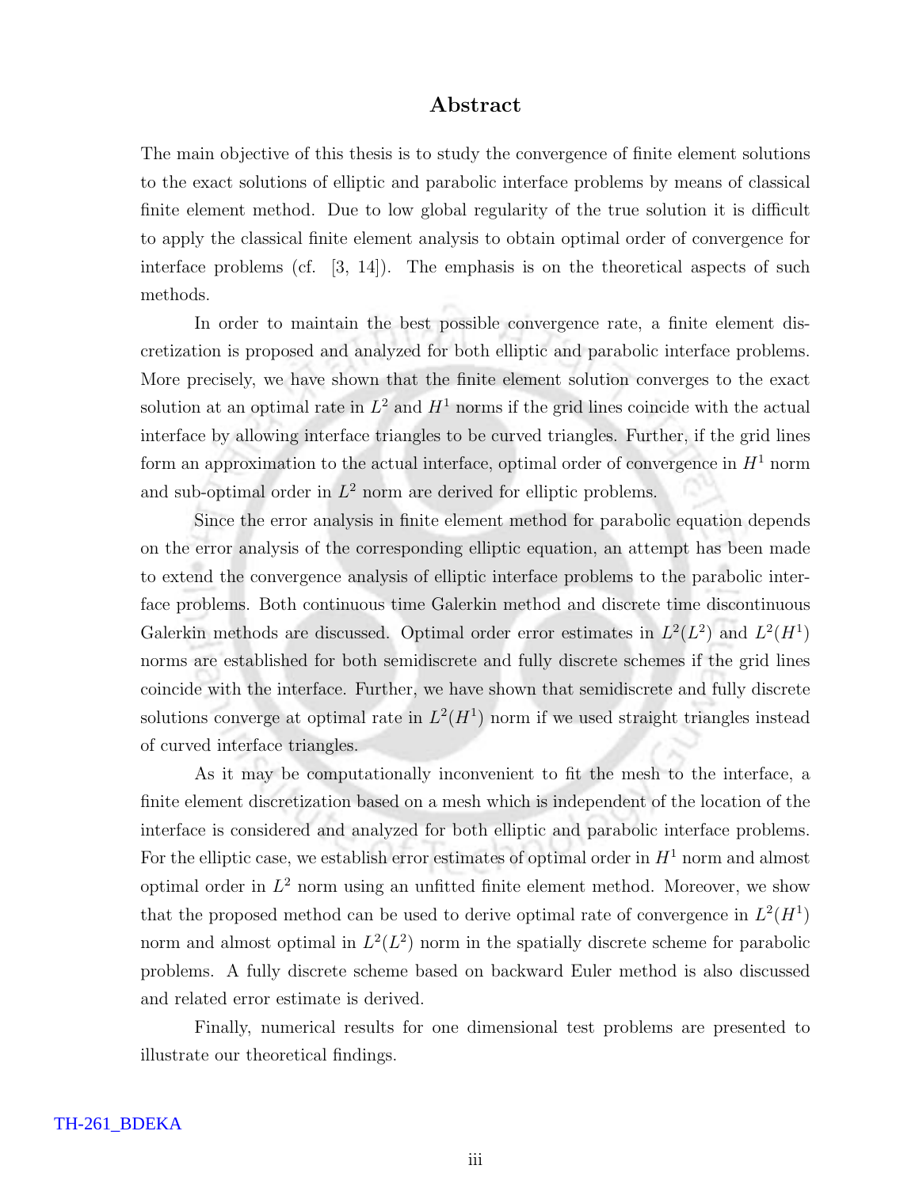# Abstract

The main objective of this thesis is to study the convergence of finite element solutions to the exact solutions of elliptic and parabolic interface problems by means of classical finite element method. Due to low global regularity of the true solution it is difficult to apply the classical finite element analysis to obtain optimal order of convergence for interface problems (cf. [3, 14]). The emphasis is on the theoretical aspects of such methods.

In order to maintain the best possible convergence rate, a finite element discretization is proposed and analyzed for both elliptic and parabolic interface problems. More precisely, we have shown that the finite element solution converges to the exact solution at an optimal rate in $L^2$ and $H^1$ norms if the grid lines coincide with the actual interface by allowing interface triangles to be curved triangles. Further, if the grid lines form an approximation to the actual interface, optimal order of convergence in $H^1$ norm and sub-optimal order in $L^2$ norm are derived for elliptic problems.

Since the error analysis in finite element method for parabolic equation depends on the error analysis of the corresponding elliptic equation, an attempt has been made to extend the convergence analysis of elliptic interface problems to the parabolic interface problems. Both continuous time Galerkin method and discrete time discontinuous Galerkin methods are discussed. Optimal order error estimates in $L^2(L^2)$ and $L^2(H^1)$ norms are established for both semidiscrete and fully discrete schemes if the grid lines coincide with the interface. Further, we have shown that semidiscrete and fully discrete solutions converge at optimal rate in $L^2(H^1)$ norm if we used straight triangles instead of curved interface triangles.

As it may be computationally inconvenient to fit the mesh to the interface, a finite element discretization based on a mesh which is independent of the location of the interface is considered and analyzed for both elliptic and parabolic interface problems. For the elliptic case, we establish error estimates of optimal order in $H^1$ norm and almost optimal order in $L^2$ norm using an unfitted finite element method. Moreover, we show that the proposed method can be used to derive optimal rate of convergence in $L^2(H^1)$ norm and almost optimal in $L^2(L^2)$ norm in the spatially discrete scheme for parabolic problems. A fully discrete scheme based on backward Euler method is also discussed and related error estimate is derived.

Finally, numerical results for one dimensional test problems are presented to illustrate our theoretical findings.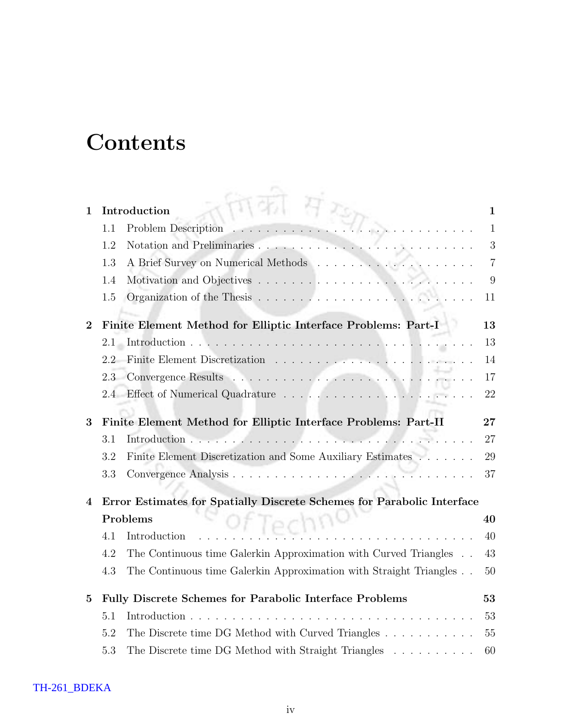# Contents

**1 Introduction** **1**

1.1 Problem Description . . . . . . . . . . . . . . . . . . . . . . . . . . . . 1

1.2 Notation and Preliminaries . . . . . . . . . . . . . . . . . . . . . . . . . 3

1.3 A Brief Survey on Numerical Methods . . . . . . . . . . . . . . . . . . 7

1.4 Motivation and Objectives . . . . . . . . . . . . . . . . . . . . . . . . . 9

1.5 Organization of the Thesis . . . . . . . . . . . . . . . . . . . . . . . . . 11

**2 Finite Element Method for Elliptic Interface Problems: Part-I** **13**

2.1 Introduction . . . . . . . . . . . . . . . . . . . . . . . . . . . . . . . . . 13

2.2 Finite Element Discretization . . . . . . . . . . . . . . . . . . . . . . . 14

2.3 Convergence Results . . . . . . . . . . . . . . . . . . . . . . . . . . . . 17

2.4 Effect of Numerical Quadrature . . . . . . . . . . . . . . . . . . . . . . 22

**3 Finite Element Method for Elliptic Interface Problems: Part-II** **27**

3.1 Introduction . . . . . . . . . . . . . . . . . . . . . . . . . . . . . . . . . 27

3.2 Finite Element Discretization and Some Auxiliary Estimates . . . . . . . 29

3.3 Convergence Analysis . . . . . . . . . . . . . . . . . . . . . . . . . . . . 37

**4 Error Estimates for Spatially Discrete Schemes for Parabolic Interface Problems** **40**

4.1 Introduction . . . . . . . . . . . . . . . . . . . . . . . . . . . . . . . . . 40

4.2 The Continuous time Galerkin Approximation with Curved Triangles . . 43

4.3 The Continuous time Galerkin Approximation with Straight Triangles . . 50

**5 Fully Discrete Schemes for Parabolic Interface Problems** **53**

5.1 Introduction . . . . . . . . . . . . . . . . . . . . . . . . . . . . . . . . . 53

5.2 The Discrete time DG Method with Curved Triangles . . . . . . . . . . . 55

5.3 The Discrete time DG Method with Straight Triangles . . . . . . . . . . 60

TH-261_BDEKA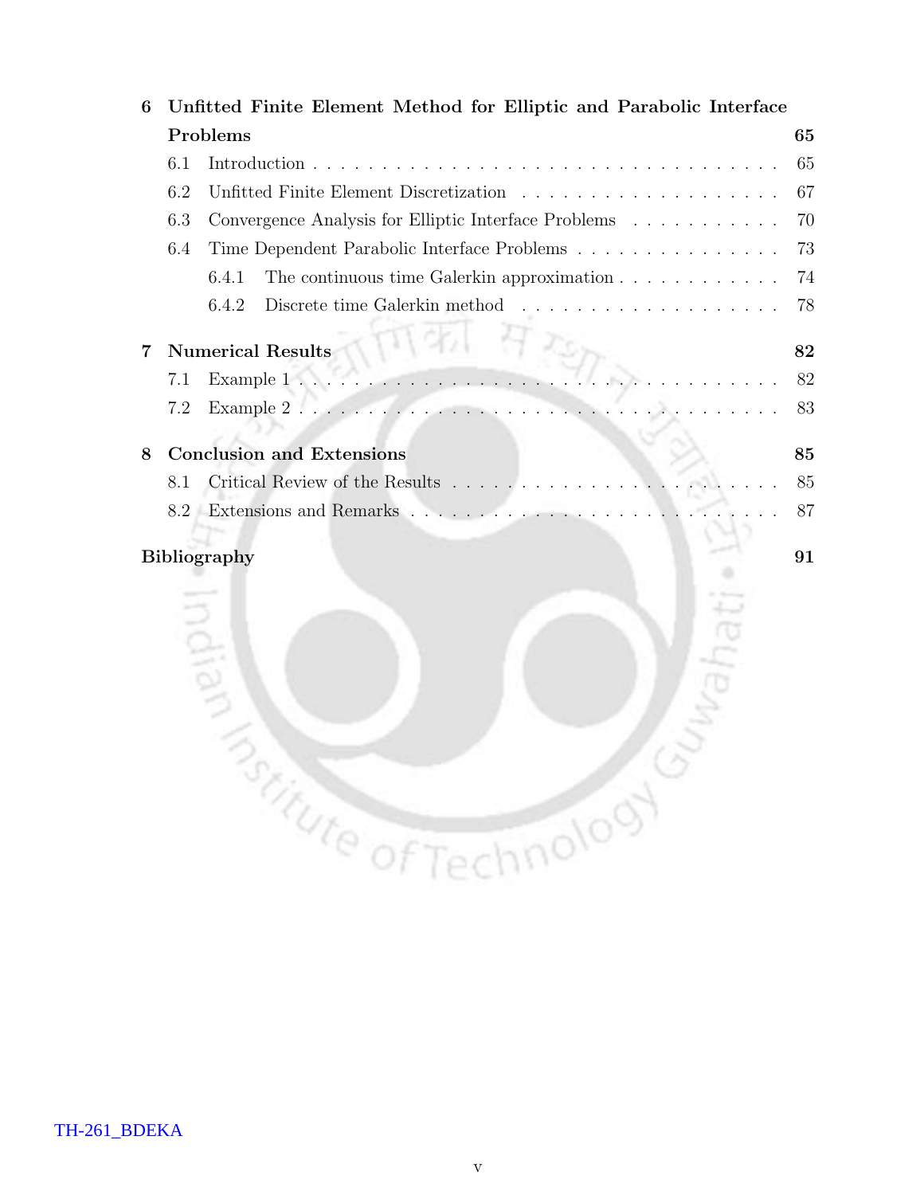**6 Unfitted Finite Element Method for Elliptic and Parabolic Interface Problems** **65**

- 6.1 Introduction . . . . . 65
- 6.2 Unfitted Finite Element Discretization . . . . . 67
- 6.3 Convergence Analysis for Elliptic Interface Problems . . . . . 70
- 6.4 Time Dependent Parabolic Interface Problems . . . . . 73
  - 6.4.1 The continuous time Galerkin approximation . . . . . 74
  - 6.4.2 Discrete time Galerkin method . . . . . 78

**7 Numerical Results** **82**

- 7.1 Example 1 . . . . . 82
- 7.2 Example 2 . . . . . 83

**8 Conclusion and Extensions** **85**

- 8.1 Critical Review of the Results . . . . . 85
- 8.2 Extensions and Remarks . . . . . 87

**Bibliography** **91**

TH-261_BDEKA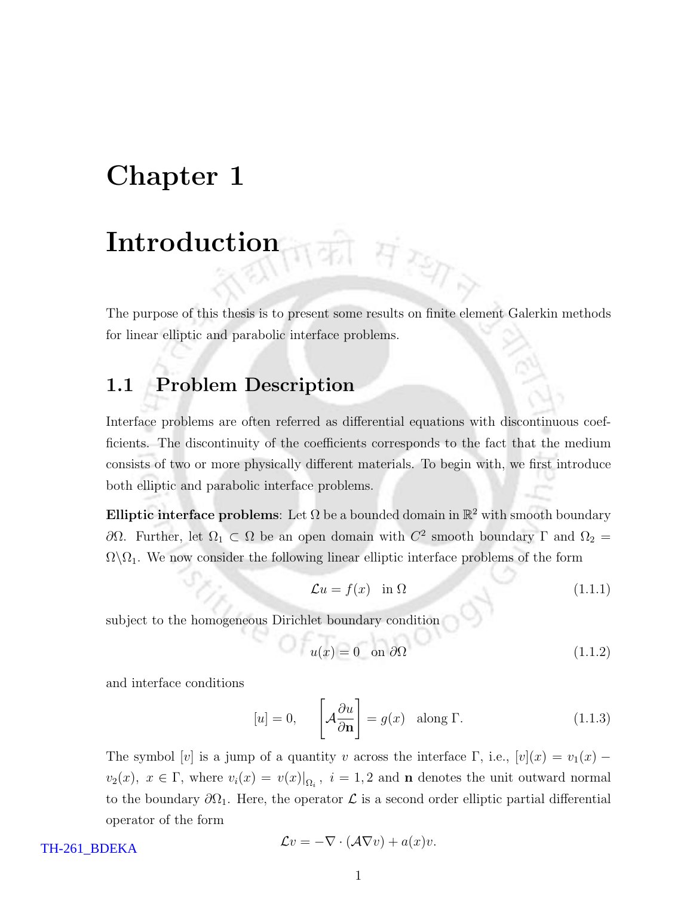# Chapter 1

# Introduction

The purpose of this thesis is to present some results on finite element Galerkin methods for linear elliptic and parabolic interface problems.

## 1.1 Problem Description

Interface problems are often referred as differential equations with discontinuous coefficients. The discontinuity of the coefficients corresponds to the fact that the medium consists of two or more physically different materials. To begin with, we first introduce both elliptic and parabolic interface problems.

**Elliptic interface problems**: Let $\Omega$ be a bounded domain in $\mathbb{R}^2$ with smooth boundary $\partial\Omega$. Further, let $\Omega_1 \subset \Omega$ be an open domain with $C^2$ smooth boundary $\Gamma$ and $\Omega_2 = \Omega \backslash \Omega_1$. We now consider the following linear elliptic interface problems of the form

$$\mathcal{L}u = f(x) \quad \text{in } \Omega \tag{1.1.1}$$

subject to the homogeneous Dirichlet boundary condition

$$u(x) = 0 \quad \text{on } \partial\Omega \tag{1.1.2}$$

and interface conditions

$$[u] = 0, \qquad \left[\mathcal{A}\frac{\partial u}{\partial \mathbf{n}}\right] = g(x) \quad \text{along } \Gamma. \tag{1.1.3}$$

The symbol $[v]$ is a jump of a quantity $v$ across the interface $\Gamma$, i.e., $[v](x) = v_1(x) - v_2(x),\ x \in \Gamma$, where $v_i(x) = v(x)|_{\Omega_i},\ i = 1, 2$ and $\mathbf{n}$ denotes the unit outward normal to the boundary $\partial\Omega_1$. Here, the operator $\mathcal{L}$ is a second order elliptic partial differential operator of the form

$$\mathcal{L}v = -\nabla \cdot (\mathcal{A}\nabla v) + a(x)v.$$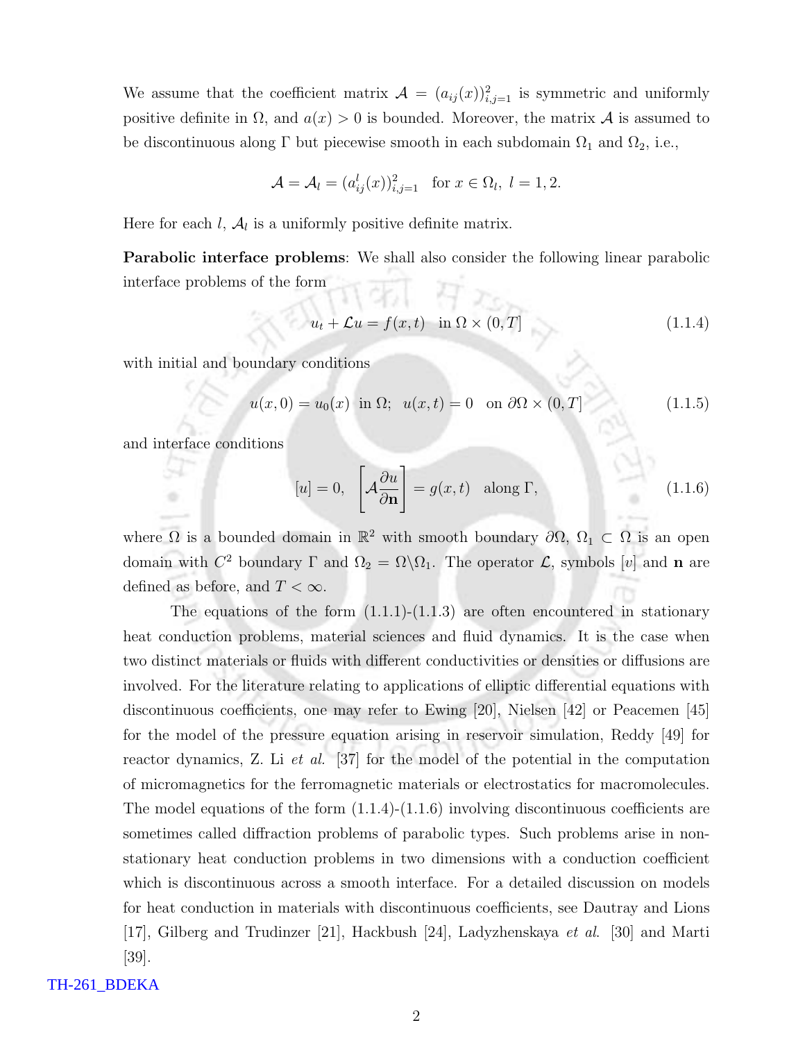We assume that the coefficient matrix $\mathcal{A} = (a_{ij}(x))_{i,j=1}^2$ is symmetric and uniformly positive definite in $\Omega$, and $a(x) > 0$ is bounded. Moreover, the matrix $\mathcal{A}$ is assumed to be discontinuous along $\Gamma$ but piecewise smooth in each subdomain $\Omega_1$ and $\Omega_2$, i.e.,

$$\mathcal{A} = \mathcal{A}_l = (a_{ij}^l(x))_{i,j=1}^2 \quad \text{for } x \in \Omega_l,\ l = 1, 2.$$

Here for each $l$, $\mathcal{A}_l$ is a uniformly positive definite matrix.

**Parabolic interface problems**: We shall also consider the following linear parabolic interface problems of the form

$$u_t + \mathcal{L}u = f(x,t) \quad \text{in } \Omega \times (0, T] \tag{1.1.4}$$

with initial and boundary conditions

$$u(x, 0) = u_0(x) \ \text{ in } \Omega; \ \ u(x,t) = 0 \ \text{ on } \partial\Omega \times (0, T] \tag{1.1.5}$$

and interface conditions

$$[u] = 0, \quad \left[\mathcal{A}\frac{\partial u}{\partial \mathbf{n}}\right] = g(x,t) \quad \text{along } \Gamma, \tag{1.1.6}$$

where $\Omega$ is a bounded domain in $\mathbb{R}^2$ with smooth boundary $\partial\Omega$, $\Omega_1 \subset \Omega$ is an open domain with $C^2$ boundary $\Gamma$ and $\Omega_2 = \Omega \backslash \Omega_1$. The operator $\mathcal{L}$, symbols $[v]$ and $\mathbf{n}$ are defined as before, and $T < \infty$.

The equations of the form (1.1.1)-(1.1.3) are often encountered in stationary heat conduction problems, material sciences and fluid dynamics. It is the case when two distinct materials or fluids with different conductivities or densities or diffusions are involved. For the literature relating to applications of elliptic differential equations with discontinuous coefficients, one may refer to Ewing [20], Nielsen [42] or Peacemen [45] for the model of the pressure equation arising in reservoir simulation, Reddy [49] for reactor dynamics, Z. Li *et al.* [37] for the model of the potential in the computation of micromagnetics for the ferromagnetic materials or electrostatics for macromolecules. The model equations of the form (1.1.4)-(1.1.6) involving discontinuous coefficients are sometimes called diffraction problems of parabolic types. Such problems arise in non-stationary heat conduction problems in two dimensions with a conduction coefficient which is discontinuous across a smooth interface. For a detailed discussion on models for heat conduction in materials with discontinuous coefficients, see Dautray and Lions [17], Gilberg and Trudinzer [21], Hackbush [24], Ladyzhenskaya *et al.* [30] and Marti [39].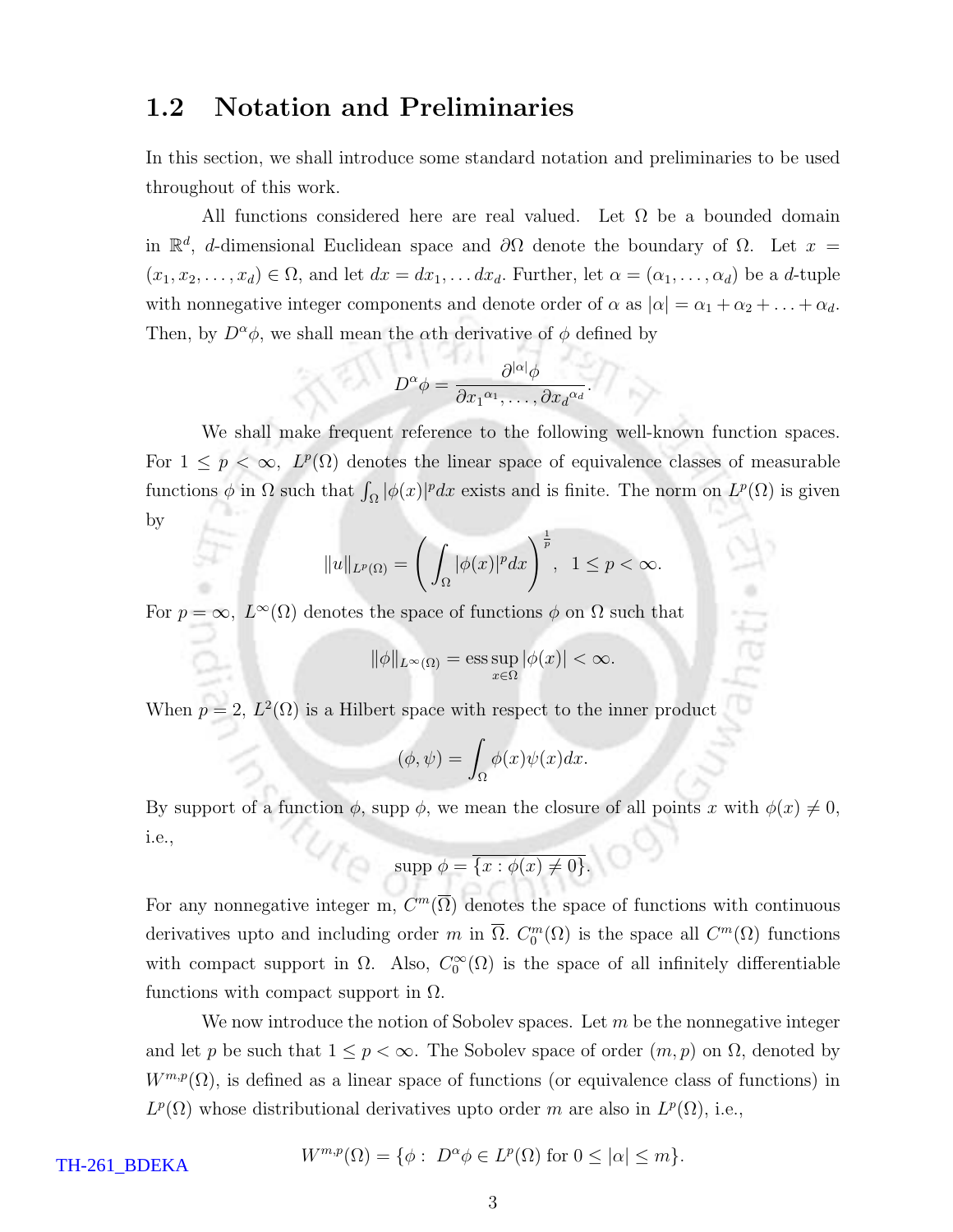## 1.2 Notation and Preliminaries

In this section, we shall introduce some standard notation and preliminaries to be used throughout of this work.

All functions considered here are real valued. Let $\Omega$ be a bounded domain in $\mathbb{R}^d$, $d$-dimensional Euclidean space and $\partial\Omega$ denote the boundary of $\Omega$. Let $x = (x_1, x_2, \ldots, x_d) \in \Omega$, and let $dx = dx_1, \ldots dx_d$. Further, let $\alpha = (\alpha_1, \ldots, \alpha_d)$ be a $d$-tuple with nonnegative integer components and denote order of $\alpha$ as $|\alpha| = \alpha_1 + \alpha_2 + \ldots + \alpha_d$. Then, by $D^\alpha\phi$, we shall mean the $\alpha$th derivative of $\phi$ defined by

$$D^\alpha \phi = \frac{\partial^{|\alpha|}\phi}{\partial {x_1}^{\alpha_1}, \ldots, \partial {x_d}^{\alpha_d}}.$$

We shall make frequent reference to the following well-known function spaces. For $1 \leq p < \infty$, $L^p(\Omega)$ denotes the linear space of equivalence classes of measurable functions $\phi$ in $\Omega$ such that $\int_\Omega |\phi(x)|^p dx$ exists and is finite. The norm on $L^p(\Omega)$ is given by

$$\|u\|_{L^p(\Omega)} = \left( \int_\Omega |\phi(x)|^p dx \right)^{\frac{1}{p}}, \quad 1 \leq p < \infty.$$

For $p = \infty$, $L^\infty(\Omega)$ denotes the space of functions $\phi$ on $\Omega$ such that

$$\|\phi\|_{L^\infty(\Omega)} = \operatorname*{ess\,sup}_{x \in \Omega} |\phi(x)| < \infty.$$

When $p = 2$, $L^2(\Omega)$ is a Hilbert space with respect to the inner product

$$(\phi, \psi) = \int_\Omega \phi(x)\psi(x)dx.$$

By support of a function $\phi$, supp $\phi$, we mean the closure of all points $x$ with $\phi(x) \neq 0$, i.e.,

$$\text{supp } \phi = \overline{\{x : \phi(x) \neq 0\}}.$$

For any nonnegative integer m, $C^m(\overline{\Omega})$ denotes the space of functions with continuous derivatives upto and including order $m$ in $\overline{\Omega}$. $C_0^m(\Omega)$ is the space all $C^m(\Omega)$ functions with compact support in $\Omega$. Also, $C_0^\infty(\Omega)$ is the space of all infinitely differentiable functions with compact support in $\Omega$.

We now introduce the notion of Sobolev spaces. Let $m$ be the nonnegative integer and let $p$ be such that $1 \leq p < \infty$. The Sobolev space of order $(m, p)$ on $\Omega$, denoted by $W^{m,p}(\Omega)$, is defined as a linear space of functions (or equivalence class of functions) in $L^p(\Omega)$ whose distributional derivatives upto order $m$ are also in $L^p(\Omega)$, i.e.,

$$W^{m,p}(\Omega) = \{\phi : \; D^\alpha\phi \in L^p(\Omega) \text{ for } 0 \leq |\alpha| \leq m\}.$$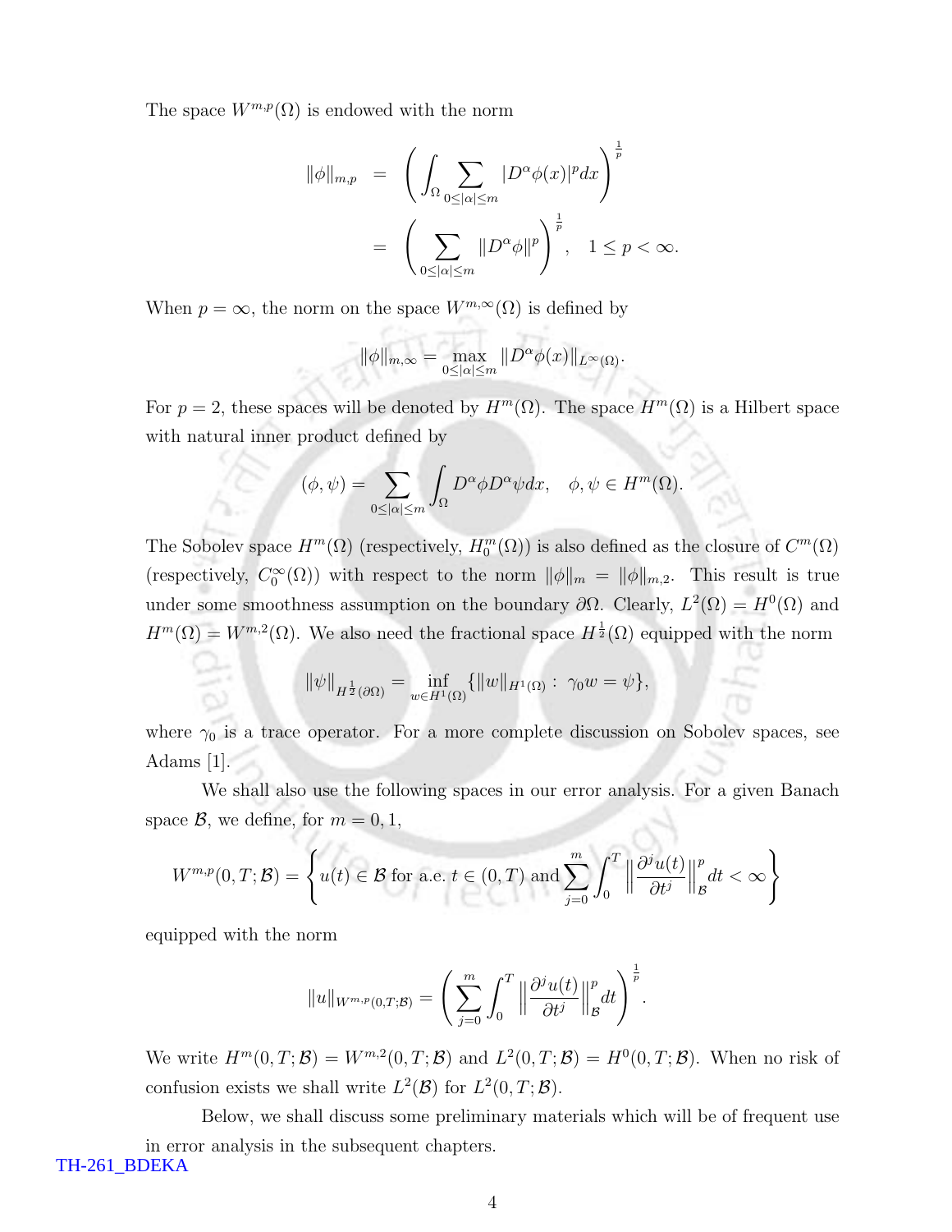The space $W^{m,p}(\Omega)$ is endowed with the norm

$$\begin{aligned}
\|\phi\|_{m,p} &= \left( \int_\Omega \sum_{0\le|\alpha|\le m} |D^\alpha \phi(x)|^p dx \right)^{\frac{1}{p}} \\
&= \left( \sum_{0\le|\alpha|\le m} \|D^\alpha \phi\|^p \right)^{\frac{1}{p}}, \quad 1 \le p < \infty.
\end{aligned}$$

When $p = \infty$, the norm on the space $W^{m,\infty}(\Omega)$ is defined by

$$\|\phi\|_{m,\infty} = \max_{0\le|\alpha|\le m} \|D^\alpha \phi(x)\|_{L^\infty(\Omega)}.$$

For $p = 2$, these spaces will be denoted by $H^m(\Omega)$. The space $H^m(\Omega)$ is a Hilbert space with natural inner product defined by

$$(\phi, \psi) = \sum_{0\le|\alpha|\le m} \int_\Omega D^\alpha \phi D^\alpha \psi dx, \quad \phi, \psi \in H^m(\Omega).$$

The Sobolev space $H^m(\Omega)$ (respectively, $H_0^m(\Omega)$) is also defined as the closure of $C^m(\Omega)$ (respectively, $C_0^\infty(\Omega)$) with respect to the norm $\|\phi\|_m = \|\phi\|_{m,2}$. This result is true under some smoothness assumption on the boundary $\partial\Omega$. Clearly, $L^2(\Omega) = H^0(\Omega)$ and $H^m(\Omega) = W^{m,2}(\Omega)$. We also need the fractional space $H^{\frac{1}{2}}(\Omega)$ equipped with the norm

$$\|\psi\|_{H^{\frac{1}{2}}(\partial\Omega)} = \inf_{w\in H^1(\Omega)} \{\|w\|_{H^1(\Omega)} : \gamma_0 w = \psi\},$$

where $\gamma_0$ is a trace operator. For a more complete discussion on Sobolev spaces, see Adams [1].

We shall also use the following spaces in our error analysis. For a given Banach space $\mathcal{B}$, we define, for $m = 0, 1$,

$$W^{m,p}(0,T;\mathcal{B}) = \left\{ u(t) \in \mathcal{B} \text{ for a.e. } t \in (0,T) \text{ and } \sum_{j=0}^{m} \int_0^T \left\| \frac{\partial^j u(t)}{\partial t^j} \right\|_{\mathcal{B}}^p dt < \infty \right\}$$

equipped with the norm

$$\|u\|_{W^{m,p}(0,T;\mathcal{B})} = \left( \sum_{j=0}^{m} \int_0^T \left\| \frac{\partial^j u(t)}{\partial t^j} \right\|_{\mathcal{B}}^p dt \right)^{\frac{1}{p}}.$$

We write $H^m(0,T;\mathcal{B}) = W^{m,2}(0,T;\mathcal{B})$ and $L^2(0,T;\mathcal{B}) = H^0(0,T;\mathcal{B})$. When no risk of confusion exists we shall write $L^2(\mathcal{B})$ for $L^2(0,T;\mathcal{B})$.

Below, we shall discuss some preliminary materials which will be of frequent use in error analysis in the subsequent chapters.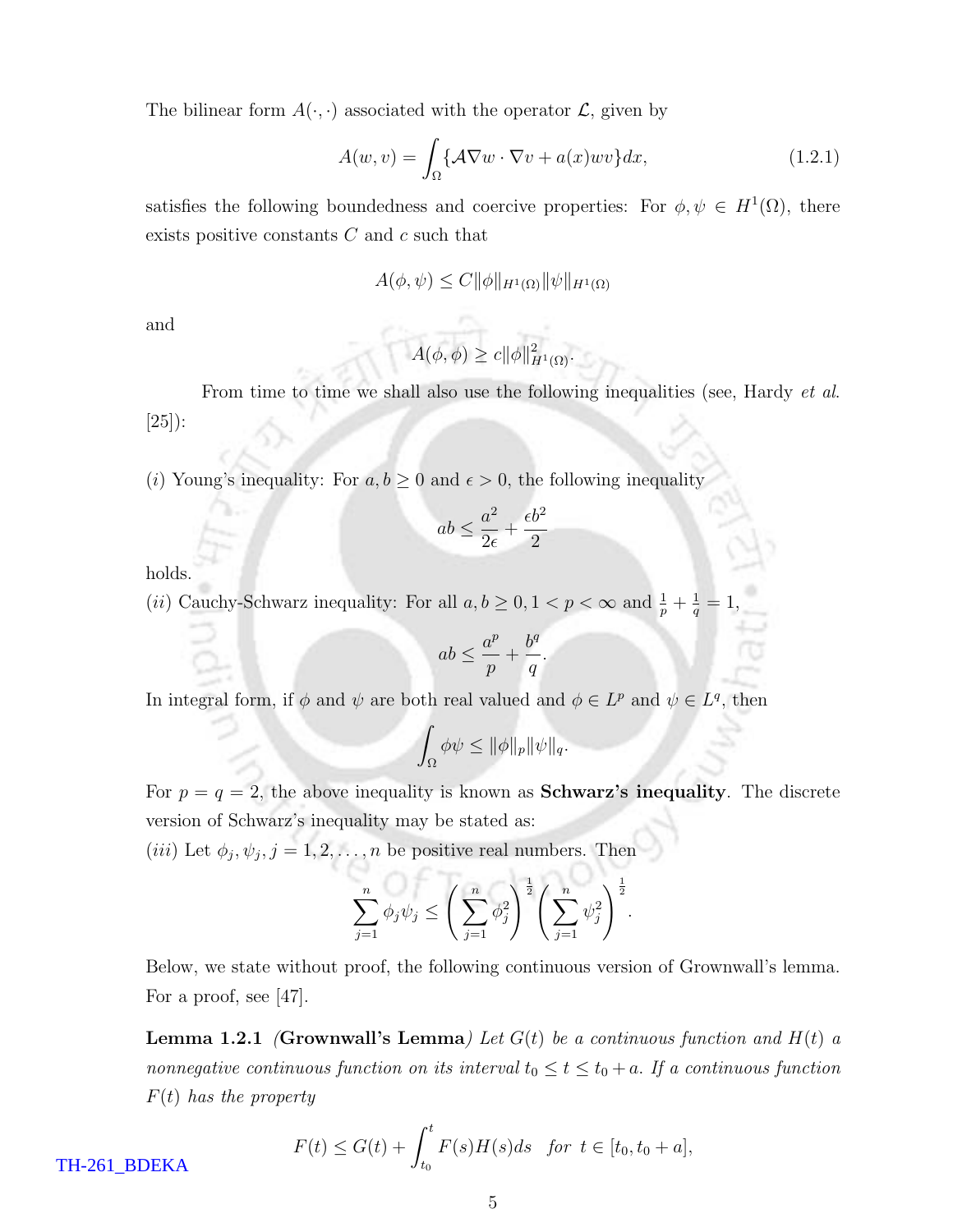The bilinear form $A(\cdot,\cdot)$ associated with the operator $\mathcal{L}$, given by

$$A(w,v) = \int_{\Omega} \{\mathcal{A}\nabla w \cdot \nabla v + a(x)wv\}dx, \tag{1.2.1}$$

satisfies the following boundedness and coercive properties: For $\phi, \psi \in H^1(\Omega)$, there exists positive constants $C$ and $c$ such that

$$A(\phi,\psi) \leq C\|\phi\|_{H^1(\Omega)}\|\psi\|_{H^1(\Omega)}$$

and

$$A(\phi,\phi) \geq c\|\phi\|^2_{H^1(\Omega)}.$$

From time to time we shall also use the following inequalities (see, Hardy *et al.* [25]):

$(i)$ Young's inequality: For $a, b \geq 0$ and $\epsilon > 0$, the following inequality

$$ab \leq \frac{a^2}{2\epsilon} + \frac{\epsilon b^2}{2}$$

holds.

$(ii)$ Cauchy-Schwarz inequality: For all $a, b \geq 0, 1 < p < \infty$ and $\frac{1}{p} + \frac{1}{q} = 1$,

$$ab \leq \frac{a^p}{p} + \frac{b^q}{q}.$$

In integral form, if $\phi$ and $\psi$ are both real valued and $\phi \in L^p$ and $\psi \in L^q$, then

$$\int_{\Omega} \phi\psi \leq \|\phi\|_p \|\psi\|_q.$$

For $p = q = 2$, the above inequality is known as **Schwarz's inequality**. The discrete version of Schwarz's inequality may be stated as:

$(iii)$ Let $\phi_j, \psi_j, j = 1, 2, \ldots, n$ be positive real numbers. Then

$$\sum_{j=1}^{n} \phi_j\psi_j \leq \left(\sum_{j=1}^{n} \phi_j^2\right)^{\frac{1}{2}} \left(\sum_{j=1}^{n} \psi_j^2\right)^{\frac{1}{2}}.$$

Below, we state without proof, the following continuous version of Grownwall's lemma. For a proof, see [47].

**Lemma 1.2.1** *(***Grownwall's Lemma***) Let $G(t)$ be a continuous function and $H(t)$ a nonnegative continuous function on its interval $t_0 \leq t \leq t_0 + a$. If a continuous function $F(t)$ has the property*

$$F(t) \leq G(t) + \int_{t_0}^{t} F(s)H(s)ds \quad \text{for } t \in [t_0, t_0 + a],$$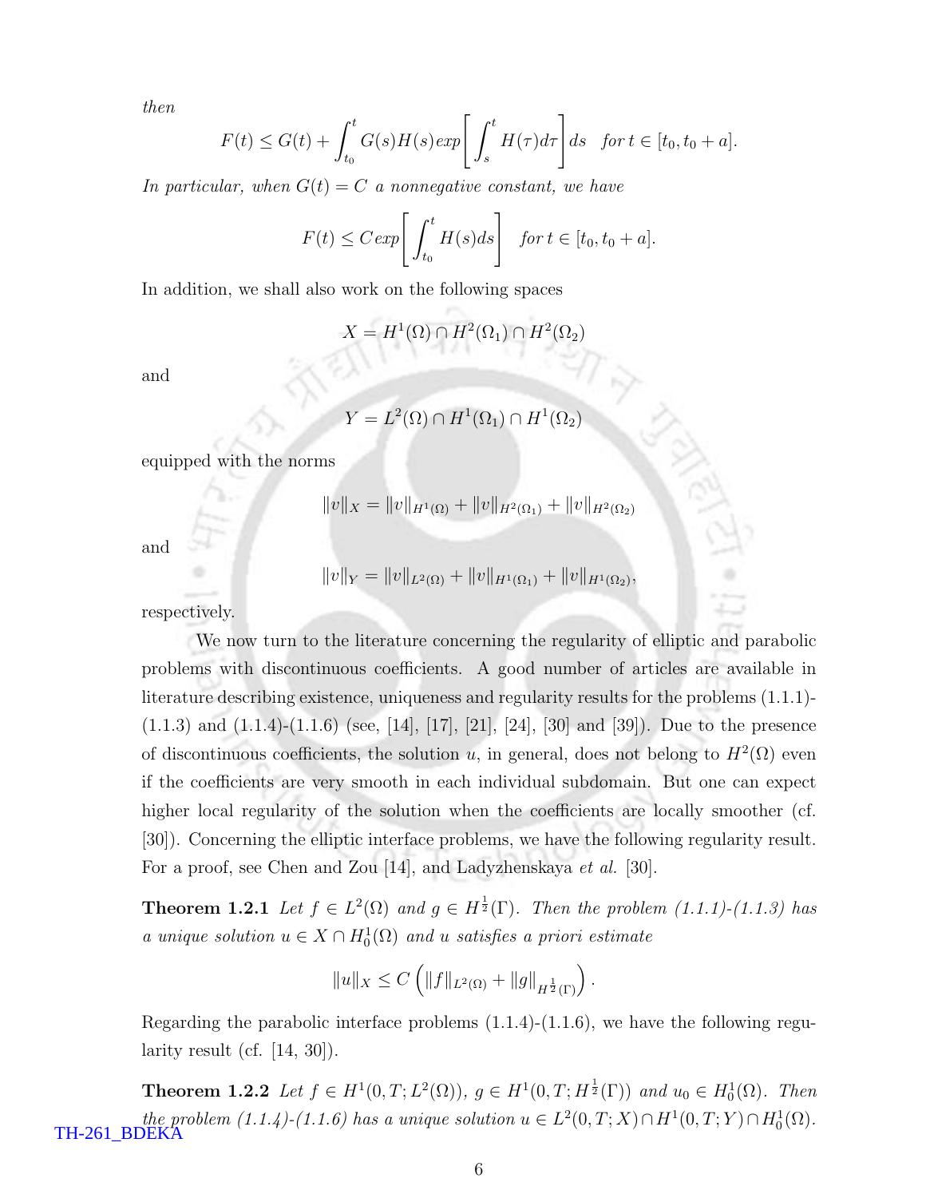*then*

$$F(t) \le G(t) + \int_{t_0}^{t} G(s)H(s)exp\left[\int_{s}^{t} H(\tau)d\tau\right]ds \quad for\, t \in [t_0, t_0 + a].$$

*In particular, when $G(t) = C$ a nonnegative constant, we have*

$$F(t) \le C\,exp\left[\int_{t_0}^{t} H(s)ds\right] \quad for\, t \in [t_0, t_0 + a].$$

In addition, we shall also work on the following spaces

$$X = H^1(\Omega) \cap H^2(\Omega_1) \cap H^2(\Omega_2)$$

and

$$Y = L^2(\Omega) \cap H^1(\Omega_1) \cap H^1(\Omega_2)$$

equipped with the norms

$$\|v\|_X = \|v\|_{H^1(\Omega)} + \|v\|_{H^2(\Omega_1)} + \|v\|_{H^2(\Omega_2)}$$

and

$$\|v\|_Y = \|v\|_{L^2(\Omega)} + \|v\|_{H^1(\Omega_1)} + \|v\|_{H^1(\Omega_2)},$$

respectively.

We now turn to the literature concerning the regularity of elliptic and parabolic problems with discontinuous coefficients. A good number of articles are available in literature describing existence, uniqueness and regularity results for the problems (1.1.1)-(1.1.3) and (1.1.4)-(1.1.6) (see, [14], [17], [21], [24], [30] and [39]). Due to the presence of discontinuous coefficients, the solution $u$, in general, does not belong to $H^2(\Omega)$ even if the coefficients are very smooth in each individual subdomain. But one can expect higher local regularity of the solution when the coefficients are locally smoother (cf. [30]). Concerning the elliptic interface problems, we have the following regularity result. For a proof, see Chen and Zou [14], and Ladyzhenskaya *et al.* [30].

**Theorem 1.2.1** *Let $f \in L^2(\Omega)$ and $g \in H^{\frac{1}{2}}(\Gamma)$. Then the problem (1.1.1)-(1.1.3) has a unique solution $u \in X \cap H_0^1(\Omega)$ and $u$ satisfies a priori estimate*

$$\|u\|_X \le C\left(\|f\|_{L^2(\Omega)} + \|g\|_{H^{\frac{1}{2}}(\Gamma)}\right).$$

Regarding the parabolic interface problems (1.1.4)-(1.1.6), we have the following regularity result (cf. [14, 30]).

**Theorem 1.2.2** *Let $f \in H^1(0,T; L^2(\Omega))$, $g \in H^1(0,T; H^{\frac{1}{2}}(\Gamma))$ and $u_0 \in H_0^1(\Omega)$. Then the problem (1.1.4)-(1.1.6) has a unique solution $u \in L^2(0,T;X) \cap H^1(0,T;Y) \cap H_0^1(\Omega)$.*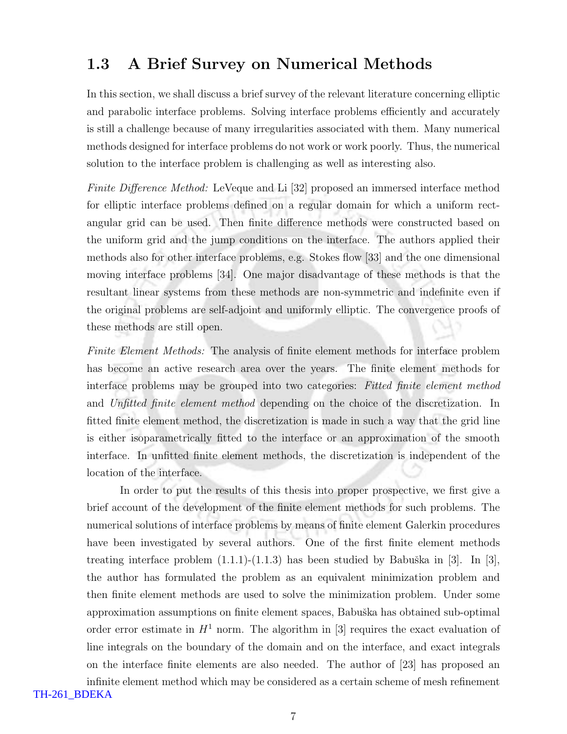## 1.3 A Brief Survey on Numerical Methods

In this section, we shall discuss a brief survey of the relevant literature concerning elliptic and parabolic interface problems. Solving interface problems efficiently and accurately is still a challenge because of many irregularities associated with them. Many numerical methods designed for interface problems do not work or work poorly. Thus, the numerical solution to the interface problem is challenging as well as interesting also.

*Finite Difference Method:* LeVeque and Li [32] proposed an immersed interface method for elliptic interface problems defined on a regular domain for which a uniform rectangular grid can be used. Then finite difference methods were constructed based on the uniform grid and the jump conditions on the interface. The authors applied their methods also for other interface problems, e.g. Stokes flow [33] and the one dimensional moving interface problems [34]. One major disadvantage of these methods is that the resultant linear systems from these methods are non-symmetric and indefinite even if the original problems are self-adjoint and uniformly elliptic. The convergence proofs of these methods are still open.

*Finite Element Methods:* The analysis of finite element methods for interface problem has become an active research area over the years. The finite element methods for interface problems may be grouped into two categories: *Fitted finite element method* and *Unfitted finite element method* depending on the choice of the discretization. In fitted finite element method, the discretization is made in such a way that the grid line is either isoparametrically fitted to the interface or an approximation of the smooth interface. In unfitted finite element methods, the discretization is independent of the location of the interface.

In order to put the results of this thesis into proper prospective, we first give a brief account of the development of the finite element methods for such problems. The numerical solutions of interface problems by means of finite element Galerkin procedures have been investigated by several authors. One of the first finite element methods treating interface problem (1.1.1)-(1.1.3) has been studied by Babuška in [3]. In [3], the author has formulated the problem as an equivalent minimization problem and then finite element methods are used to solve the minimization problem. Under some approximation assumptions on finite element spaces, Babuška has obtained sub-optimal order error estimate in $H^1$ norm. The algorithm in [3] requires the exact evaluation of line integrals on the boundary of the domain and on the interface, and exact integrals on the interface finite elements are also needed. The author of [23] has proposed an infinite element method which may be considered as a certain scheme of mesh refinement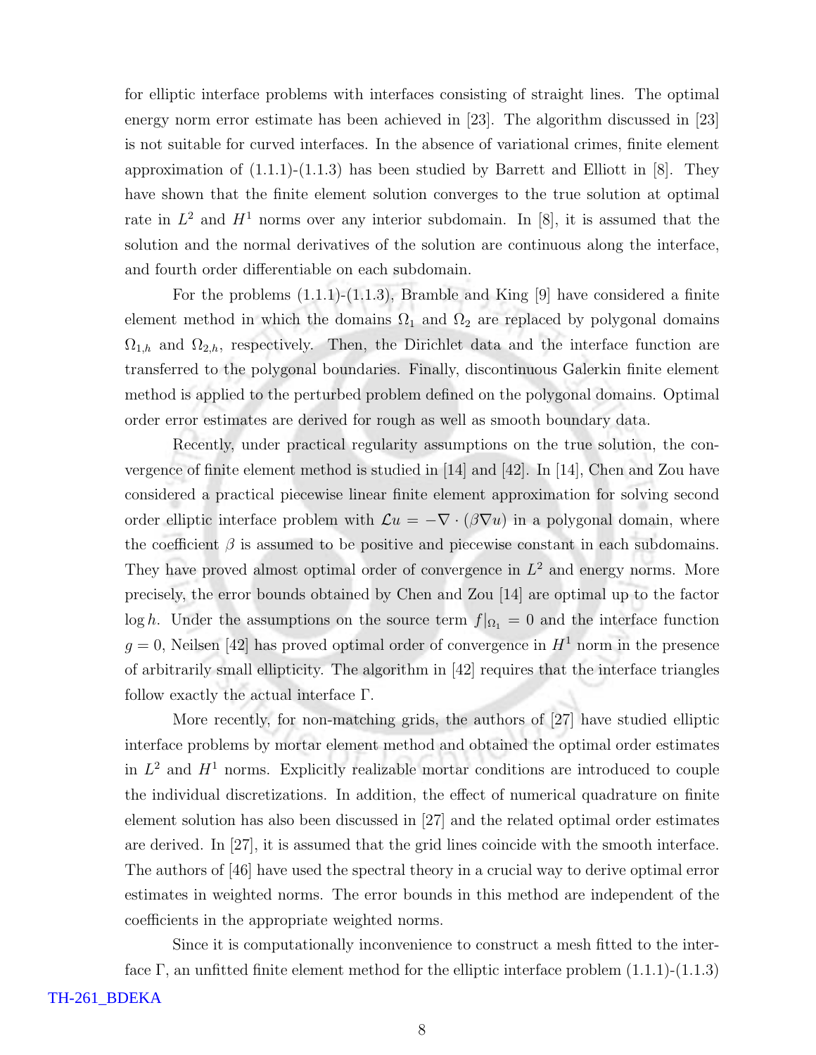for elliptic interface problems with interfaces consisting of straight lines. The optimal energy norm error estimate has been achieved in [23]. The algorithm discussed in [23] is not suitable for curved interfaces. In the absence of variational crimes, finite element approximation of (1.1.1)-(1.1.3) has been studied by Barrett and Elliott in [8]. They have shown that the finite element solution converges to the true solution at optimal rate in $L^2$ and $H^1$ norms over any interior subdomain. In [8], it is assumed that the solution and the normal derivatives of the solution are continuous along the interface, and fourth order differentiable on each subdomain.

For the problems (1.1.1)-(1.1.3), Bramble and King [9] have considered a finite element method in which the domains $\Omega_1$ and $\Omega_2$ are replaced by polygonal domains $\Omega_{1,h}$ and $\Omega_{2,h}$, respectively. Then, the Dirichlet data and the interface function are transferred to the polygonal boundaries. Finally, discontinuous Galerkin finite element method is applied to the perturbed problem defined on the polygonal domains. Optimal order error estimates are derived for rough as well as smooth boundary data.

Recently, under practical regularity assumptions on the true solution, the convergence of finite element method is studied in [14] and [42]. In [14], Chen and Zou have considered a practical piecewise linear finite element approximation for solving second order elliptic interface problem with $\mathcal{L}u = -\nabla \cdot (\beta \nabla u)$ in a polygonal domain, where the coefficient $\beta$ is assumed to be positive and piecewise constant in each subdomains. They have proved almost optimal order of convergence in $L^2$ and energy norms. More precisely, the error bounds obtained by Chen and Zou [14] are optimal up to the factor $\log h$. Under the assumptions on the source term $f|_{\Omega_1} = 0$ and the interface function $g = 0$, Neilsen [42] has proved optimal order of convergence in $H^1$ norm in the presence of arbitrarily small ellipticity. The algorithm in [42] requires that the interface triangles follow exactly the actual interface $\Gamma$.

More recently, for non-matching grids, the authors of [27] have studied elliptic interface problems by mortar element method and obtained the optimal order estimates in $L^2$ and $H^1$ norms. Explicitly realizable mortar conditions are introduced to couple the individual discretizations. In addition, the effect of numerical quadrature on finite element solution has also been discussed in [27] and the related optimal order estimates are derived. In [27], it is assumed that the grid lines coincide with the smooth interface. The authors of [46] have used the spectral theory in a crucial way to derive optimal error estimates in weighted norms. The error bounds in this method are independent of the coefficients in the appropriate weighted norms.

Since it is computationally inconvenience to construct a mesh fitted to the interface $\Gamma$, an unfitted finite element method for the elliptic interface problem (1.1.1)-(1.1.3)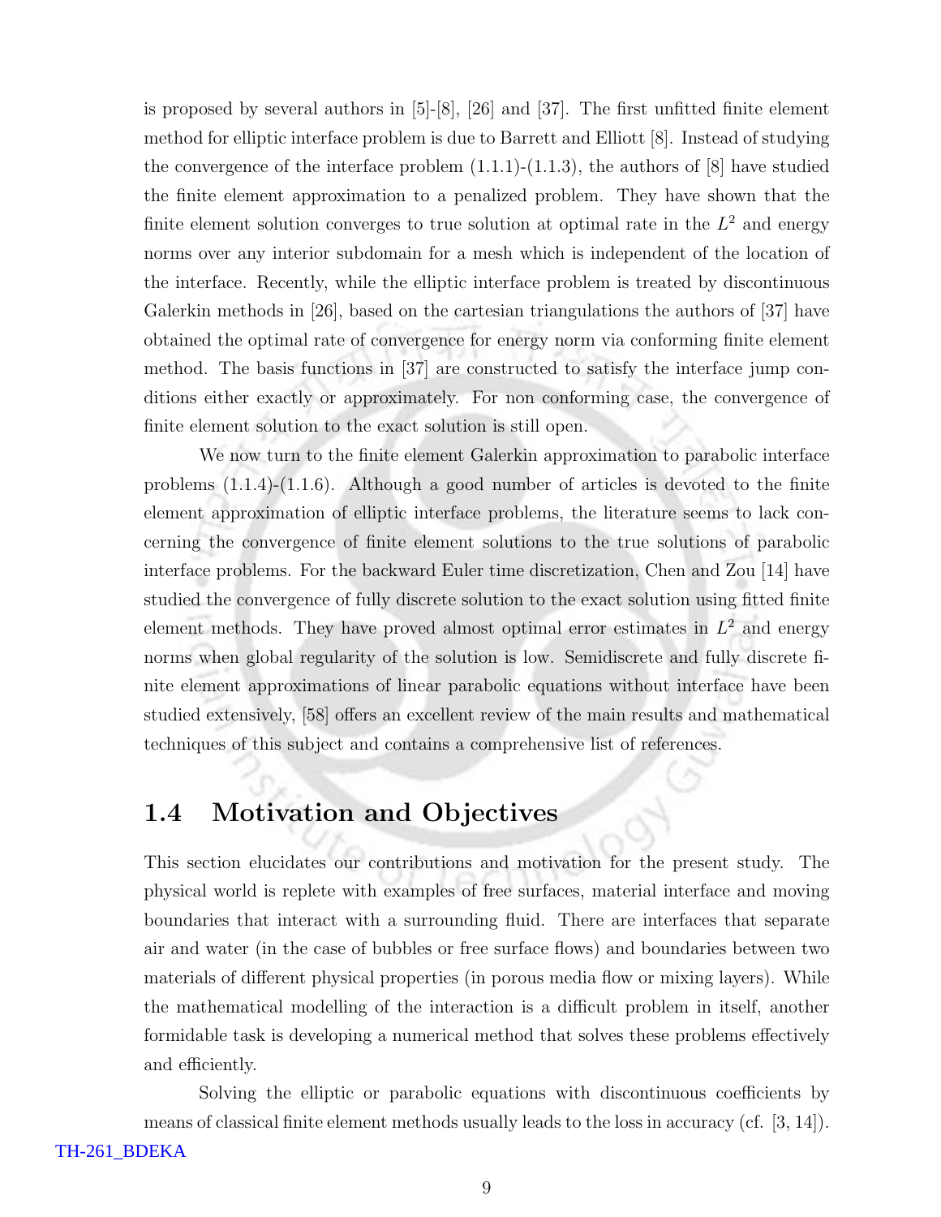is proposed by several authors in [5]-[8], [26] and [37]. The first unfitted finite element method for elliptic interface problem is due to Barrett and Elliott [8]. Instead of studying the convergence of the interface problem (1.1.1)-(1.1.3), the authors of [8] have studied the finite element approximation to a penalized problem. They have shown that the finite element solution converges to true solution at optimal rate in the $L^2$ and energy norms over any interior subdomain for a mesh which is independent of the location of the interface. Recently, while the elliptic interface problem is treated by discontinuous Galerkin methods in [26], based on the cartesian triangulations the authors of [37] have obtained the optimal rate of convergence for energy norm via conforming finite element method. The basis functions in [37] are constructed to satisfy the interface jump conditions either exactly or approximately. For non conforming case, the convergence of finite element solution to the exact solution is still open.

We now turn to the finite element Galerkin approximation to parabolic interface problems (1.1.4)-(1.1.6). Although a good number of articles is devoted to the finite element approximation of elliptic interface problems, the literature seems to lack concerning the convergence of finite element solutions to the true solutions of parabolic interface problems. For the backward Euler time discretization, Chen and Zou [14] have studied the convergence of fully discrete solution to the exact solution using fitted finite element methods. They have proved almost optimal error estimates in $L^2$ and energy norms when global regularity of the solution is low. Semidiscrete and fully discrete finite element approximations of linear parabolic equations without interface have been studied extensively, [58] offers an excellent review of the main results and mathematical techniques of this subject and contains a comprehensive list of references.

## 1.4 Motivation and Objectives

This section elucidates our contributions and motivation for the present study. The physical world is replete with examples of free surfaces, material interface and moving boundaries that interact with a surrounding fluid. There are interfaces that separate air and water (in the case of bubbles or free surface flows) and boundaries between two materials of different physical properties (in porous media flow or mixing layers). While the mathematical modelling of the interaction is a difficult problem in itself, another formidable task is developing a numerical method that solves these problems effectively and efficiently.

Solving the elliptic or parabolic equations with discontinuous coefficients by means of classical finite element methods usually leads to the loss in accuracy (cf. [3, 14]).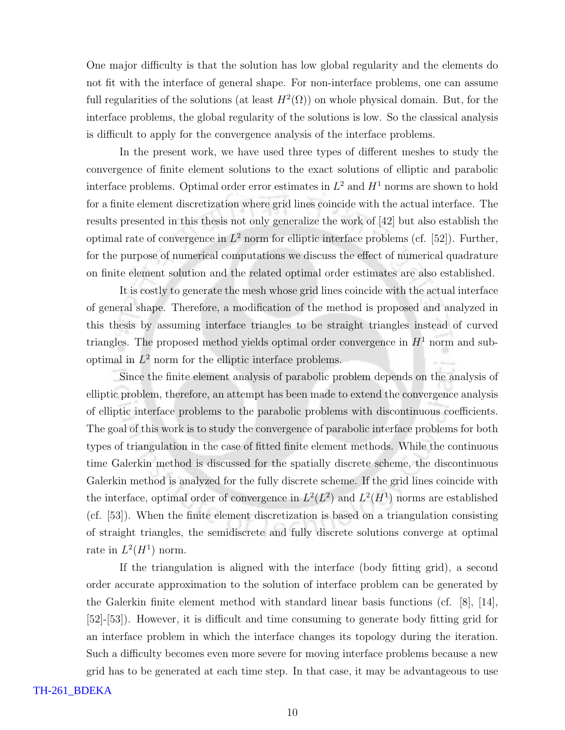One major difficulty is that the solution has low global regularity and the elements do not fit with the interface of general shape. For non-interface problems, one can assume full regularities of the solutions (at least $H^2(\Omega)$) on whole physical domain. But, for the interface problems, the global regularity of the solutions is low. So the classical analysis is difficult to apply for the convergence analysis of the interface problems.

In the present work, we have used three types of different meshes to study the convergence of finite element solutions to the exact solutions of elliptic and parabolic interface problems. Optimal order error estimates in $L^2$ and $H^1$ norms are shown to hold for a finite element discretization where grid lines coincide with the actual interface. The results presented in this thesis not only generalize the work of [42] but also establish the optimal rate of convergence in $L^2$ norm for elliptic interface problems (cf. [52]). Further, for the purpose of numerical computations we discuss the effect of numerical quadrature on finite element solution and the related optimal order estimates are also established.

It is costly to generate the mesh whose grid lines coincide with the actual interface of general shape. Therefore, a modification of the method is proposed and analyzed in this thesis by assuming interface triangles to be straight triangles instead of curved triangles. The proposed method yields optimal order convergence in $H^1$ norm and sub-optimal in $L^2$ norm for the elliptic interface problems.

Since the finite element analysis of parabolic problem depends on the analysis of elliptic problem, therefore, an attempt has been made to extend the convergence analysis of elliptic interface problems to the parabolic problems with discontinuous coefficients. The goal of this work is to study the convergence of parabolic interface problems for both types of triangulation in the case of fitted finite element methods. While the continuous time Galerkin method is discussed for the spatially discrete scheme, the discontinuous Galerkin method is analyzed for the fully discrete scheme. If the grid lines coincide with the interface, optimal order of convergence in $L^2(L^2)$ and $L^2(H^1)$ norms are established (cf. [53]). When the finite element discretization is based on a triangulation consisting of straight triangles, the semidiscrete and fully discrete solutions converge at optimal rate in $L^2(H^1)$ norm.

If the triangulation is aligned with the interface (body fitting grid), a second order accurate approximation to the solution of interface problem can be generated by the Galerkin finite element method with standard linear basis functions (cf. [8], [14], [52]-[53]). However, it is difficult and time consuming to generate body fitting grid for an interface problem in which the interface changes its topology during the iteration. Such a difficulty becomes even more severe for moving interface problems because a new grid has to be generated at each time step. In that case, it may be advantageous to use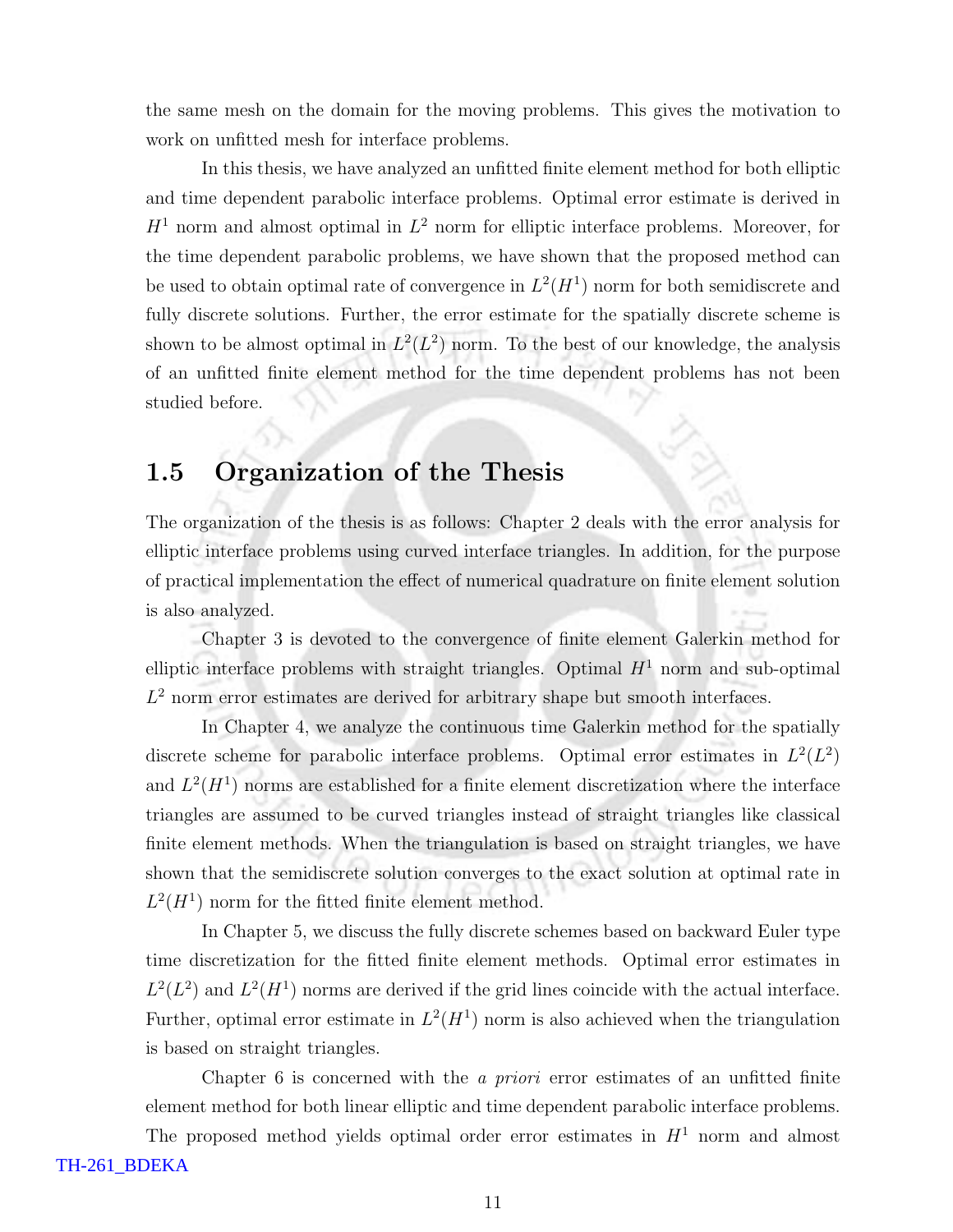the same mesh on the domain for the moving problems. This gives the motivation to work on unfitted mesh for interface problems.

In this thesis, we have analyzed an unfitted finite element method for both elliptic and time dependent parabolic interface problems. Optimal error estimate is derived in $H^1$ norm and almost optimal in $L^2$ norm for elliptic interface problems. Moreover, for the time dependent parabolic problems, we have shown that the proposed method can be used to obtain optimal rate of convergence in $L^2(H^1)$ norm for both semidiscrete and fully discrete solutions. Further, the error estimate for the spatially discrete scheme is shown to be almost optimal in $L^2(L^2)$ norm. To the best of our knowledge, the analysis of an unfitted finite element method for the time dependent problems has not been studied before.

## 1.5 Organization of the Thesis

The organization of the thesis is as follows: Chapter 2 deals with the error analysis for elliptic interface problems using curved interface triangles. In addition, for the purpose of practical implementation the effect of numerical quadrature on finite element solution is also analyzed.

Chapter 3 is devoted to the convergence of finite element Galerkin method for elliptic interface problems with straight triangles. Optimal $H^1$ norm and sub-optimal $L^2$ norm error estimates are derived for arbitrary shape but smooth interfaces.

In Chapter 4, we analyze the continuous time Galerkin method for the spatially discrete scheme for parabolic interface problems. Optimal error estimates in $L^2(L^2)$ and $L^2(H^1)$ norms are established for a finite element discretization where the interface triangles are assumed to be curved triangles instead of straight triangles like classical finite element methods. When the triangulation is based on straight triangles, we have shown that the semidiscrete solution converges to the exact solution at optimal rate in $L^2(H^1)$ norm for the fitted finite element method.

In Chapter 5, we discuss the fully discrete schemes based on backward Euler type time discretization for the fitted finite element methods. Optimal error estimates in $L^2(L^2)$ and $L^2(H^1)$ norms are derived if the grid lines coincide with the actual interface. Further, optimal error estimate in $L^2(H^1)$ norm is also achieved when the triangulation is based on straight triangles.

Chapter 6 is concerned with the *a priori* error estimates of an unfitted finite element method for both linear elliptic and time dependent parabolic interface problems. The proposed method yields optimal order error estimates in $H^1$ norm and almost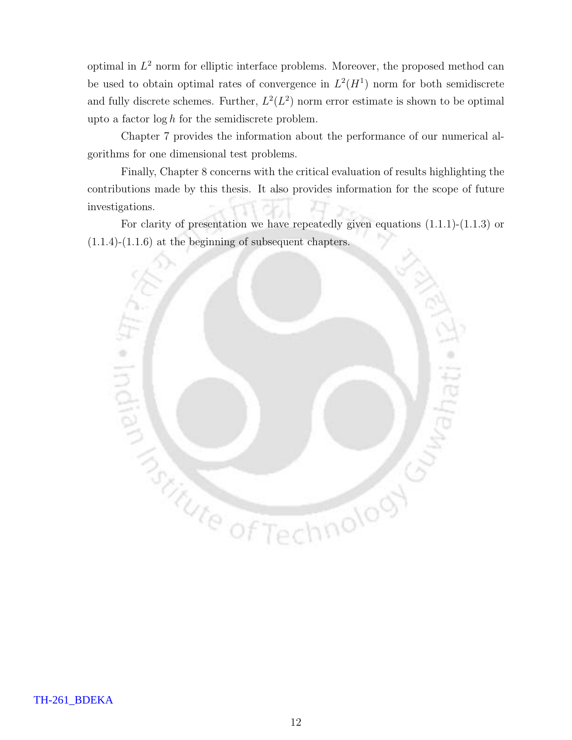optimal in $L^2$ norm for elliptic interface problems. Moreover, the proposed method can be used to obtain optimal rates of convergence in $L^2(H^1)$ norm for both semidiscrete and fully discrete schemes. Further, $L^2(L^2)$ norm error estimate is shown to be optimal upto a factor $\log h$ for the semidiscrete problem.

Chapter 7 provides the information about the performance of our numerical algorithms for one dimensional test problems.

Finally, Chapter 8 concerns with the critical evaluation of results highlighting the contributions made by this thesis. It also provides information for the scope of future investigations.

For clarity of presentation we have repeatedly given equations (1.1.1)-(1.1.3) or (1.1.4)-(1.1.6) at the beginning of subsequent chapters.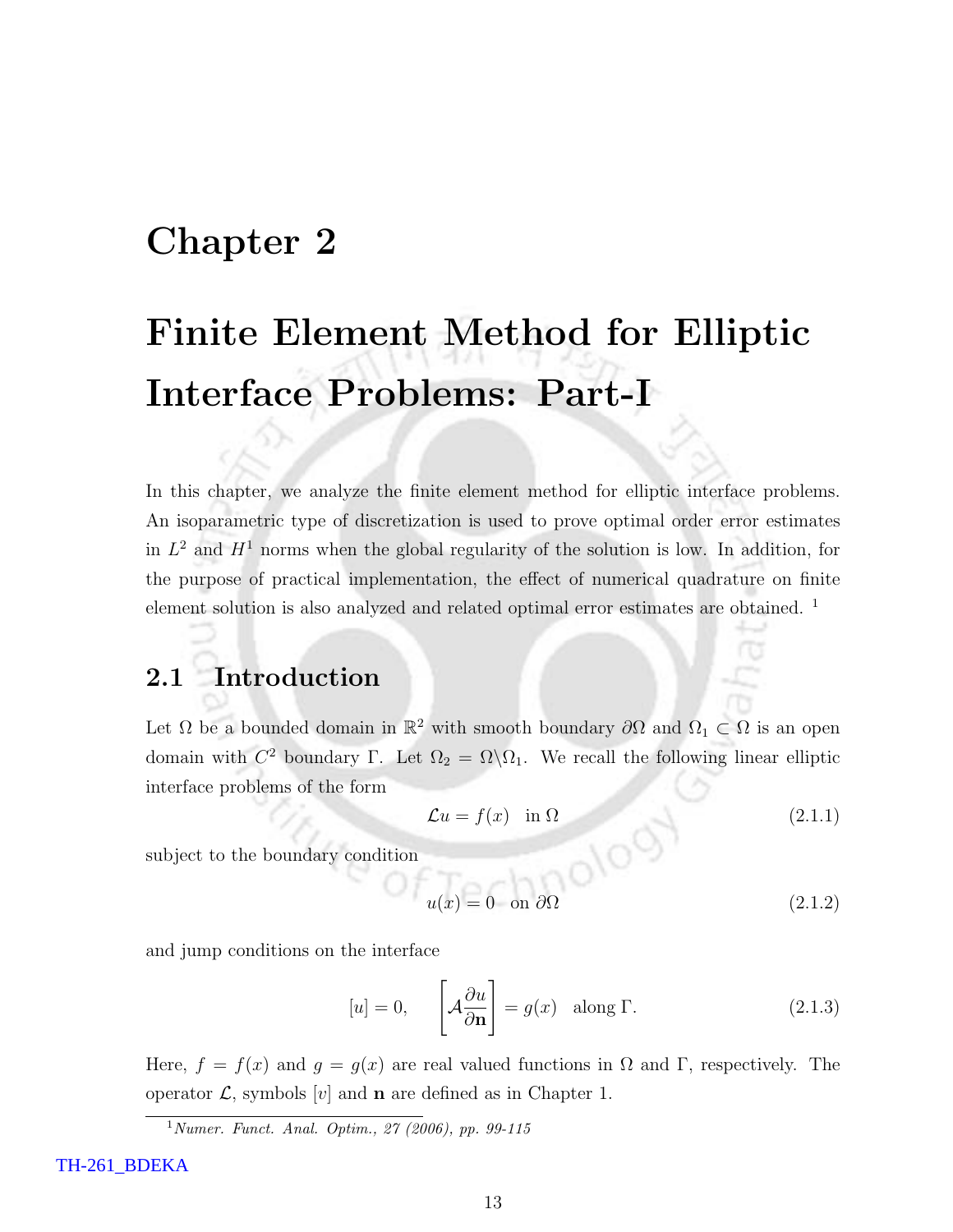# Chapter 2

# Finite Element Method for Elliptic Interface Problems: Part-I

In this chapter, we analyze the finite element method for elliptic interface problems. An isoparametric type of discretization is used to prove optimal order error estimates in $L^2$ and $H^1$ norms when the global regularity of the solution is low. In addition, for the purpose of practical implementation, the effect of numerical quadrature on finite element solution is also analyzed and related optimal error estimates are obtained. [1]

## 2.1 Introduction

Let $\Omega$ be a bounded domain in $\mathbb{R}^2$ with smooth boundary $\partial\Omega$ and $\Omega_1 \subset \Omega$ is an open domain with $C^2$ boundary $\Gamma$. Let $\Omega_2 = \Omega \backslash \Omega_1$. We recall the following linear elliptic interface problems of the form

$$\mathcal{L}u = f(x) \quad \text{in } \Omega \tag{2.1.1}$$

subject to the boundary condition

$$u(x) = 0 \quad \text{on } \partial\Omega \tag{2.1.2}$$

and jump conditions on the interface

$$[u] = 0, \qquad \left[\mathcal{A}\frac{\partial u}{\partial \mathbf{n}}\right] = g(x) \quad \text{along } \Gamma. \tag{2.1.3}$$

Here, $f = f(x)$ and $g = g(x)$ are real valued functions in $\Omega$ and $\Gamma$, respectively. The operator $\mathcal{L}$, symbols $[v]$ and $\mathbf{n}$ are defined as in Chapter 1.

[1] *Numer. Funct. Anal. Optim., 27 (2006), pp. 99-115*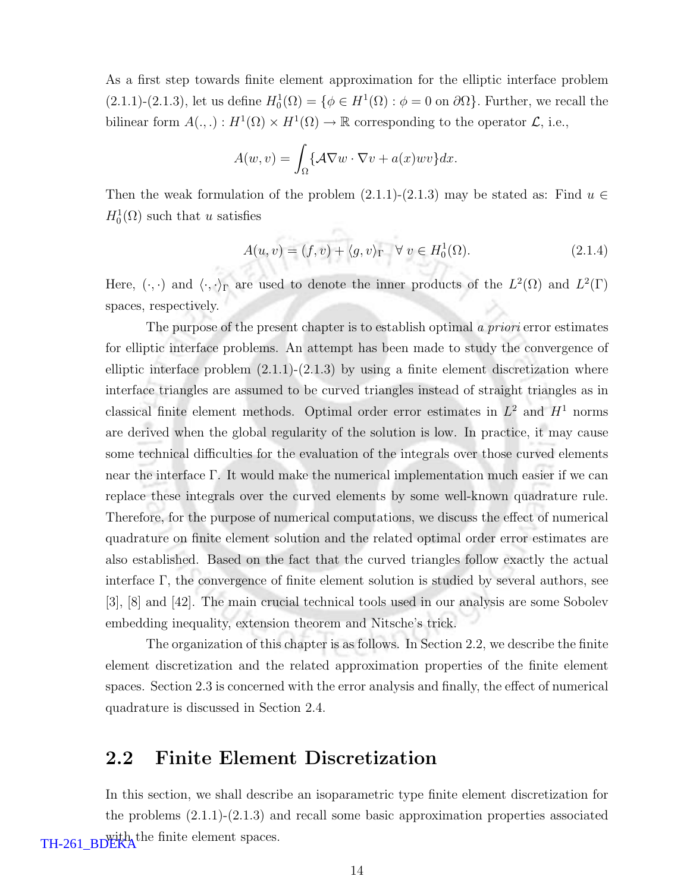As a first step towards finite element approximation for the elliptic interface problem (2.1.1)-(2.1.3), let us define $H_0^1(\Omega) = \{\phi \in H^1(\Omega) : \phi = 0 \text{ on } \partial\Omega\}$. Further, we recall the bilinear form $A(.,.) : H^1(\Omega) \times H^1(\Omega) \to \mathbb{R}$ corresponding to the operator $\mathcal{L}$, i.e.,

$$A(w, v) = \int_\Omega \{\mathcal{A}\nabla w \cdot \nabla v + a(x)wv\}dx.$$

Then the weak formulation of the problem (2.1.1)-(2.1.3) may be stated as: Find $u \in H_0^1(\Omega)$ such that $u$ satisfies

$$A(u, v) = (f, v) + \langle g, v\rangle_\Gamma \quad \forall\, v \in H_0^1(\Omega). \tag{2.1.4}$$

Here, $(\cdot,\cdot)$ and $\langle\cdot,\cdot\rangle_\Gamma$ are used to denote the inner products of the $L^2(\Omega)$ and $L^2(\Gamma)$ spaces, respectively.

The purpose of the present chapter is to establish optimal *a priori* error estimates for elliptic interface problems. An attempt has been made to study the convergence of elliptic interface problem (2.1.1)-(2.1.3) by using a finite element discretization where interface triangles are assumed to be curved triangles instead of straight triangles as in classical finite element methods. Optimal order error estimates in $L^2$ and $H^1$ norms are derived when the global regularity of the solution is low. In practice, it may cause some technical difficulties for the evaluation of the integrals over those curved elements near the interface $\Gamma$. It would make the numerical implementation much easier if we can replace these integrals over the curved elements by some well-known quadrature rule. Therefore, for the purpose of numerical computations, we discuss the effect of numerical quadrature on finite element solution and the related optimal order error estimates are also established. Based on the fact that the curved triangles follow exactly the actual interface $\Gamma$, the convergence of finite element solution is studied by several authors, see [3], [8] and [42]. The main crucial technical tools used in our analysis are some Sobolev embedding inequality, extension theorem and Nitsche's trick.

The organization of this chapter is as follows. In Section 2.2, we describe the finite element discretization and the related approximation properties of the finite element spaces. Section 2.3 is concerned with the error analysis and finally, the effect of numerical quadrature is discussed in Section 2.4.

## 2.2 Finite Element Discretization

In this section, we shall describe an isoparametric type finite element discretization for the problems (2.1.1)-(2.1.3) and recall some basic approximation properties associated with the finite element spaces.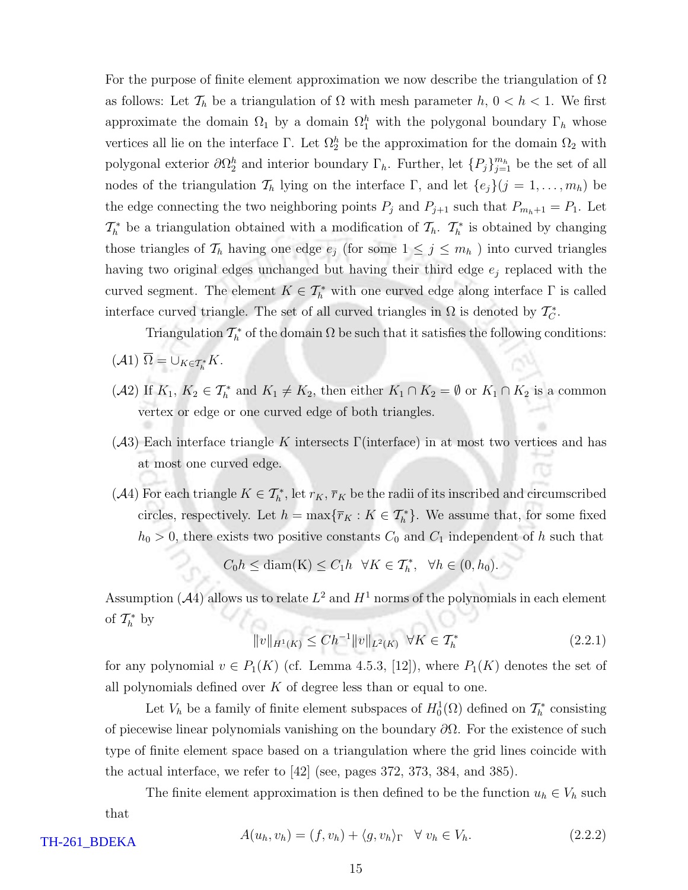For the purpose of finite element approximation we now describe the triangulation of $\Omega$ as follows: Let $\mathcal{T}_h$ be a triangulation of $\Omega$ with mesh parameter $h$, $0 < h < 1$. We first approximate the domain $\Omega_1$ by a domain $\Omega_1^h$ with the polygonal boundary $\Gamma_h$ whose vertices all lie on the interface $\Gamma$. Let $\Omega_2^h$ be the approximation for the domain $\Omega_2$ with polygonal exterior $\partial\Omega_2^h$ and interior boundary $\Gamma_h$. Further, let $\{P_j\}_{j=1}^{m_h}$ be the set of all nodes of the triangulation $\mathcal{T}_h$ lying on the interface $\Gamma$, and let $\{e_j\}(j = 1, \ldots, m_h)$ be the edge connecting the two neighboring points $P_j$ and $P_{j+1}$ such that $P_{m_h+1} = P_1$. Let $\mathcal{T}_h^*$ be a triangulation obtained with a modification of $\mathcal{T}_h$. $\mathcal{T}_h^*$ is obtained by changing those triangles of $\mathcal{T}_h$ having one edge $e_j$ (for some $1 \leq j \leq m_h$ ) into curved triangles having two original edges unchanged but having their third edge $e_j$ replaced with the curved segment. The element $K \in \mathcal{T}_h^*$ with one curved edge along interface $\Gamma$ is called interface curved triangle. The set of all curved triangles in $\Omega$ is denoted by $\mathcal{T}_C^*$.

Triangulation $\mathcal{T}_h^*$ of the domain $\Omega$ be such that it satisfies the following conditions:

($\mathcal{A}1$) $\overline{\Omega} = \cup_{K \in \mathcal{T}_h^*} K$.

($\mathcal{A}2$) If $K_1$, $K_2 \in \mathcal{T}_h^*$ and $K_1 \neq K_2$, then either $K_1 \cap K_2 = \emptyset$ or $K_1 \cap K_2$ is a common vertex or edge or one curved edge of both triangles.

($\mathcal{A}3$) Each interface triangle $K$ intersects $\Gamma$(interface) in at most two vertices and has at most one curved edge.

($\mathcal{A}4$) For each triangle $K \in \mathcal{T}_h^*$, let $r_K$, $\overline{r}_K$ be the radii of its inscribed and circumscribed circles, respectively. Let $h = \max\{\overline{r}_K : K \in \mathcal{T}_h^*\}$. We assume that, for some fixed $h_0 > 0$, there exists two positive constants $C_0$ and $C_1$ independent of $h$ such that

$$C_0 h \leq \text{diam(K)} \leq C_1 h \quad \forall K \in \mathcal{T}_h^*, \quad \forall h \in (0, h_0).$$

Assumption ($\mathcal{A}4$) allows us to relate $L^2$ and $H^1$ norms of the polynomials in each element of $\mathcal{T}_h^*$ by

$$\|v\|_{H^1(K)} \leq Ch^{-1}\|v\|_{L^2(K)} \quad \forall K \in \mathcal{T}_h^* \tag{2.2.1}$$

for any polynomial $v \in P_1(K)$ (cf. Lemma 4.5.3, [12]), where $P_1(K)$ denotes the set of all polynomials defined over $K$ of degree less than or equal to one.

Let $V_h$ be a family of finite element subspaces of $H_0^1(\Omega)$ defined on $\mathcal{T}_h^*$ consisting of piecewise linear polynomials vanishing on the boundary $\partial\Omega$. For the existence of such type of finite element space based on a triangulation where the grid lines coincide with the actual interface, we refer to [42] (see, pages 372, 373, 384, and 385).

The finite element approximation is then defined to be the function $u_h \in V_h$ such that

$$A(u_h, v_h) = (f, v_h) + \langle g, v_h \rangle_\Gamma \quad \forall\, v_h \in V_h. \tag{2.2.2}$$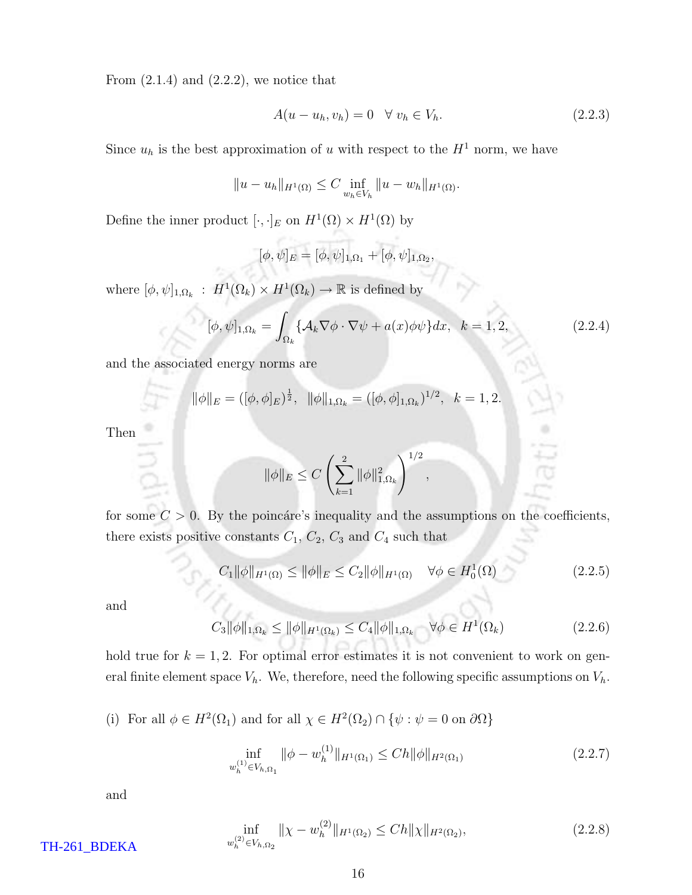From (2.1.4) and (2.2.2), we notice that

$$A(u - u_h, v_h) = 0 \quad \forall\, v_h \in V_h. \tag{2.2.3}$$

Since $u_h$ is the best approximation of $u$ with respect to the $H^1$ norm, we have

$$\|u - u_h\|_{H^1(\Omega)} \leq C \inf_{w_h \in V_h} \|u - w_h\|_{H^1(\Omega)}.$$

Define the inner product $[\cdot,\cdot]_E$ on $H^1(\Omega) \times H^1(\Omega)$ by

$$[\phi, \psi]_E = [\phi, \psi]_{1,\Omega_1} + [\phi, \psi]_{1,\Omega_2},$$

where $[\phi, \psi]_{1,\Omega_k} \;:\; H^1(\Omega_k) \times H^1(\Omega_k) \to \mathbb{R}$ is defined by

$$[\phi, \psi]_{1,\Omega_k} = \int_{\Omega_k} \{\mathcal{A}_k \nabla\phi \cdot \nabla\psi + a(x)\phi\psi\} dx, \quad k = 1, 2, \tag{2.2.4}$$

and the associated energy norms are

$$\|\phi\|_E = ([\phi, \phi]_E)^{\frac{1}{2}}, \quad \|\phi\|_{1,\Omega_k} = ([\phi, \phi]_{1,\Omega_k})^{1/2}, \quad k = 1, 2.$$

Then

$$\|\phi\|_E \leq C \left( \sum_{k=1}^{2} \|\phi\|^2_{1,\Omega_k} \right)^{1/2},$$

for some $C > 0$. By the poincáre's inequality and the assumptions on the coefficients, there exists positive constants $C_1$, $C_2$, $C_3$ and $C_4$ such that

$$C_1 \|\phi\|_{H^1(\Omega)} \leq \|\phi\|_E \leq C_2 \|\phi\|_{H^1(\Omega)} \quad \forall \phi \in H^1_0(\Omega) \tag{2.2.5}$$

and

$$C_3 \|\phi\|_{1,\Omega_k} \leq \|\phi\|_{H^1(\Omega_k)} \leq C_4 \|\phi\|_{1,\Omega_k} \quad \forall \phi \in H^1(\Omega_k) \tag{2.2.6}$$

hold true for $k = 1, 2$. For optimal error estimates it is not convenient to work on general finite element space $V_h$. We, therefore, need the following specific assumptions on $V_h$.

(i) For all $\phi \in H^2(\Omega_1)$ and for all $\chi \in H^2(\Omega_2) \cap \{\psi : \psi = 0 \text{ on } \partial\Omega\}$

$$\inf_{w_h^{(1)} \in V_{h,\Omega_1}} \|\phi - w_h^{(1)}\|_{H^1(\Omega_1)} \leq Ch\|\phi\|_{H^2(\Omega_1)} \tag{2.2.7}$$

and

$$\inf_{w_h^{(2)} \in V_{h,\Omega_2}} \|\chi - w_h^{(2)}\|_{H^1(\Omega_2)} \leq Ch\|\chi\|_{H^2(\Omega_2)}, \tag{2.2.8}$$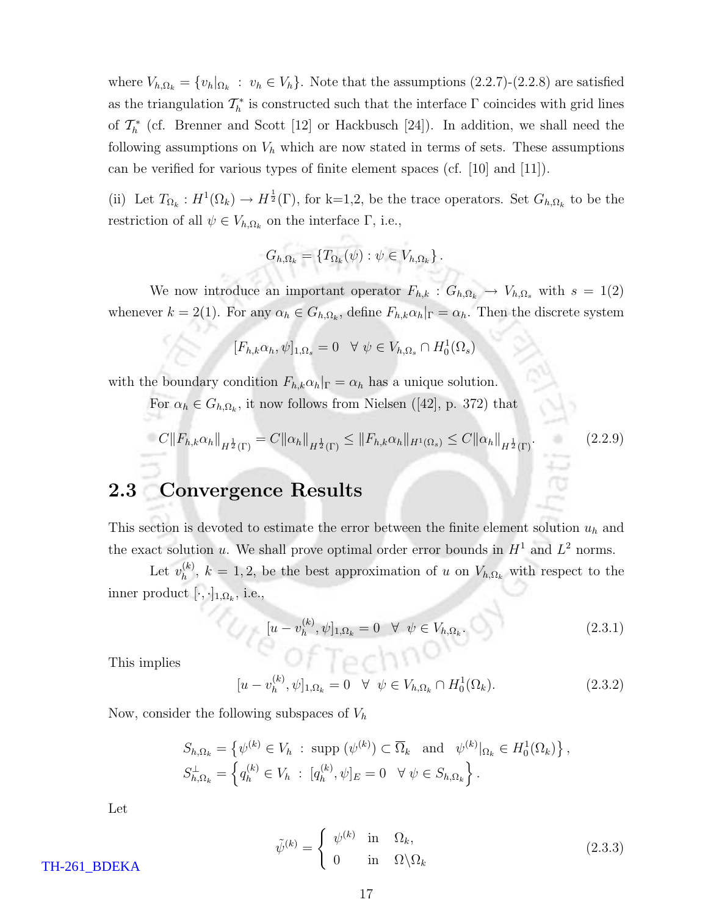where $V_{h,\Omega_k} = \{v_h|_{\Omega_k} \,:\, v_h \in V_h\}$. Note that the assumptions (2.2.7)-(2.2.8) are satisfied as the triangulation $\mathcal{T}_h^*$ is constructed such that the interface $\Gamma$ coincides with grid lines of $\mathcal{T}_h^*$ (cf. Brenner and Scott [12] or Hackbusch [24]). In addition, we shall need the following assumptions on $V_h$ which are now stated in terms of sets. These assumptions can be verified for various types of finite element spaces (cf. [10] and [11]).

(ii) Let $T_{\Omega_k} : H^1(\Omega_k) \to H^{\frac{1}{2}}(\Gamma)$, for k=1,2, be the trace operators. Set $G_{h,\Omega_k}$ to be the restriction of all $\psi \in V_{h,\Omega_k}$ on the interface $\Gamma$, i.e.,

$$G_{h,\Omega_k} = \{T_{\Omega_k}(\psi) : \psi \in V_{h,\Omega_k}\}.$$

We now introduce an important operator $F_{h,k} : G_{h,\Omega_k} \to V_{h,\Omega_s}$ with $s = 1(2)$ whenever $k = 2(1)$. For any $\alpha_h \in G_{h,\Omega_k}$, define $F_{h,k}\alpha_h|_\Gamma = \alpha_h$. Then the discrete system

$$[F_{h,k}\alpha_h, \psi]_{1,\Omega_s} = 0 \quad \forall\ \psi \in V_{h,\Omega_s} \cap H_0^1(\Omega_s)$$

with the boundary condition $F_{h,k}\alpha_h|_\Gamma = \alpha_h$ has a unique solution.

For $\alpha_h \in G_{h,\Omega_k}$, it now follows from Nielsen ([42], p. 372) that

$$C\|F_{h,k}\alpha_h\|_{H^{\frac{1}{2}}(\Gamma)} = C\|\alpha_h\|_{H^{\frac{1}{2}}(\Gamma)} \leq \|F_{h,k}\alpha_h\|_{H^1(\Omega_s)} \leq C\|\alpha_h\|_{H^{\frac{1}{2}}(\Gamma)}. \tag{2.2.9}$$

## 2.3 Convergence Results

This section is devoted to estimate the error between the finite element solution $u_h$ and the exact solution $u$. We shall prove optimal order error bounds in $H^1$ and $L^2$ norms.

Let $v_h^{(k)}$, $k = 1, 2$, be the best approximation of $u$ on $V_{h,\Omega_k}$ with respect to the inner product $[\cdot,\cdot]_{1,\Omega_k}$, i.e.,

$$[u - v_h^{(k)}, \psi]_{1,\Omega_k} = 0 \quad \forall\ \ \psi \in V_{h,\Omega_k}. \tag{2.3.1}$$

This implies

$$[u - v_h^{(k)}, \psi]_{1,\Omega_k} = 0 \quad \forall\ \ \psi \in V_{h,\Omega_k} \cap H_0^1(\Omega_k). \tag{2.3.2}$$

Now, consider the following subspaces of $V_h$

$$S_{h,\Omega_k} = \left\{\psi^{(k)} \in V_h \ :\ \text{supp}\,(\psi^{(k)}) \subset \overline{\Omega}_k \quad \text{and} \quad \psi^{(k)}|_{\Omega_k} \in H_0^1(\Omega_k)\right\},$$
$$S_{h,\Omega_k}^{\perp} = \left\{q_h^{(k)} \in V_h \ :\ [q_h^{(k)}, \psi]_E = 0 \quad \forall\ \psi \in S_{h,\Omega_k}\right\}.$$

Let

$$\tilde{\psi}^{(k)} = \begin{cases} \psi^{(k)} & \text{in} \quad \Omega_k, \\ 0 & \text{in} \quad \Omega\backslash\Omega_k \end{cases} \tag{2.3.3}$$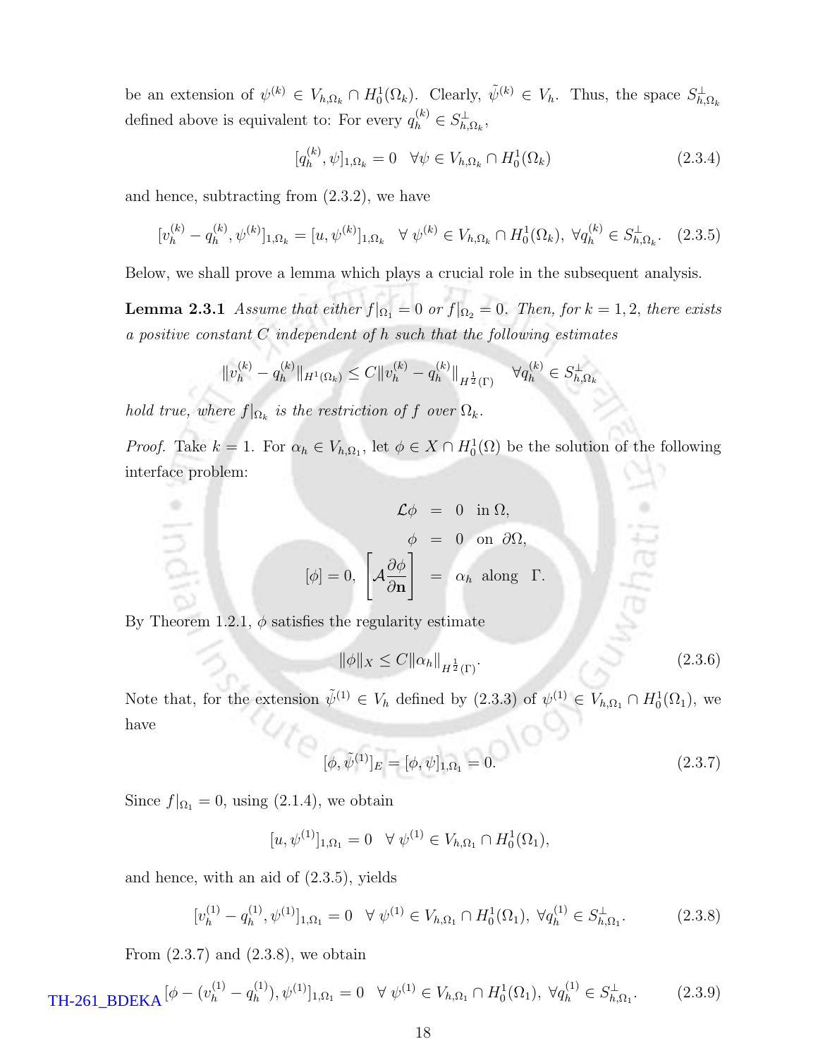be an extension of $\psi^{(k)} \in V_{h,\Omega_k} \cap H_0^1(\Omega_k)$. Clearly, $\tilde{\psi}^{(k)} \in V_h$. Thus, the space $S^{\perp}_{h,\Omega_k}$ defined above is equivalent to: For every $q_h^{(k)} \in S^{\perp}_{h,\Omega_k}$,

$$[q_h^{(k)}, \psi]_{1,\Omega_k} = 0 \quad \forall \psi \in V_{h,\Omega_k} \cap H_0^1(\Omega_k) \tag{2.3.4}$$

and hence, subtracting from (2.3.2), we have

$$[v_h^{(k)} - q_h^{(k)}, \psi^{(k)}]_{1,\Omega_k} = [u, \psi^{(k)}]_{1,\Omega_k} \quad \forall\, \psi^{(k)} \in V_{h,\Omega_k} \cap H_0^1(\Omega_k),\ \forall q_h^{(k)} \in S^{\perp}_{h,\Omega_k}. \tag{2.3.5}$$

Below, we shall prove a lemma which plays a crucial role in the subsequent analysis.

**Lemma 2.3.1** *Assume that either $f|_{\Omega_1} = 0$ or $f|_{\Omega_2} = 0$. Then, for $k = 1, 2$, there exists a positive constant $C$ independent of $h$ such that the following estimates*

$$\|v_h^{(k)} - q_h^{(k)}\|_{H^1(\Omega_k)} \leq C \|v_h^{(k)} - q_h^{(k)}\|_{H^{\frac{1}{2}}(\Gamma)} \quad \forall q_h^{(k)} \in S^{\perp}_{h,\Omega_k}$$

*hold true, where $f|_{\Omega_k}$ is the restriction of $f$ over $\Omega_k$.*

*Proof.* Take $k = 1$. For $\alpha_h \in V_{h,\Omega_1}$, let $\phi \in X \cap H_0^1(\Omega)$ be the solution of the following interface problem:

$$\begin{aligned}
\mathcal{L}\phi &= 0 \quad \text{in } \Omega, \\
\phi &= 0 \quad \text{on } \partial\Omega, \\
[\phi] = 0, \ \left[\mathcal{A}\frac{\partial \phi}{\partial \mathbf{n}}\right] &= \alpha_h \quad \text{along} \quad \Gamma.
\end{aligned}$$

By Theorem 1.2.1, $\phi$ satisfies the regularity estimate

$$\|\phi\|_X \leq C \|\alpha_h\|_{H^{\frac{1}{2}}(\Gamma)}. \tag{2.3.6}$$

Note that, for the extension $\tilde{\psi}^{(1)} \in V_h$ defined by (2.3.3) of $\psi^{(1)} \in V_{h,\Omega_1} \cap H_0^1(\Omega_1)$, we have

$$[\phi, \tilde{\psi}^{(1)}]_E = [\phi, \psi]_{1,\Omega_1} = 0. \tag{2.3.7}$$

Since $f|_{\Omega_1} = 0$, using (2.1.4), we obtain

$$[u, \psi^{(1)}]_{1,\Omega_1} = 0 \quad \forall\, \psi^{(1)} \in V_{h,\Omega_1} \cap H_0^1(\Omega_1),$$

and hence, with an aid of (2.3.5), yields

$$[v_h^{(1)} - q_h^{(1)}, \psi^{(1)}]_{1,\Omega_1} = 0 \quad \forall\, \psi^{(1)} \in V_{h,\Omega_1} \cap H_0^1(\Omega_1),\ \forall q_h^{(1)} \in S^{\perp}_{h,\Omega_1}. \tag{2.3.8}$$

From (2.3.7) and (2.3.8), we obtain

$$[\phi - (v_h^{(1)} - q_h^{(1)}), \psi^{(1)}]_{1,\Omega_1} = 0 \quad \forall\, \psi^{(1)} \in V_{h,\Omega_1} \cap H_0^1(\Omega_1),\ \forall q_h^{(1)} \in S^{\perp}_{h,\Omega_1}. \tag{2.3.9}$$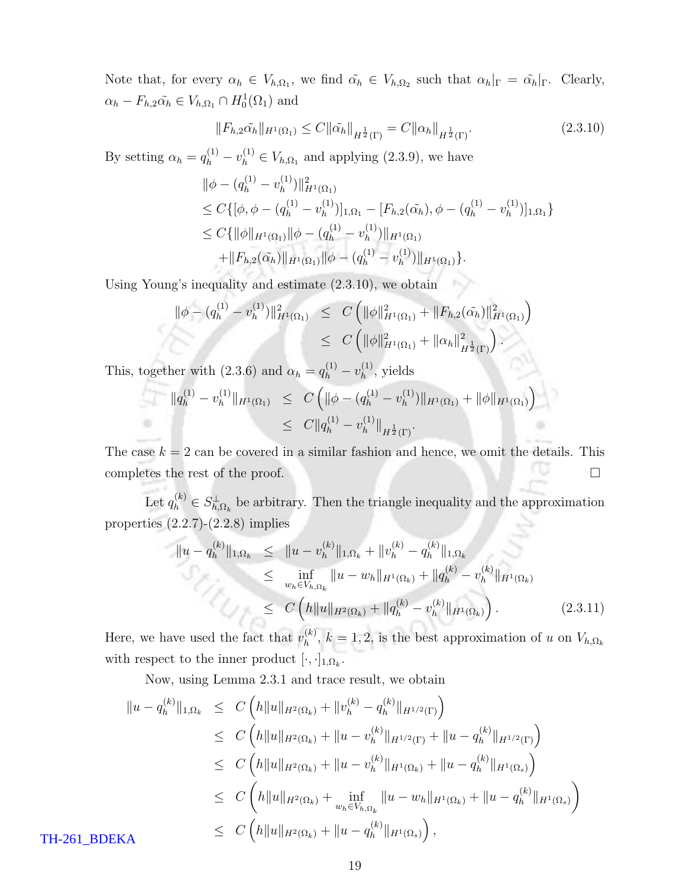Note that, for every $\alpha_h \in V_{h,\Omega_1}$, we find $\tilde{\alpha_h} \in V_{h,\Omega_2}$ such that $\alpha_h|_\Gamma = \tilde{\alpha_h}|_\Gamma$. Clearly, $\alpha_h - F_{h,2}\tilde{\alpha_h} \in V_{h,\Omega_1} \cap H_0^1(\Omega_1)$ and

$$\|F_{h,2}\tilde{\alpha_h}\|_{H^1(\Omega_1)} \leq C\|\tilde{\alpha_h}\|_{H^{\frac{1}{2}}(\Gamma)} = C\|\alpha_h\|_{H^{\frac{1}{2}}(\Gamma)}. \tag{2.3.10}$$

By setting $\alpha_h = q_h^{(1)} - v_h^{(1)} \in V_{h,\Omega_1}$ and applying (2.3.9), we have

$$\begin{aligned}
&\|\phi - (q_h^{(1)} - v_h^{(1)})\|^2_{H^1(\Omega_1)} \\
&\leq C\{[\phi, \phi - (q_h^{(1)} - v_h^{(1)})]_{1,\Omega_1} - [F_{h,2}(\tilde{\alpha_h}), \phi - (q_h^{(1)} - v_h^{(1)})]_{1,\Omega_1}\} \\
&\leq C\{\|\phi\|_{H^1(\Omega_1)}\|\phi - (q_h^{(1)} - v_h^{(1)})\|_{H^1(\Omega_1)} \\
&\quad + \|F_{h,2}(\tilde{\alpha_h})\|_{H^1(\Omega_1)}\|\phi - (q_h^{(1)} - v_h^{(1)})\|_{H^1(\Omega_1)}\}.
\end{aligned}$$

Using Young's inequality and estimate (2.3.10), we obtain

$$\begin{aligned}
\|\phi - (q_h^{(1)} - v_h^{(1)})\|^2_{H^1(\Omega_1)} &\leq C\left(\|\phi\|^2_{H^1(\Omega_1)} + \|F_{h,2}(\tilde{\alpha_h})\|^2_{H^1(\Omega_1)}\right) \\
&\leq C\left(\|\phi\|^2_{H^1(\Omega_1)} + \|\alpha_h\|^2_{H^{\frac{1}{2}}(\Gamma)}\right).
\end{aligned}$$

This, together with (2.3.6) and $\alpha_h = q_h^{(1)} - v_h^{(1)}$, yields

$$\begin{aligned}
\|q_h^{(1)} - v_h^{(1)}\|_{H^1(\Omega_1)} &\leq C\left(\|\phi - (q_h^{(1)} - v_h^{(1)})\|_{H^1(\Omega_1)} + \|\phi\|_{H^1(\Omega_1)}\right) \\
&\leq C\|q_h^{(1)} - v_h^{(1)}\|_{H^{\frac{1}{2}}(\Gamma)}.
\end{aligned}$$

The case $k = 2$ can be covered in a similar fashion and hence, we omit the details. This completes the rest of the proof. $\square$

Let $q_h^{(k)} \in S_{h,\Omega_k}^\perp$ be arbitrary. Then the triangle inequality and the approximation properties (2.2.7)-(2.2.8) implies

$$\begin{aligned}
\|u - q_h^{(k)}\|_{1,\Omega_k} &\leq \|u - v_h^{(k)}\|_{1,\Omega_k} + \|v_h^{(k)} - q_h^{(k)}\|_{1,\Omega_k} \\
&\leq \inf_{w_h \in V_{h,\Omega_k}} \|u - w_h\|_{H^1(\Omega_k)} + \|q_h^{(k)} - v_h^{(k)}\|_{H^1(\Omega_k)} \\
&\leq C\left(h\|u\|_{H^2(\Omega_k)} + \|q_h^{(k)} - v_h^{(k)}\|_{H^1(\Omega_k)}\right).
\end{aligned} \tag{2.3.11}$$

Here, we have used the fact that $v_h^{(k)}$, $k = 1, 2$, is the best approximation of $u$ on $V_{h,\Omega_k}$ with respect to the inner product $[\cdot,\cdot]_{1,\Omega_k}$.

Now, using Lemma 2.3.1 and trace result, we obtain

$$\begin{aligned}
\|u - q_h^{(k)}\|_{1,\Omega_k} &\leq C\left(h\|u\|_{H^2(\Omega_k)} + \|v_h^{(k)} - q_h^{(k)}\|_{H^{1/2}(\Gamma)}\right) \\
&\leq C\left(h\|u\|_{H^2(\Omega_k)} + \|u - v_h^{(k)}\|_{H^{1/2}(\Gamma)} + \|u - q_h^{(k)}\|_{H^{1/2}(\Gamma)}\right) \\
&\leq C\left(h\|u\|_{H^2(\Omega_k)} + \|u - v_h^{(k)}\|_{H^1(\Omega_k)} + \|u - q_h^{(k)}\|_{H^1(\Omega_s)}\right) \\
&\leq C\left(h\|u\|_{H^2(\Omega_k)} + \inf_{w_h \in V_{h,\Omega_k}} \|u - w_h\|_{H^1(\Omega_k)} + \|u - q_h^{(k)}\|_{H^1(\Omega_s)}\right) \\
&\leq C\left(h\|u\|_{H^2(\Omega_k)} + \|u - q_h^{(k)}\|_{H^1(\Omega_s)}\right),
\end{aligned}$$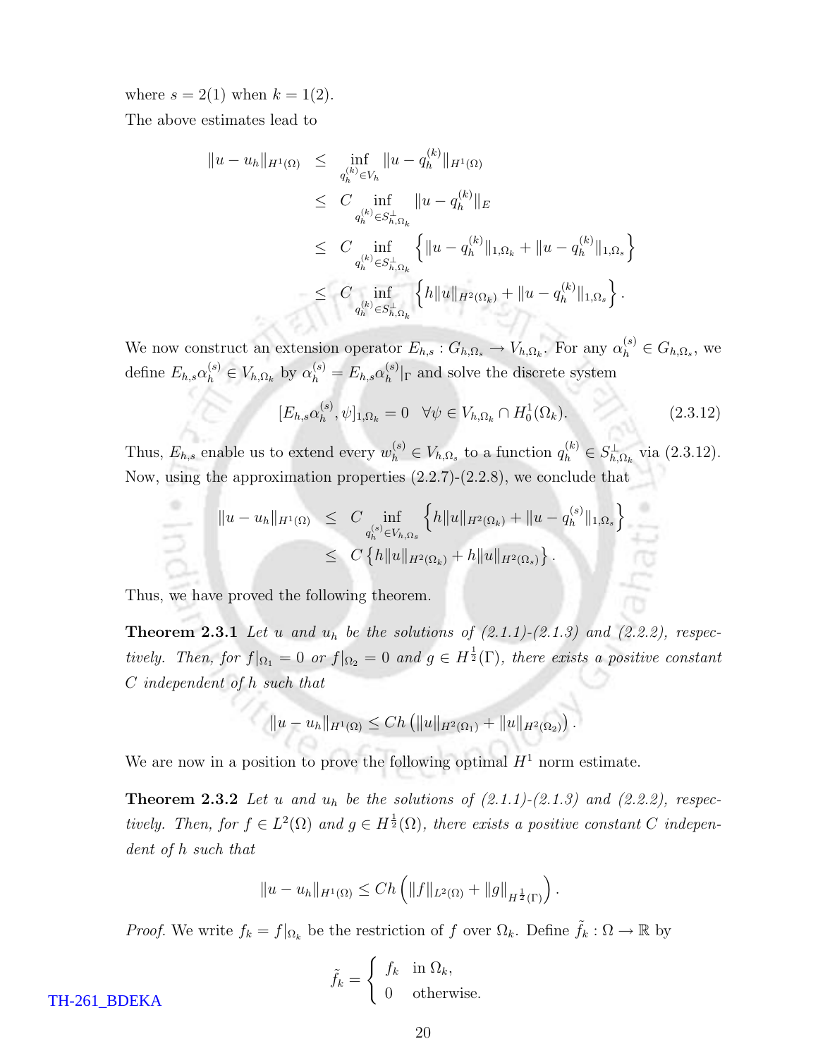where $s = 2(1)$ when $k = 1(2)$.

The above estimates lead to

$$
\begin{aligned}
\|u - u_h\|_{H^1(\Omega)} &\leq \inf_{q_h^{(k)} \in V_h} \|u - q_h^{(k)}\|_{H^1(\Omega)} \\
&\leq C \inf_{q_h^{(k)} \in S_{h,\Omega_k}^{\perp}} \|u - q_h^{(k)}\|_E \\
&\leq C \inf_{q_h^{(k)} \in S_{h,\Omega_k}^{\perp}} \left\{ \|u - q_h^{(k)}\|_{1,\Omega_k} + \|u - q_h^{(k)}\|_{1,\Omega_s} \right\} \\
&\leq C \inf_{q_h^{(k)} \in S_{h,\Omega_k}^{\perp}} \left\{ h\|u\|_{H^2(\Omega_k)} + \|u - q_h^{(k)}\|_{1,\Omega_s} \right\}.
\end{aligned}
$$

We now construct an extension operator $E_{h,s} : G_{h,\Omega_s} \to V_{h,\Omega_k}$. For any $\alpha_h^{(s)} \in G_{h,\Omega_s}$, we define $E_{h,s}\alpha_h^{(s)} \in V_{h,\Omega_k}$ by $\alpha_h^{(s)} = E_{h,s}\alpha_h^{(s)}|_\Gamma$ and solve the discrete system

$$
[E_{h,s}\alpha_h^{(s)}, \psi]_{1,\Omega_k} = 0 \quad \forall \psi \in V_{h,\Omega_k} \cap H_0^1(\Omega_k). \tag{2.3.12}
$$

Thus, $E_{h,s}$ enable us to extend every $w_h^{(s)} \in V_{h,\Omega_s}$ to a function $q_h^{(k)} \in S_{h,\Omega_k}^{\perp}$ via (2.3.12). Now, using the approximation properties (2.2.7)-(2.2.8), we conclude that

$$
\begin{aligned}
\|u - u_h\|_{H^1(\Omega)} &\leq C \inf_{q_h^{(s)} \in V_{h,\Omega_s}} \left\{ h\|u\|_{H^2(\Omega_k)} + \|u - q_h^{(s)}\|_{1,\Omega_s} \right\} \\
&\leq C \left\{ h\|u\|_{H^2(\Omega_k)} + h\|u\|_{H^2(\Omega_s)} \right\}.
\end{aligned}
$$

Thus, we have proved the following theorem.

**Theorem 2.3.1** *Let $u$ and $u_h$ be the solutions of (2.1.1)-(2.1.3) and (2.2.2), respectively. Then, for $f|_{\Omega_1} = 0$ or $f|_{\Omega_2} = 0$ and $g \in H^{\frac{1}{2}}(\Gamma)$, there exists a positive constant $C$ independent of $h$ such that*

$$
\|u - u_h\|_{H^1(\Omega)} \leq Ch \left( \|u\|_{H^2(\Omega_1)} + \|u\|_{H^2(\Omega_2)} \right).
$$

We are now in a position to prove the following optimal $H^1$ norm estimate.

**Theorem 2.3.2** *Let $u$ and $u_h$ be the solutions of (2.1.1)-(2.1.3) and (2.2.2), respectively. Then, for $f \in L^2(\Omega)$ and $g \in H^{\frac{1}{2}}(\Omega)$, there exists a positive constant $C$ independent of $h$ such that*

$$
\|u - u_h\|_{H^1(\Omega)} \leq Ch \left( \|f\|_{L^2(\Omega)} + \|g\|_{H^{\frac{1}{2}}(\Gamma)} \right).
$$

*Proof.* We write $f_k = f|_{\Omega_k}$ be the restriction of $f$ over $\Omega_k$. Define $\tilde{f}_k : \Omega \to \mathbb{R}$ by

$$
\tilde{f}_k = \begin{cases} f_k & \text{in } \Omega_k, \\ 0 & \text{otherwise.} \end{cases}
$$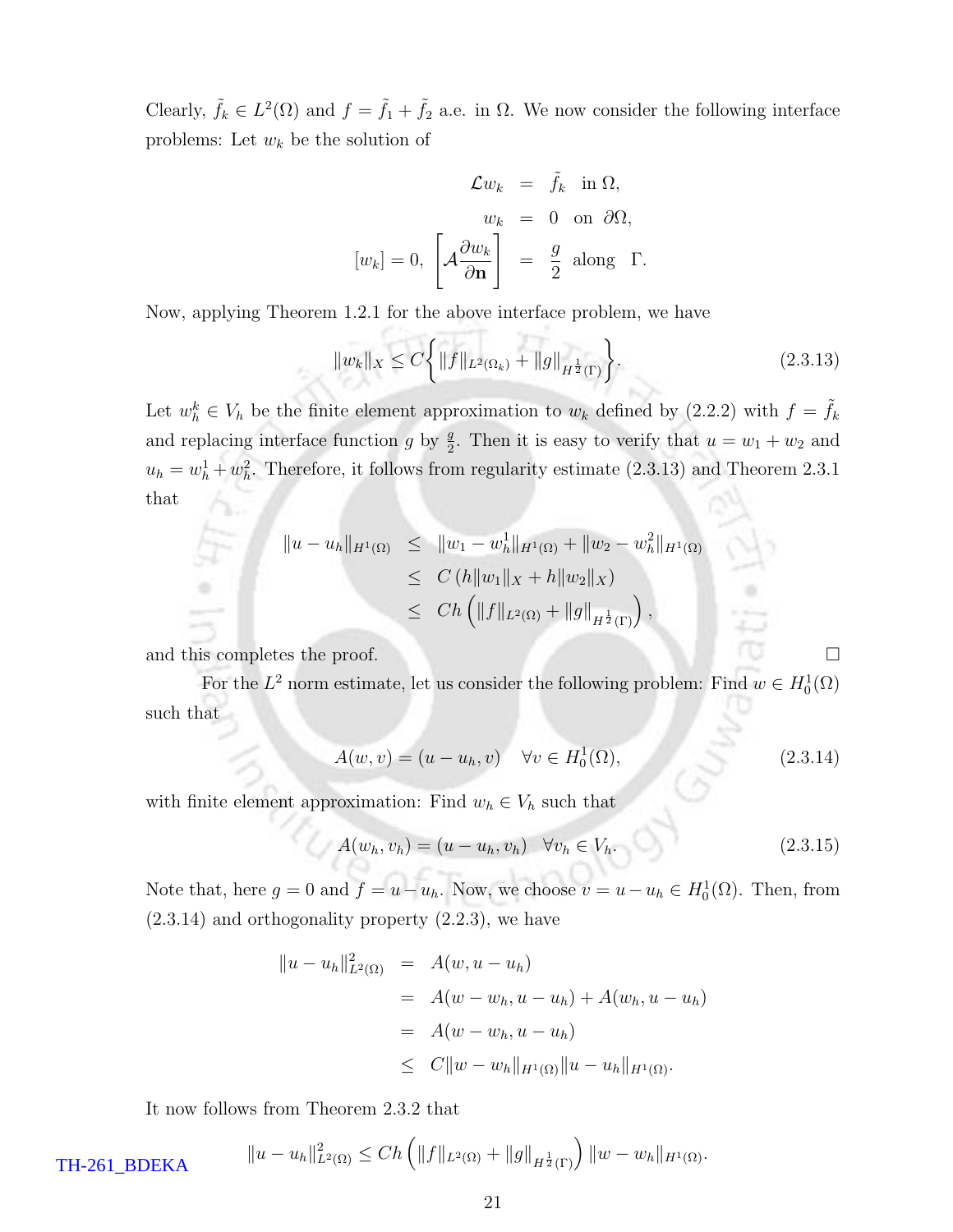Clearly, $\tilde{f}_k \in L^2(\Omega)$ and $f = \tilde{f}_1 + \tilde{f}_2$ a.e. in $\Omega$. We now consider the following interface problems: Let $w_k$ be the solution of

$$
\begin{aligned}
\mathcal{L} w_k &= \tilde{f}_k \quad \text{in } \Omega, \\
w_k &= 0 \quad \text{on } \partial\Omega, \\
[w_k] = 0, \ \left[ \mathcal{A} \frac{\partial w_k}{\partial \mathbf{n}} \right] &= \frac{g}{2} \quad \text{along } \Gamma.
\end{aligned}
$$

Now, applying Theorem 1.2.1 for the above interface problem, we have

$$
\|w_k\|_X \leq C \left\{ \|f\|_{L^2(\Omega_k)} + \|g\|_{H^{\frac{1}{2}}(\Gamma)} \right\}. \tag{2.3.13}
$$

Let $w_h^k \in V_h$ be the finite element approximation to $w_k$ defined by (2.2.2) with $f = \tilde{f}_k$ and replacing interface function $g$ by $\frac{g}{2}$. Then it is easy to verify that $u = w_1 + w_2$ and $u_h = w_h^1 + w_h^2$. Therefore, it follows from regularity estimate (2.3.13) and Theorem 2.3.1 that

$$
\begin{aligned}
\|u - u_h\|_{H^1(\Omega)} &\leq \|w_1 - w_h^1\|_{H^1(\Omega)} + \|w_2 - w_h^2\|_{H^1(\Omega)} \\
&\leq C \left( h\|w_1\|_X + h\|w_2\|_X \right) \\
&\leq Ch \left( \|f\|_{L^2(\Omega)} + \|g\|_{H^{\frac{1}{2}}(\Gamma)} \right),
\end{aligned}
$$

and this completes the proof. □

For the $L^2$ norm estimate, let us consider the following problem: Find $w \in H_0^1(\Omega)$ such that

$$
A(w, v) = (u - u_h, v) \quad \forall v \in H_0^1(\Omega), \tag{2.3.14}
$$

with finite element approximation: Find $w_h \in V_h$ such that

$$
A(w_h, v_h) = (u - u_h, v_h) \quad \forall v_h \in V_h. \tag{2.3.15}
$$

Note that, here $g = 0$ and $f = u - u_h$. Now, we choose $v = u - u_h \in H_0^1(\Omega)$. Then, from (2.3.14) and orthogonality property (2.2.3), we have

$$
\begin{aligned}
\|u - u_h\|_{L^2(\Omega)}^2 &= A(w, u - u_h) \\
&= A(w - w_h, u - u_h) + A(w_h, u - u_h) \\
&= A(w - w_h, u - u_h) \\
&\leq C\|w - w_h\|_{H^1(\Omega)} \|u - u_h\|_{H^1(\Omega)}.
\end{aligned}
$$

It now follows from Theorem 2.3.2 that

$$
\|u - u_h\|_{L^2(\Omega)}^2 \leq Ch \left( \|f\|_{L^2(\Omega)} + \|g\|_{H^{\frac{1}{2}}(\Gamma)} \right) \|w - w_h\|_{H^1(\Omega)}.
$$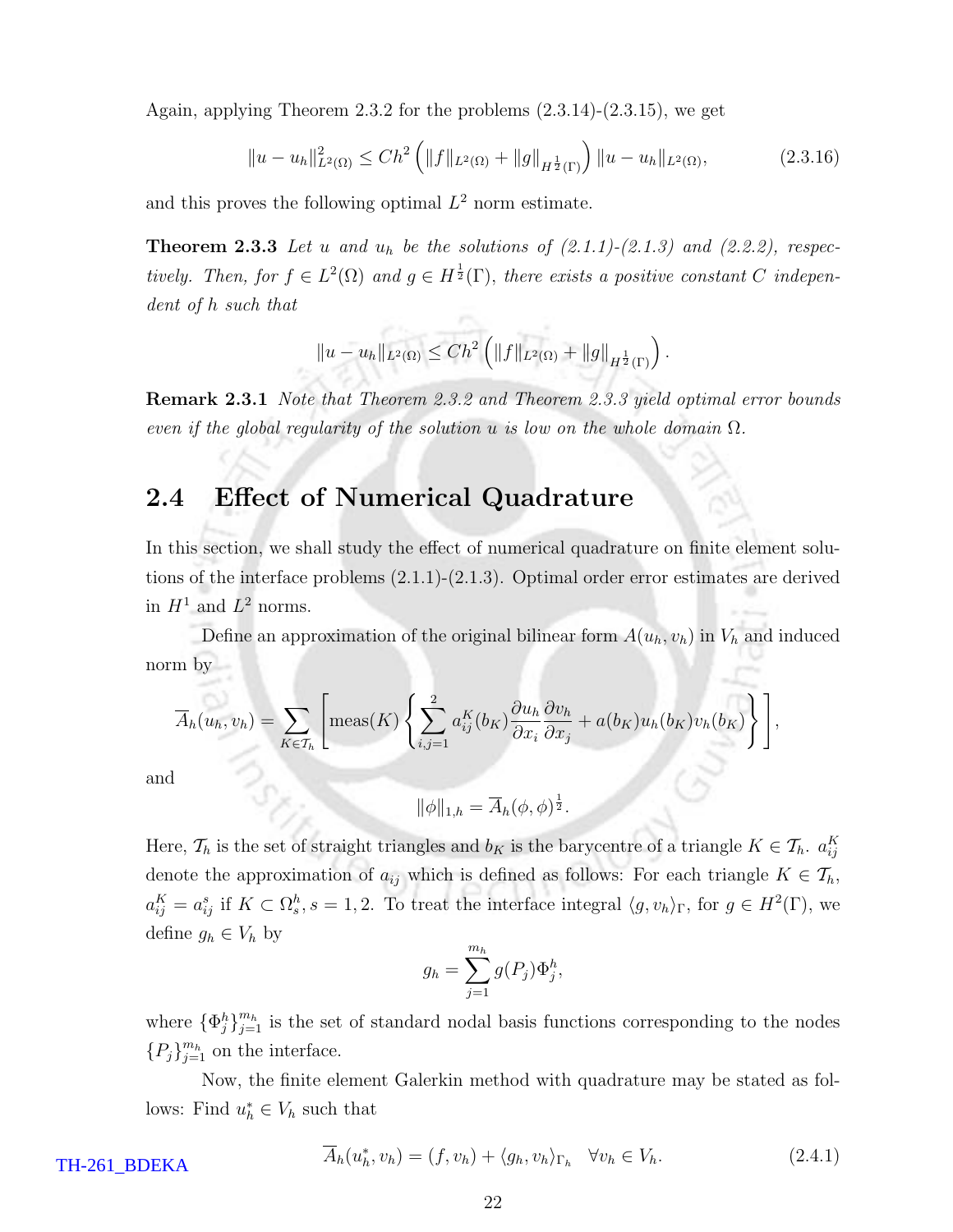Again, applying Theorem 2.3.2 for the problems (2.3.14)-(2.3.15), we get

$$\|u - u_h\|^2_{L^2(\Omega)} \leq Ch^2 \left( \|f\|_{L^2(\Omega)} + \|g\|_{H^{\frac{1}{2}}(\Gamma)} \right) \|u - u_h\|_{L^2(\Omega)}, \tag{2.3.16}$$

and this proves the following optimal $L^2$ norm estimate.

**Theorem 2.3.3** *Let $u$ and $u_h$ be the solutions of (2.1.1)-(2.1.3) and (2.2.2), respectively. Then, for $f \in L^2(\Omega)$ and $g \in H^{\frac{1}{2}}(\Gamma)$, there exists a positive constant $C$ independent of $h$ such that*

$$\|u - u_h\|_{L^2(\Omega)} \leq Ch^2 \left( \|f\|_{L^2(\Omega)} + \|g\|_{H^{\frac{1}{2}}(\Gamma)} \right).$$

**Remark 2.3.1** *Note that Theorem 2.3.2 and Theorem 2.3.3 yield optimal error bounds even if the global regularity of the solution $u$ is low on the whole domain $\Omega$.*

## 2.4 Effect of Numerical Quadrature

In this section, we shall study the effect of numerical quadrature on finite element solutions of the interface problems (2.1.1)-(2.1.3). Optimal order error estimates are derived in $H^1$ and $L^2$ norms.

Define an approximation of the original bilinear form $A(u_h, v_h)$ in $V_h$ and induced norm by

$$\overline{A}_h(u_h, v_h) = \sum_{K \in \mathcal{T}_h} \left[ \text{meas}(K) \left\{ \sum_{i,j=1}^{2} a_{ij}^K(b_K) \frac{\partial u_h}{\partial x_i} \frac{\partial v_h}{\partial x_j} + a(b_K) u_h(b_K) v_h(b_K) \right\} \right],$$

and

$$\|\phi\|_{1,h} = \overline{A}_h(\phi, \phi)^{\frac{1}{2}}.$$

Here, $\mathcal{T}_h$ is the set of straight triangles and $b_K$ is the barycentre of a triangle $K \in \mathcal{T}_h$. $a_{ij}^K$ denote the approximation of $a_{ij}$ which is defined as follows: For each triangle $K \in \mathcal{T}_h$, $a_{ij}^K = a_{ij}^s$ if $K \subset \Omega_s^h, s = 1, 2$. To treat the interface integral $\langle g, v_h \rangle_\Gamma$, for $g \in H^2(\Gamma)$, we define $g_h \in V_h$ by

$$g_h = \sum_{j=1}^{m_h} g(P_j) \Phi_j^h,$$

where $\{\Phi_j^h\}_{j=1}^{m_h}$ is the set of standard nodal basis functions corresponding to the nodes $\{P_j\}_{j=1}^{m_h}$ on the interface.

Now, the finite element Galerkin method with quadrature may be stated as follows: Find $u_h^* \in V_h$ such that

$$\overline{A}_h(u_h^*, v_h) = (f, v_h) + \langle g_h, v_h \rangle_{\Gamma_h} \quad \forall v_h \in V_h. \tag{2.4.1}$$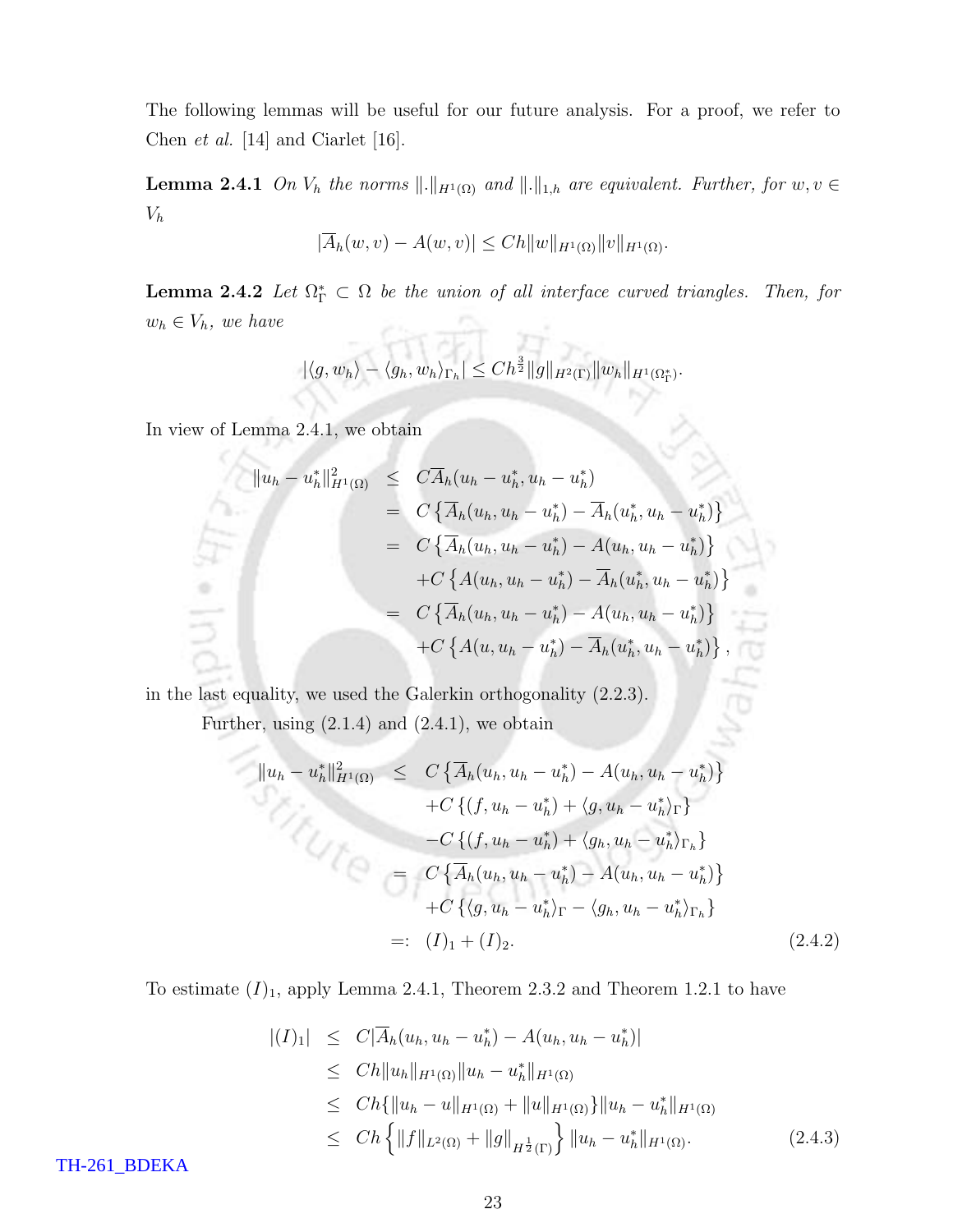The following lemmas will be useful for our future analysis. For a proof, we refer to Chen *et al.* [14] and Ciarlet [16].

**Lemma 2.4.1** *On $V_h$ the norms $\|.\|_{H^1(\Omega)}$ and $\|.\|_{1,h}$ are equivalent. Further, for $w, v \in V_h$*

$$|\overline{A}_h(w, v) - A(w, v)| \leq Ch\|w\|_{H^1(\Omega)}\|v\|_{H^1(\Omega)}.$$

**Lemma 2.4.2** *Let $\Omega_\Gamma^* \subset \Omega$ be the union of all interface curved triangles. Then, for $w_h \in V_h$, we have*

$$|\langle g, w_h\rangle - \langle g_h, w_h\rangle_{\Gamma_h}| \leq Ch^{\frac{3}{2}}\|g\|_{H^2(\Gamma)}\|w_h\|_{H^1(\Omega_\Gamma^*)}.$$

In view of Lemma 2.4.1, we obtain

$$\begin{aligned}
\|u_h - u_h^*\|_{H^1(\Omega)}^2 &\leq C\overline{A}_h(u_h - u_h^*, u_h - u_h^*) \\
&= C\left\{\overline{A}_h(u_h, u_h - u_h^*) - \overline{A}_h(u_h^*, u_h - u_h^*)\right\} \\
&= C\left\{\overline{A}_h(u_h, u_h - u_h^*) - A(u_h, u_h - u_h^*)\right\} \\
&\quad + C\left\{A(u_h, u_h - u_h^*) - \overline{A}_h(u_h^*, u_h - u_h^*)\right\} \\
&= C\left\{\overline{A}_h(u_h, u_h - u_h^*) - A(u_h, u_h - u_h^*)\right\} \\
&\quad + C\left\{A(u, u_h - u_h^*) - \overline{A}_h(u_h^*, u_h - u_h^*)\right\},
\end{aligned}$$

in the last equality, we used the Galerkin orthogonality (2.2.3).

Further, using (2.1.4) and (2.4.1), we obtain

$$\begin{aligned}
\|u_h - u_h^*\|_{H^1(\Omega)}^2 &\leq C\left\{\overline{A}_h(u_h, u_h - u_h^*) - A(u_h, u_h - u_h^*)\right\} \\
&\quad + C\left\{(f, u_h - u_h^*) + \langle g, u_h - u_h^*\rangle_\Gamma\right\} \\
&\quad - C\left\{(f, u_h - u_h^*) + \langle g_h, u_h - u_h^*\rangle_{\Gamma_h}\right\} \\
&= C\left\{\overline{A}_h(u_h, u_h - u_h^*) - A(u_h, u_h - u_h^*)\right\} \\
&\quad + C\left\{\langle g, u_h - u_h^*\rangle_\Gamma - \langle g_h, u_h - u_h^*\rangle_{\Gamma_h}\right\} \\
&=: (I)_1 + (I)_2. \qquad (2.4.2)
\end{aligned}$$

To estimate $(I)_1$, apply Lemma 2.4.1, Theorem 2.3.2 and Theorem 1.2.1 to have

$$\begin{aligned}
|(I)_1| &\leq C|\overline{A}_h(u_h, u_h - u_h^*) - A(u_h, u_h - u_h^*)| \\
&\leq Ch\|u_h\|_{H^1(\Omega)}\|u_h - u_h^*\|_{H^1(\Omega)} \\
&\leq Ch\{\|u_h - u\|_{H^1(\Omega)} + \|u\|_{H^1(\Omega)}\}\|u_h - u_h^*\|_{H^1(\Omega)} \\
&\leq Ch\left\{\|f\|_{L^2(\Omega)} + \|g\|_{H^{\frac{1}{2}}(\Gamma)}\right\}\|u_h - u_h^*\|_{H^1(\Omega)}. \qquad (2.4.3)
\end{aligned}$$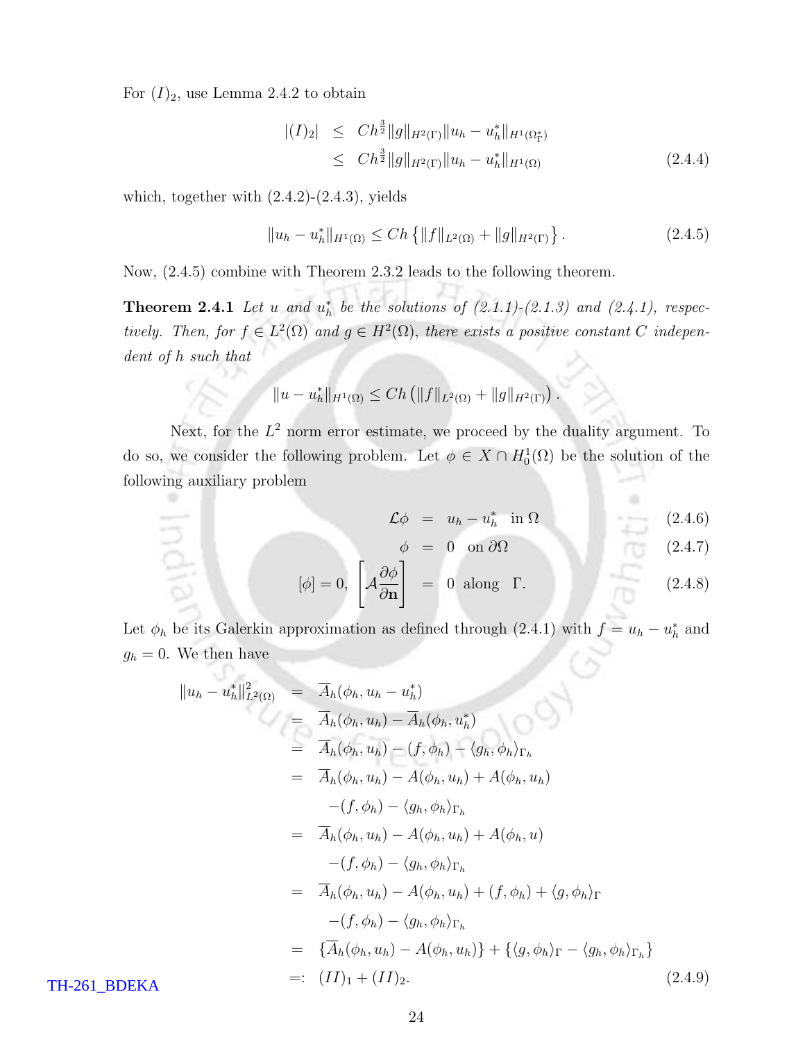For $(I)_2$, use Lemma 2.4.2 to obtain

$$
\begin{aligned}
|(I)_2| &\leq Ch^{\frac{3}{2}}\|g\|_{H^2(\Gamma)}\|u_h - u_h^*\|_{H^1(\Omega_\Gamma^*)} \\
&\leq Ch^{\frac{3}{2}}\|g\|_{H^2(\Gamma)}\|u_h - u_h^*\|_{H^1(\Omega)} \qquad (2.4.4)
\end{aligned}
$$

which, together with (2.4.2)-(2.4.3), yields

$$
\|u_h - u_h^*\|_{H^1(\Omega)} \leq Ch\left\{\|f\|_{L^2(\Omega)} + \|g\|_{H^2(\Gamma)}\right\}. \qquad (2.4.5)
$$

Now, (2.4.5) combine with Theorem 2.3.2 leads to the following theorem.

**Theorem 2.4.1** *Let $u$ and $u_h^*$ be the solutions of (2.1.1)-(2.1.3) and (2.4.1), respectively. Then, for $f \in L^2(\Omega)$ and $g \in H^2(\Omega)$, there exists a positive constant $C$ independent of $h$ such that*

$$
\|u - u_h^*\|_{H^1(\Omega)} \leq Ch\left(\|f\|_{L^2(\Omega)} + \|g\|_{H^2(\Gamma)}\right).
$$

Next, for the $L^2$ norm error estimate, we proceed by the duality argument. To do so, we consider the following problem. Let $\phi \in X \cap H_0^1(\Omega)$ be the solution of the following auxiliary problem

$$
\begin{aligned}
\mathcal{L}\phi &= u_h - u_h^* \quad \text{in } \Omega \qquad (2.4.6) \\
\phi &= 0 \quad \text{on } \partial\Omega \qquad (2.4.7) \\
[\phi] = 0, \ \left[\mathcal{A}\frac{\partial \phi}{\partial \mathbf{n}}\right] &= 0 \quad \text{along } \ \Gamma. \qquad (2.4.8)
\end{aligned}
$$

Let $\phi_h$ be its Galerkin approximation as defined through (2.4.1) with $f = u_h - u_h^*$ and $g_h = 0$. We then have

$$
\begin{aligned}
\|u_h - u_h^*\|^2_{L^2(\Omega)} &= \overline{A}_h(\phi_h, u_h - u_h^*) \\
&= \overline{A}_h(\phi_h, u_h) - \overline{A}_h(\phi_h, u_h^*) \\
&= \overline{A}_h(\phi_h, u_h) - (f, \phi_h) - \langle g_h, \phi_h\rangle_{\Gamma_h} \\
&= \overline{A}_h(\phi_h, u_h) - A(\phi_h, u_h) + A(\phi_h, u_h) \\
&\quad -(f, \phi_h) - \langle g_h, \phi_h\rangle_{\Gamma_h} \\
&= \overline{A}_h(\phi_h, u_h) - A(\phi_h, u_h) + A(\phi_h, u) \\
&\quad -(f, \phi_h) - \langle g_h, \phi_h\rangle_{\Gamma_h} \\
&= \overline{A}_h(\phi_h, u_h) - A(\phi_h, u_h) + (f, \phi_h) + \langle g, \phi_h\rangle_{\Gamma} \\
&\quad -(f, \phi_h) - \langle g_h, \phi_h\rangle_{\Gamma_h} \\
&= \{\overline{A}_h(\phi_h, u_h) - A(\phi_h, u_h)\} + \{\langle g, \phi_h\rangle_{\Gamma} - \langle g_h, \phi_h\rangle_{\Gamma_h}\} \\
&=: (II)_1 + (II)_2. \qquad (2.4.9)
\end{aligned}
$$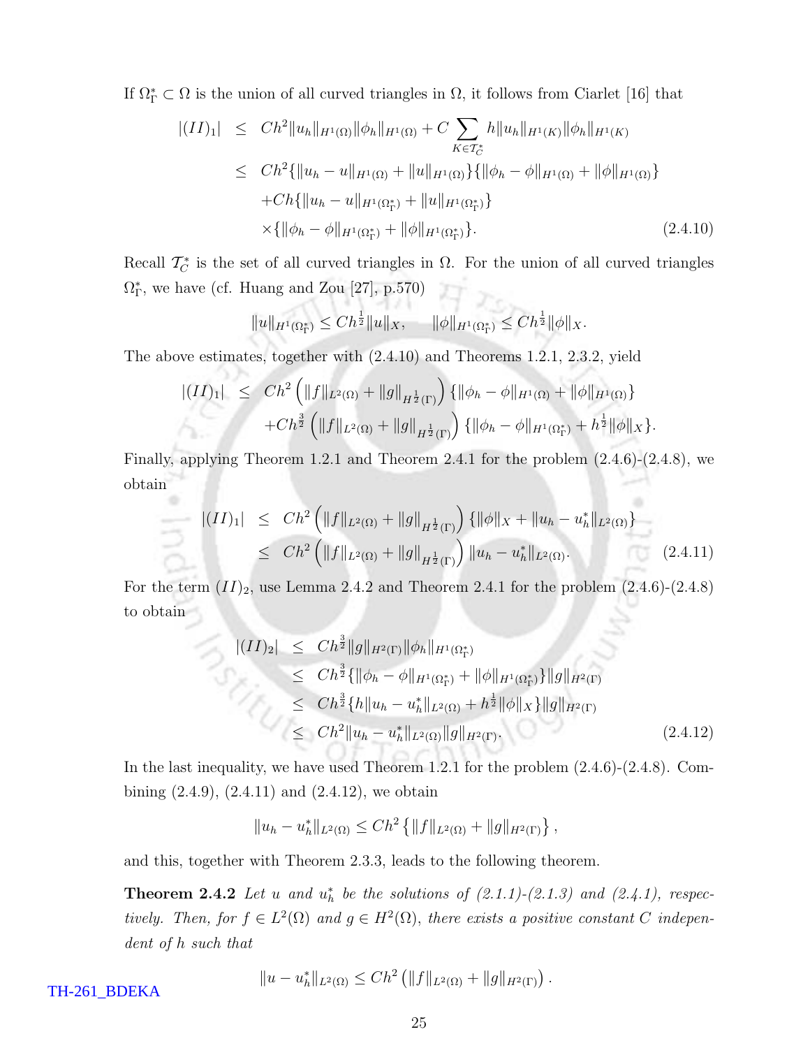If $\Omega_\Gamma^* \subset \Omega$ is the union of all curved triangles in $\Omega$, it follows from Ciarlet [16] that

$$
\begin{aligned}
|(II)_1| &\leq Ch^2\|u_h\|_{H^1(\Omega)}\|\phi_h\|_{H^1(\Omega)} + C\sum_{K\in\mathcal{T}_C^*} h\|u_h\|_{H^1(K)}\|\phi_h\|_{H^1(K)} \\
&\leq Ch^2\{\|u_h - u\|_{H^1(\Omega)} + \|u\|_{H^1(\Omega)}\}\{\|\phi_h - \phi\|_{H^1(\Omega)} + \|\phi\|_{H^1(\Omega)}\} \\
&\quad + Ch\{\|u_h - u\|_{H^1(\Omega_\Gamma^*)} + \|u\|_{H^1(\Omega_\Gamma^*)}\} \\
&\quad \times\{\|\phi_h - \phi\|_{H^1(\Omega_\Gamma^*)} + \|\phi\|_{H^1(\Omega_\Gamma^*)}\}. \qquad (2.4.10)
\end{aligned}
$$

Recall $\mathcal{T}_C^*$ is the set of all curved triangles in $\Omega$. For the union of all curved triangles $\Omega_\Gamma^*$, we have (cf. Huang and Zou [27], p.570)

$$
\|u\|_{H^1(\Omega_\Gamma^*)} \leq Ch^{\frac{1}{2}}\|u\|_X, \qquad \|\phi\|_{H^1(\Omega_\Gamma^*)} \leq Ch^{\frac{1}{2}}\|\phi\|_X.
$$

The above estimates, together with (2.4.10) and Theorems 1.2.1, 2.3.2, yield

$$
\begin{aligned}
|(II)_1| &\leq Ch^2\left(\|f\|_{L^2(\Omega)} + \|g\|_{H^{\frac{1}{2}}(\Gamma)}\right)\{\|\phi_h - \phi\|_{H^1(\Omega)} + \|\phi\|_{H^1(\Omega)}\} \\
&\quad + Ch^{\frac{3}{2}}\left(\|f\|_{L^2(\Omega)} + \|g\|_{H^{\frac{1}{2}}(\Gamma)}\right)\{\|\phi_h - \phi\|_{H^1(\Omega_\Gamma^*)} + h^{\frac{1}{2}}\|\phi\|_X\}.
\end{aligned}
$$

Finally, applying Theorem 1.2.1 and Theorem 2.4.1 for the problem (2.4.6)-(2.4.8), we obtain

$$
\begin{aligned}
|(II)_1| &\leq Ch^2\left(\|f\|_{L^2(\Omega)} + \|g\|_{H^{\frac{1}{2}}(\Gamma)}\right)\{\|\phi\|_X + \|u_h - u_h^*\|_{L^2(\Omega)}\} \\
&\leq Ch^2\left(\|f\|_{L^2(\Omega)} + \|g\|_{H^{\frac{1}{2}}(\Gamma)}\right)\|u_h - u_h^*\|_{L^2(\Omega)}. \qquad (2.4.11)
\end{aligned}
$$

For the term $(II)_2$, use Lemma 2.4.2 and Theorem 2.4.1 for the problem (2.4.6)-(2.4.8) to obtain

$$
\begin{aligned}
|(II)_2| &\leq Ch^{\frac{3}{2}}\|g\|_{H^2(\Gamma)}\|\phi_h\|_{H^1(\Omega_\Gamma^*)} \\
&\leq Ch^{\frac{3}{2}}\{\|\phi_h - \phi\|_{H^1(\Omega_\Gamma^*)} + \|\phi\|_{H^1(\Omega_\Gamma^*)}\}\|g\|_{H^2(\Gamma)} \\
&\leq Ch^{\frac{3}{2}}\{h\|u_h - u_h^*\|_{L^2(\Omega)} + h^{\frac{1}{2}}\|\phi\|_X\}\|g\|_{H^2(\Gamma)} \\
&\leq Ch^2\|u_h - u_h^*\|_{L^2(\Omega)}\|g\|_{H^2(\Gamma)}. \qquad (2.4.12)
\end{aligned}
$$

In the last inequality, we have used Theorem 1.2.1 for the problem (2.4.6)-(2.4.8). Combining (2.4.9), (2.4.11) and (2.4.12), we obtain

$$
\|u_h - u_h^*\|_{L^2(\Omega)} \leq Ch^2\left\{\|f\|_{L^2(\Omega)} + \|g\|_{H^2(\Gamma)}\right\},
$$

and this, together with Theorem 2.3.3, leads to the following theorem.

**Theorem 2.4.2** *Let $u$ and $u_h^*$ be the solutions of (2.1.1)-(2.1.3) and (2.4.1), respectively. Then, for $f \in L^2(\Omega)$ and $g \in H^2(\Omega)$, there exists a positive constant $C$ independent of $h$ such that*

$$
\|u - u_h^*\|_{L^2(\Omega)} \leq Ch^2\left(\|f\|_{L^2(\Omega)} + \|g\|_{H^2(\Gamma)}\right).
$$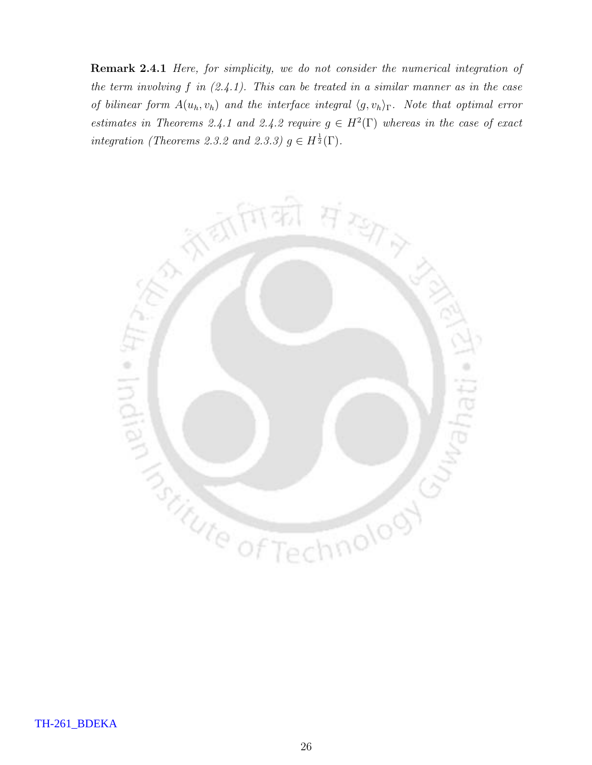**Remark 2.4.1** *Here, for simplicity, we do not consider the numerical integration of the term involving $f$ in (2.4.1). This can be treated in a similar manner as in the case of bilinear form $A(u_h, v_h)$ and the interface integral $\langle g, v_h \rangle_\Gamma$. Note that optimal error estimates in Theorems 2.4.1 and 2.4.2 require $g \in H^2(\Gamma)$ whereas in the case of exact integration (Theorems 2.3.2 and 2.3.3) $g \in H^{\frac{1}{2}}(\Gamma)$.*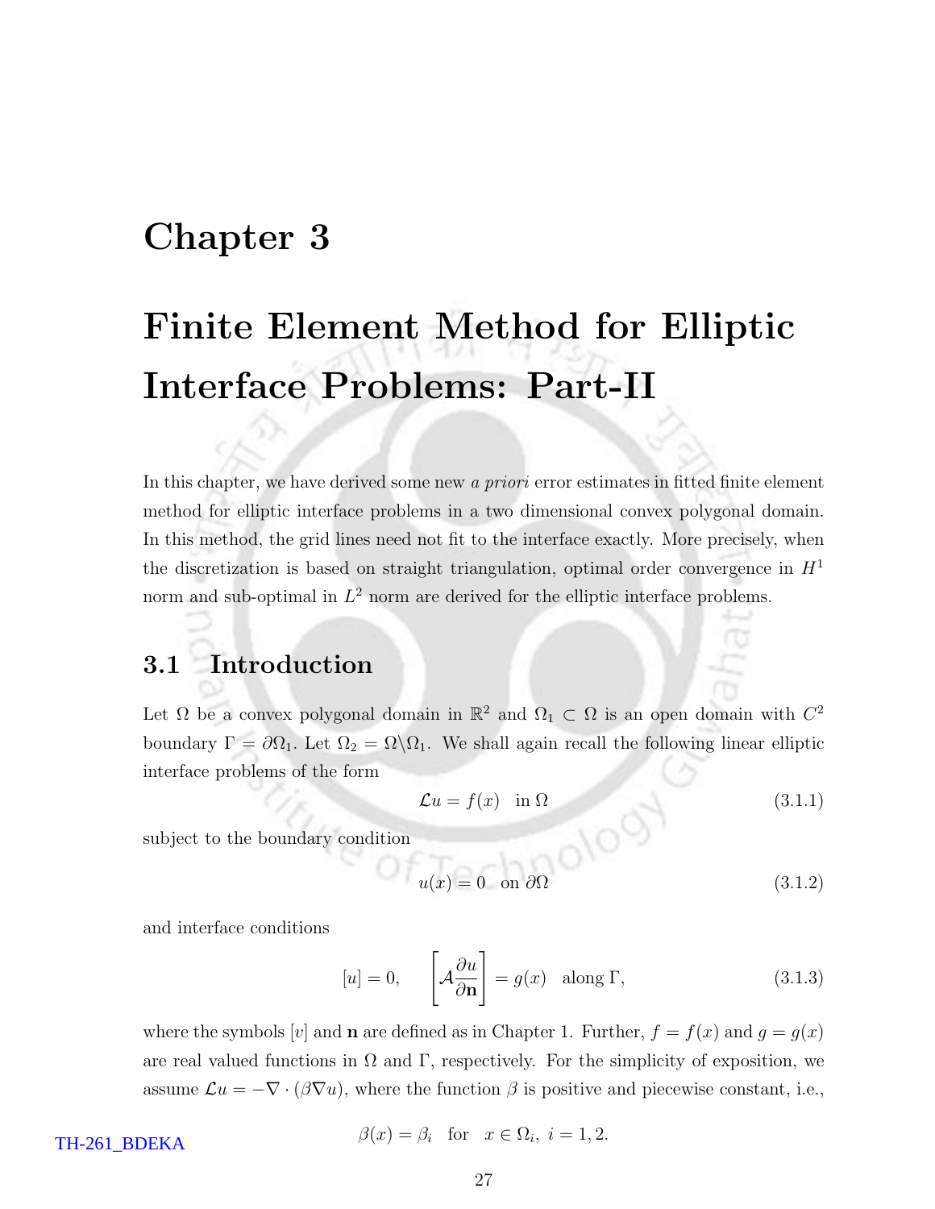# Chapter 3

# Finite Element Method for Elliptic Interface Problems: Part-II

In this chapter, we have derived some new *a priori* error estimates in fitted finite element method for elliptic interface problems in a two dimensional convex polygonal domain. In this method, the grid lines need not fit to the interface exactly. More precisely, when the discretization is based on straight triangulation, optimal order convergence in $H^1$ norm and sub-optimal in $L^2$ norm are derived for the elliptic interface problems.

## 3.1 Introduction

Let $\Omega$ be a convex polygonal domain in $\mathbb{R}^2$ and $\Omega_1 \subset \Omega$ is an open domain with $C^2$ boundary $\Gamma = \partial\Omega_1$. Let $\Omega_2 = \Omega \backslash \Omega_1$. We shall again recall the following linear elliptic interface problems of the form

$$\mathcal{L}u = f(x) \quad \text{in } \Omega \tag{3.1.1}$$

subject to the boundary condition

$$u(x) = 0 \quad \text{on } \partial\Omega \tag{3.1.2}$$

and interface conditions

$$[u] = 0, \qquad \left[\mathcal{A}\frac{\partial u}{\partial \mathbf{n}}\right] = g(x) \quad \text{along } \Gamma, \tag{3.1.3}$$

where the symbols $[v]$ and $\mathbf{n}$ are defined as in Chapter 1. Further, $f = f(x)$ and $g = g(x)$ are real valued functions in $\Omega$ and $\Gamma$, respectively. For the simplicity of exposition, we assume $\mathcal{L}u = -\nabla \cdot (\beta \nabla u)$, where the function $\beta$ is positive and piecewise constant, i.e.,

$$\beta(x) = \beta_i \quad \text{for} \quad x \in \Omega_i, \; i = 1, 2.$$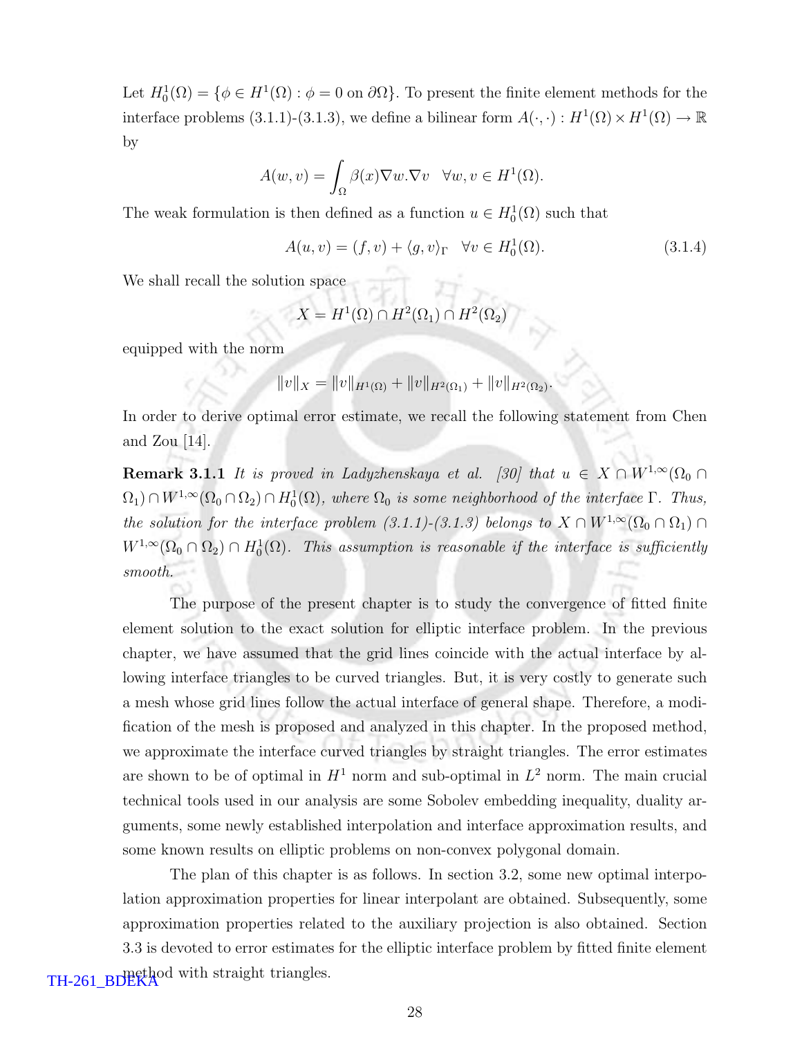Let $H_0^1(\Omega) = \{\phi \in H^1(\Omega) : \phi = 0 \text{ on } \partial\Omega\}$. To present the finite element methods for the interface problems (3.1.1)-(3.1.3), we define a bilinear form $A(\cdot,\cdot) : H^1(\Omega) \times H^1(\Omega) \to \mathbb{R}$ by

$$A(w,v) = \int_\Omega \beta(x)\nabla w.\nabla v \quad \forall w, v \in H^1(\Omega).$$

The weak formulation is then defined as a function $u \in H_0^1(\Omega)$ such that

$$A(u,v) = (f,v) + \langle g, v\rangle_\Gamma \quad \forall v \in H_0^1(\Omega). \tag{3.1.4}$$

We shall recall the solution space

$$X = H^1(\Omega) \cap H^2(\Omega_1) \cap H^2(\Omega_2)$$

equipped with the norm

$$\|v\|_X = \|v\|_{H^1(\Omega)} + \|v\|_{H^2(\Omega_1)} + \|v\|_{H^2(\Omega_2)}.$$

In order to derive optimal error estimate, we recall the following statement from Chen and Zou [14].

**Remark 3.1.1** *It is proved in Ladyzhenskaya et al. [30] that $u \in X \cap W^{1,\infty}(\Omega_0 \cap \Omega_1) \cap W^{1,\infty}(\Omega_0 \cap \Omega_2) \cap H_0^1(\Omega)$, where $\Omega_0$ is some neighborhood of the interface $\Gamma$. Thus, the solution for the interface problem (3.1.1)-(3.1.3) belongs to $X \cap W^{1,\infty}(\Omega_0 \cap \Omega_1) \cap W^{1,\infty}(\Omega_0 \cap \Omega_2) \cap H_0^1(\Omega)$. This assumption is reasonable if the interface is sufficiently smooth.*

The purpose of the present chapter is to study the convergence of fitted finite element solution to the exact solution for elliptic interface problem. In the previous chapter, we have assumed that the grid lines coincide with the actual interface by allowing interface triangles to be curved triangles. But, it is very costly to generate such a mesh whose grid lines follow the actual interface of general shape. Therefore, a modification of the mesh is proposed and analyzed in this chapter. In the proposed method, we approximate the interface curved triangles by straight triangles. The error estimates are shown to be of optimal in $H^1$ norm and sub-optimal in $L^2$ norm. The main crucial technical tools used in our analysis are some Sobolev embedding inequality, duality arguments, some newly established interpolation and interface approximation results, and some known results on elliptic problems on non-convex polygonal domain.

The plan of this chapter is as follows. In section 3.2, some new optimal interpolation approximation properties for linear interpolant are obtained. Subsequently, some approximation properties related to the auxiliary projection is also obtained. Section 3.3 is devoted to error estimates for the elliptic interface problem by fitted finite element method with straight triangles.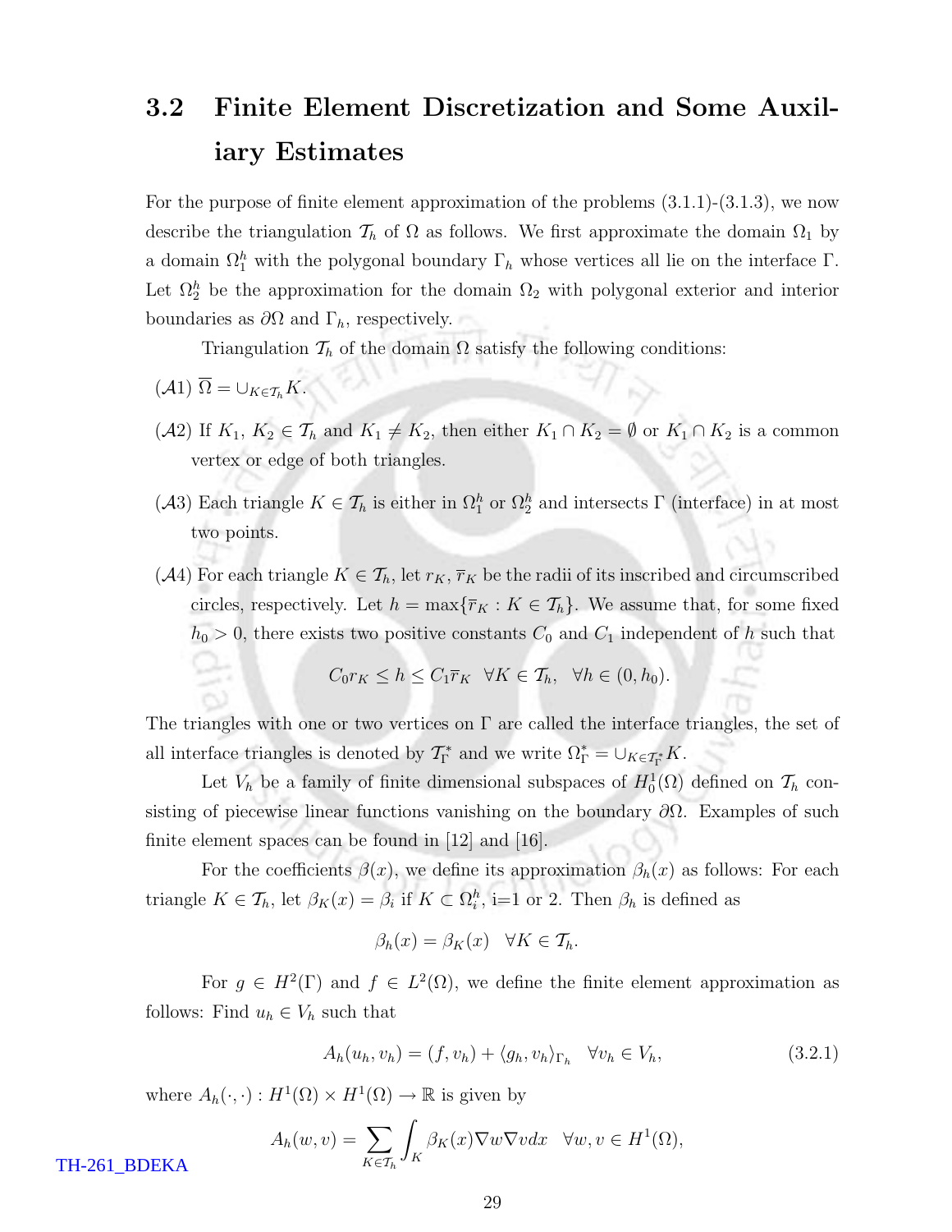## 3.2 Finite Element Discretization and Some Auxiliary Estimates

For the purpose of finite element approximation of the problems (3.1.1)-(3.1.3), we now describe the triangulation $\mathcal{T}_h$ of $\Omega$ as follows. We first approximate the domain $\Omega_1$ by a domain $\Omega_1^h$ with the polygonal boundary $\Gamma_h$ whose vertices all lie on the interface $\Gamma$. Let $\Omega_2^h$ be the approximation for the domain $\Omega_2$ with polygonal exterior and interior boundaries as $\partial\Omega$ and $\Gamma_h$, respectively.

Triangulation $\mathcal{T}_h$ of the domain $\Omega$ satisfy the following conditions:

($\mathcal{A}1$) $\overline{\Omega} = \cup_{K \in \mathcal{T}_h} K$.

($\mathcal{A}2$) If $K_1$, $K_2 \in \mathcal{T}_h$ and $K_1 \neq K_2$, then either $K_1 \cap K_2 = \emptyset$ or $K_1 \cap K_2$ is a common vertex or edge of both triangles.

($\mathcal{A}3$) Each triangle $K \in \mathcal{T}_h$ is either in $\Omega_1^h$ or $\Omega_2^h$ and intersects $\Gamma$ (interface) in at most two points.

($\mathcal{A}4$) For each triangle $K \in \mathcal{T}_h$, let $r_K$, $\overline{r}_K$ be the radii of its inscribed and circumscribed circles, respectively. Let $h = \max\{\overline{r}_K : K \in \mathcal{T}_h\}$. We assume that, for some fixed $h_0 > 0$, there exists two positive constants $C_0$ and $C_1$ independent of $h$ such that

$$C_0 r_K \leq h \leq C_1 \overline{r}_K \quad \forall K \in \mathcal{T}_h, \quad \forall h \in (0, h_0).$$

The triangles with one or two vertices on $\Gamma$ are called the interface triangles, the set of all interface triangles is denoted by $\mathcal{T}_\Gamma^*$ and we write $\Omega_\Gamma^* = \cup_{K \in \mathcal{T}_\Gamma^*} K$.

Let $V_h$ be a family of finite dimensional subspaces of $H_0^1(\Omega)$ defined on $\mathcal{T}_h$ consisting of piecewise linear functions vanishing on the boundary $\partial\Omega$. Examples of such finite element spaces can be found in [12] and [16].

For the coefficients $\beta(x)$, we define its approximation $\beta_h(x)$ as follows: For each triangle $K \in \mathcal{T}_h$, let $\beta_K(x) = \beta_i$ if $K \subset \Omega_i^h$, i=1 or 2. Then $\beta_h$ is defined as

$$\beta_h(x) = \beta_K(x) \quad \forall K \in \mathcal{T}_h.$$

For $g \in H^2(\Gamma)$ and $f \in L^2(\Omega)$, we define the finite element approximation as follows: Find $u_h \in V_h$ such that

$$A_h(u_h, v_h) = (f, v_h) + \langle g_h, v_h \rangle_{\Gamma_h} \quad \forall v_h \in V_h, \tag{3.2.1}$$

where $A_h(\cdot, \cdot) : H^1(\Omega) \times H^1(\Omega) \to \mathbb{R}$ is given by

$$A_h(w, v) = \sum_{K \in \mathcal{T}_h} \int_K \beta_K(x) \nabla w \nabla v dx \quad \forall w, v \in H^1(\Omega),$$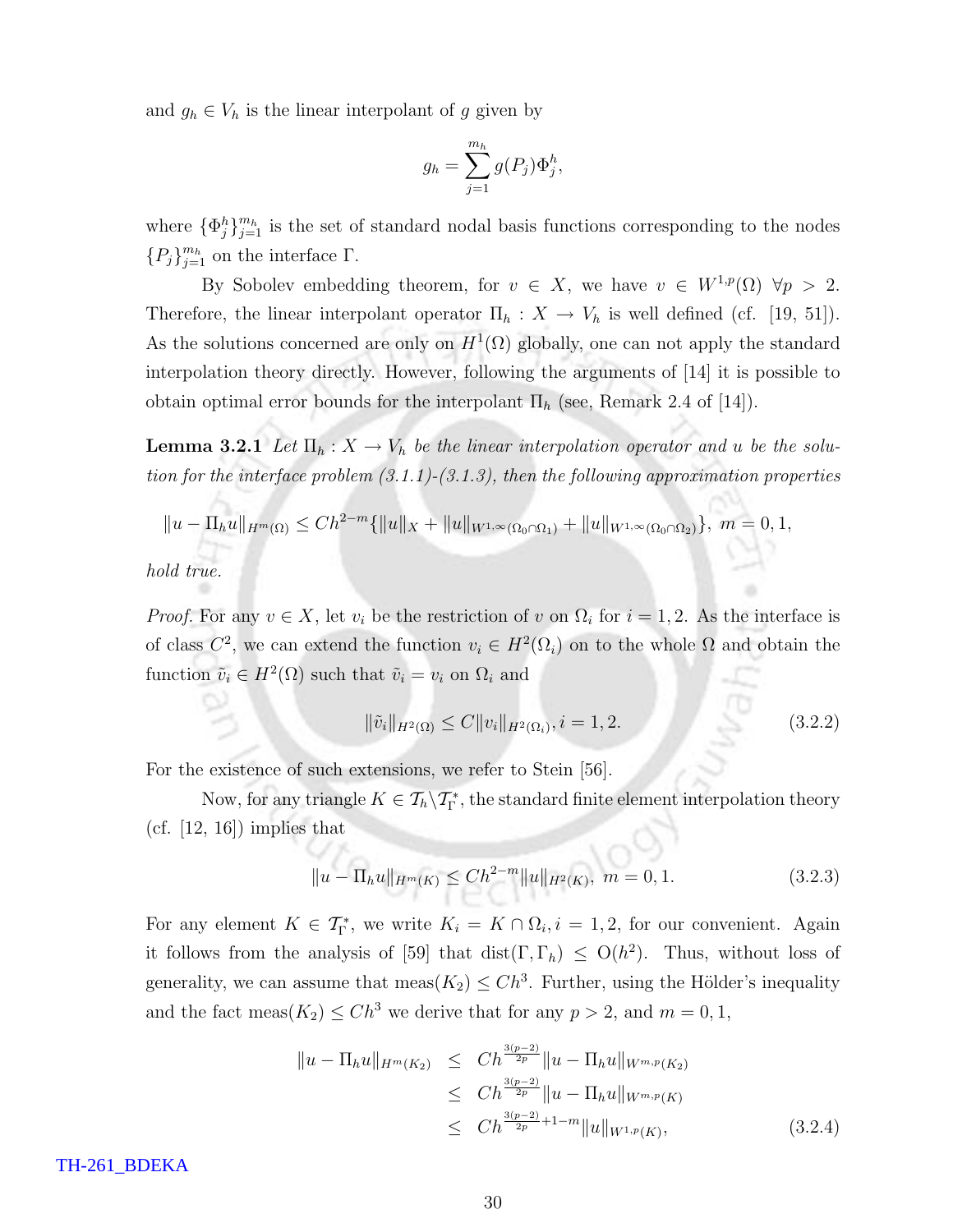and $g_h \in V_h$ is the linear interpolant of $g$ given by

$$g_h = \sum_{j=1}^{m_h} g(P_j)\Phi_j^h,$$

where $\{\Phi_j^h\}_{j=1}^{m_h}$ is the set of standard nodal basis functions corresponding to the nodes $\{P_j\}_{j=1}^{m_h}$ on the interface $\Gamma$.

By Sobolev embedding theorem, for $v \in X$, we have $v \in W^{1,p}(\Omega)\ \forall p > 2$. Therefore, the linear interpolant operator $\Pi_h : X \to V_h$ is well defined (cf. [19, 51]). As the solutions concerned are only on $H^1(\Omega)$ globally, one can not apply the standard interpolation theory directly. However, following the arguments of [14] it is possible to obtain optimal error bounds for the interpolant $\Pi_h$ (see, Remark 2.4 of [14]).

**Lemma 3.2.1** *Let $\Pi_h : X \to V_h$ be the linear interpolation operator and $u$ be the solution for the interface problem (3.1.1)-(3.1.3), then the following approximation properties*

$$\|u - \Pi_h u\|_{H^m(\Omega)} \leq Ch^{2-m}\{\|u\|_X + \|u\|_{W^{1,\infty}(\Omega_0\cap\Omega_1)} + \|u\|_{W^{1,\infty}(\Omega_0\cap\Omega_2)}\},\ m = 0, 1,$$

*hold true.*

*Proof.* For any $v \in X$, let $v_i$ be the restriction of $v$ on $\Omega_i$ for $i = 1, 2$. As the interface is of class $C^2$, we can extend the function $v_i \in H^2(\Omega_i)$ on to the whole $\Omega$ and obtain the function $\tilde{v}_i \in H^2(\Omega)$ such that $\tilde{v}_i = v_i$ on $\Omega_i$ and

$$\|\tilde{v}_i\|_{H^2(\Omega)} \leq C\|v_i\|_{H^2(\Omega_i)}, i = 1, 2. \tag{3.2.2}$$

For the existence of such extensions, we refer to Stein [56].

Now, for any triangle $K \in \mathcal{T}_h \backslash \mathcal{T}_\Gamma^*$, the standard finite element interpolation theory (cf. [12, 16]) implies that

$$\|u - \Pi_h u\|_{H^m(K)} \leq Ch^{2-m}\|u\|_{H^2(K)},\ m = 0, 1. \tag{3.2.3}$$

For any element $K \in \mathcal{T}_\Gamma^*$, we write $K_i = K \cap \Omega_i, i = 1, 2$, for our convenient. Again it follows from the analysis of [59] that $\text{dist}(\Gamma, \Gamma_h) \leq O(h^2)$. Thus, without loss of generality, we can assume that $\text{meas}(K_2) \leq Ch^3$. Further, using the Hölder's inequality and the fact $\text{meas}(K_2) \leq Ch^3$ we derive that for any $p > 2$, and $m = 0, 1$,

$$\begin{aligned}
\|u - \Pi_h u\|_{H^m(K_2)} &\leq Ch^{\frac{3(p-2)}{2p}}\|u - \Pi_h u\|_{W^{m,p}(K_2)} \\
&\leq Ch^{\frac{3(p-2)}{2p}}\|u - \Pi_h u\|_{W^{m,p}(K)} \\
&\leq Ch^{\frac{3(p-2)}{2p}+1-m}\|u\|_{W^{1,p}(K)},
\end{aligned} \tag{3.2.4}$$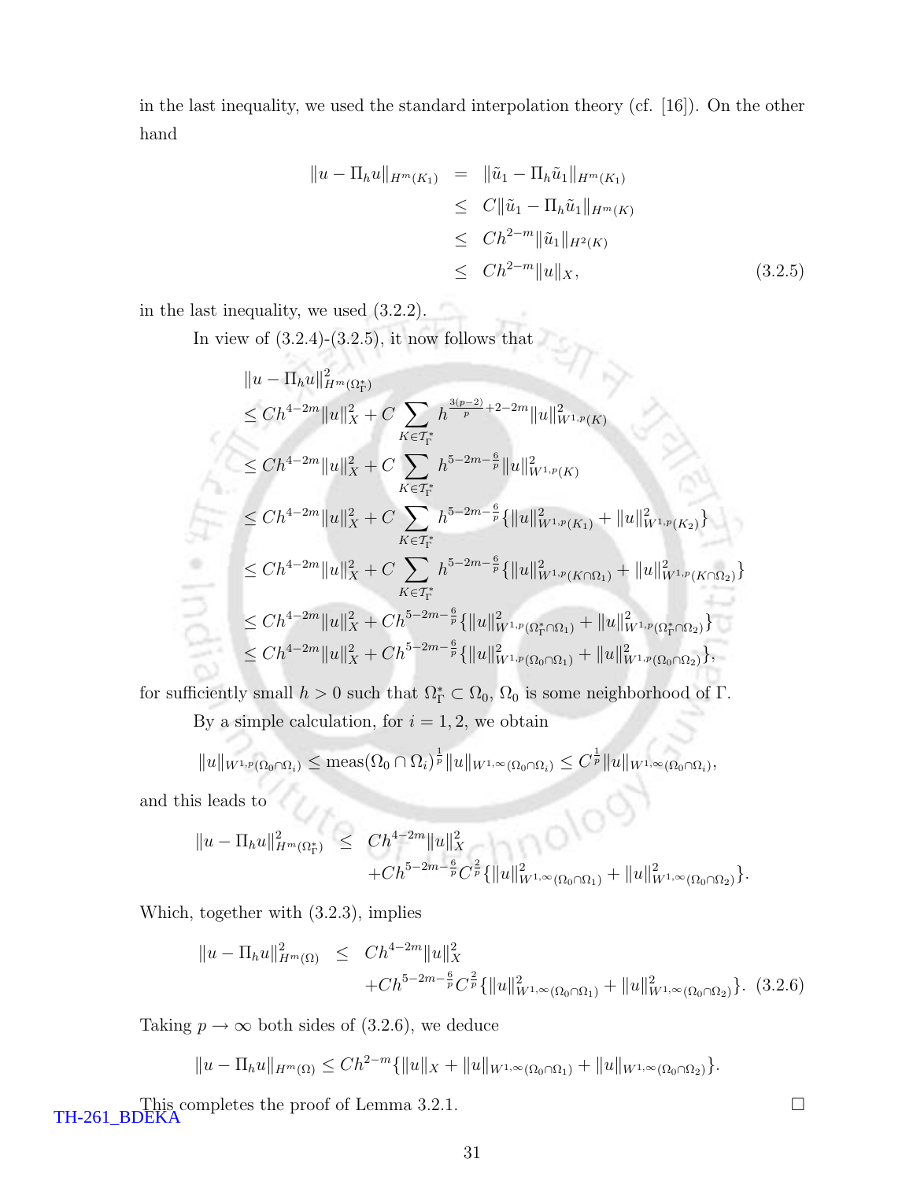in the last inequality, we used the standard interpolation theory (cf. [16]). On the other hand

$$
\begin{aligned}
\|u - \Pi_h u\|_{H^m(K_1)} &= \|\tilde{u}_1 - \Pi_h \tilde{u}_1\|_{H^m(K_1)} \\
&\leq C\|\tilde{u}_1 - \Pi_h \tilde{u}_1\|_{H^m(K)} \\
&\leq Ch^{2-m}\|\tilde{u}_1\|_{H^2(K)} \\
&\leq Ch^{2-m}\|u\|_X, \qquad (3.2.5)
\end{aligned}
$$

in the last inequality, we used (3.2.2).

In view of (3.2.4)-(3.2.5), it now follows that

$$
\begin{aligned}
&\|u - \Pi_h u\|^2_{H^m(\Omega^*_\Gamma)} \\
&\leq Ch^{4-2m}\|u\|^2_X + C\sum_{K\in\mathcal{T}^*_\Gamma} h^{\frac{3(p-2)}{p}+2-2m}\|u\|^2_{W^{1,p}(K)} \\
&\leq Ch^{4-2m}\|u\|^2_X + C\sum_{K\in\mathcal{T}^*_\Gamma} h^{5-2m-\frac{6}{p}}\|u\|^2_{W^{1,p}(K)} \\
&\leq Ch^{4-2m}\|u\|^2_X + C\sum_{K\in\mathcal{T}^*_\Gamma} h^{5-2m-\frac{6}{p}}\{\|u\|^2_{W^{1,p}(K_1)} + \|u\|^2_{W^{1,p}(K_2)}\} \\
&\leq Ch^{4-2m}\|u\|^2_X + C\sum_{K\in\mathcal{T}^*_\Gamma} h^{5-2m-\frac{6}{p}}\{\|u\|^2_{W^{1,p}(K\cap\Omega_1)} + \|u\|^2_{W^{1,p}(K\cap\Omega_2)}\} \\
&\leq Ch^{4-2m}\|u\|^2_X + Ch^{5-2m-\frac{6}{p}}\{\|u\|^2_{W^{1,p}(\Omega^*_\Gamma\cap\Omega_1)} + \|u\|^2_{W^{1,p}(\Omega^*_\Gamma\cap\Omega_2)}\} \\
&\leq Ch^{4-2m}\|u\|^2_X + Ch^{5-2m-\frac{6}{p}}\{\|u\|^2_{W^{1,p}(\Omega_0\cap\Omega_1)} + \|u\|^2_{W^{1,p}(\Omega_0\cap\Omega_2)}\},
\end{aligned}
$$

for sufficiently small $h > 0$ such that $\Omega^*_\Gamma \subset \Omega_0$, $\Omega_0$ is some neighborhood of $\Gamma$.

By a simple calculation, for $i = 1, 2$, we obtain

$$
\|u\|_{W^{1,p}(\Omega_0\cap\Omega_i)} \leq \text{meas}(\Omega_0\cap\Omega_i)^{\frac{1}{p}}\|u\|_{W^{1,\infty}(\Omega_0\cap\Omega_i)} \leq C^{\frac{1}{p}}\|u\|_{W^{1,\infty}(\Omega_0\cap\Omega_i)},
$$

and this leads to

$$
\begin{aligned}
\|u - \Pi_h u\|^2_{H^m(\Omega^*_\Gamma)} \leq\ & Ch^{4-2m}\|u\|^2_X \\
&+ Ch^{5-2m-\frac{6}{p}}C^{\frac{2}{p}}\{\|u\|^2_{W^{1,\infty}(\Omega_0\cap\Omega_1)} + \|u\|^2_{W^{1,\infty}(\Omega_0\cap\Omega_2)}\}.
\end{aligned}
$$

Which, together with (3.2.3), implies

$$
\begin{aligned}
\|u - \Pi_h u\|^2_{H^m(\Omega)} \leq\ & Ch^{4-2m}\|u\|^2_X \\
&+ Ch^{5-2m-\frac{6}{p}}C^{\frac{2}{p}}\{\|u\|^2_{W^{1,\infty}(\Omega_0\cap\Omega_1)} + \|u\|^2_{W^{1,\infty}(\Omega_0\cap\Omega_2)}\}. \quad (3.2.6)
\end{aligned}
$$

Taking $p \to \infty$ both sides of (3.2.6), we deduce

$$
\|u - \Pi_h u\|_{H^m(\Omega)} \leq Ch^{2-m}\{\|u\|_X + \|u\|_{W^{1,\infty}(\Omega_0\cap\Omega_1)} + \|u\|_{W^{1,\infty}(\Omega_0\cap\Omega_2)}\}.
$$

This completes the proof of Lemma 3.2.1. □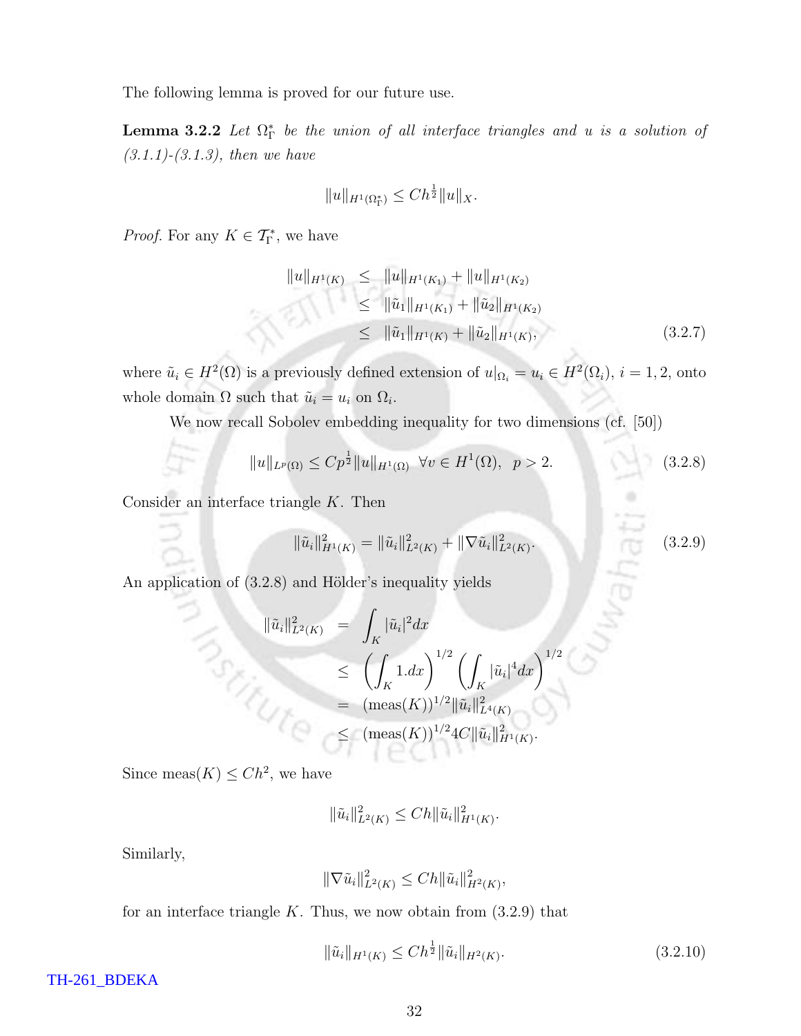The following lemma is proved for our future use.

**Lemma 3.2.2** *Let $\Omega_\Gamma^*$ be the union of all interface triangles and $u$ is a solution of (3.1.1)-(3.1.3), then we have*

$$\|u\|_{H^1(\Omega_\Gamma^*)} \leq Ch^{\frac{1}{2}}\|u\|_X.$$

*Proof.* For any $K \in \mathcal{T}_\Gamma^*$, we have

$$\begin{aligned} \|u\|_{H^1(K)} &\leq \|u\|_{H^1(K_1)} + \|u\|_{H^1(K_2)} \\ &\leq \|\tilde{u}_1\|_{H^1(K_1)} + \|\tilde{u}_2\|_{H^1(K_2)} \\ &\leq \|\tilde{u}_1\|_{H^1(K)} + \|\tilde{u}_2\|_{H^1(K)}, \end{aligned} \tag{3.2.7}$$

where $\tilde{u}_i \in H^2(\Omega)$ is a previously defined extension of $u|_{\Omega_i} = u_i \in H^2(\Omega_i)$, $i = 1, 2$, onto whole domain $\Omega$ such that $\tilde{u}_i = u_i$ on $\Omega_i$.

We now recall Sobolev embedding inequality for two dimensions (cf. [50])

$$\|u\|_{L^p(\Omega)} \leq Cp^{\frac{1}{2}}\|u\|_{H^1(\Omega)} \quad \forall v \in H^1(\Omega), \quad p > 2. \tag{3.2.8}$$

Consider an interface triangle $K$. Then

$$\|\tilde{u}_i\|^2_{H^1(K)} = \|\tilde{u}_i\|^2_{L^2(K)} + \|\nabla\tilde{u}_i\|^2_{L^2(K)}. \tag{3.2.9}$$

An application of (3.2.8) and Hölder's inequality yields

$$\begin{aligned} \|\tilde{u}_i\|^2_{L^2(K)} &= \int_K |\tilde{u}_i|^2 dx \\ &\leq \left(\int_K 1.dx\right)^{1/2} \left(\int_K |\tilde{u}_i|^4 dx\right)^{1/2} \\ &= (\text{meas}(K))^{1/2}\|\tilde{u}_i\|^2_{L^4(K)} \\ &\leq (\text{meas}(K))^{1/2} 4C\|\tilde{u}_i\|^2_{H^1(K)}. \end{aligned}$$

Since $\text{meas}(K) \leq Ch^2$, we have

$$\|\tilde{u}_i\|^2_{L^2(K)} \leq Ch\|\tilde{u}_i\|^2_{H^1(K)}.$$

Similarly,

$$\|\nabla\tilde{u}_i\|^2_{L^2(K)} \leq Ch\|\tilde{u}_i\|^2_{H^2(K)},$$

for an interface triangle $K$. Thus, we now obtain from (3.2.9) that

$$\|\tilde{u}_i\|_{H^1(K)} \leq Ch^{\frac{1}{2}}\|\tilde{u}_i\|_{H^2(K)}. \tag{3.2.10}$$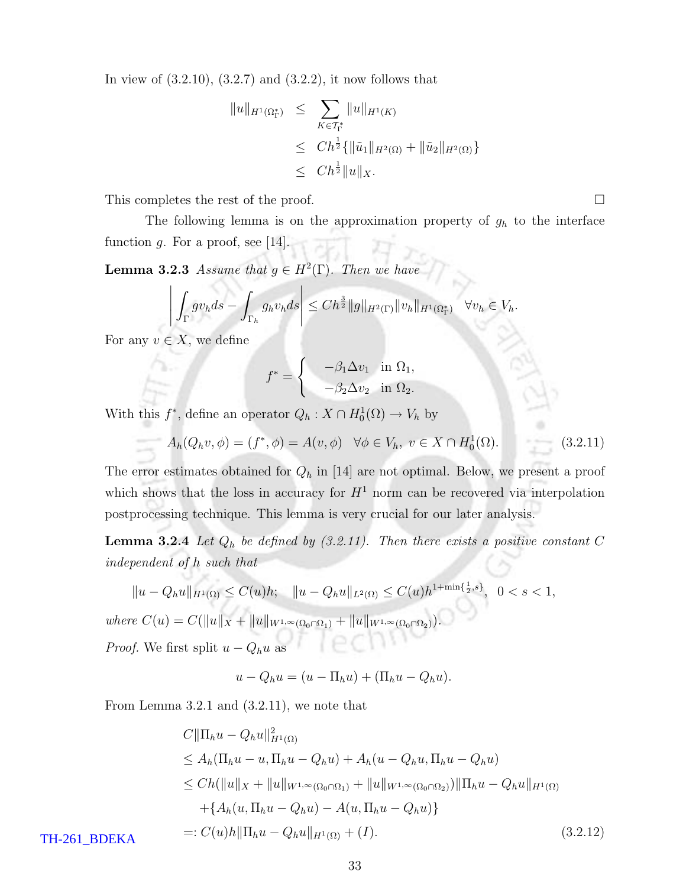In view of (3.2.10), (3.2.7) and (3.2.2), it now follows that

$$
\begin{aligned}
\|u\|_{H^1(\Omega_\Gamma^*)} &\leq \sum_{K\in\mathcal{T}_\Gamma^*} \|u\|_{H^1(K)} \\
&\leq Ch^{\frac{1}{2}}\{\|\tilde{u}_1\|_{H^2(\Omega)} + \|\tilde{u}_2\|_{H^2(\Omega)}\} \\
&\leq Ch^{\frac{1}{2}}\|u\|_X.
\end{aligned}
$$

This completes the rest of the proof. □

The following lemma is on the approximation property of $g_h$ to the interface function $g$. For a proof, see [14].

**Lemma 3.2.3** *Assume that $g \in H^2(\Gamma)$. Then we have*

$$
\left| \int_\Gamma g v_h ds - \int_{\Gamma_h} g_h v_h ds \right| \leq Ch^{\frac{3}{2}}\|g\|_{H^2(\Gamma)}\|v_h\|_{H^1(\Omega_\Gamma^*)} \quad \forall v_h \in V_h.
$$

For any $v \in X$, we define

$$
f^* = \begin{cases} -\beta_1\Delta v_1 & \text{in } \Omega_1, \\ -\beta_2\Delta v_2 & \text{in } \Omega_2. \end{cases}
$$

With this $f^*$, define an operator $Q_h : X \cap H_0^1(\Omega) \to V_h$ by

$$
A_h(Q_h v, \phi) = (f^*, \phi) = A(v, \phi) \quad \forall \phi \in V_h,\ v \in X \cap H_0^1(\Omega). \tag{3.2.11}
$$

The error estimates obtained for $Q_h$ in [14] are not optimal. Below, we present a proof which shows that the loss in accuracy for $H^1$ norm can be recovered via interpolation postprocessing technique. This lemma is very crucial for our later analysis.

**Lemma 3.2.4** *Let $Q_h$ be defined by (3.2.11). Then there exists a positive constant $C$ independent of $h$ such that*

$$
\|u - Q_h u\|_{H^1(\Omega)} \leq C(u)h; \quad \|u - Q_h u\|_{L^2(\Omega)} \leq C(u)h^{1+\min\{\frac{1}{2},s\}}, \quad 0 < s < 1,
$$

*where $C(u) = C(\|u\|_X + \|u\|_{W^{1,\infty}(\Omega_0\cap\Omega_1)} + \|u\|_{W^{1,\infty}(\Omega_0\cap\Omega_2)})$.*

*Proof.* We first split $u - Q_h u$ as

$$
u - Q_h u = (u - \Pi_h u) + (\Pi_h u - Q_h u).
$$

From Lemma 3.2.1 and (3.2.11), we note that

$$
\begin{aligned}
& C\|\Pi_h u - Q_h u\|^2_{H^1(\Omega)} \\
& \leq A_h(\Pi_h u - u, \Pi_h u - Q_h u) + A_h(u - Q_h u, \Pi_h u - Q_h u) \\
& \leq Ch(\|u\|_X + \|u\|_{W^{1,\infty}(\Omega_0\cap\Omega_1)} + \|u\|_{W^{1,\infty}(\Omega_0\cap\Omega_2)})\|\Pi_h u - Q_h u\|_{H^1(\Omega)} \\
& \quad + \{A_h(u, \Pi_h u - Q_h u) - A(u, \Pi_h u - Q_h u)\} \\
& =: C(u)h\|\Pi_h u - Q_h u\|_{H^1(\Omega)} + (I).
\end{aligned} \tag{3.2.12}
$$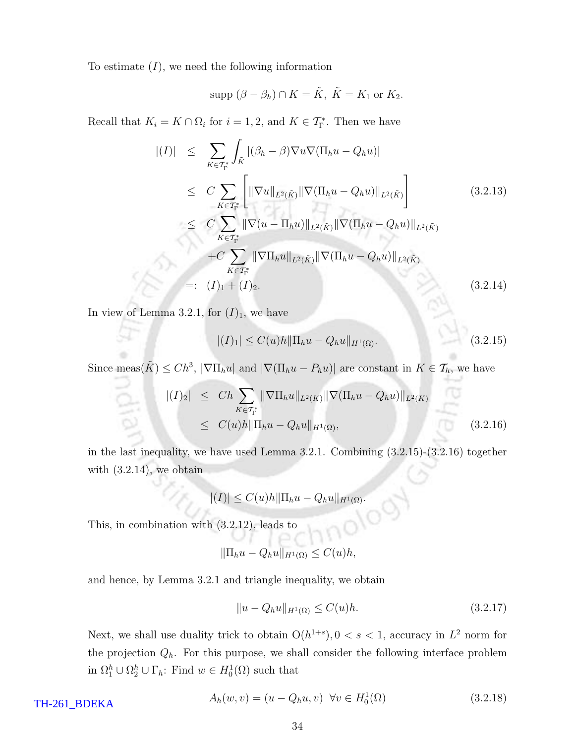To estimate $(I)$, we need the following information

$$\text{supp } (\beta - \beta_h) \cap K = \tilde{K}, \ \tilde{K} = K_1 \text{ or } K_2.$$

Recall that $K_i = K \cap \Omega_i$ for $i = 1, 2$, and $K \in \mathcal{T}_\Gamma^*$. Then we have

$$
\begin{aligned}
|(I)| &\leq \sum_{K \in \mathcal{T}_\Gamma^*} \int_{\tilde{K}} |(\beta_h - \beta) \nabla u \nabla (\Pi_h u - Q_h u)| \\
&\leq C \sum_{K \in \mathcal{T}_\Gamma^*} \left[ \|\nabla u\|_{L^2(\tilde{K})} \|\nabla (\Pi_h u - Q_h u)\|_{L^2(\tilde{K})} \right] \qquad (3.2.13) \\
&\leq C \sum_{K \in \mathcal{T}_\Gamma^*} \|\nabla (u - \Pi_h u)\|_{L^2(\tilde{K})} \|\nabla (\Pi_h u - Q_h u)\|_{L^2(\tilde{K})} \\
&\quad + C \sum_{K \in \mathcal{T}_\Gamma^*} \|\nabla \Pi_h u\|_{L^2(\tilde{K})} \|\nabla (\Pi_h u - Q_h u)\|_{L^2(\tilde{K})} \\
&=: (I)_1 + (I)_2. \qquad (3.2.14)
\end{aligned}
$$

In view of Lemma 3.2.1, for $(I)_1$, we have

$$|(I)_1| \leq C(u) h \|\Pi_h u - Q_h u\|_{H^1(\Omega)}. \qquad (3.2.15)$$

Since meas$(\tilde{K}) \leq C h^3$, $|\nabla \Pi_h u|$ and $|\nabla (\Pi_h u - P_h u)|$ are constant in $K \in \mathcal{T}_h$, we have

$$
\begin{aligned}
|(I)_2| &\leq C h \sum_{K \in \mathcal{T}_\Gamma^*} \|\nabla \Pi_h u\|_{L^2(K)} \|\nabla (\Pi_h u - Q_h u)\|_{L^2(K)} \\
&\leq C(u) h \|\Pi_h u - Q_h u\|_{H^1(\Omega)}, \qquad (3.2.16)
\end{aligned}
$$

in the last inequality, we have used Lemma 3.2.1. Combining (3.2.15)-(3.2.16) together with (3.2.14), we obtain

$$|(I)| \leq C(u) h \|\Pi_h u - Q_h u\|_{H^1(\Omega)}.$$

This, in combination with (3.2.12), leads to

$$\|\Pi_h u - Q_h u\|_{H^1(\Omega)} \leq C(u) h,$$

and hence, by Lemma 3.2.1 and triangle inequality, we obtain

$$\|u - Q_h u\|_{H^1(\Omega)} \leq C(u) h. \qquad (3.2.17)$$

Next, we shall use duality trick to obtain $O(h^{1+s}), 0 < s < 1$, accuracy in $L^2$ norm for the projection $Q_h$. For this purpose, we shall consider the following interface problem in $\Omega_1^h \cup \Omega_2^h \cup \Gamma_h$: Find $w \in H_0^1(\Omega)$ such that

$$A_h(w, v) = (u - Q_h u, v) \ \ \forall v \in H_0^1(\Omega) \qquad (3.2.18)$$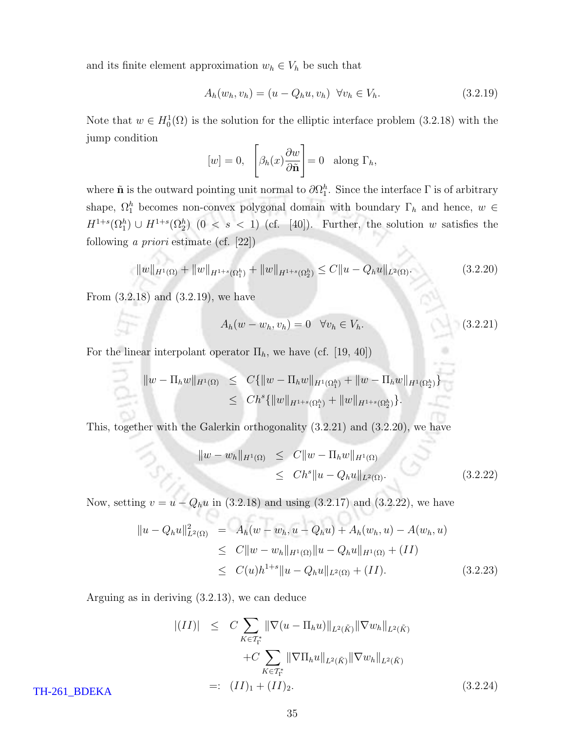and its finite element approximation $w_h \in V_h$ be such that

$$A_h(w_h, v_h) = (u - Q_h u, v_h) \;\; \forall v_h \in V_h. \tag{3.2.19}$$

Note that $w \in H_0^1(\Omega)$ is the solution for the elliptic interface problem (3.2.18) with the jump condition

$$[w] = 0, \quad \left[\beta_h(x)\frac{\partial w}{\partial \tilde{\mathbf{n}}}\right] = 0 \quad \text{along } \Gamma_h,$$

where $\tilde{\mathbf{n}}$ is the outward pointing unit normal to $\partial\Omega_1^h$. Since the interface $\Gamma$ is of arbitrary shape, $\Omega_1^h$ becomes non-convex polygonal domain with boundary $\Gamma_h$ and hence, $w \in H^{1+s}(\Omega_1^h) \cup H^{1+s}(\Omega_2^h)$ $(0 < s < 1)$ (cf. [40]). Further, the solution $w$ satisfies the following *a priori* estimate (cf. [22])

$$\|w\|_{H^1(\Omega)} + \|w\|_{H^{1+s}(\Omega_1^h)} + \|w\|_{H^{1+s}(\Omega_2^h)} \le C\|u - Q_h u\|_{L^2(\Omega)}. \tag{3.2.20}$$

From (3.2.18) and (3.2.19), we have

$$A_h(w - w_h, v_h) = 0 \quad \forall v_h \in V_h. \tag{3.2.21}$$

For the linear interpolant operator $\Pi_h$, we have (cf. [19, 40])

$$\begin{aligned}
\|w - \Pi_h w\|_{H^1(\Omega)} &\le C\{\|w - \Pi_h w\|_{H^1(\Omega_1^h)} + \|w - \Pi_h w\|_{H^1(\Omega_2^h)}\} \\
&\le Ch^s\{\|w\|_{H^{1+s}(\Omega_1^h)} + \|w\|_{H^{1+s}(\Omega_2^h)}\}.
\end{aligned}$$

This, together with the Galerkin orthogonality (3.2.21) and (3.2.20), we have

$$\begin{aligned}
\|w - w_h\|_{H^1(\Omega)} &\le C\|w - \Pi_h w\|_{H^1(\Omega)} \\
&\le Ch^s\|u - Q_h u\|_{L^2(\Omega)}.
\end{aligned} \tag{3.2.22}$$

Now, setting $v = u - Q_h u$ in (3.2.18) and using (3.2.17) and (3.2.22), we have

$$\begin{aligned}
\|u - Q_h u\|_{L^2(\Omega)}^2 &= A_h(w - w_h, u - Q_h u) + A_h(w_h, u) - A(w_h, u) \\
&\le C\|w - w_h\|_{H^1(\Omega)}\|u - Q_h u\|_{H^1(\Omega)} + (II) \\
&\le C(u)h^{1+s}\|u - Q_h u\|_{L^2(\Omega)} + (II).
\end{aligned} \tag{3.2.23}$$

Arguing as in deriving (3.2.13), we can deduce

$$\begin{aligned}
|(II)| &\le C\sum_{K \in \mathcal{T}_\Gamma^*} \|\nabla(u - \Pi_h u)\|_{L^2(\tilde{K})}\|\nabla w_h\|_{L^2(\tilde{K})} \\
&\quad + C\sum_{K \in \mathcal{T}_\Gamma^*} \|\nabla \Pi_h u\|_{L^2(\tilde{K})}\|\nabla w_h\|_{L^2(\tilde{K})} \\
&=: (II)_1 + (II)_2.
\end{aligned} \tag{3.2.24}$$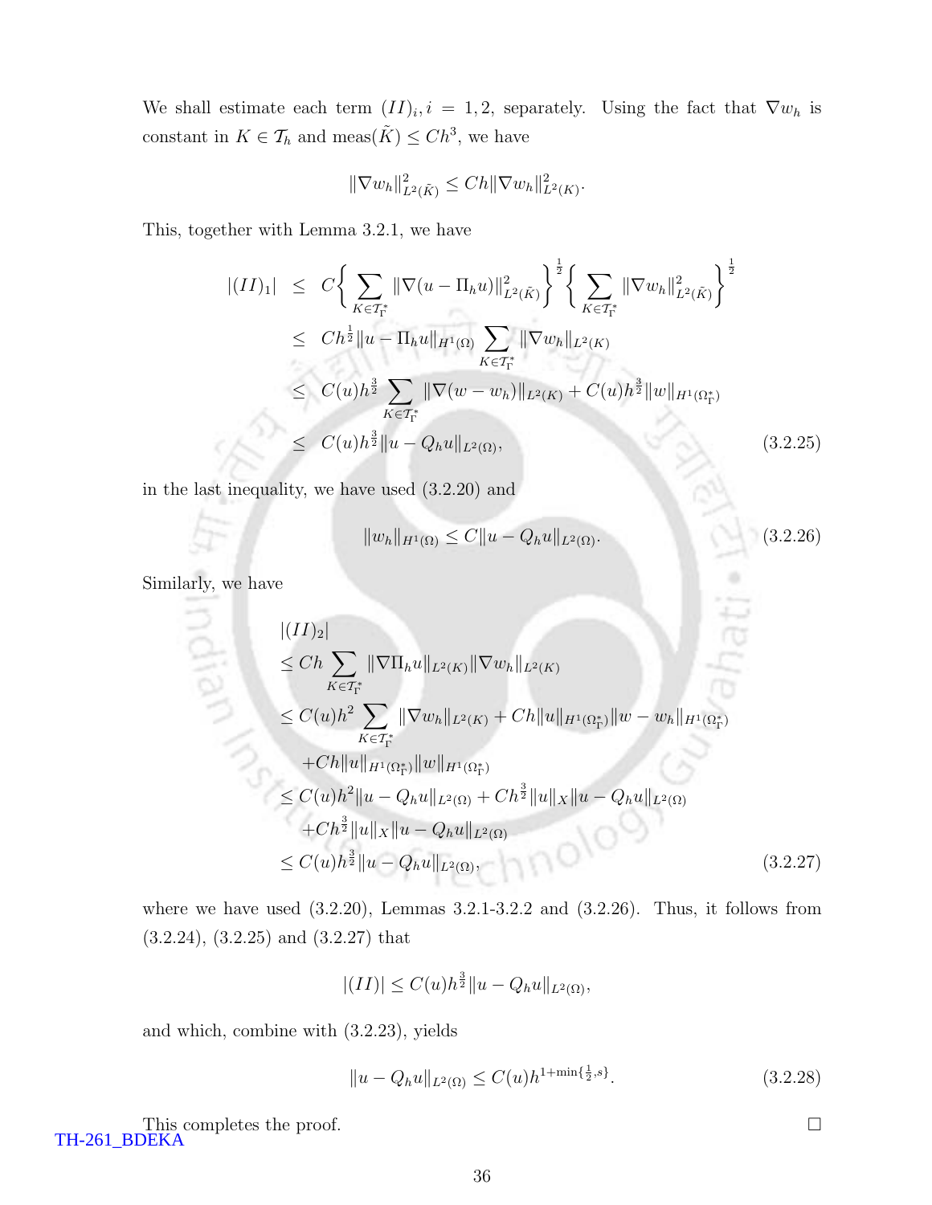We shall estimate each term $(II)_i, i = 1, 2$, separately. Using the fact that $\nabla w_h$ is constant in $K \in \mathcal{T}_h$ and meas$(\tilde{K}) \leq Ch^3$, we have

$$\|\nabla w_h\|^2_{L^2(\tilde{K})} \leq Ch\|\nabla w_h\|^2_{L^2(K)}.$$

This, together with Lemma 3.2.1, we have

$$\begin{aligned}
|(II)_1| &\leq C\Big\{\sum_{K\in\mathcal{T}_\Gamma^*} \|\nabla(u-\Pi_h u)\|^2_{L^2(\tilde{K})}\Big\}^{\frac{1}{2}} \Big\{\sum_{K\in\mathcal{T}_\Gamma^*} \|\nabla w_h\|^2_{L^2(\tilde{K})}\Big\}^{\frac{1}{2}} \\
&\leq Ch^{\frac{1}{2}}\|u-\Pi_h u\|_{H^1(\Omega)} \sum_{K\in\mathcal{T}_\Gamma^*} \|\nabla w_h\|_{L^2(K)} \\
&\leq C(u)h^{\frac{3}{2}} \sum_{K\in\mathcal{T}_\Gamma^*} \|\nabla(w-w_h)\|_{L^2(K)} + C(u)h^{\frac{3}{2}}\|w\|_{H^1(\Omega_\Gamma^*)} \\
&\leq C(u)h^{\frac{3}{2}}\|u-Q_h u\|_{L^2(\Omega)}, \qquad (3.2.25)
\end{aligned}$$

in the last inequality, we have used (3.2.20) and

$$\|w_h\|_{H^1(\Omega)} \leq C\|u-Q_h u\|_{L^2(\Omega)}. \qquad (3.2.26)$$

Similarly, we have

$$\begin{aligned}
&|(II)_2| \\
&\leq Ch\sum_{K\in\mathcal{T}_\Gamma^*} \|\nabla\Pi_h u\|_{L^2(K)}\|\nabla w_h\|_{L^2(K)} \\
&\leq C(u)h^2\sum_{K\in\mathcal{T}_\Gamma^*} \|\nabla w_h\|_{L^2(K)} + Ch\|u\|_{H^1(\Omega_\Gamma^*)}\|w-w_h\|_{H^1(\Omega_\Gamma^*)} \\
&\quad + Ch\|u\|_{H^1(\Omega_\Gamma^*)}\|w\|_{H^1(\Omega_\Gamma^*)} \\
&\leq C(u)h^2\|u-Q_h u\|_{L^2(\Omega)} + Ch^{\frac{3}{2}}\|u\|_X\|u-Q_h u\|_{L^2(\Omega)} \\
&\quad + Ch^{\frac{3}{2}}\|u\|_X\|u-Q_h u\|_{L^2(\Omega)} \\
&\leq C(u)h^{\frac{3}{2}}\|u-Q_h u\|_{L^2(\Omega)}, \qquad (3.2.27)
\end{aligned}$$

where we have used (3.2.20), Lemmas 3.2.1-3.2.2 and (3.2.26). Thus, it follows from (3.2.24), (3.2.25) and (3.2.27) that

$$|(II)| \leq C(u)h^{\frac{3}{2}}\|u-Q_h u\|_{L^2(\Omega)},$$

and which, combine with (3.2.23), yields

$$\|u-Q_h u\|_{L^2(\Omega)} \leq C(u)h^{1+\min\{\frac{1}{2},s\}}. \qquad (3.2.28)$$

This completes the proof. $\square$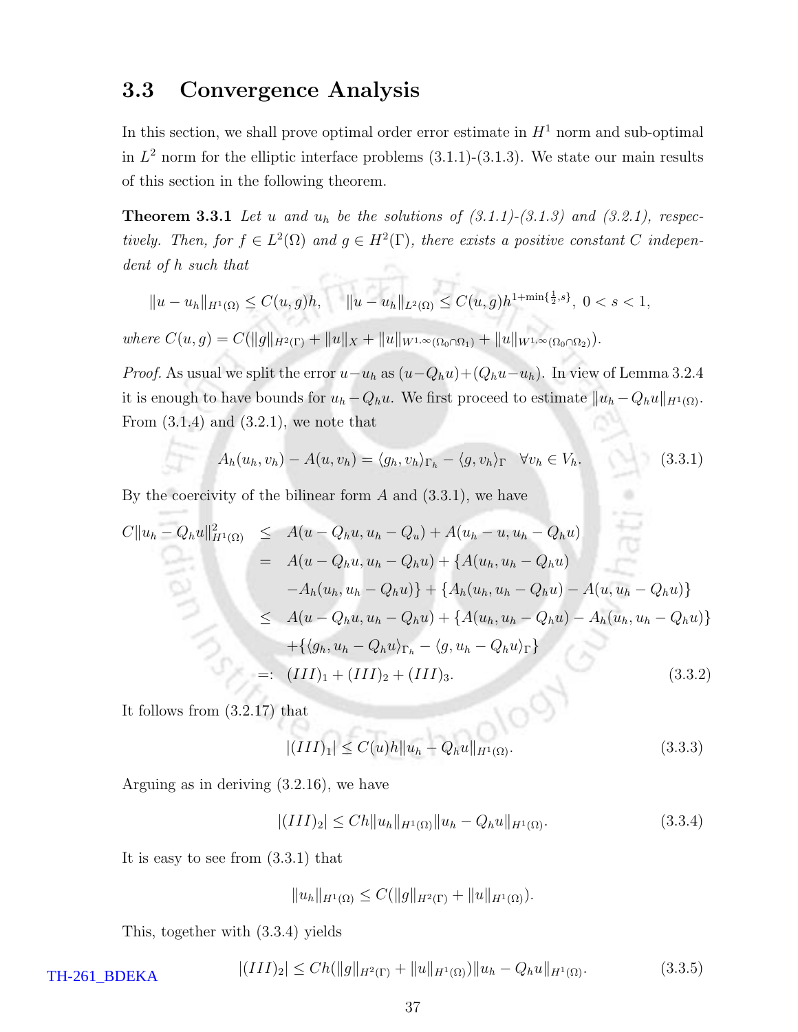## 3.3 Convergence Analysis

In this section, we shall prove optimal order error estimate in $H^1$ norm and sub-optimal in $L^2$ norm for the elliptic interface problems (3.1.1)-(3.1.3). We state our main results of this section in the following theorem.

**Theorem 3.3.1** *Let $u$ and $u_h$ be the solutions of (3.1.1)-(3.1.3) and (3.2.1), respectively. Then, for $f \in L^2(\Omega)$ and $g \in H^2(\Gamma)$, there exists a positive constant $C$ independent of $h$ such that*

$$\|u - u_h\|_{H^1(\Omega)} \leq C(u,g)h, \quad \|u - u_h\|_{L^2(\Omega)} \leq C(u,g)h^{1+\min\{\frac{1}{2},s\}},\ 0 < s < 1,$$

*where $C(u,g) = C(\|g\|_{H^2(\Gamma)} + \|u\|_X + \|u\|_{W^{1,\infty}(\Omega_0 \cap \Omega_1)} + \|u\|_{W^{1,\infty}(\Omega_0 \cap \Omega_2)})$.*

*Proof.* As usual we split the error $u - u_h$ as $(u - Q_h u) + (Q_h u - u_h)$. In view of Lemma 3.2.4 it is enough to have bounds for $u_h - Q_h u$. We first proceed to estimate $\|u_h - Q_h u\|_{H^1(\Omega)}$. From (3.1.4) and (3.2.1), we note that

$$A_h(u_h, v_h) - A(u, v_h) = \langle g_h, v_h \rangle_{\Gamma_h} - \langle g, v_h \rangle_{\Gamma} \quad \forall v_h \in V_h. \tag{3.3.1}$$

By the coercivity of the bilinear form $A$ and (3.3.1), we have

$$\begin{aligned}
C\|u_h - Q_h u\|^2_{H^1(\Omega)} &\leq A(u - Q_h u, u_h - Q_u) + A(u_h - u, u_h - Q_h u) \\
&= A(u - Q_h u, u_h - Q_h u) + \{A(u_h, u_h - Q_h u) \\
&\quad - A_h(u_h, u_h - Q_h u)\} + \{A_h(u_h, u_h - Q_h u) - A(u, u_h - Q_h u)\} \\
&\leq A(u - Q_h u, u_h - Q_h u) + \{A(u_h, u_h - Q_h u) - A_h(u_h, u_h - Q_h u)\} \\
&\quad + \{\langle g_h, u_h - Q_h u \rangle_{\Gamma_h} - \langle g, u_h - Q_h u \rangle_{\Gamma}\} \\
&=: (III)_1 + (III)_2 + (III)_3.
\end{aligned} \tag{3.3.2}$$

It follows from (3.2.17) that

$$|(III)_1| \leq C(u)h\|u_h - Q_h u\|_{H^1(\Omega)}. \tag{3.3.3}$$

Arguing as in deriving (3.2.16), we have

$$|(III)_2| \leq Ch\|u_h\|_{H^1(\Omega)}\|u_h - Q_h u\|_{H^1(\Omega)}. \tag{3.3.4}$$

It is easy to see from (3.3.1) that

$$\|u_h\|_{H^1(\Omega)} \leq C(\|g\|_{H^2(\Gamma)} + \|u\|_{H^1(\Omega)}).$$

This, together with (3.3.4) yields

$$|(III)_2| \leq Ch(\|g\|_{H^2(\Gamma)} + \|u\|_{H^1(\Omega)})\|u_h - Q_h u\|_{H^1(\Omega)}. \tag{3.3.5}$$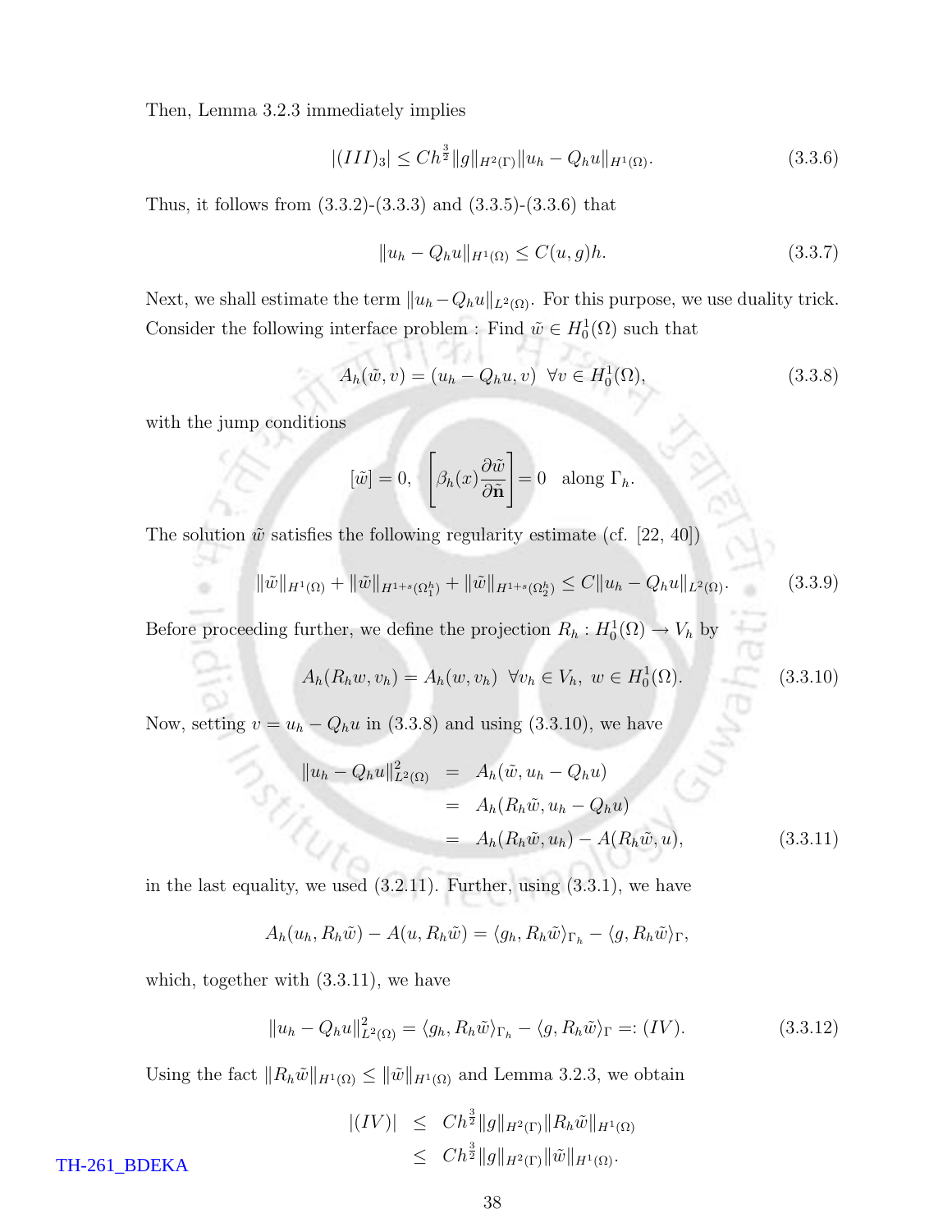Then, Lemma 3.2.3 immediately implies

$$|(III)_3| \leq Ch^{\frac{3}{2}} \|g\|_{H^2(\Gamma)} \|u_h - Q_h u\|_{H^1(\Omega)}. \tag{3.3.6}$$

Thus, it follows from (3.3.2)-(3.3.3) and (3.3.5)-(3.3.6) that

$$\|u_h - Q_h u\|_{H^1(\Omega)} \leq C(u, g)h. \tag{3.3.7}$$

Next, we shall estimate the term $\|u_h - Q_h u\|_{L^2(\Omega)}$. For this purpose, we use duality trick. Consider the following interface problem : Find $\tilde{w} \in H_0^1(\Omega)$ such that

$$A_h(\tilde{w}, v) = (u_h - Q_h u, v) \;\; \forall v \in H_0^1(\Omega), \tag{3.3.8}$$

with the jump conditions

$$[\tilde{w}] = 0, \quad \left[\beta_h(x) \frac{\partial \tilde{w}}{\partial \tilde{\mathbf{n}}}\right] = 0 \quad \text{along } \Gamma_h.$$

The solution $\tilde{w}$ satisfies the following regularity estimate (cf. [22, 40])

$$\|\tilde{w}\|_{H^1(\Omega)} + \|\tilde{w}\|_{H^{1+s}(\Omega_1^h)} + \|\tilde{w}\|_{H^{1+s}(\Omega_2^h)} \leq C\|u_h - Q_h u\|_{L^2(\Omega)}. \tag{3.3.9}$$

Before proceeding further, we define the projection $R_h : H_0^1(\Omega) \to V_h$ by

$$A_h(R_h w, v_h) = A_h(w, v_h) \;\; \forall v_h \in V_h, \;\; w \in H_0^1(\Omega). \tag{3.3.10}$$

Now, setting $v = u_h - Q_h u$ in (3.3.8) and using (3.3.10), we have

$$\begin{aligned} \|u_h - Q_h u\|_{L^2(\Omega)}^2 &= A_h(\tilde{w}, u_h - Q_h u) \\ &= A_h(R_h \tilde{w}, u_h - Q_h u) \\ &= A_h(R_h \tilde{w}, u_h) - A(R_h \tilde{w}, u), \end{aligned} \tag{3.3.11}$$

in the last equality, we used (3.2.11). Further, using (3.3.1), we have

$$A_h(u_h, R_h \tilde{w}) - A(u, R_h \tilde{w}) = \langle g_h, R_h \tilde{w} \rangle_{\Gamma_h} - \langle g, R_h \tilde{w} \rangle_{\Gamma},$$

which, together with (3.3.11), we have

$$\|u_h - Q_h u\|_{L^2(\Omega)}^2 = \langle g_h, R_h \tilde{w} \rangle_{\Gamma_h} - \langle g, R_h \tilde{w} \rangle_{\Gamma} =: (IV). \tag{3.3.12}$$

Using the fact $\|R_h \tilde{w}\|_{H^1(\Omega)} \leq \|\tilde{w}\|_{H^1(\Omega)}$ and Lemma 3.2.3, we obtain

$$\begin{aligned} |(IV)| &\leq Ch^{\frac{3}{2}} \|g\|_{H^2(\Gamma)} \|R_h \tilde{w}\|_{H^1(\Omega)} \\ &\leq Ch^{\frac{3}{2}} \|g\|_{H^2(\Gamma)} \|\tilde{w}\|_{H^1(\Omega)}. \end{aligned}$$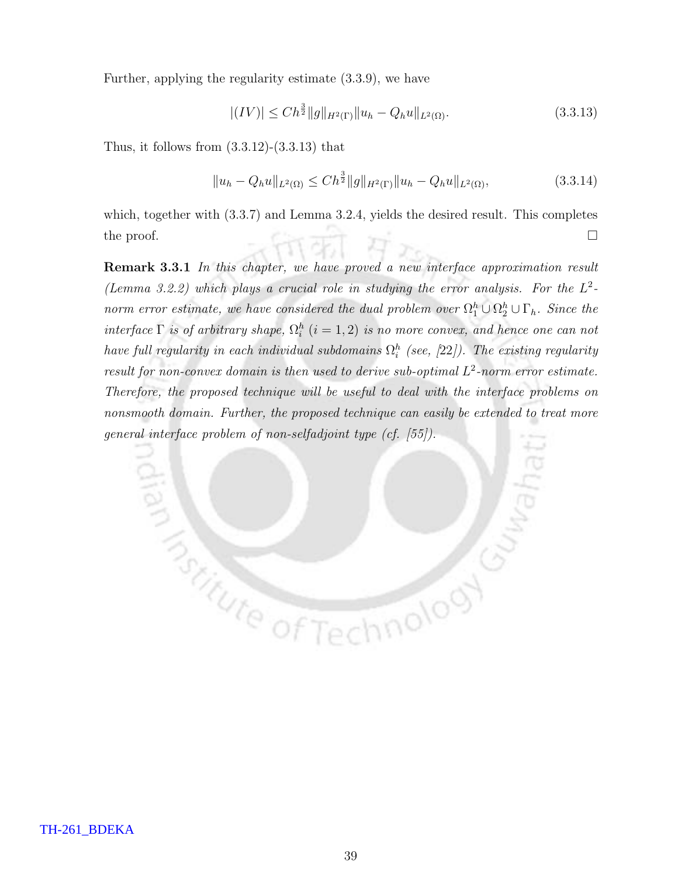Further, applying the regularity estimate (3.3.9), we have

$$|(IV)| \leq Ch^{\frac{3}{2}} \|g\|_{H^2(\Gamma)} \|u_h - Q_h u\|_{L^2(\Omega)}. \tag{3.3.13}$$

Thus, it follows from (3.3.12)-(3.3.13) that

$$\|u_h - Q_h u\|_{L^2(\Omega)} \leq Ch^{\frac{3}{2}} \|g\|_{H^2(\Gamma)} \|u_h - Q_h u\|_{L^2(\Omega)}, \tag{3.3.14}$$

which, together with (3.3.7) and Lemma 3.2.4, yields the desired result. This completes the proof. □

**Remark 3.3.1** *In this chapter, we have proved a new interface approximation result (Lemma 3.2.2) which plays a crucial role in studying the error analysis. For the $L^2$-norm error estimate, we have considered the dual problem over $\Omega_1^h \cup \Omega_2^h \cup \Gamma_h$. Since the interface $\Gamma$ is of arbitrary shape, $\Omega_i^h$ $(i = 1, 2)$ is no more convex, and hence one can not have full regularity in each individual subdomains $\Omega_i^h$ (see, [22]). The existing regularity result for non-convex domain is then used to derive sub-optimal $L^2$-norm error estimate. Therefore, the proposed technique will be useful to deal with the interface problems on nonsmooth domain. Further, the proposed technique can easily be extended to treat more general interface problem of non-selfadjoint type (cf. [55]).*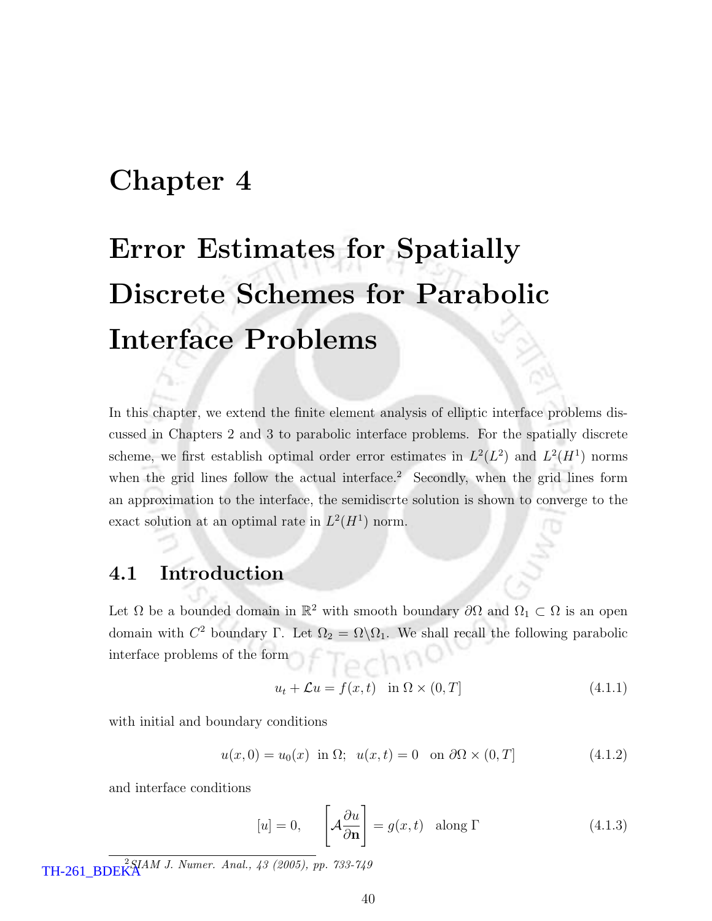# Chapter 4

# Error Estimates for Spatially Discrete Schemes for Parabolic Interface Problems

In this chapter, we extend the finite element analysis of elliptic interface problems discussed in Chapters 2 and 3 to parabolic interface problems. For the spatially discrete scheme, we first establish optimal order error estimates in $L^2(L^2)$ and $L^2(H^1)$ norms when the grid lines follow the actual interface.[2] Secondly, when the grid lines form an approximation to the interface, the semidiscrte solution is shown to converge to the exact solution at an optimal rate in $L^2(H^1)$ norm.

## 4.1 Introduction

Let $\Omega$ be a bounded domain in $\mathbb{R}^2$ with smooth boundary $\partial\Omega$ and $\Omega_1 \subset \Omega$ is an open domain with $C^2$ boundary $\Gamma$. Let $\Omega_2 = \Omega \backslash \Omega_1$. We shall recall the following parabolic interface problems of the form

$$u_t + \mathcal{L}u = f(x,t) \quad \text{in } \Omega \times (0,T] \tag{4.1.1}$$

with initial and boundary conditions

$$u(x,0) = u_0(x) \ \text{ in } \Omega; \ \ u(x,t) = 0 \quad \text{on } \partial\Omega \times (0,T] \tag{4.1.2}$$

and interface conditions

$$[u] = 0, \qquad \left[\mathcal{A}\frac{\partial u}{\partial \mathbf{n}}\right] = g(x,t) \quad \text{along } \Gamma \tag{4.1.3}$$

[2] *SIAM J. Numer. Anal., 43 (2005), pp. 733-749*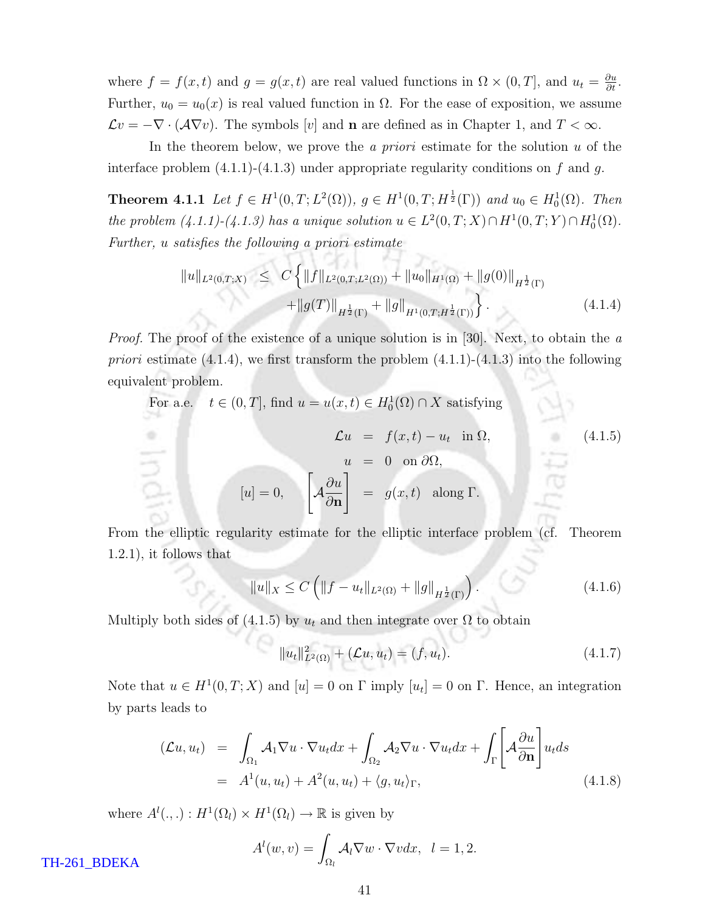where $f = f(x,t)$ and $g = g(x,t)$ are real valued functions in $\Omega \times (0,T]$, and $u_t = \frac{\partial u}{\partial t}$. Further, $u_0 = u_0(x)$ is real valued function in $\Omega$. For the ease of exposition, we assume $\mathcal{L}v = -\nabla \cdot (\mathcal{A}\nabla v)$. The symbols $[v]$ and $\mathbf{n}$ are defined as in Chapter 1, and $T < \infty$.

In the theorem below, we prove the *a priori* estimate for the solution $u$ of the interface problem (4.1.1)-(4.1.3) under appropriate regularity conditions on $f$ and $g$.

**Theorem 4.1.1** *Let $f \in H^1(0,T;L^2(\Omega))$, $g \in H^1(0,T;H^{\frac{1}{2}}(\Gamma))$ and $u_0 \in H_0^1(\Omega)$. Then the problem (4.1.1)-(4.1.3) has a unique solution $u \in L^2(0,T;X) \cap H^1(0,T;Y) \cap H_0^1(\Omega)$. Further, $u$ satisfies the following a priori estimate*

$$
\begin{aligned}
\|u\|_{L^2(0,T;X)} \leq \; & C\Big\{\|f\|_{L^2(0,T;L^2(\Omega))} + \|u_0\|_{H^1(\Omega)} + \|g(0)\|_{H^{\frac{1}{2}}(\Gamma)} \\
& + \|g(T)\|_{H^{\frac{1}{2}}(\Gamma)} + \|g\|_{H^1(0,T;H^{\frac{1}{2}}(\Gamma))}\Big\}. \qquad (4.1.4)
\end{aligned}
$$

*Proof.* The proof of the existence of a unique solution is in [30]. Next, to obtain the *a priori* estimate (4.1.4), we first transform the problem (4.1.1)-(4.1.3) into the following equivalent problem.

For a.e. $\quad t \in (0,T]$, find $u = u(x,t) \in H_0^1(\Omega) \cap X$ satisfying

$$
\begin{aligned}
\mathcal{L}u &= f(x,t) - u_t \quad \text{in } \Omega, \qquad (4.1.5)\\
u &= 0 \quad \text{on } \partial\Omega,\\
[u] = 0, \qquad \left[\mathcal{A}\frac{\partial u}{\partial \mathbf{n}}\right] &= g(x,t) \quad \text{along } \Gamma.
\end{aligned}
$$

From the elliptic regularity estimate for the elliptic interface problem (cf. Theorem 1.2.1), it follows that

$$
\|u\|_X \leq C\left(\|f - u_t\|_{L^2(\Omega)} + \|g\|_{H^{\frac{1}{2}}(\Gamma)}\right). \qquad (4.1.6)
$$

Multiply both sides of (4.1.5) by $u_t$ and then integrate over $\Omega$ to obtain

$$
\|u_t\|^2_{L^2(\Omega)} + (\mathcal{L}u, u_t) = (f, u_t). \qquad (4.1.7)
$$

Note that $u \in H^1(0,T;X)$ and $[u] = 0$ on $\Gamma$ imply $[u_t] = 0$ on $\Gamma$. Hence, an integration by parts leads to

$$
\begin{aligned}
(\mathcal{L}u, u_t) &= \int_{\Omega_1} \mathcal{A}_1 \nabla u \cdot \nabla u_t dx + \int_{\Omega_2} \mathcal{A}_2 \nabla u \cdot \nabla u_t dx + \int_{\Gamma}\left[\mathcal{A}\frac{\partial u}{\partial \mathbf{n}}\right] u_t ds \\
&= A^1(u, u_t) + A^2(u, u_t) + \langle g, u_t\rangle_{\Gamma}, \qquad (4.1.8)
\end{aligned}
$$

where $A^l(.,.) : H^1(\Omega_l) \times H^1(\Omega_l) \to \mathbb{R}$ is given by

$$
A^l(w,v) = \int_{\Omega_l} \mathcal{A}_l \nabla w \cdot \nabla v dx, \quad l = 1, 2.
$$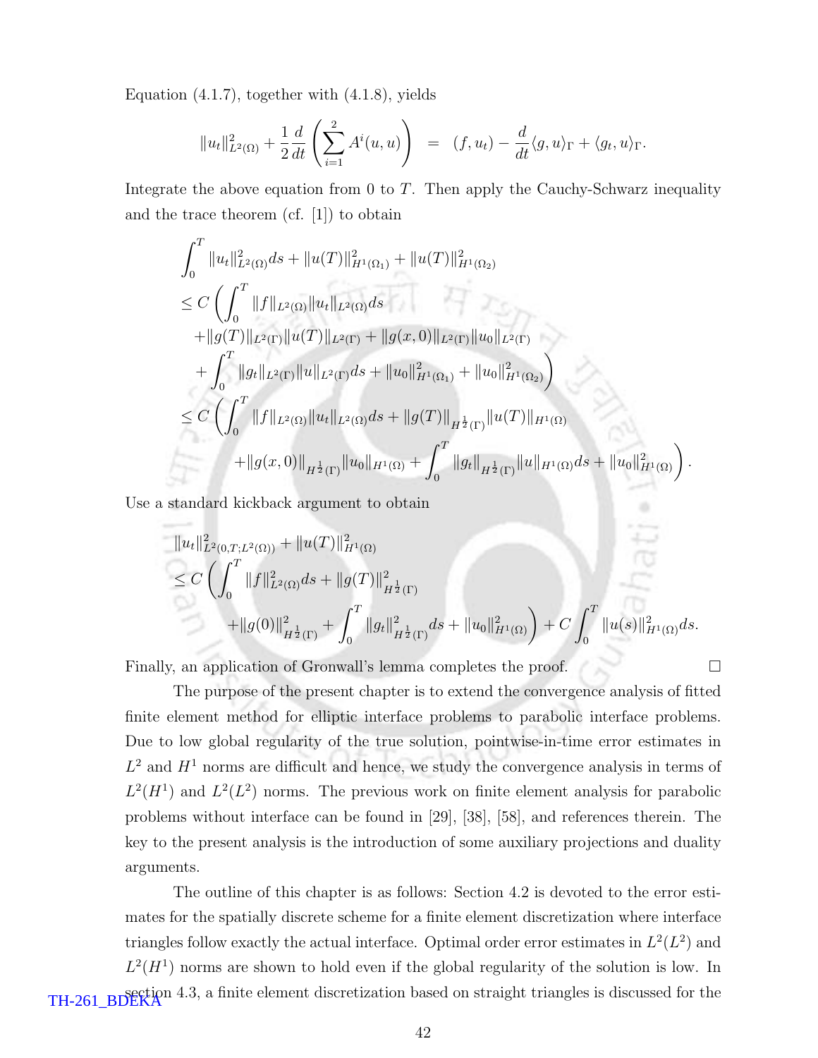Equation (4.1.7), together with (4.1.8), yields

$$\|u_t\|^2_{L^2(\Omega)} + \frac{1}{2}\frac{d}{dt}\left(\sum_{i=1}^{2} A^i(u,u)\right) \;=\; (f,u_t) - \frac{d}{dt}\langle g,u\rangle_\Gamma + \langle g_t,u\rangle_\Gamma.$$

Integrate the above equation from 0 to $T$. Then apply the Cauchy-Schwarz inequality and the trace theorem (cf. [1]) to obtain

$$\begin{aligned}
&\int_0^T \|u_t\|^2_{L^2(\Omega)}ds + \|u(T)\|^2_{H^1(\Omega_1)} + \|u(T)\|^2_{H^1(\Omega_2)} \\
&\le C\Bigg(\int_0^T \|f\|_{L^2(\Omega)}\|u_t\|_{L^2(\Omega)}ds \\
&\quad + \|g(T)\|_{L^2(\Gamma)}\|u(T)\|_{L^2(\Gamma)} + \|g(x,0)\|_{L^2(\Gamma)}\|u_0\|_{L^2(\Gamma)} \\
&\quad + \int_0^T \|g_t\|_{L^2(\Gamma)}\|u\|_{L^2(\Gamma)}ds + \|u_0\|^2_{H^1(\Omega_1)} + \|u_0\|^2_{H^1(\Omega_2)}\Bigg) \\
&\le C\Bigg(\int_0^T \|f\|_{L^2(\Omega)}\|u_t\|_{L^2(\Omega)}ds + \|g(T)\|_{H^{\frac{1}{2}}(\Gamma)}\|u(T)\|_{H^1(\Omega)} \\
&\qquad + \|g(x,0)\|_{H^{\frac{1}{2}}(\Gamma)}\|u_0\|_{H^1(\Omega)} + \int_0^T \|g_t\|_{H^{\frac{1}{2}}(\Gamma)}\|u\|_{H^1(\Omega)}ds + \|u_0\|^2_{H^1(\Omega)}\Bigg).
\end{aligned}$$

Use a standard kickback argument to obtain

$$\begin{aligned}
&\|u_t\|^2_{L^2(0,T;L^2(\Omega))} + \|u(T)\|^2_{H^1(\Omega)} \\
&\le C\Bigg(\int_0^T \|f\|^2_{L^2(\Omega)}ds + \|g(T)\|^2_{H^{\frac{1}{2}}(\Gamma)} \\
&\qquad + \|g(0)\|^2_{H^{\frac{1}{2}}(\Gamma)} + \int_0^T \|g_t\|^2_{H^{\frac{1}{2}}(\Gamma)}ds + \|u_0\|^2_{H^1(\Omega)}\Bigg) + C\int_0^T \|u(s)\|^2_{H^1(\Omega)}ds.
\end{aligned}$$

Finally, an application of Gronwall's lemma completes the proof. □

The purpose of the present chapter is to extend the convergence analysis of fitted finite element method for elliptic interface problems to parabolic interface problems. Due to low global regularity of the true solution, pointwise-in-time error estimates in $L^2$ and $H^1$ norms are difficult and hence, we study the convergence analysis in terms of $L^2(H^1)$ and $L^2(L^2)$ norms. The previous work on finite element analysis for parabolic problems without interface can be found in [29], [38], [58], and references therein. The key to the present analysis is the introduction of some auxiliary projections and duality arguments.

The outline of this chapter is as follows: Section 4.2 is devoted to the error estimates for the spatially discrete scheme for a finite element discretization where interface triangles follow exactly the actual interface. Optimal order error estimates in $L^2(L^2)$ and $L^2(H^1)$ norms are shown to hold even if the global regularity of the solution is low. In section 4.3, a finite element discretization based on straight triangles is discussed for the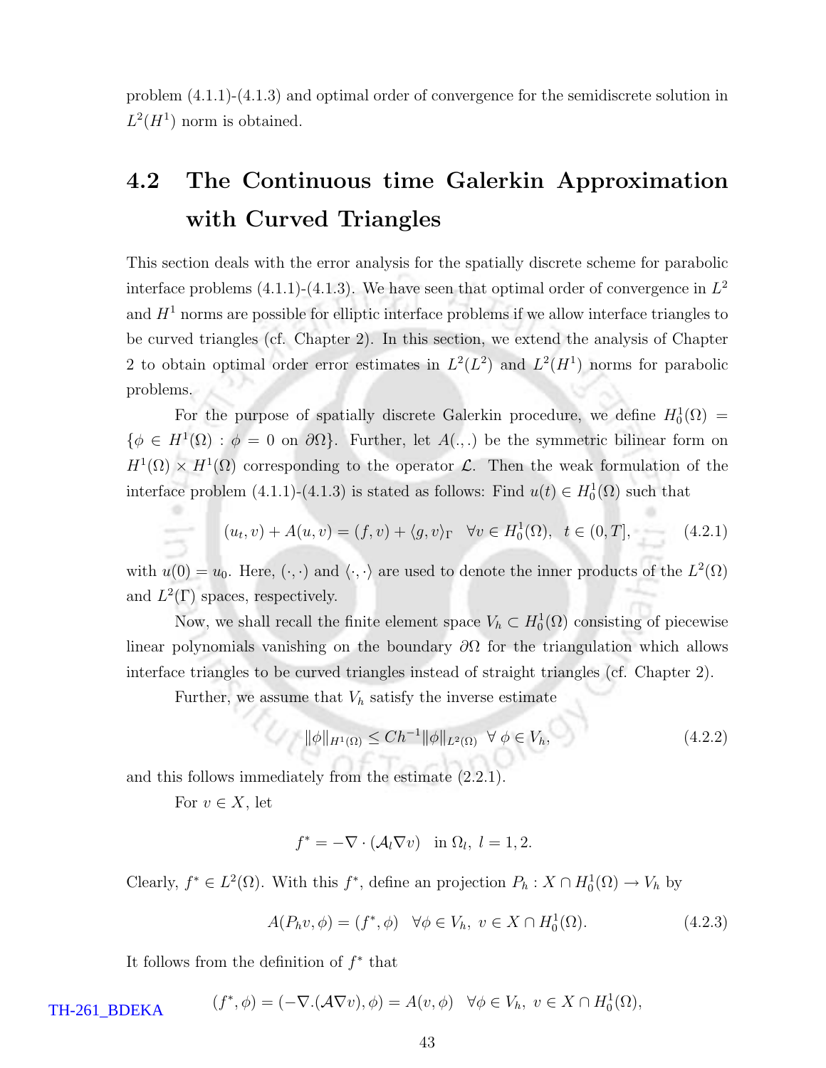problem (4.1.1)-(4.1.3) and optimal order of convergence for the semidiscrete solution in $L^2(H^1)$ norm is obtained.

## 4.2 The Continuous time Galerkin Approximation with Curved Triangles

This section deals with the error analysis for the spatially discrete scheme for parabolic interface problems (4.1.1)-(4.1.3). We have seen that optimal order of convergence in $L^2$ and $H^1$ norms are possible for elliptic interface problems if we allow interface triangles to be curved triangles (cf. Chapter 2). In this section, we extend the analysis of Chapter 2 to obtain optimal order error estimates in $L^2(L^2)$ and $L^2(H^1)$ norms for parabolic problems.

For the purpose of spatially discrete Galerkin procedure, we define $H_0^1(\Omega) = \{\phi \in H^1(\Omega) : \phi = 0 \text{ on } \partial\Omega\}$. Further, let $A(.,.)$ be the symmetric bilinear form on $H^1(\Omega) \times H^1(\Omega)$ corresponding to the operator $\mathcal{L}$. Then the weak formulation of the interface problem (4.1.1)-(4.1.3) is stated as follows: Find $u(t) \in H_0^1(\Omega)$ such that

$$(u_t, v) + A(u, v) = (f, v) + \langle g, v\rangle_\Gamma \quad \forall v \in H_0^1(\Omega), \quad t \in (0, T], \tag{4.2.1}$$

with $u(0) = u_0$. Here, $(\cdot, \cdot)$ and $\langle \cdot, \cdot\rangle$ are used to denote the inner products of the $L^2(\Omega)$ and $L^2(\Gamma)$ spaces, respectively.

Now, we shall recall the finite element space $V_h \subset H_0^1(\Omega)$ consisting of piecewise linear polynomials vanishing on the boundary $\partial\Omega$ for the triangulation which allows interface triangles to be curved triangles instead of straight triangles (cf. Chapter 2).

Further, we assume that $V_h$ satisfy the inverse estimate

$$\|\phi\|_{H^1(\Omega)} \leq Ch^{-1}\|\phi\|_{L^2(\Omega)} \;\; \forall\, \phi \in V_h, \tag{4.2.2}$$

and this follows immediately from the estimate (2.2.1).

For $v \in X$, let

$$f^* = -\nabla \cdot (\mathcal{A}_l \nabla v) \quad \text{in } \Omega_l, \; l = 1, 2.$$

Clearly, $f^* \in L^2(\Omega)$. With this $f^*$, define an projection $P_h : X \cap H_0^1(\Omega) \to V_h$ by

$$A(P_h v, \phi) = (f^*, \phi) \quad \forall \phi \in V_h, \; v \in X \cap H_0^1(\Omega). \tag{4.2.3}$$

It follows from the definition of $f^*$ that

$$(f^*, \phi) = (-\nabla.(\mathcal{A}\nabla v), \phi) = A(v, \phi) \quad \forall \phi \in V_h, \; v \in X \cap H_0^1(\Omega),$$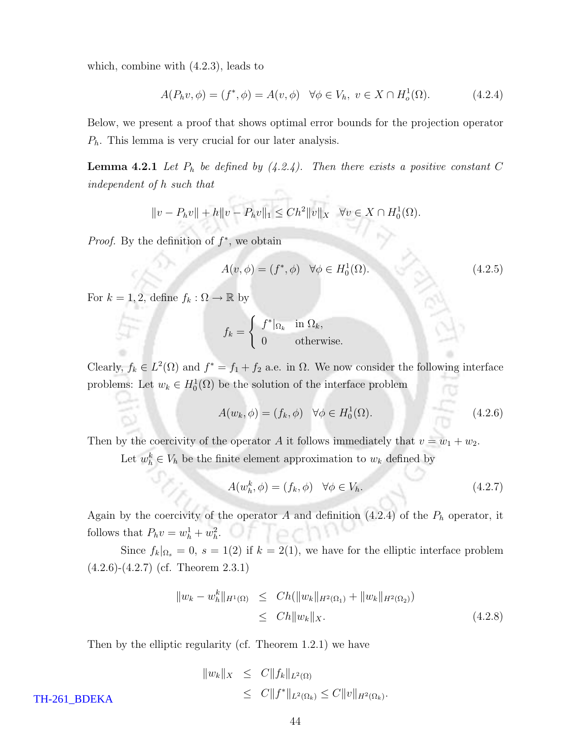which, combine with (4.2.3), leads to

$$A(P_h v, \phi) = (f^*, \phi) = A(v, \phi) \quad \forall \phi \in V_h, \ v \in X \cap H_o^1(\Omega). \tag{4.2.4}$$

Below, we present a proof that shows optimal error bounds for the projection operator $P_h$. This lemma is very crucial for our later analysis.

**Lemma 4.2.1** *Let $P_h$ be defined by (4.2.4). Then there exists a positive constant $C$ independent of $h$ such that*

$$\|v - P_h v\| + h\|v - P_h v\|_1 \leq Ch^2 \|v\|_X \quad \forall v \in X \cap H_0^1(\Omega).$$

*Proof.* By the definition of $f^*$, we obtain

$$A(v, \phi) = (f^*, \phi) \quad \forall \phi \in H_0^1(\Omega). \tag{4.2.5}$$

For $k = 1, 2$, define $f_k : \Omega \to \mathbb{R}$ by

$$f_k = \begin{cases} f^*|_{\Omega_k} & \text{in } \Omega_k, \\ 0 & \text{otherwise.} \end{cases}$$

Clearly, $f_k \in L^2(\Omega)$ and $f^* = f_1 + f_2$ a.e. in $\Omega$. We now consider the following interface problems: Let $w_k \in H_0^1(\Omega)$ be the solution of the interface problem

$$A(w_k, \phi) = (f_k, \phi) \quad \forall \phi \in H_0^1(\Omega). \tag{4.2.6}$$

Then by the coercivity of the operator $A$ it follows immediately that $v = w_1 + w_2$.

Let $w_h^k \in V_h$ be the finite element approximation to $w_k$ defined by

$$A(w_h^k, \phi) = (f_k, \phi) \quad \forall \phi \in V_h. \tag{4.2.7}$$

Again by the coercivity of the operator $A$ and definition (4.2.4) of the $P_h$ operator, it follows that $P_h v = w_h^1 + w_h^2$.

Since $f_k|_{\Omega_s} = 0$, $s = 1(2)$ if $k = 2(1)$, we have for the elliptic interface problem (4.2.6)-(4.2.7) (cf. Theorem 2.3.1)

$$\begin{aligned} \|w_k - w_h^k\|_{H^1(\Omega)} &\leq Ch(\|w_k\|_{H^2(\Omega_1)} + \|w_k\|_{H^2(\Omega_2)}) \\ &\leq Ch\|w_k\|_X. \end{aligned} \tag{4.2.8}$$

Then by the elliptic regularity (cf. Theorem 1.2.1) we have

$$\begin{aligned} \|w_k\|_X &\leq C\|f_k\|_{L^2(\Omega)} \\ &\leq C\|f^*\|_{L^2(\Omega_k)} \leq C\|v\|_{H^2(\Omega_k)}. \end{aligned}$$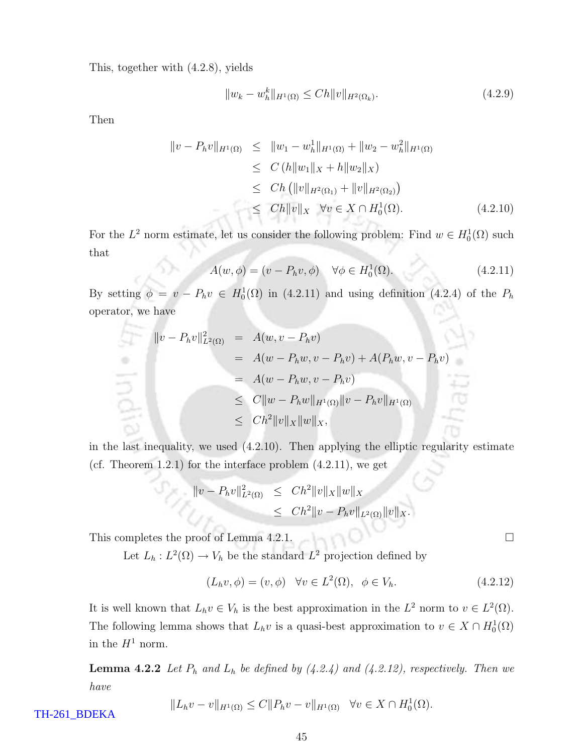This, together with (4.2.8), yields

$$\|w_k - w_h^k\|_{H^1(\Omega)} \le Ch\|v\|_{H^2(\Omega_k)}. \tag{4.2.9}$$

Then

$$\begin{aligned}
\|v - P_h v\|_{H^1(\Omega)} &\le \|w_1 - w_h^1\|_{H^1(\Omega)} + \|w_2 - w_h^2\|_{H^1(\Omega)} \\
&\le C\left(h\|w_1\|_X + h\|w_2\|_X\right) \\
&\le Ch\left(\|v\|_{H^2(\Omega_1)} + \|v\|_{H^2(\Omega_2)}\right) \\
&\le Ch\|v\|_X \quad \forall v \in X \cap H_0^1(\Omega).
\end{aligned} \tag{4.2.10}$$

For the $L^2$ norm estimate, let us consider the following problem: Find $w \in H_0^1(\Omega)$ such that

$$A(w, \phi) = (v - P_h v, \phi) \quad \forall \phi \in H_0^1(\Omega). \tag{4.2.11}$$

By setting $\phi = v - P_h v \in H_0^1(\Omega)$ in (4.2.11) and using definition (4.2.4) of the $P_h$ operator, we have

$$\begin{aligned}
\|v - P_h v\|_{L^2(\Omega)}^2 &= A(w, v - P_h v) \\
&= A(w - P_h w, v - P_h v) + A(P_h w, v - P_h v) \\
&= A(w - P_h w, v - P_h v) \\
&\le C\|w - P_h w\|_{H^1(\Omega)}\|v - P_h v\|_{H^1(\Omega)} \\
&\le Ch^2\|v\|_X\|w\|_X,
\end{aligned}$$

in the last inequality, we used (4.2.10). Then applying the elliptic regularity estimate (cf. Theorem 1.2.1) for the interface problem (4.2.11), we get

$$\begin{aligned}
\|v - P_h v\|_{L^2(\Omega)}^2 &\le Ch^2\|v\|_X\|w\|_X \\
&\le Ch^2\|v - P_h v\|_{L^2(\Omega)}\|v\|_X.
\end{aligned}$$

This completes the proof of Lemma 4.2.1. □

Let $L_h : L^2(\Omega) \to V_h$ be the standard $L^2$ projection defined by

$$(L_h v, \phi) = (v, \phi) \quad \forall v \in L^2(\Omega), \;\; \phi \in V_h. \tag{4.2.12}$$

It is well known that $L_h v \in V_h$ is the best approximation in the $L^2$ norm to $v \in L^2(\Omega)$. The following lemma shows that $L_h v$ is a quasi-best approximation to $v \in X \cap H_0^1(\Omega)$ in the $H^1$ norm.

**Lemma 4.2.2** *Let $P_h$ and $L_h$ be defined by (4.2.4) and (4.2.12), respectively. Then we have*

$$\|L_h v - v\|_{H^1(\Omega)} \le C\|P_h v - v\|_{H^1(\Omega)} \quad \forall v \in X \cap H_0^1(\Omega).$$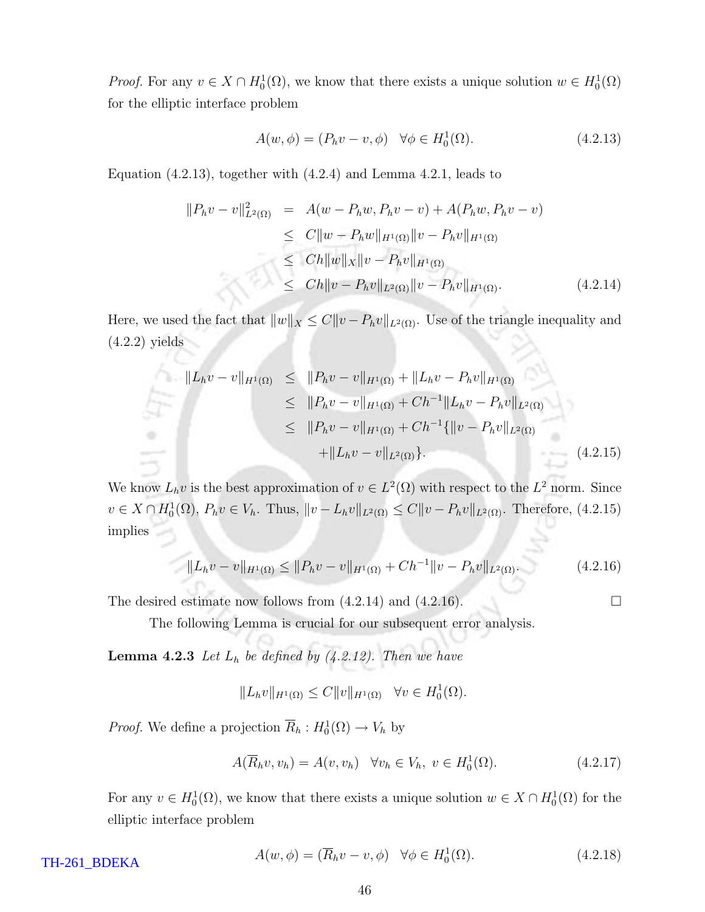*Proof.* For any $v \in X \cap H_0^1(\Omega)$, we know that there exists a unique solution $w \in H_0^1(\Omega)$ for the elliptic interface problem

$$A(w, \phi) = (P_h v - v, \phi) \quad \forall \phi \in H_0^1(\Omega). \tag{4.2.13}$$

Equation (4.2.13), together with (4.2.4) and Lemma 4.2.1, leads to

$$\begin{aligned}
\|P_h v - v\|_{L^2(\Omega)}^2 &= A(w - P_h w, P_h v - v) + A(P_h w, P_h v - v) \\
&\leq C\|w - P_h w\|_{H^1(\Omega)} \|v - P_h v\|_{H^1(\Omega)} \\
&\leq Ch\|w\|_X \|v - P_h v\|_{H^1(\Omega)} \\
&\leq Ch\|v - P_h v\|_{L^2(\Omega)} \|v - P_h v\|_{H^1(\Omega)}.
\end{aligned} \tag{4.2.14}$$

Here, we used the fact that $\|w\|_X \leq C\|v - P_h v\|_{L^2(\Omega)}$. Use of the triangle inequality and (4.2.2) yields

$$\begin{aligned}
\|L_h v - v\|_{H^1(\Omega)} &\leq \|P_h v - v\|_{H^1(\Omega)} + \|L_h v - P_h v\|_{H^1(\Omega)} \\
&\leq \|P_h v - v\|_{H^1(\Omega)} + Ch^{-1}\|L_h v - P_h v\|_{L^2(\Omega)} \\
&\leq \|P_h v - v\|_{H^1(\Omega)} + Ch^{-1}\{\|v - P_h v\|_{L^2(\Omega)} \\
&\qquad + \|L_h v - v\|_{L^2(\Omega)}\}.
\end{aligned} \tag{4.2.15}$$

We know $L_h v$ is the best approximation of $v \in L^2(\Omega)$ with respect to the $L^2$ norm. Since $v \in X \cap H_0^1(\Omega)$, $P_h v \in V_h$. Thus, $\|v - L_h v\|_{L^2(\Omega)} \leq C\|v - P_h v\|_{L^2(\Omega)}$. Therefore, (4.2.15) implies

$$\|L_h v - v\|_{H^1(\Omega)} \leq \|P_h v - v\|_{H^1(\Omega)} + Ch^{-1}\|v - P_h v\|_{L^2(\Omega)}. \tag{4.2.16}$$

The desired estimate now follows from (4.2.14) and (4.2.16). $\square$

The following Lemma is crucial for our subsequent error analysis.

**Lemma 4.2.3** *Let $L_h$ be defined by (4.2.12). Then we have*

$$\|L_h v\|_{H^1(\Omega)} \leq C\|v\|_{H^1(\Omega)} \quad \forall v \in H_0^1(\Omega).$$

*Proof.* We define a projection $\overline{R}_h : H_0^1(\Omega) \to V_h$ by

$$A(\overline{R}_h v, v_h) = A(v, v_h) \quad \forall v_h \in V_h,\ v \in H_0^1(\Omega). \tag{4.2.17}$$

For any $v \in H_0^1(\Omega)$, we know that there exists a unique solution $w \in X \cap H_0^1(\Omega)$ for the elliptic interface problem

$$A(w, \phi) = (\overline{R}_h v - v, \phi) \quad \forall \phi \in H_0^1(\Omega). \tag{4.2.18}$$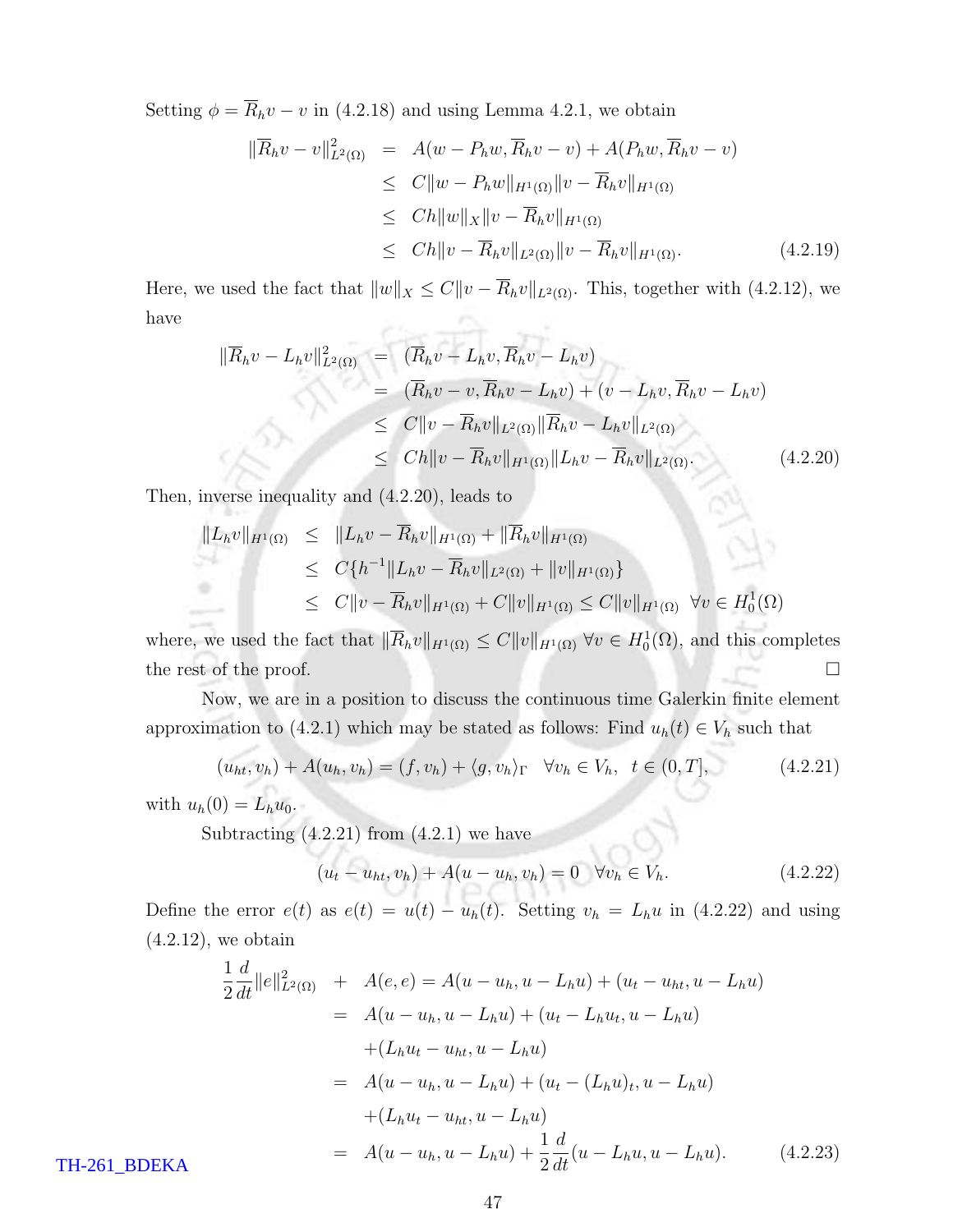Setting $\phi = \overline{R}_h v - v$ in (4.2.18) and using Lemma 4.2.1, we obtain

$$
\begin{aligned}
\|\overline{R}_h v - v\|^2_{L^2(\Omega)} &= A(w - P_h w, \overline{R}_h v - v) + A(P_h w, \overline{R}_h v - v) \\
&\leq C\|w - P_h w\|_{H^1(\Omega)} \|v - \overline{R}_h v\|_{H^1(\Omega)} \\
&\leq Ch\|w\|_X \|v - \overline{R}_h v\|_{H^1(\Omega)} \\
&\leq Ch\|v - \overline{R}_h v\|_{L^2(\Omega)} \|v - \overline{R}_h v\|_{H^1(\Omega)}. \qquad (4.2.19)
\end{aligned}
$$

Here, we used the fact that $\|w\|_X \leq C\|v - \overline{R}_h v\|_{L^2(\Omega)}$. This, together with (4.2.12), we have

$$
\begin{aligned}
\|\overline{R}_h v - L_h v\|^2_{L^2(\Omega)} &= (\overline{R}_h v - L_h v, \overline{R}_h v - L_h v) \\
&= (\overline{R}_h v - v, \overline{R}_h v - L_h v) + (v - L_h v, \overline{R}_h v - L_h v) \\
&\leq C\|v - \overline{R}_h v\|_{L^2(\Omega)} \|\overline{R}_h v - L_h v\|_{L^2(\Omega)} \\
&\leq Ch\|v - \overline{R}_h v\|_{H^1(\Omega)} \|L_h v - \overline{R}_h v\|_{L^2(\Omega)}. \qquad (4.2.20)
\end{aligned}
$$

Then, inverse inequality and (4.2.20), leads to

$$
\begin{aligned}
\|L_h v\|_{H^1(\Omega)} &\leq \|L_h v - \overline{R}_h v\|_{H^1(\Omega)} + \|\overline{R}_h v\|_{H^1(\Omega)} \\
&\leq C\{h^{-1}\|L_h v - \overline{R}_h v\|_{L^2(\Omega)} + \|v\|_{H^1(\Omega)}\} \\
&\leq C\|v - \overline{R}_h v\|_{H^1(\Omega)} + C\|v\|_{H^1(\Omega)} \leq C\|v\|_{H^1(\Omega)} \quad \forall v \in H^1_0(\Omega)
\end{aligned}
$$

where, we used the fact that $\|\overline{R}_h v\|_{H^1(\Omega)} \leq C\|v\|_{H^1(\Omega)}$ $\forall v \in H^1_0(\Omega)$, and this completes the rest of the proof. □

Now, we are in a position to discuss the continuous time Galerkin finite element approximation to (4.2.1) which may be stated as follows: Find $u_h(t) \in V_h$ such that

$$
(u_{ht}, v_h) + A(u_h, v_h) = (f, v_h) + \langle g, v_h \rangle_\Gamma \quad \forall v_h \in V_h, \quad t \in (0, T], \qquad (4.2.21)
$$

with $u_h(0) = L_h u_0$.

Subtracting (4.2.21) from (4.2.1) we have

$$
(u_t - u_{ht}, v_h) + A(u - u_h, v_h) = 0 \quad \forall v_h \in V_h. \qquad (4.2.22)
$$

Define the error $e(t)$ as $e(t) = u(t) - u_h(t)$. Setting $v_h = L_h u$ in (4.2.22) and using (4.2.12), we obtain

$$
\begin{aligned}
\frac{1}{2}\frac{d}{dt}\|e\|^2_{L^2(\Omega)} + A(e, e) &= A(u - u_h, u - L_h u) + (u_t - u_{ht}, u - L_h u) \\
&= A(u - u_h, u - L_h u) + (u_t - L_h u_t, u - L_h u) \\
&\quad + (L_h u_t - u_{ht}, u - L_h u) \\
&= A(u - u_h, u - L_h u) + (u_t - (L_h u)_t, u - L_h u) \\
&\quad + (L_h u_t - u_{ht}, u - L_h u) \\
&= A(u - u_h, u - L_h u) + \frac{1}{2}\frac{d}{dt}(u - L_h u, u - L_h u). \qquad (4.2.23)
\end{aligned}
$$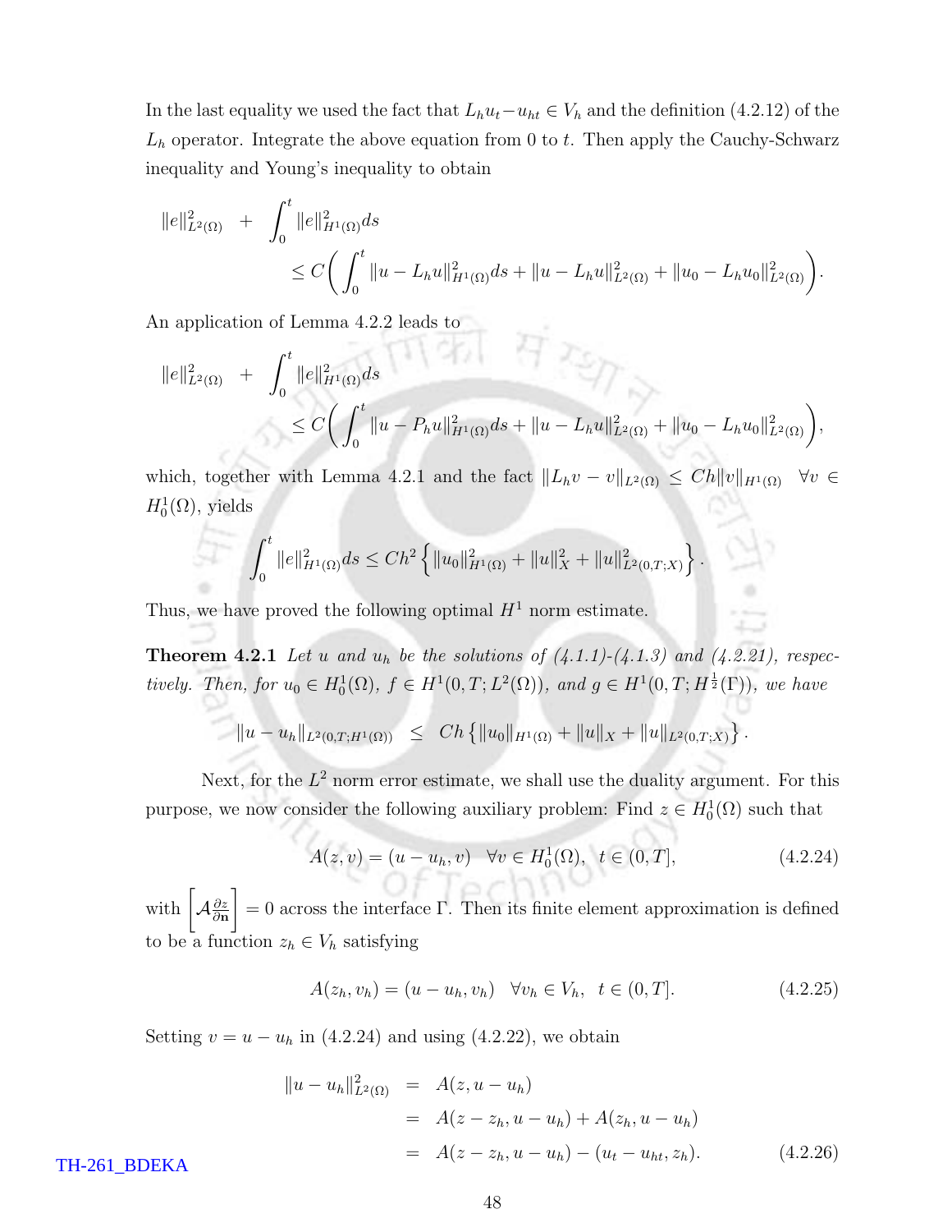In the last equality we used the fact that $L_h u_t - u_{ht} \in V_h$ and the definition (4.2.12) of the $L_h$ operator. Integrate the above equation from 0 to $t$. Then apply the Cauchy-Schwarz inequality and Young's inequality to obtain

$$
\|e\|^2_{L^2(\Omega)} + \int_0^t \|e\|^2_{H^1(\Omega)} ds \leq C\bigg( \int_0^t \|u - L_h u\|^2_{H^1(\Omega)} ds + \|u - L_h u\|^2_{L^2(\Omega)} + \|u_0 - L_h u_0\|^2_{L^2(\Omega)} \bigg).
$$

An application of Lemma 4.2.2 leads to

$$
\|e\|^2_{L^2(\Omega)} + \int_0^t \|e\|^2_{H^1(\Omega)} ds \leq C\bigg( \int_0^t \|u - P_h u\|^2_{H^1(\Omega)} ds + \|u - L_h u\|^2_{L^2(\Omega)} + \|u_0 - L_h u_0\|^2_{L^2(\Omega)} \bigg),
$$

which, together with Lemma 4.2.1 and the fact $\|L_h v - v\|_{L^2(\Omega)} \leq Ch\|v\|_{H^1(\Omega)} \quad \forall v \in H^1_0(\Omega)$, yields

$$
\int_0^t \|e\|^2_{H^1(\Omega)} ds \leq Ch^2 \left\{ \|u_0\|^2_{H^1(\Omega)} + \|u\|^2_X + \|u\|^2_{L^2(0,T;X)} \right\}.
$$

Thus, we have proved the following optimal $H^1$ norm estimate.

**Theorem 4.2.1** *Let $u$ and $u_h$ be the solutions of (4.1.1)-(4.1.3) and (4.2.21), respectively. Then, for $u_0 \in H^1_0(\Omega)$, $f \in H^1(0,T;L^2(\Omega))$, and $g \in H^1(0,T;H^{\frac{1}{2}}(\Gamma))$, we have*

$$
\|u - u_h\|_{L^2(0,T;H^1(\Omega))} \leq Ch \left\{ \|u_0\|_{H^1(\Omega)} + \|u\|_X + \|u\|_{L^2(0,T;X)} \right\}.
$$

Next, for the $L^2$ norm error estimate, we shall use the duality argument. For this purpose, we now consider the following auxiliary problem: Find $z \in H^1_0(\Omega)$ such that

$$
A(z, v) = (u - u_h, v) \quad \forall v \in H^1_0(\Omega), \quad t \in (0,T], \tag{4.2.24}
$$

with $\left[\mathcal{A}\frac{\partial z}{\partial \mathbf{n}}\right] = 0$ across the interface $\Gamma$. Then its finite element approximation is defined to be a function $z_h \in V_h$ satisfying

$$
A(z_h, v_h) = (u - u_h, v_h) \quad \forall v_h \in V_h, \quad t \in (0,T]. \tag{4.2.25}
$$

Setting $v = u - u_h$ in (4.2.24) and using (4.2.22), we obtain

$$
\begin{aligned}
\|u - u_h\|^2_{L^2(\Omega)} &= A(z, u - u_h) \\
&= A(z - z_h, u - u_h) + A(z_h, u - u_h) \\
&= A(z - z_h, u - u_h) - (u_t - u_{ht}, z_h).
\end{aligned} \tag{4.2.26}
$$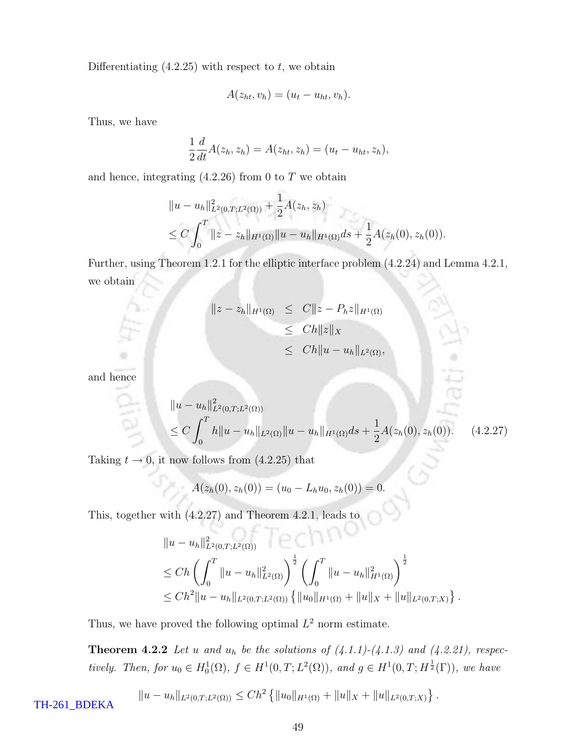Differentiating (4.2.25) with respect to $t$, we obtain

$$A(z_{ht}, v_h) = (u_t - u_{ht}, v_h).$$

Thus, we have

$$\frac{1}{2}\frac{d}{dt}A(z_h, z_h) = A(z_{ht}, z_h) = (u_t - u_{ht}, z_h),$$

and hence, integrating (4.2.26) from 0 to $T$ we obtain

$$\begin{aligned}
&\|u - u_h\|^2_{L^2(0,T;L^2(\Omega))} + \frac{1}{2}A(z_h, z_h) \\
&\leq C\int_0^T \|z - z_h\|_{H^1(\Omega)}\|u - u_h\|_{H^1(\Omega)}ds + \frac{1}{2}A(z_h(0), z_h(0)).
\end{aligned}$$

Further, using Theorem 1.2.1 for the elliptic interface problem (4.2.24) and Lemma 4.2.1, we obtain

$$\begin{aligned}
\|z - z_h\|_{H^1(\Omega)} &\leq C\|z - P_h z\|_{H^1(\Omega)} \\
&\leq Ch\|z\|_X \\
&\leq Ch\|u - u_h\|_{L^2(\Omega)},
\end{aligned}$$

and hence

$$\begin{aligned}
&\|u - u_h\|^2_{L^2(0,T;L^2(\Omega))} \\
&\leq C\int_0^T h\|u - u_h\|_{L^2(\Omega)}\|u - u_h\|_{H^1(\Omega)}ds + \frac{1}{2}A(z_h(0), z_h(0)). \qquad (4.2.27)
\end{aligned}$$

Taking $t \to 0$, it now follows from (4.2.25) that

$$A(z_h(0), z_h(0)) = (u_0 - L_h u_0, z_h(0)) = 0.$$

This, together with (4.2.27) and Theorem 4.2.1, leads to

$$\begin{aligned}
&\|u - u_h\|^2_{L^2(0,T;L^2(\Omega))} \\
&\leq Ch\left(\int_0^T \|u - u_h\|^2_{L^2(\Omega)}\right)^{\frac{1}{2}}\left(\int_0^T \|u - u_h\|^2_{H^1(\Omega)}\right)^{\frac{1}{2}} \\
&\leq Ch^2\|u - u_h\|_{L^2(0,T;L^2(\Omega))}\left\{\|u_0\|_{H^1(\Omega)} + \|u\|_X + \|u\|_{L^2(0,T;X)}\right\}.
\end{aligned}$$

Thus, we have proved the following optimal $L^2$ norm estimate.

**Theorem 4.2.2** *Let $u$ and $u_h$ be the solutions of (4.1.1)-(4.1.3) and (4.2.21), respectively. Then, for $u_0 \in H_0^1(\Omega)$, $f \in H^1(0,T;L^2(\Omega))$, and $g \in H^1(0,T;H^{\frac{1}{2}}(\Gamma))$, we have*

$$\|u - u_h\|_{L^2(0,T;L^2(\Omega))} \leq Ch^2\left\{\|u_0\|_{H^1(\Omega)} + \|u\|_X + \|u\|_{L^2(0,T;X)}\right\}.$$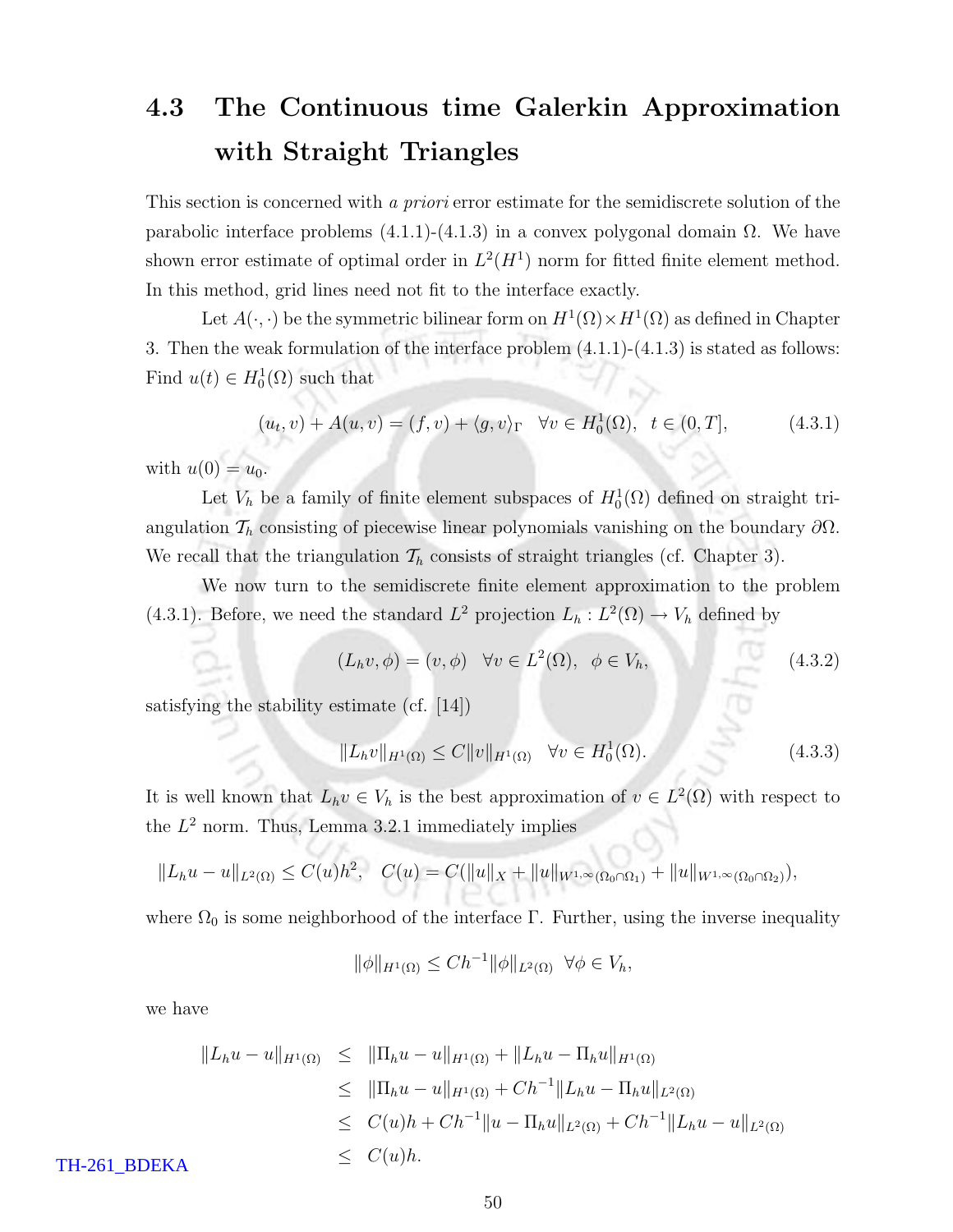## 4.3 The Continuous time Galerkin Approximation with Straight Triangles

This section is concerned with *a priori* error estimate for the semidiscrete solution of the parabolic interface problems (4.1.1)-(4.1.3) in a convex polygonal domain $\Omega$. We have shown error estimate of optimal order in $L^2(H^1)$ norm for fitted finite element method. In this method, grid lines need not fit to the interface exactly.

Let $A(\cdot,\cdot)$ be the symmetric bilinear form on $H^1(\Omega)\times H^1(\Omega)$ as defined in Chapter 3. Then the weak formulation of the interface problem (4.1.1)-(4.1.3) is stated as follows: Find $u(t) \in H_0^1(\Omega)$ such that

$$(u_t, v) + A(u, v) = (f, v) + \langle g, v\rangle_\Gamma \quad \forall v \in H_0^1(\Omega), \quad t \in (0, T], \tag{4.3.1}$$

with $u(0) = u_0$.

Let $V_h$ be a family of finite element subspaces of $H_0^1(\Omega)$ defined on straight triangulation $\mathcal{T}_h$ consisting of piecewise linear polynomials vanishing on the boundary $\partial\Omega$. We recall that the triangulation $\mathcal{T}_h$ consists of straight triangles (cf. Chapter 3).

We now turn to the semidiscrete finite element approximation to the problem (4.3.1). Before, we need the standard $L^2$ projection $L_h : L^2(\Omega) \to V_h$ defined by

$$(L_h v, \phi) = (v, \phi) \quad \forall v \in L^2(\Omega), \quad \phi \in V_h, \tag{4.3.2}$$

satisfying the stability estimate (cf. [14])

$$\|L_h v\|_{H^1(\Omega)} \leq C\|v\|_{H^1(\Omega)} \quad \forall v \in H_0^1(\Omega). \tag{4.3.3}$$

It is well known that $L_h v \in V_h$ is the best approximation of $v \in L^2(\Omega)$ with respect to the $L^2$ norm. Thus, Lemma 3.2.1 immediately implies

$$\|L_h u - u\|_{L^2(\Omega)} \leq C(u)h^2, \quad C(u) = C(\|u\|_X + \|u\|_{W^{1,\infty}(\Omega_0\cap\Omega_1)} + \|u\|_{W^{1,\infty}(\Omega_0\cap\Omega_2)}),$$

where $\Omega_0$ is some neighborhood of the interface $\Gamma$. Further, using the inverse inequality

$$\|\phi\|_{H^1(\Omega)} \leq Ch^{-1}\|\phi\|_{L^2(\Omega)} \ \ \forall \phi \in V_h,$$

we have

$$\begin{aligned}
\|L_h u - u\|_{H^1(\Omega)} &\leq \|\Pi_h u - u\|_{H^1(\Omega)} + \|L_h u - \Pi_h u\|_{H^1(\Omega)} \\
&\leq \|\Pi_h u - u\|_{H^1(\Omega)} + Ch^{-1}\|L_h u - \Pi_h u\|_{L^2(\Omega)} \\
&\leq C(u)h + Ch^{-1}\|u - \Pi_h u\|_{L^2(\Omega)} + Ch^{-1}\|L_h u - u\|_{L^2(\Omega)} \\
&\leq C(u)h.
\end{aligned}$$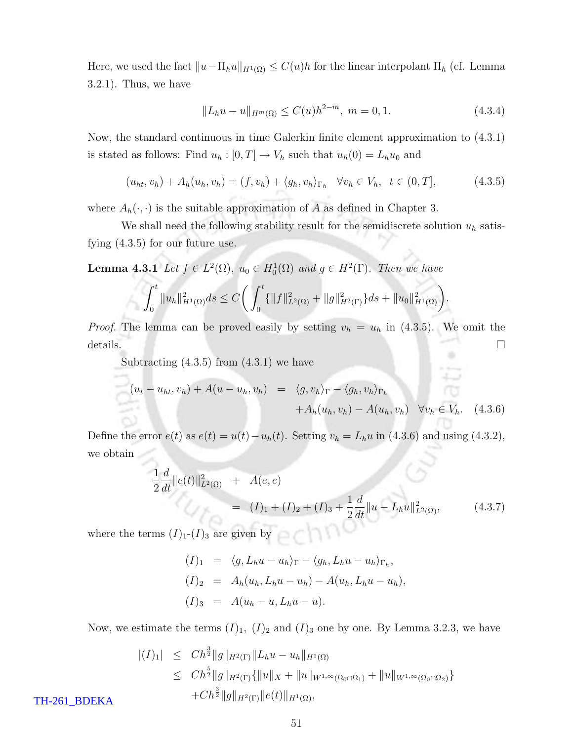Here, we used the fact $\|u - \Pi_h u\|_{H^1(\Omega)} \leq C(u)h$ for the linear interpolant $\Pi_h$ (cf. Lemma 3.2.1). Thus, we have

$$\|L_h u - u\|_{H^m(\Omega)} \leq C(u)h^{2-m}, \; m = 0, 1. \tag{4.3.4}$$

Now, the standard continuous in time Galerkin finite element approximation to (4.3.1) is stated as follows: Find $u_h : [0, T] \to V_h$ such that $u_h(0) = L_h u_0$ and

$$(u_{ht}, v_h) + A_h(u_h, v_h) = (f, v_h) + \langle g_h, v_h \rangle_{\Gamma_h} \quad \forall v_h \in V_h, \;\; t \in (0, T], \tag{4.3.5}$$

where $A_h(\cdot, \cdot)$ is the suitable approximation of $A$ as defined in Chapter 3.

We shall need the following stability result for the semidiscrete solution $u_h$ satisfying (4.3.5) for our future use.

**Lemma 4.3.1** *Let $f \in L^2(\Omega)$, $u_0 \in H_0^1(\Omega)$ and $g \in H^2(\Gamma)$. Then we have*

$$\int_0^t \|u_h\|^2_{H^1(\Omega)} ds \leq C\bigg( \int_0^t \{\|f\|^2_{L^2(\Omega)} + \|g\|^2_{H^2(\Gamma)}\} ds + \|u_0\|^2_{H^1(\Omega)} \bigg).$$

*Proof.* The lemma can be proved easily by setting $v_h = u_h$ in (4.3.5). We omit the details. □

Subtracting (4.3.5) from (4.3.1) we have

$$\begin{aligned} (u_t - u_{ht}, v_h) + A(u - u_h, v_h) &= \langle g, v_h \rangle_\Gamma - \langle g_h, v_h \rangle_{\Gamma_h} \\ &\quad + A_h(u_h, v_h) - A(u_h, v_h) \quad \forall v_h \in V_h. \end{aligned} \tag{4.3.6}$$

Define the error $e(t)$ as $e(t) = u(t) - u_h(t)$. Setting $v_h = L_h u$ in (4.3.6) and using (4.3.2), we obtain

$$\begin{aligned} \frac{1}{2}\frac{d}{dt}\|e(t)\|^2_{L^2(\Omega)} &+ A(e, e) \\ &= (I)_1 + (I)_2 + (I)_3 + \frac{1}{2}\frac{d}{dt}\|u - L_h u\|^2_{L^2(\Omega)}, \end{aligned} \tag{4.3.7}$$

where the terms $(I)_1$-$(I)_3$ are given by

$$\begin{aligned} (I)_1 &= \langle g, L_h u - u_h \rangle_\Gamma - \langle g_h, L_h u - u_h \rangle_{\Gamma_h}, \\ (I)_2 &= A_h(u_h, L_h u - u_h) - A(u_h, L_h u - u_h), \\ (I)_3 &= A(u_h - u, L_h u - u). \end{aligned}$$

Now, we estimate the terms $(I)_1$, $(I)_2$ and $(I)_3$ one by one. By Lemma 3.2.3, we have

$$\begin{aligned} |(I)_1| &\leq Ch^{\frac{3}{2}}\|g\|_{H^2(\Gamma)}\|L_h u - u_h\|_{H^1(\Omega)} \\ &\leq Ch^{\frac{5}{2}}\|g\|_{H^2(\Gamma)}\{\|u\|_X + \|u\|_{W^{1,\infty}(\Omega_0 \cap \Omega_1)} + \|u\|_{W^{1,\infty}(\Omega_0 \cap \Omega_2)}\} \\ &\quad + Ch^{\frac{3}{2}}\|g\|_{H^2(\Gamma)}\|e(t)\|_{H^1(\Omega)}, \end{aligned}$$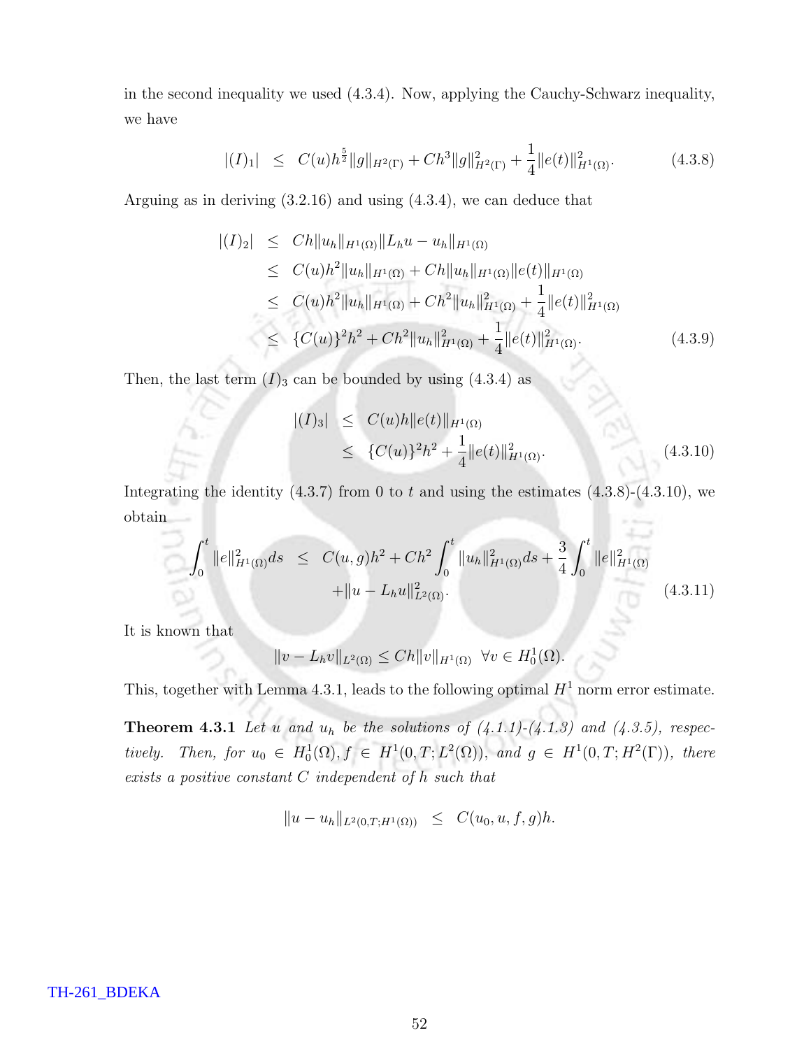in the second inequality we used (4.3.4). Now, applying the Cauchy-Schwarz inequality, we have

$$|(I)_1| \;\; \leq \;\; C(u)h^{\frac{5}{2}}\|g\|_{H^2(\Gamma)} + Ch^3\|g\|^2_{H^2(\Gamma)} + \frac{1}{4}\|e(t)\|^2_{H^1(\Omega)}. \tag{4.3.8}$$

Arguing as in deriving (3.2.16) and using (4.3.4), we can deduce that

$$\begin{aligned}
|(I)_2| \;\; &\leq \;\; Ch\|u_h\|_{H^1(\Omega)}\|L_h u - u_h\|_{H^1(\Omega)} \\
&\leq \;\; C(u)h^2\|u_h\|_{H^1(\Omega)} + Ch\|u_h\|_{H^1(\Omega)}\|e(t)\|_{H^1(\Omega)} \\
&\leq \;\; C(u)h^2\|u_h\|_{H^1(\Omega)} + Ch^2\|u_h\|^2_{H^1(\Omega)} + \frac{1}{4}\|e(t)\|^2_{H^1(\Omega)} \\
&\leq \;\; \{C(u)\}^2h^2 + Ch^2\|u_h\|^2_{H^1(\Omega)} + \frac{1}{4}\|e(t)\|^2_{H^1(\Omega)}.
\end{aligned} \tag{4.3.9}$$

Then, the last term $(I)_3$ can be bounded by using (4.3.4) as

$$\begin{aligned}
|(I)_3| \;\; &\leq \;\; C(u)h\|e(t)\|_{H^1(\Omega)} \\
&\leq \;\; \{C(u)\}^2h^2 + \frac{1}{4}\|e(t)\|^2_{H^1(\Omega)}.
\end{aligned} \tag{4.3.10}$$

Integrating the identity (4.3.7) from 0 to $t$ and using the estimates (4.3.8)-(4.3.10), we obtain

$$\begin{aligned}
\int_0^t \|e\|^2_{H^1(\Omega)}ds \;\; \leq \;\; & C(u,g)h^2 + Ch^2\int_0^t \|u_h\|^2_{H^1(\Omega)}ds + \frac{3}{4}\int_0^t \|e\|^2_{H^1(\Omega)} \\
& + \|u - L_h u\|^2_{L^2(\Omega)}.
\end{aligned} \tag{4.3.11}$$

It is known that

$$\|v - L_h v\|_{L^2(\Omega)} \leq Ch\|v\|_{H^1(\Omega)} \;\; \forall v \in H^1_0(\Omega).$$

This, together with Lemma 4.3.1, leads to the following optimal $H^1$ norm error estimate.

**Theorem 4.3.1** *Let $u$ and $u_h$ be the solutions of (4.1.1)-(4.1.3) and (4.3.5), respectively. Then, for $u_0 \in H^1_0(\Omega), f \in H^1(0,T;L^2(\Omega))$, and $g \in H^1(0,T;H^2(\Gamma))$, there exists a positive constant $C$ independent of $h$ such that*

$$\|u - u_h\|_{L^2(0,T;H^1(\Omega))} \;\; \leq \;\; C(u_0, u, f, g)h.$$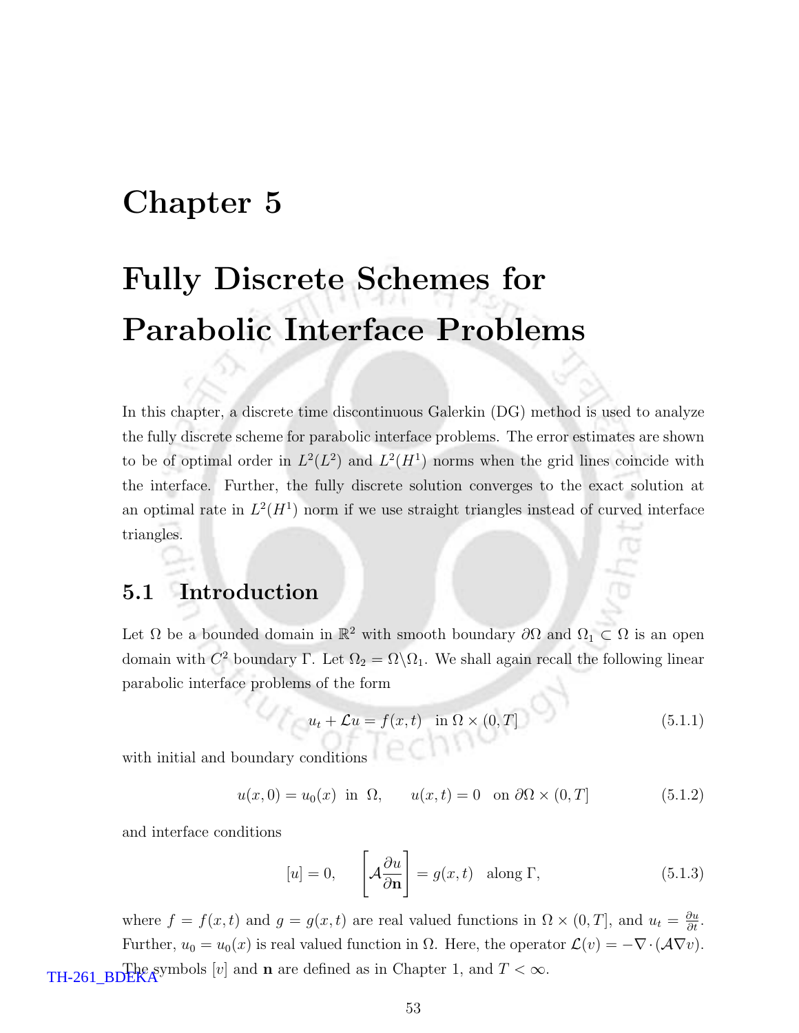# Chapter 5

# Fully Discrete Schemes for Parabolic Interface Problems

In this chapter, a discrete time discontinuous Galerkin (DG) method is used to analyze the fully discrete scheme for parabolic interface problems. The error estimates are shown to be of optimal order in $L^2(L^2)$ and $L^2(H^1)$ norms when the grid lines coincide with the interface. Further, the fully discrete solution converges to the exact solution at an optimal rate in $L^2(H^1)$ norm if we use straight triangles instead of curved interface triangles.

## 5.1 Introduction

Let $\Omega$ be a bounded domain in $\mathbb{R}^2$ with smooth boundary $\partial\Omega$ and $\Omega_1 \subset \Omega$ is an open domain with $C^2$ boundary $\Gamma$. Let $\Omega_2 = \Omega \backslash \Omega_1$. We shall again recall the following linear parabolic interface problems of the form

$$u_t + \mathcal{L}u = f(x,t) \quad \text{in } \Omega \times (0,T] \tag{5.1.1}$$

with initial and boundary conditions

$$u(x,0) = u_0(x) \;\text{ in }\; \Omega, \qquad u(x,t) = 0 \quad \text{on } \partial\Omega \times (0,T] \tag{5.1.2}$$

and interface conditions

$$[u] = 0, \qquad \left[\mathcal{A}\frac{\partial u}{\partial \mathbf{n}}\right] = g(x,t) \quad \text{along } \Gamma, \tag{5.1.3}$$

where $f = f(x,t)$ and $g = g(x,t)$ are real valued functions in $\Omega \times (0,T]$, and $u_t = \frac{\partial u}{\partial t}$. Further, $u_0 = u_0(x)$ is real valued function in $\Omega$. Here, the operator $\mathcal{L}(v) = -\nabla \cdot (\mathcal{A}\nabla v)$. The symbols $[v]$ and $\mathbf{n}$ are defined as in Chapter 1, and $T < \infty$.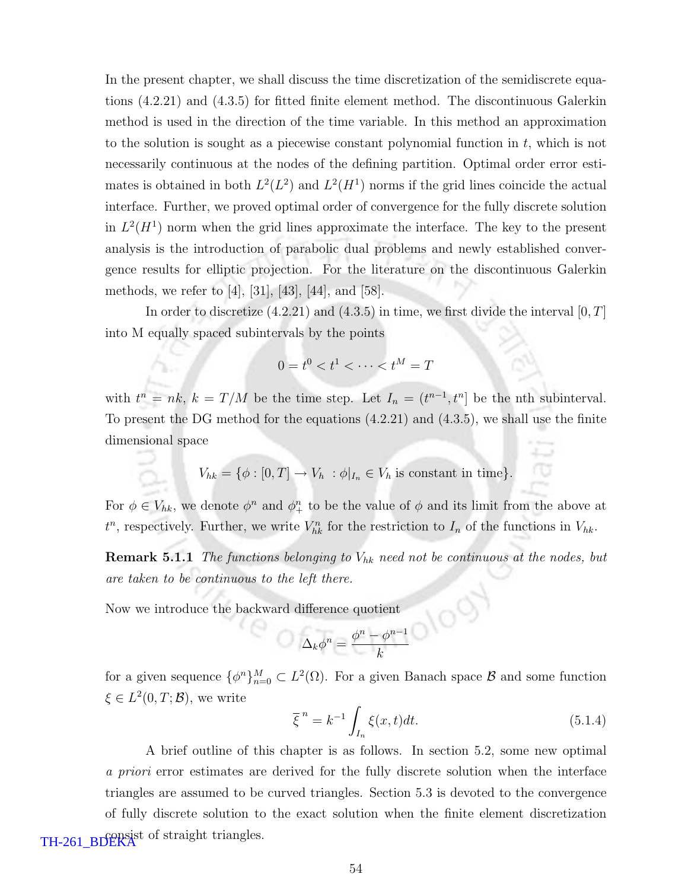In the present chapter, we shall discuss the time discretization of the semidiscrete equations (4.2.21) and (4.3.5) for fitted finite element method. The discontinuous Galerkin method is used in the direction of the time variable. In this method an approximation to the solution is sought as a piecewise constant polynomial function in $t$, which is not necessarily continuous at the nodes of the defining partition. Optimal order error estimates is obtained in both $L^2(L^2)$ and $L^2(H^1)$ norms if the grid lines coincide the actual interface. Further, we proved optimal order of convergence for the fully discrete solution in $L^2(H^1)$ norm when the grid lines approximate the interface. The key to the present analysis is the introduction of parabolic dual problems and newly established convergence results for elliptic projection. For the literature on the discontinuous Galerkin methods, we refer to [4], [31], [43], [44], and [58].

In order to discretize (4.2.21) and (4.3.5) in time, we first divide the interval $[0, T]$ into M equally spaced subintervals by the points

$$0 = t^0 < t^1 < \cdots < t^M = T$$

with $t^n = nk$, $k = T/M$ be the time step. Let $I_n = (t^{n-1}, t^n]$ be the nth subinterval. To present the DG method for the equations (4.2.21) and (4.3.5), we shall use the finite dimensional space

$$V_{hk} = \{\phi : [0, T] \to V_h \ : \phi|_{I_n} \in V_h \text{ is constant in time}\}.$$

For $\phi \in V_{hk}$, we denote $\phi^n$ and $\phi^n_+$ to be the value of $\phi$ and its limit from the above at $t^n$, respectively. Further, we write $V^n_{hk}$ for the restriction to $I_n$ of the functions in $V_{hk}$.

**Remark 5.1.1** *The functions belonging to $V_{hk}$ need not be continuous at the nodes, but are taken to be continuous to the left there.*

Now we introduce the backward difference quotient

$$\Delta_k \phi^n = \frac{\phi^n - \phi^{n-1}}{k}$$

for a given sequence $\{\phi^n\}_{n=0}^M \subset L^2(\Omega)$. For a given Banach space $\mathcal{B}$ and some function $\xi \in L^2(0, T; \mathcal{B})$, we write

$$\overline{\xi}^{\,n} = k^{-1} \int_{I_n} \xi(x, t) dt. \tag{5.1.4}$$

A brief outline of this chapter is as follows. In section 5.2, some new optimal *a priori* error estimates are derived for the fully discrete solution when the interface triangles are assumed to be curved triangles. Section 5.3 is devoted to the convergence of fully discrete solution to the exact solution when the finite element discretization consist of straight triangles.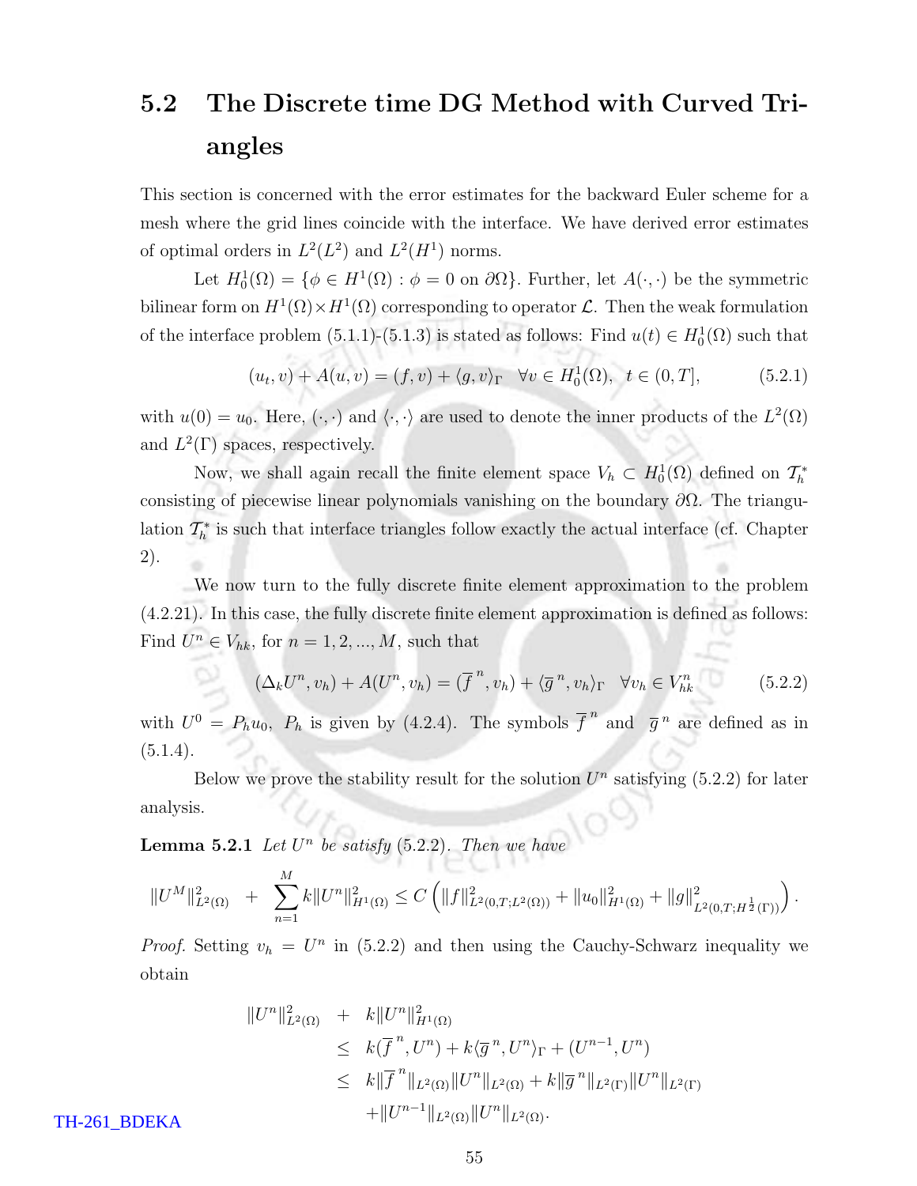## 5.2 The Discrete time DG Method with Curved Triangles

This section is concerned with the error estimates for the backward Euler scheme for a mesh where the grid lines coincide with the interface. We have derived error estimates of optimal orders in $L^2(L^2)$ and $L^2(H^1)$ norms.

Let $H_0^1(\Omega) = \{\phi \in H^1(\Omega) : \phi = 0 \text{ on } \partial\Omega\}$. Further, let $A(\cdot,\cdot)$ be the symmetric bilinear form on $H^1(\Omega)\times H^1(\Omega)$ corresponding to operator $\mathcal{L}$. Then the weak formulation of the interface problem (5.1.1)-(5.1.3) is stated as follows: Find $u(t) \in H_0^1(\Omega)$ such that

$$(u_t, v) + A(u, v) = (f, v) + \langle g, v\rangle_\Gamma \quad \forall v \in H_0^1(\Omega), \;\; t \in (0,T], \tag{5.2.1}$$

with $u(0) = u_0$. Here, $(\cdot,\cdot)$ and $\langle\cdot,\cdot\rangle$ are used to denote the inner products of the $L^2(\Omega)$ and $L^2(\Gamma)$ spaces, respectively.

Now, we shall again recall the finite element space $V_h \subset H_0^1(\Omega)$ defined on $\mathcal{T}_h^*$ consisting of piecewise linear polynomials vanishing on the boundary $\partial\Omega$. The triangulation $\mathcal{T}_h^*$ is such that interface triangles follow exactly the actual interface (cf. Chapter 2).

We now turn to the fully discrete finite element approximation to the problem (4.2.21). In this case, the fully discrete finite element approximation is defined as follows: Find $U^n \in V_{hk}$, for $n = 1, 2, ..., M$, such that

$$(\Delta_k U^n, v_h) + A(U^n, v_h) = (\overline{f}^{\,n}, v_h) + \langle \overline{g}^{\,n}, v_h\rangle_\Gamma \quad \forall v_h \in V_{hk}^n \tag{5.2.2}$$

with $U^0 = P_h u_0$, $P_h$ is given by (4.2.4). The symbols $\overline{f}^{\,n}$ and $\overline{g}^{\,n}$ are defined as in (5.1.4).

Below we prove the stability result for the solution $U^n$ satisfying (5.2.2) for later analysis.

**Lemma 5.2.1** *Let $U^n$ be satisfy (5.2.2). Then we have*

$$\|U^M\|_{L^2(\Omega)}^2 + \sum_{n=1}^{M} k\|U^n\|_{H^1(\Omega)}^2 \leq C\left(\|f\|_{L^2(0,T;L^2(\Omega))}^2 + \|u_0\|_{H^1(\Omega)}^2 + \|g\|_{L^2(0,T;H^{\frac{1}{2}}(\Gamma))}^2\right).$$

*Proof.* Setting $v_h = U^n$ in (5.2.2) and then using the Cauchy-Schwarz inequality we obtain

$$\begin{aligned}
\|U^n\|_{L^2(\Omega)}^2 &+ k\|U^n\|_{H^1(\Omega)}^2 \\
&\leq k(\overline{f}^{\,n}, U^n) + k\langle \overline{g}^{\,n}, U^n\rangle_\Gamma + (U^{n-1}, U^n) \\
&\leq k\|\overline{f}^{\,n}\|_{L^2(\Omega)}\|U^n\|_{L^2(\Omega)} + k\|\overline{g}^{\,n}\|_{L^2(\Gamma)}\|U^n\|_{L^2(\Gamma)} \\
&\quad + \|U^{n-1}\|_{L^2(\Omega)}\|U^n\|_{L^2(\Omega)}.
\end{aligned}$$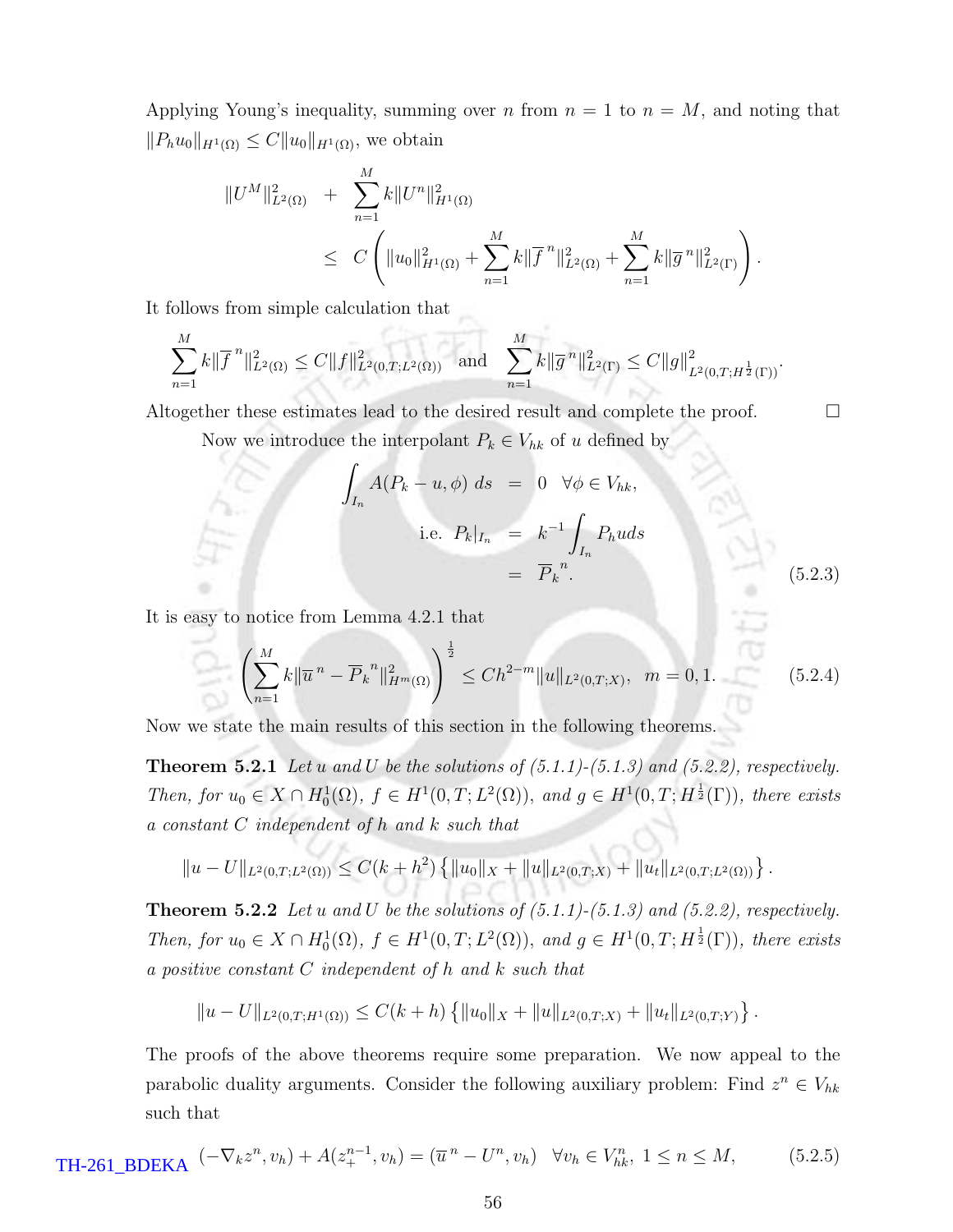Applying Young's inequality, summing over $n$ from $n = 1$ to $n = M$, and noting that $\|P_h u_0\|_{H^1(\Omega)} \leq C\|u_0\|_{H^1(\Omega)}$, we obtain

$$
\begin{aligned}
\|U^M\|^2_{L^2(\Omega)} \quad &+ \quad \sum_{n=1}^{M} k\|U^n\|^2_{H^1(\Omega)} \\
&\leq \quad C\left( \|u_0\|^2_{H^1(\Omega)} + \sum_{n=1}^{M} k\|\overline{f}^{\,n}\|^2_{L^2(\Omega)} + \sum_{n=1}^{M} k\|\overline{g}^{\,n}\|^2_{L^2(\Gamma)} \right).
\end{aligned}
$$

It follows from simple calculation that

$$
\sum_{n=1}^{M} k\|\overline{f}^{\,n}\|^2_{L^2(\Omega)} \leq C\|f\|^2_{L^2(0,T;L^2(\Omega))} \quad \text{and} \quad \sum_{n=1}^{M} k\|\overline{g}^{\,n}\|^2_{L^2(\Gamma)} \leq C\|g\|^2_{L^2(0,T;H^{\frac{1}{2}}(\Gamma))}.
$$

Altogether these estimates lead to the desired result and complete the proof. □

Now we introduce the interpolant $P_k \in V_{hk}$ of $u$ defined by

$$
\begin{aligned}
\int_{I_n} A(P_k - u, \phi)\, ds \quad &= \quad 0 \quad \forall \phi \in V_{hk}, \\
\text{i.e. } P_k|_{I_n} \quad &= \quad k^{-1}\int_{I_n} P_h u ds \\
&= \quad \overline{P}_k^{\,n}.
\end{aligned} \tag{5.2.3}
$$

It is easy to notice from Lemma 4.2.1 that

$$
\left( \sum_{n=1}^{M} k\|\overline{u}^{\,n} - \overline{P}_k^{\,n}\|^2_{H^m(\Omega)} \right)^{\frac{1}{2}} \leq Ch^{2-m}\|u\|_{L^2(0,T;X)}, \quad m = 0, 1. \tag{5.2.4}
$$

Now we state the main results of this section in the following theorems.

**Theorem 5.2.1** *Let $u$ and $U$ be the solutions of (5.1.1)-(5.1.3) and (5.2.2), respectively. Then, for $u_0 \in X \cap H^1_0(\Omega)$, $f \in H^1(0,T;L^2(\Omega))$, and $g \in H^1(0,T;H^{\frac{1}{2}}(\Gamma))$, there exists a constant $C$ independent of $h$ and $k$ such that*

$$
\|u - U\|_{L^2(0,T;L^2(\Omega))} \leq C(k + h^2)\left\{ \|u_0\|_X + \|u\|_{L^2(0,T;X)} + \|u_t\|_{L^2(0,T;L^2(\Omega))} \right\}.
$$

**Theorem 5.2.2** *Let $u$ and $U$ be the solutions of (5.1.1)-(5.1.3) and (5.2.2), respectively. Then, for $u_0 \in X \cap H^1_0(\Omega)$, $f \in H^1(0,T;L^2(\Omega))$, and $g \in H^1(0,T;H^{\frac{1}{2}}(\Gamma))$, there exists a positive constant $C$ independent of $h$ and $k$ such that*

$$
\|u - U\|_{L^2(0,T;H^1(\Omega))} \leq C(k + h)\left\{ \|u_0\|_X + \|u\|_{L^2(0,T;X)} + \|u_t\|_{L^2(0,T;Y)} \right\}.
$$

The proofs of the above theorems require some preparation. We now appeal to the parabolic duality arguments. Consider the following auxiliary problem: Find $z^n \in V_{hk}$ such that

$$
(-\nabla_k z^n, v_h) + A(z_+^{n-1}, v_h) = (\overline{u}^{\,n} - U^n, v_h) \quad \forall v_h \in V^n_{hk},\ 1 \leq n \leq M, \tag{5.2.5}
$$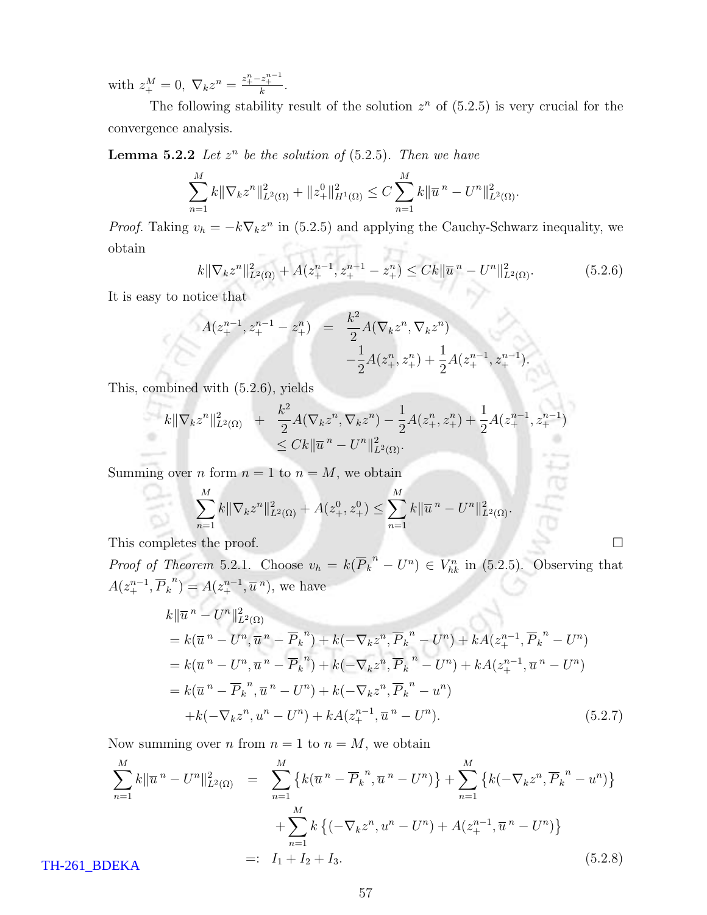with $z_+^M = 0,\ \nabla_k z^n = \frac{z_+^n - z_+^{n-1}}{k}$.

The following stability result of the solution $z^n$ of (5.2.5) is very crucial for the convergence analysis.

**Lemma 5.2.2** *Let $z^n$ be the solution of* (5.2.5)*. Then we have*

$$\sum_{n=1}^{M} k\|\nabla_k z^n\|^2_{L^2(\Omega)} + \|z_+^0\|^2_{H^1(\Omega)} \leq C\sum_{n=1}^{M} k\|\overline{u}^{\,n} - U^n\|^2_{L^2(\Omega)}.$$

*Proof.* Taking $v_h = -k\nabla_k z^n$ in (5.2.5) and applying the Cauchy-Schwarz inequality, we obtain

$$k\|\nabla_k z^n\|^2_{L^2(\Omega)} + A(z_+^{n-1}, z_+^{n-1} - z_+^n) \leq Ck\|\overline{u}^{\,n} - U^n\|^2_{L^2(\Omega)}. \tag{5.2.6}$$

It is easy to notice that

$$\begin{aligned}
A(z_+^{n-1}, z_+^{n-1} - z_+^n) &= \frac{k^2}{2}A(\nabla_k z^n, \nabla_k z^n) \\
&\quad -\frac{1}{2}A(z_+^n, z_+^n) + \frac{1}{2}A(z_+^{n-1}, z_+^{n-1}).
\end{aligned}$$

This, combined with (5.2.6), yields

$$\begin{aligned}
k\|\nabla_k z^n\|^2_{L^2(\Omega)} &+ \frac{k^2}{2}A(\nabla_k z^n, \nabla_k z^n) - \frac{1}{2}A(z_+^n, z_+^n) + \frac{1}{2}A(z_+^{n-1}, z_+^{n-1}) \\
&\leq Ck\|\overline{u}^{\,n} - U^n\|^2_{L^2(\Omega)}.
\end{aligned}$$

Summing over $n$ form $n = 1$ to $n = M$, we obtain

$$\sum_{n=1}^{M} k\|\nabla_k z^n\|^2_{L^2(\Omega)} + A(z_+^0, z_+^0) \leq \sum_{n=1}^{M} k\|\overline{u}^{\,n} - U^n\|^2_{L^2(\Omega)}.$$

This completes the proof. $\square$

*Proof of Theorem* 5.2.1. Choose $v_h = k(\overline{P}_k^{\,n} - U^n) \in V_{hk}^n$ in (5.2.5). Observing that $A(z_+^{n-1}, \overline{P}_k^{\,n}) = A(z_+^{n-1}, \overline{u}^{\,n})$, we have

$$\begin{aligned}
&k\|\overline{u}^{\,n} - U^n\|^2_{L^2(\Omega)} \\
&= k(\overline{u}^{\,n} - U^n, \overline{u}^{\,n} - \overline{P}_k^{\,n}) + k(-\nabla_k z^n, \overline{P}_k^{\,n} - U^n) + kA(z_+^{n-1}, \overline{P}_k^{\,n} - U^n) \\
&= k(\overline{u}^{\,n} - U^n, \overline{u}^{\,n} - \overline{P}_k^{\,n}) + k(-\nabla_k z^n, \overline{P}_k^{\,n} - U^n) + kA(z_+^{n-1}, \overline{u}^{\,n} - U^n) \\
&= k(\overline{u}^{\,n} - \overline{P}_k^{\,n}, \overline{u}^{\,n} - U^n) + k(-\nabla_k z^n, \overline{P}_k^{\,n} - u^n) \\
&\quad + k(-\nabla_k z^n, u^n - U^n) + kA(z_+^{n-1}, \overline{u}^{\,n} - U^n).
\end{aligned} \tag{5.2.7}$$

Now summing over $n$ from $n = 1$ to $n = M$, we obtain

$$\begin{aligned}
\sum_{n=1}^{M} k\|\overline{u}^{\,n} - U^n\|^2_{L^2(\Omega)} &= \sum_{n=1}^{M}\left\{k(\overline{u}^{\,n} - \overline{P}_k^{\,n}, \overline{u}^{\,n} - U^n)\right\} + \sum_{n=1}^{M}\left\{k(-\nabla_k z^n, \overline{P}_k^{\,n} - u^n)\right\} \\
&\quad + \sum_{n=1}^{M} k\left\{(-\nabla_k z^n, u^n - U^n) + A(z_+^{n-1}, \overline{u}^{\,n} - U^n)\right\} \\
&=: I_1 + I_2 + I_3.
\end{aligned} \tag{5.2.8}$$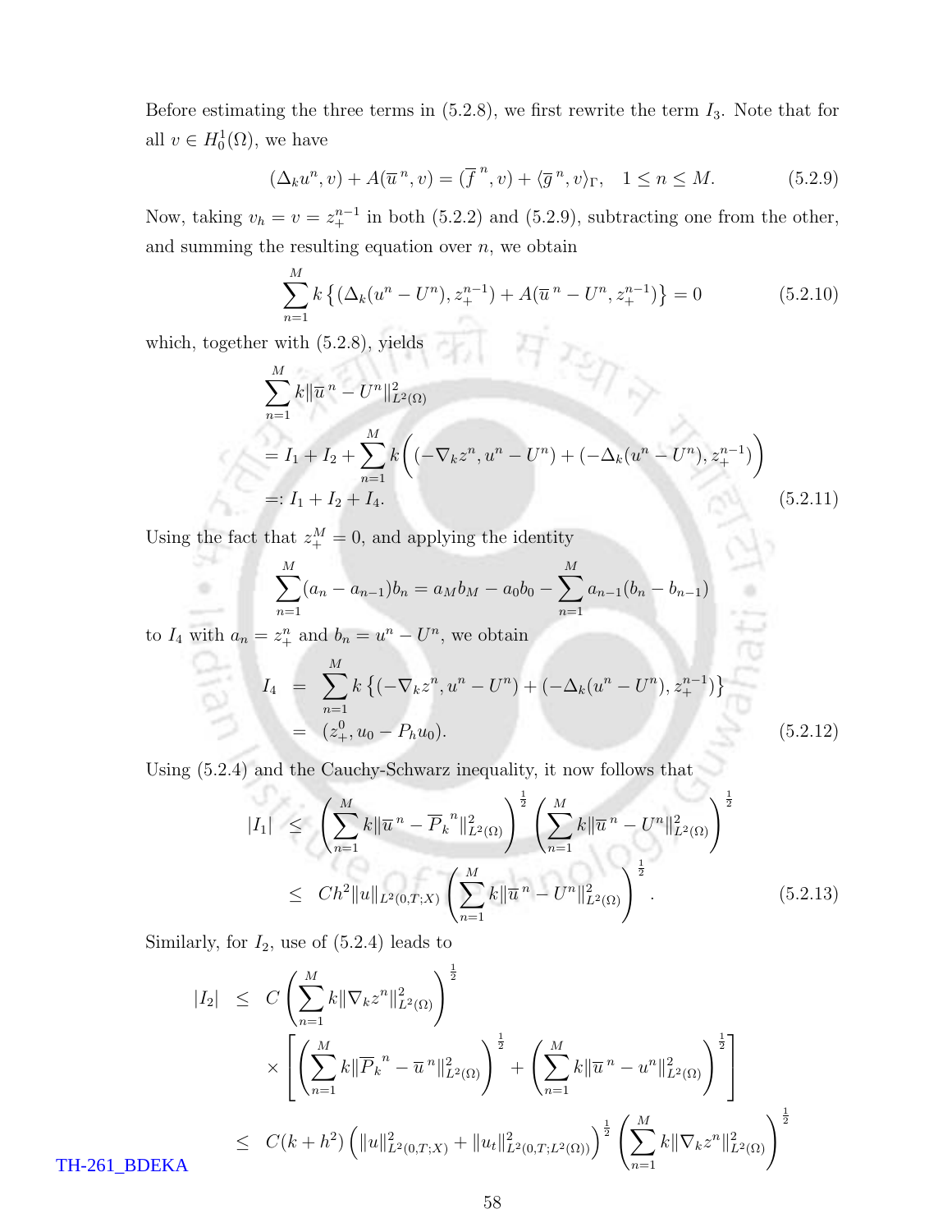Before estimating the three terms in (5.2.8), we first rewrite the term $I_3$. Note that for all $v \in H_0^1(\Omega)$, we have

$$(\Delta_k u^n, v) + A(\overline{u}^{\,n}, v) = (\overline{f}^{\,n}, v) + \langle \overline{g}^{\,n}, v\rangle_\Gamma, \quad 1 \le n \le M. \tag{5.2.9}$$

Now, taking $v_h = v = z_+^{n-1}$ in both (5.2.2) and (5.2.9), subtracting one from the other, and summing the resulting equation over $n$, we obtain

$$\sum_{n=1}^{M} k \left\{ (\Delta_k (u^n - U^n), z_+^{n-1}) + A(\overline{u}^{\,n} - U^n, z_+^{n-1}) \right\} = 0 \tag{5.2.10}$$

which, together with (5.2.8), yields

$$\begin{aligned}
&\sum_{n=1}^{M} k \|\overline{u}^{\,n} - U^n\|^2_{L^2(\Omega)} \\
&= I_1 + I_2 + \sum_{n=1}^{M} k \Big( (-\nabla_k z^n, u^n - U^n) + (-\Delta_k (u^n - U^n), z_+^{n-1}) \Big) \\
&=: I_1 + I_2 + I_4.
\end{aligned} \tag{5.2.11}$$

Using the fact that $z_+^M = 0$, and applying the identity

$$\sum_{n=1}^{M} (a_n - a_{n-1}) b_n = a_M b_M - a_0 b_0 - \sum_{n=1}^{M} a_{n-1}(b_n - b_{n-1})$$

to $I_4$ with $a_n = z_+^n$ and $b_n = u^n - U^n$, we obtain

$$\begin{aligned}
I_4 &= \sum_{n=1}^{M} k \left\{ (-\nabla_k z^n, u^n - U^n) + (-\Delta_k (u^n - U^n), z_+^{n-1}) \right\} \\
&= (z_+^0, u_0 - P_h u_0).
\end{aligned} \tag{5.2.12}$$

Using (5.2.4) and the Cauchy-Schwarz inequality, it now follows that

$$\begin{aligned}
|I_1| &\le \left( \sum_{n=1}^{M} k \|\overline{u}^{\,n} - \overline{P}_k^{\,n}\|^2_{L^2(\Omega)} \right)^{\frac{1}{2}} \left( \sum_{n=1}^{M} k \|\overline{u}^{\,n} - U^n\|^2_{L^2(\Omega)} \right)^{\frac{1}{2}} \\
&\le Ch^2 \|u\|_{L^2(0,T;X)} \left( \sum_{n=1}^{M} k \|\overline{u}^{\,n} - U^n\|^2_{L^2(\Omega)} \right)^{\frac{1}{2}}.
\end{aligned} \tag{5.2.13}$$

Similarly, for $I_2$, use of (5.2.4) leads to

$$\begin{aligned}
|I_2| &\le C \left( \sum_{n=1}^{M} k \|\nabla_k z^n\|^2_{L^2(\Omega)} \right)^{\frac{1}{2}} \\
&\quad \times \left[ \left( \sum_{n=1}^{M} k \|\overline{P}_k^{\,n} - \overline{u}^{\,n}\|^2_{L^2(\Omega)} \right)^{\frac{1}{2}} + \left( \sum_{n=1}^{M} k \|\overline{u}^{\,n} - u^n\|^2_{L^2(\Omega)} \right)^{\frac{1}{2}} \right] \\
&\le C(k + h^2) \left( \|u\|^2_{L^2(0,T;X)} + \|u_t\|^2_{L^2(0,T;L^2(\Omega))} \right)^{\frac{1}{2}} \left( \sum_{n=1}^{M} k \|\nabla_k z^n\|^2_{L^2(\Omega)} \right)^{\frac{1}{2}}
\end{aligned}$$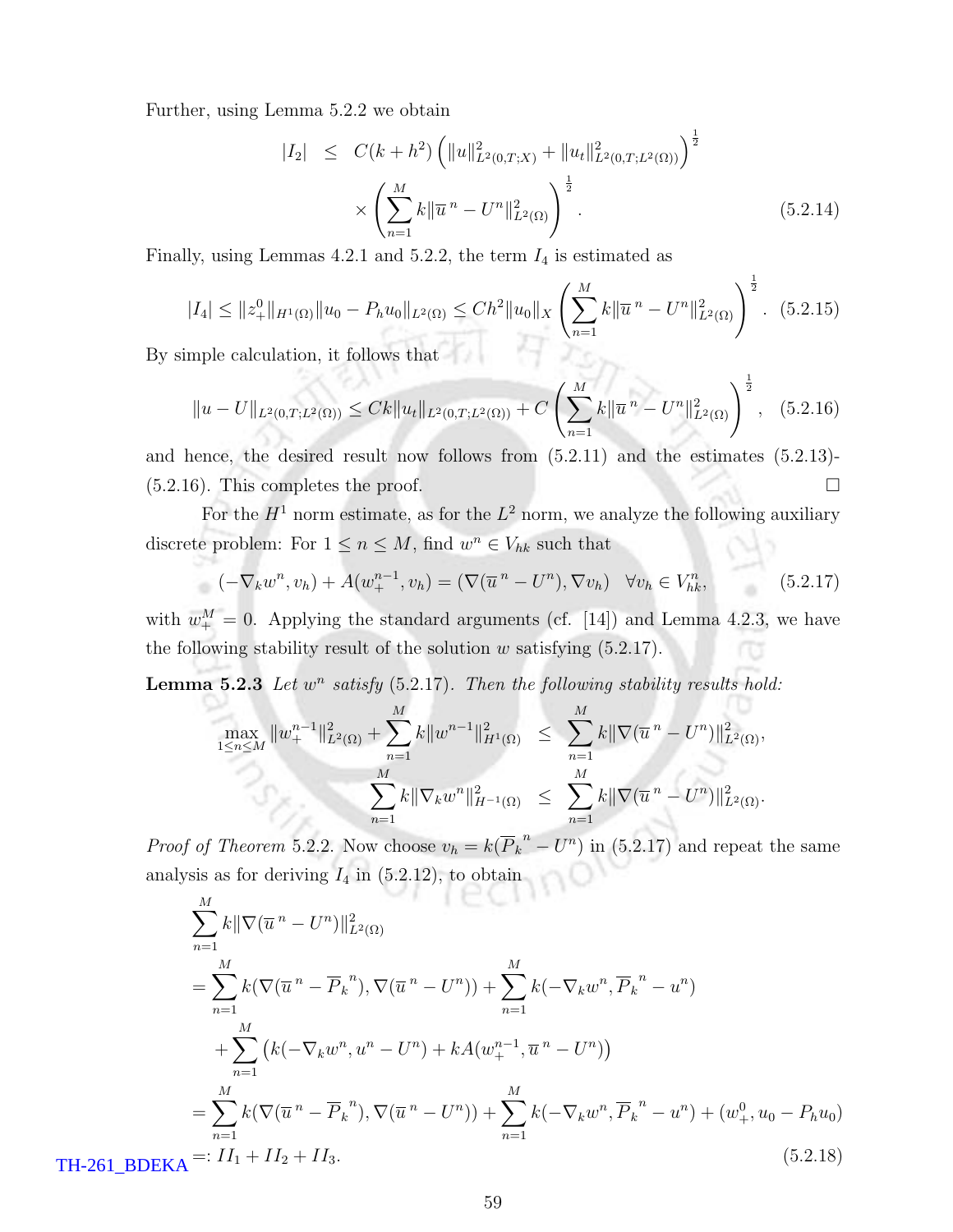Further, using Lemma 5.2.2 we obtain

$$
\begin{aligned}
|I_2| &\leq C(k+h^2)\left(\|u\|^2_{L^2(0,T;X)} + \|u_t\|^2_{L^2(0,T;L^2(\Omega))}\right)^{\frac{1}{2}} \\
&\quad \times \left(\sum_{n=1}^{M} k\|\overline{u}^{\,n} - U^n\|^2_{L^2(\Omega)}\right)^{\frac{1}{2}}.
\end{aligned}
\tag{5.2.14}
$$

Finally, using Lemmas 4.2.1 and 5.2.2, the term $I_4$ is estimated as

$$
|I_4| \leq \|z_+^0\|_{H^1(\Omega)}\|u_0 - P_h u_0\|_{L^2(\Omega)} \leq Ch^2\|u_0\|_X \left(\sum_{n=1}^{M} k\|\overline{u}^{\,n} - U^n\|^2_{L^2(\Omega)}\right)^{\frac{1}{2}}. \tag{5.2.15}
$$

By simple calculation, it follows that

$$
\|u - U\|_{L^2(0,T;L^2(\Omega))} \leq Ck\|u_t\|_{L^2(0,T;L^2(\Omega))} + C\left(\sum_{n=1}^{M} k\|\overline{u}^{\,n} - U^n\|^2_{L^2(\Omega)}\right)^{\frac{1}{2}}, \tag{5.2.16}
$$

and hence, the desired result now follows from (5.2.11) and the estimates (5.2.13)-(5.2.16). This completes the proof. $\square$

For the $H^1$ norm estimate, as for the $L^2$ norm, we analyze the following auxiliary discrete problem: For $1 \leq n \leq M$, find $w^n \in V_{hk}$ such that

$$
(-\nabla_k w^n, v_h) + A(w_+^{n-1}, v_h) = (\nabla(\overline{u}^{\,n} - U^n), \nabla v_h) \quad \forall v_h \in V_{hk}^n, \tag{5.2.17}
$$

with $w_+^M = 0$. Applying the standard arguments (cf. [14]) and Lemma 4.2.3, we have the following stability result of the solution $w$ satisfying (5.2.17).

**Lemma 5.2.3** *Let $w^n$ satisfy* (5.2.17). *Then the following stability results hold:*

$$
\begin{aligned}
\max_{1\leq n\leq M}\|w_+^{n-1}\|^2_{L^2(\Omega)} + \sum_{n=1}^{M} k\|w^{n-1}\|^2_{H^1(\Omega)} &\leq \sum_{n=1}^{M} k\|\nabla(\overline{u}^{\,n} - U^n)\|^2_{L^2(\Omega)}, \\
\sum_{n=1}^{M} k\|\nabla_k w^n\|^2_{H^{-1}(\Omega)} &\leq \sum_{n=1}^{M} k\|\nabla(\overline{u}^{\,n} - U^n)\|^2_{L^2(\Omega)}.
\end{aligned}
$$

*Proof of Theorem* 5.2.2. Now choose $v_h = k(\overline{P}_k^{\,n} - U^n)$ in (5.2.17) and repeat the same analysis as for deriving $I_4$ in (5.2.12), to obtain

$$
\begin{aligned}
&\sum_{n=1}^{M} k\|\nabla(\overline{u}^{\,n} - U^n)\|^2_{L^2(\Omega)} \\
&= \sum_{n=1}^{M} k(\nabla(\overline{u}^{\,n} - \overline{P}_k^{\,n}), \nabla(\overline{u}^{\,n} - U^n)) + \sum_{n=1}^{M} k(-\nabla_k w^n, \overline{P}_k^{\,n} - u^n) \\
&\quad + \sum_{n=1}^{M}\left(k(-\nabla_k w^n, u^n - U^n) + kA(w_+^{n-1}, \overline{u}^{\,n} - U^n)\right) \\
&= \sum_{n=1}^{M} k(\nabla(\overline{u}^{\,n} - \overline{P}_k^{\,n}), \nabla(\overline{u}^{\,n} - U^n)) + \sum_{n=1}^{M} k(-\nabla_k w^n, \overline{P}_k^{\,n} - u^n) + (w_+^0, u_0 - P_h u_0) \\
&=: II_1 + II_2 + II_3.
\end{aligned}
\tag{5.2.18}
$$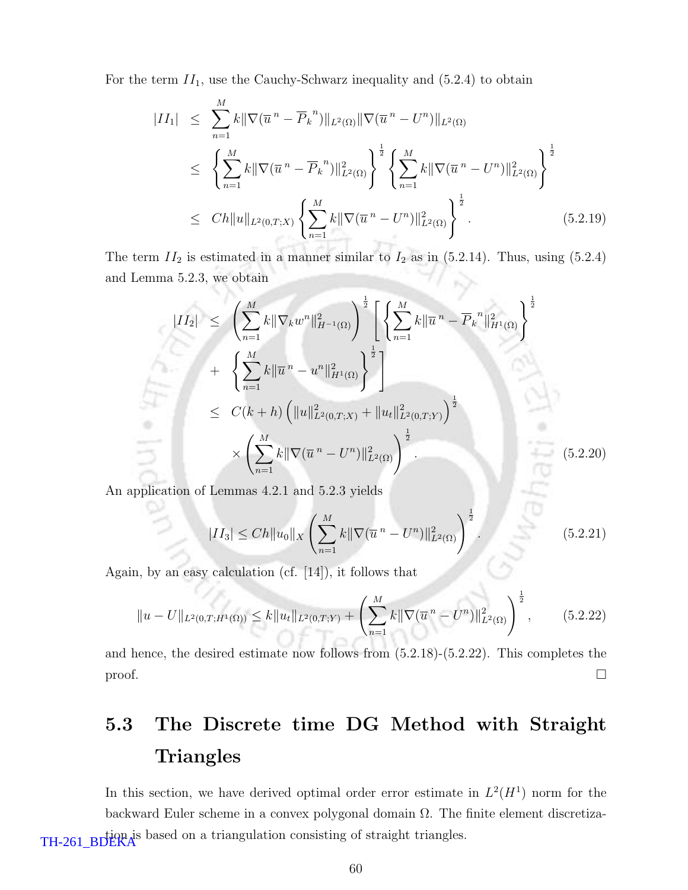For the term $II_1$, use the Cauchy-Schwarz inequality and (5.2.4) to obtain

$$
\begin{aligned}
|II_1| &\leq \sum_{n=1}^{M} k\|\nabla(\overline{u}^{\,n} - \overline{P}_k^{\,n})\|_{L^2(\Omega)} \|\nabla(\overline{u}^{\,n} - U^n)\|_{L^2(\Omega)} \\
&\leq \left\{ \sum_{n=1}^{M} k\|\nabla(\overline{u}^{\,n} - \overline{P}_k^{\,n})\|^2_{L^2(\Omega)} \right\}^{\frac{1}{2}} \left\{ \sum_{n=1}^{M} k\|\nabla(\overline{u}^{\,n} - U^n)\|^2_{L^2(\Omega)} \right\}^{\frac{1}{2}} \\
&\leq Ch\|u\|_{L^2(0,T;X)} \left\{ \sum_{n=1}^{M} k\|\nabla(\overline{u}^{\,n} - U^n)\|^2_{L^2(\Omega)} \right\}^{\frac{1}{2}}. \qquad (5.2.19)
\end{aligned}
$$

The term $II_2$ is estimated in a manner similar to $I_2$ as in (5.2.14). Thus, using (5.2.4) and Lemma 5.2.3, we obtain

$$
\begin{aligned}
|II_2| &\leq \left( \sum_{n=1}^{M} k\|\nabla_k w^n\|^2_{H^{-1}(\Omega)} \right)^{\frac{1}{2}} \left[ \left\{ \sum_{n=1}^{M} k\|\overline{u}^{\,n} - \overline{P}_k^{\,n}\|^2_{H^1(\Omega)} \right\}^{\frac{1}{2}} \right. \\
&\quad + \left. \left\{ \sum_{n=1}^{M} k\|\overline{u}^{\,n} - u^n\|^2_{H^1(\Omega)} \right\}^{\frac{1}{2}} \right] \\
&\leq C(k+h) \left( \|u\|^2_{L^2(0,T;X)} + \|u_t\|^2_{L^2(0,T;Y)} \right)^{\frac{1}{2}} \\
&\quad \times \left( \sum_{n=1}^{M} k\|\nabla(\overline{u}^{\,n} - U^n)\|^2_{L^2(\Omega)} \right)^{\frac{1}{2}}. \qquad (5.2.20)
\end{aligned}
$$

An application of Lemmas 4.2.1 and 5.2.3 yields

$$
|II_3| \leq Ch\|u_0\|_X \left( \sum_{n=1}^{M} k\|\nabla(\overline{u}^{\,n} - U^n)\|^2_{L^2(\Omega)} \right)^{\frac{1}{2}}. \qquad (5.2.21)
$$

Again, by an easy calculation (cf. [14]), it follows that

$$
\|u - U\|_{L^2(0,T;H^1(\Omega))} \leq k\|u_t\|_{L^2(0,T;Y)} + \left( \sum_{n=1}^{M} k\|\nabla(\overline{u}^{\,n} - U^n)\|^2_{L^2(\Omega)} \right)^{\frac{1}{2}}, \qquad (5.2.22)
$$

and hence, the desired estimate now follows from (5.2.18)-(5.2.22). This completes the proof. □

## 5.3 The Discrete time DG Method with Straight Triangles

In this section, we have derived optimal order error estimate in $L^2(H^1)$ norm for the backward Euler scheme in a convex polygonal domain $\Omega$. The finite element discretization is based on a triangulation consisting of straight triangles.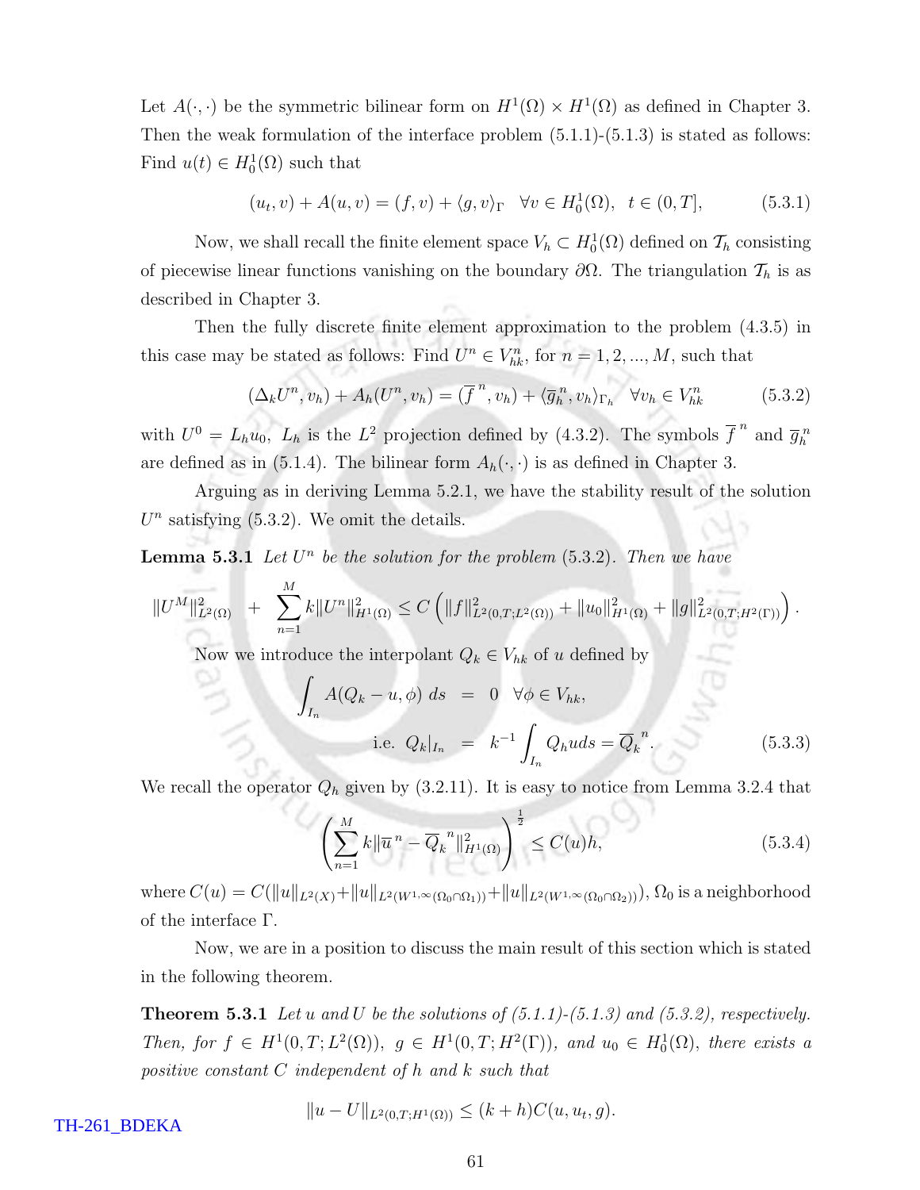Let $A(\cdot,\cdot)$ be the symmetric bilinear form on $H^1(\Omega)\times H^1(\Omega)$ as defined in Chapter 3. Then the weak formulation of the interface problem (5.1.1)-(5.1.3) is stated as follows: Find $u(t)\in H_0^1(\Omega)$ such that

$$(u_t,v)+A(u,v)=(f,v)+\langle g,v\rangle_\Gamma \quad \forall v\in H_0^1(\Omega),\ \ t\in(0,T], \tag{5.3.1}$$

Now, we shall recall the finite element space $V_h\subset H_0^1(\Omega)$ defined on $\mathcal{T}_h$ consisting of piecewise linear functions vanishing on the boundary $\partial\Omega$. The triangulation $\mathcal{T}_h$ is as described in Chapter 3.

Then the fully discrete finite element approximation to the problem (4.3.5) in this case may be stated as follows: Find $U^n\in V_{hk}^n$, for $n=1,2,...,M$, such that

$$(\Delta_k U^n,v_h)+A_h(U^n,v_h)=(\overline{f}^{\,n},v_h)+\langle \overline{g}_h^{\,n},v_h\rangle_{\Gamma_h} \quad \forall v_h\in V_{hk}^n \tag{5.3.2}$$

with $U^0=L_hu_0$, $L_h$ is the $L^2$ projection defined by (4.3.2). The symbols $\overline{f}^{\,n}$ and $\overline{g}_h^{\,n}$ are defined as in (5.1.4). The bilinear form $A_h(\cdot,\cdot)$ is as defined in Chapter 3.

Arguing as in deriving Lemma 5.2.1, we have the stability result of the solution $U^n$ satisfying (5.3.2). We omit the details.

**Lemma 5.3.1** *Let $U^n$ be the solution for the problem* (5.3.2)*. Then we have*

$$\|U^M\|^2_{L^2(\Omega)} \;+\; \sum_{n=1}^{M} k\|U^n\|^2_{H^1(\Omega)} \le C\left(\|f\|^2_{L^2(0,T;L^2(\Omega))}+\|u_0\|^2_{H^1(\Omega)}+\|g\|^2_{L^2(0,T;H^2(\Gamma))}\right).$$

Now we introduce the interpolant $Q_k\in V_{hk}$ of $u$ defined by

$$\begin{aligned}\int_{I_n} A(Q_k-u,\phi)\,ds &= 0 \quad \forall\phi\in V_{hk},\\ \text{i.e. } Q_k|_{I_n} &= k^{-1}\int_{I_n} Q_h u ds=\overline{Q}_k^{\,n}.\end{aligned} \tag{5.3.3}$$

We recall the operator $Q_h$ given by (3.2.11). It is easy to notice from Lemma 3.2.4 that

$$\left(\sum_{n=1}^{M} k\|\overline{u}^{\,n}-\overline{Q}_k^{\,n}\|^2_{H^1(\Omega)}\right)^{\frac12}\le C(u)h, \tag{5.3.4}$$

where $C(u)=C(\|u\|_{L^2(X)}+\|u\|_{L^2(W^{1,\infty}(\Omega_0\cap\Omega_1))}+\|u\|_{L^2(W^{1,\infty}(\Omega_0\cap\Omega_2))})$, $\Omega_0$ is a neighborhood of the interface $\Gamma$.

Now, we are in a position to discuss the main result of this section which is stated in the following theorem.

**Theorem 5.3.1** *Let $u$ and $U$ be the solutions of (5.1.1)-(5.1.3) and (5.3.2), respectively. Then, for $f\in H^1(0,T;L^2(\Omega))$, $g\in H^1(0,T;H^2(\Gamma))$, and $u_0\in H_0^1(\Omega)$, there exists a positive constant $C$ independent of $h$ and $k$ such that*

$$\|u-U\|_{L^2(0,T;H^1(\Omega))}\le (k+h)C(u,u_t,g).$$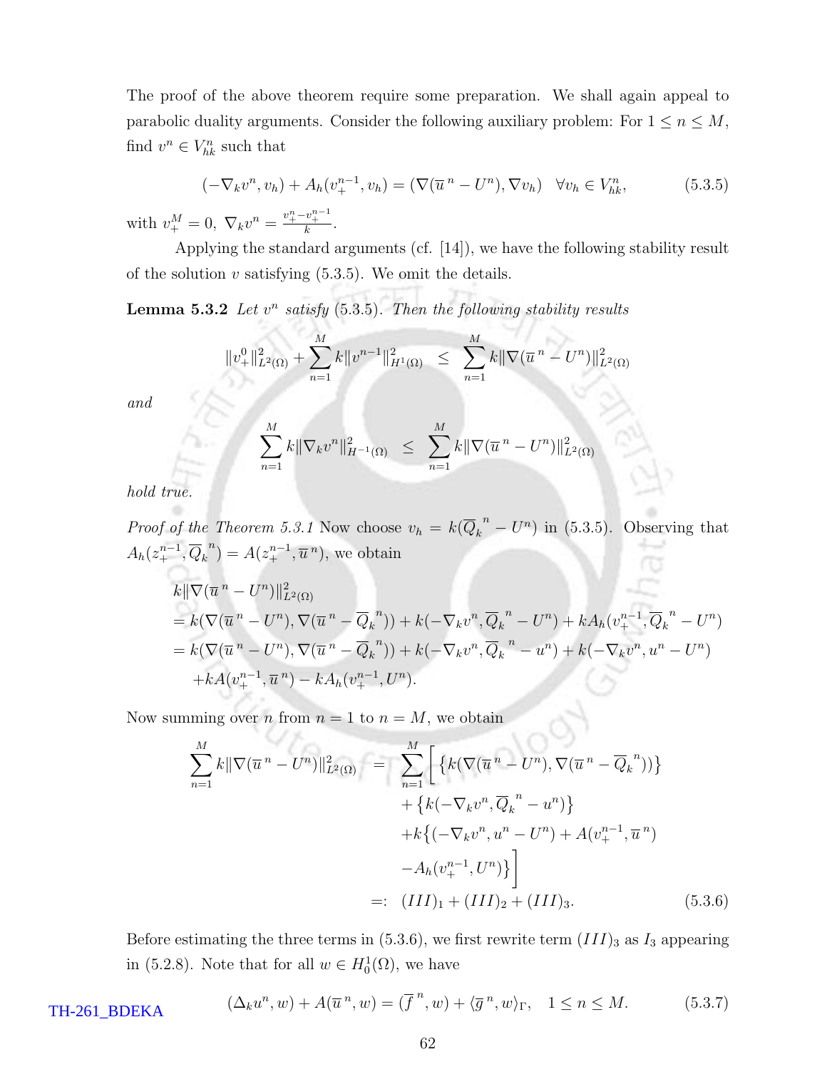The proof of the above theorem require some preparation. We shall again appeal to parabolic duality arguments. Consider the following auxiliary problem: For $1 \leq n \leq M$, find $v^n \in V_{hk}^n$ such that

$$
(-\nabla_k v^n, v_h) + A_h(v_+^{n-1}, v_h) = (\nabla(\overline{u}^{\,n} - U^n), \nabla v_h) \quad \forall v_h \in V_{hk}^n, \tag{5.3.5}
$$

with $v_+^M = 0,\ \nabla_k v^n = \frac{v_+^n - v_+^{n-1}}{k}$.

Applying the standard arguments (cf. [14]), we have the following stability result of the solution $v$ satisfying (5.3.5). We omit the details.

**Lemma 5.3.2** *Let $v^n$ satisfy* (5.3.5)*. Then the following stability results*

$$
\|v_+^0\|_{L^2(\Omega)}^2 + \sum_{n=1}^{M} k\|v^{n-1}\|_{H^1(\Omega)}^2 \;\leq\; \sum_{n=1}^{M} k\|\nabla(\overline{u}^{\,n} - U^n)\|_{L^2(\Omega)}^2
$$

*and*

$$
\sum_{n=1}^{M} k\|\nabla_k v^n\|_{H^{-1}(\Omega)}^2 \;\leq\; \sum_{n=1}^{M} k\|\nabla(\overline{u}^{\,n} - U^n)\|_{L^2(\Omega)}^2
$$

*hold true.*

*Proof of the Theorem 5.3.1* Now choose $v_h = k(\overline{Q}_k^{\,n} - U^n)$ in (5.3.5). Observing that $A_h(z_+^{n-1}, \overline{Q}_k^{\,n}) = A(z_+^{n-1}, \overline{u}^{\,n})$, we obtain

$$
\begin{aligned}
& k\|\nabla(\overline{u}^{\,n} - U^n)\|_{L^2(\Omega)}^2 \\
&= k(\nabla(\overline{u}^{\,n} - U^n), \nabla(\overline{u}^{\,n} - \overline{Q}_k^{\,n})) + k(-\nabla_k v^n, \overline{Q}_k^{\,n} - U^n) + kA_h(v_+^{n-1}, \overline{Q}_k^{\,n} - U^n) \\
&= k(\nabla(\overline{u}^{\,n} - U^n), \nabla(\overline{u}^{\,n} - \overline{Q}_k^{\,n})) + k(-\nabla_k v^n, \overline{Q}_k^{\,n} - u^n) + k(-\nabla_k v^n, u^n - U^n) \\
&\quad + kA(v_+^{n-1}, \overline{u}^{\,n}) - kA_h(v_+^{n-1}, U^n).
\end{aligned}
$$

Now summing over $n$ from $n = 1$ to $n = M$, we obtain

$$
\begin{aligned}
\sum_{n=1}^{M} k\|\nabla(\overline{u}^{\,n} - U^n)\|_{L^2(\Omega)}^2 \;&=\; \sum_{n=1}^{M} \Bigg[ \left\{ k(\nabla(\overline{u}^{\,n} - U^n), \nabla(\overline{u}^{\,n} - \overline{Q}_k^{\,n})) \right\} \\
&\quad + \left\{ k(-\nabla_k v^n, \overline{Q}_k^{\,n} - u^n) \right\} \\
&\quad + k\big\{ (-\nabla_k v^n, u^n - U^n) + A(v_+^{n-1}, \overline{u}^{\,n}) \\
&\quad - A_h(v_+^{n-1}, U^n) \big\} \Bigg] \\
&=: \; (III)_1 + (III)_2 + (III)_3.
\end{aligned} \tag{5.3.6}
$$

Before estimating the three terms in (5.3.6), we first rewrite term $(III)_3$ as $I_3$ appearing in (5.2.8). Note that for all $w \in H_0^1(\Omega)$, we have

$$
(\Delta_k u^n, w) + A(\overline{u}^{\,n}, w) = (\overline{f}^{\,n}, w) + \langle \overline{g}^{\,n}, w \rangle_\Gamma, \quad 1 \leq n \leq M. \tag{5.3.7}
$$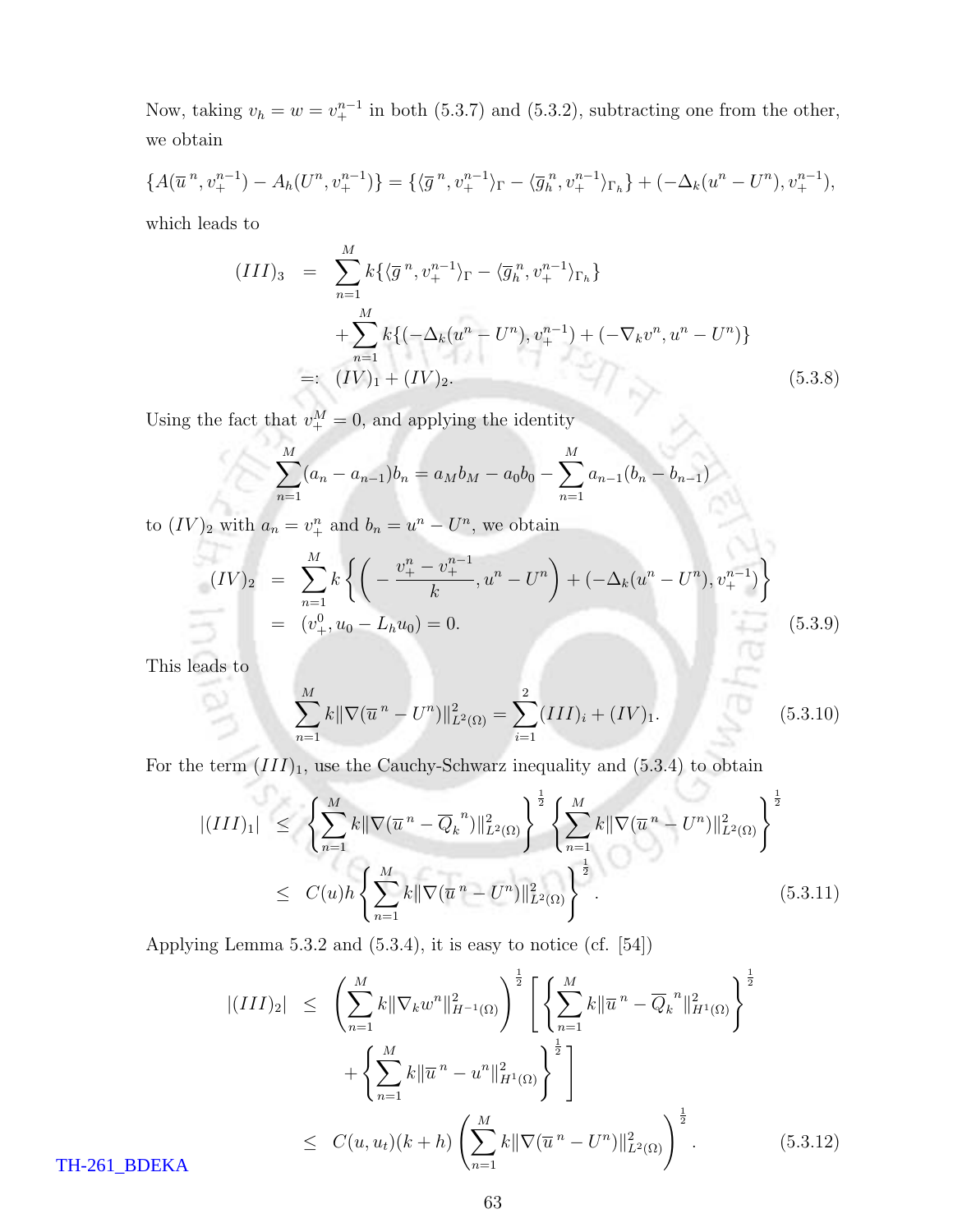Now, taking $v_h = w = v_+^{n-1}$ in both (5.3.7) and (5.3.2), subtracting one from the other, we obtain

$$\{A(\overline{u}^{\,n}, v_+^{n-1}) - A_h(U^n, v_+^{n-1})\} = \{\langle \overline{g}^{\,n}, v_+^{n-1}\rangle_\Gamma - \langle \overline{g}_h^{\,n}, v_+^{n-1}\rangle_{\Gamma_h}\} + (-\Delta_k(u^n - U^n), v_+^{n-1}),$$

which leads to

$$\begin{aligned}
(III)_3 &= \sum_{n=1}^{M} k\{\langle \overline{g}^{\,n}, v_+^{n-1}\rangle_\Gamma - \langle \overline{g}_h^{\,n}, v_+^{n-1}\rangle_{\Gamma_h}\} \\
&\quad + \sum_{n=1}^{M} k\{(-\Delta_k(u^n - U^n), v_+^{n-1}) + (-\nabla_k v^n, u^n - U^n)\} \\
&=: (IV)_1 + (IV)_2.
\end{aligned} \tag{5.3.8}$$

Using the fact that $v_+^M = 0$, and applying the identity

$$\sum_{n=1}^{M}(a_n - a_{n-1})b_n = a_M b_M - a_0 b_0 - \sum_{n=1}^{M} a_{n-1}(b_n - b_{n-1})$$

to $(IV)_2$ with $a_n = v_+^n$ and $b_n = u^n - U^n$, we obtain

$$\begin{aligned}
(IV)_2 &= \sum_{n=1}^{M} k\left\{\left(-\frac{v_+^n - v_+^{n-1}}{k}, u^n - U^n\right) + (-\Delta_k(u^n - U^n), v_+^{n-1})\right\} \\
&= (v_+^0, u_0 - L_h u_0) = 0.
\end{aligned} \tag{5.3.9}$$

This leads to

$$\sum_{n=1}^{M} k\|\nabla(\overline{u}^{\,n} - U^n)\|_{L^2(\Omega)}^2 = \sum_{i=1}^{2}(III)_i + (IV)_1. \tag{5.3.10}$$

For the term $(III)_1$, use the Cauchy-Schwarz inequality and (5.3.4) to obtain

$$\begin{aligned}
|(III)_1| &\leq \left\{\sum_{n=1}^{M} k\|\nabla(\overline{u}^{\,n} - \overline{Q}_k^{\,n})\|_{L^2(\Omega)}^2\right\}^{\frac{1}{2}} \left\{\sum_{n=1}^{M} k\|\nabla(\overline{u}^{\,n} - U^n)\|_{L^2(\Omega)}^2\right\}^{\frac{1}{2}} \\
&\leq C(u)h\left\{\sum_{n=1}^{M} k\|\nabla(\overline{u}^{\,n} - U^n)\|_{L^2(\Omega)}^2\right\}^{\frac{1}{2}}.
\end{aligned} \tag{5.3.11}$$

Applying Lemma 5.3.2 and (5.3.4), it is easy to notice (cf. [54])

$$\begin{aligned}
|(III)_2| &\leq \left(\sum_{n=1}^{M} k\|\nabla_k w^n\|_{H^{-1}(\Omega)}^2\right)^{\frac{1}{2}} \left[\left\{\sum_{n=1}^{M} k\|\overline{u}^{\,n} - \overline{Q}_k^{\,n}\|_{H^1(\Omega)}^2\right\}^{\frac{1}{2}}\right. \\
&\quad \left. + \left\{\sum_{n=1}^{M} k\|\overline{u}^{\,n} - u^n\|_{H^1(\Omega)}^2\right\}^{\frac{1}{2}}\right] \\
&\leq C(u, u_t)(k + h)\left(\sum_{n=1}^{M} k\|\nabla(\overline{u}^{\,n} - U^n)\|_{L^2(\Omega)}^2\right)^{\frac{1}{2}}.
\end{aligned} \tag{5.3.12}$$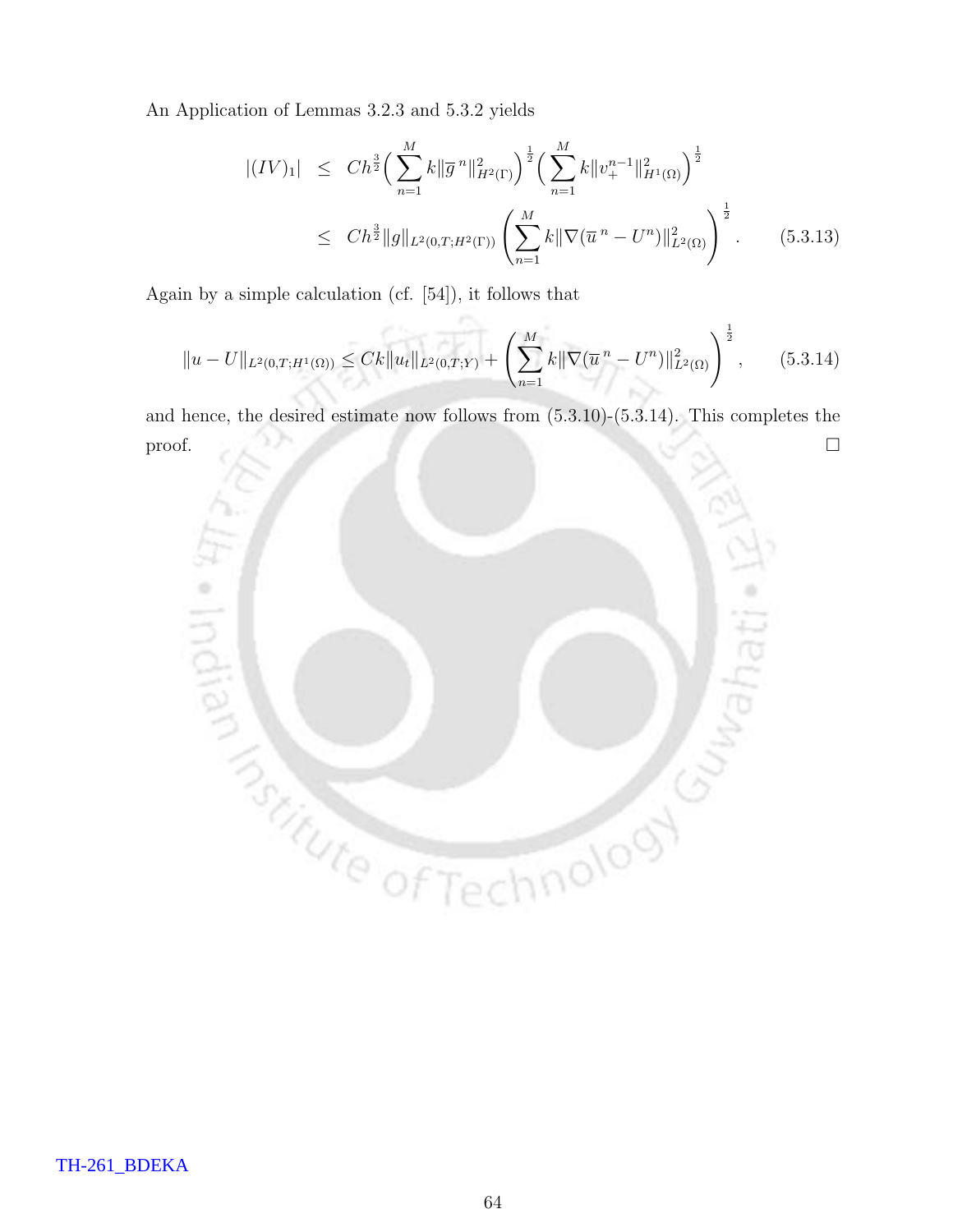An Application of Lemmas 3.2.3 and 5.3.2 yields

$$
\begin{aligned}
|(IV)_1| &\leq Ch^{\frac{3}{2}}\Big(\sum_{n=1}^{M} k\|\overline{g}^{\,n}\|^2_{H^2(\Gamma)}\Big)^{\frac{1}{2}}\Big(\sum_{n=1}^{M} k\|v_+^{n-1}\|^2_{H^1(\Omega)}\Big)^{\frac{1}{2}} \\
&\leq Ch^{\frac{3}{2}}\|g\|_{L^2(0,T;H^2(\Gamma))}\left(\sum_{n=1}^{M} k\|\nabla(\overline{u}^{\,n} - U^n)\|^2_{L^2(\Omega)}\right)^{\frac{1}{2}}. \qquad (5.3.13)
\end{aligned}
$$

Again by a simple calculation (cf. [54]), it follows that

$$
\|u - U\|_{L^2(0,T;H^1(\Omega))} \leq Ck\|u_t\|_{L^2(0,T;Y)} + \left(\sum_{n=1}^{M} k\|\nabla(\overline{u}^{\,n} - U^n)\|^2_{L^2(\Omega)}\right)^{\frac{1}{2}}, \qquad (5.3.14)
$$

and hence, the desired estimate now follows from (5.3.10)-(5.3.14). This completes the proof. □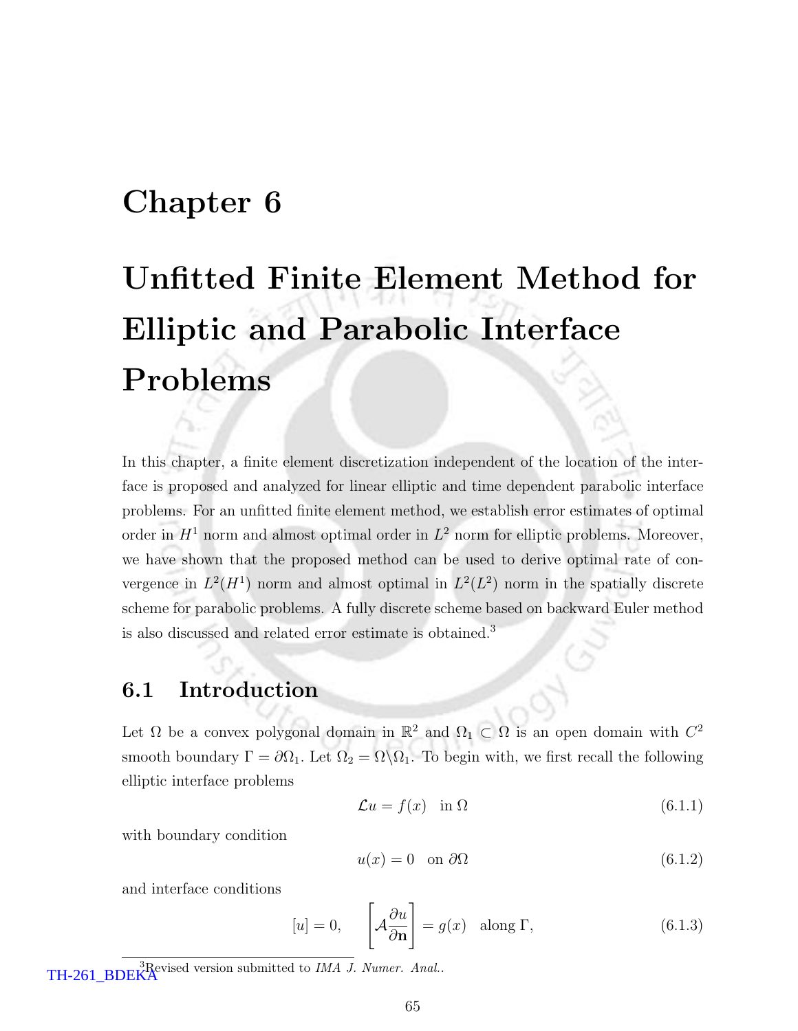# Chapter 6

# Unfitted Finite Element Method for Elliptic and Parabolic Interface Problems

In this chapter, a finite element discretization independent of the location of the interface is proposed and analyzed for linear elliptic and time dependent parabolic interface problems. For an unfitted finite element method, we establish error estimates of optimal order in $H^1$ norm and almost optimal order in $L^2$ norm for elliptic problems. Moreover, we have shown that the proposed method can be used to derive optimal rate of convergence in $L^2(H^1)$ norm and almost optimal in $L^2(L^2)$ norm in the spatially discrete scheme for parabolic problems. A fully discrete scheme based on backward Euler method is also discussed and related error estimate is obtained.[3]

## 6.1 Introduction

Let $\Omega$ be a convex polygonal domain in $\mathbb{R}^2$ and $\Omega_1 \subset \Omega$ is an open domain with $C^2$ smooth boundary $\Gamma = \partial\Omega_1$. Let $\Omega_2 = \Omega \backslash \Omega_1$. To begin with, we first recall the following elliptic interface problems

$$\mathcal{L}u = f(x) \quad \text{in } \Omega \tag{6.1.1}$$

with boundary condition

$$u(x) = 0 \quad \text{on } \partial\Omega \tag{6.1.2}$$

and interface conditions

$$[u] = 0, \qquad \left[\mathcal{A}\frac{\partial u}{\partial \mathbf{n}}\right] = g(x) \quad \text{along } \Gamma, \tag{6.1.3}$$

[3] Revised version submitted to *IMA J. Numer. Anal.*.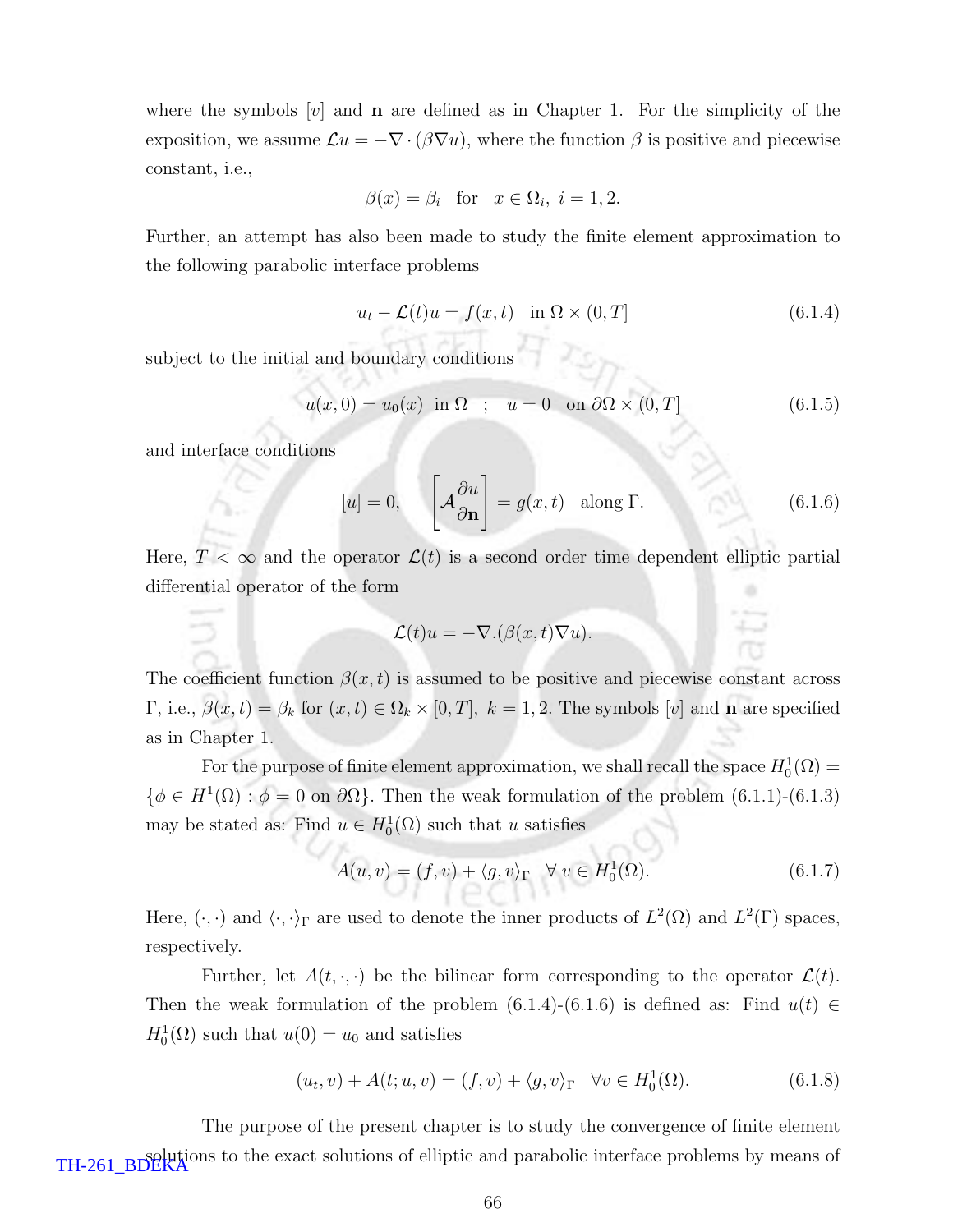where the symbols $[v]$ and $\mathbf{n}$ are defined as in Chapter 1. For the simplicity of the exposition, we assume $\mathcal{L}u = -\nabla \cdot (\beta \nabla u)$, where the function $\beta$ is positive and piecewise constant, i.e.,

$$\beta(x) = \beta_i \quad \text{for} \quad x \in \Omega_i, \; i = 1, 2.$$

Further, an attempt has also been made to study the finite element approximation to the following parabolic interface problems

$$u_t - \mathcal{L}(t)u = f(x,t) \quad \text{in } \Omega \times (0, T] \tag{6.1.4}$$

subject to the initial and boundary conditions

$$u(x, 0) = u_0(x) \;\; \text{in } \Omega \quad ; \quad u = 0 \quad \text{on } \partial\Omega \times (0, T] \tag{6.1.5}$$

and interface conditions

$$[u] = 0, \qquad \left[\mathcal{A}\frac{\partial u}{\partial \mathbf{n}}\right] = g(x,t) \quad \text{along } \Gamma. \tag{6.1.6}$$

Here, $T < \infty$ and the operator $\mathcal{L}(t)$ is a second order time dependent elliptic partial differential operator of the form

$$\mathcal{L}(t)u = -\nabla . (\beta(x,t)\nabla u).$$

The coefficient function $\beta(x,t)$ is assumed to be positive and piecewise constant across $\Gamma$, i.e., $\beta(x,t) = \beta_k$ for $(x,t) \in \Omega_k \times [0,T], \; k = 1, 2$. The symbols $[v]$ and $\mathbf{n}$ are specified as in Chapter 1.

For the purpose of finite element approximation, we shall recall the space $H_0^1(\Omega) = \{\phi \in H^1(\Omega) : \phi = 0 \text{ on } \partial\Omega\}$. Then the weak formulation of the problem (6.1.1)-(6.1.3) may be stated as: Find $u \in H_0^1(\Omega)$ such that $u$ satisfies

$$A(u, v) = (f, v) + \langle g, v \rangle_\Gamma \quad \forall \; v \in H_0^1(\Omega). \tag{6.1.7}$$

Here, $(\cdot, \cdot)$ and $\langle \cdot, \cdot \rangle_\Gamma$ are used to denote the inner products of $L^2(\Omega)$ and $L^2(\Gamma)$ spaces, respectively.

Further, let $A(t; \cdot, \cdot)$ be the bilinear form corresponding to the operator $\mathcal{L}(t)$. Then the weak formulation of the problem (6.1.4)-(6.1.6) is defined as: Find $u(t) \in H_0^1(\Omega)$ such that $u(0) = u_0$ and satisfies

$$(u_t, v) + A(t; u, v) = (f, v) + \langle g, v \rangle_\Gamma \quad \forall v \in H_0^1(\Omega). \tag{6.1.8}$$

The purpose of the present chapter is to study the convergence of finite element solutions to the exact solutions of elliptic and parabolic interface problems by means of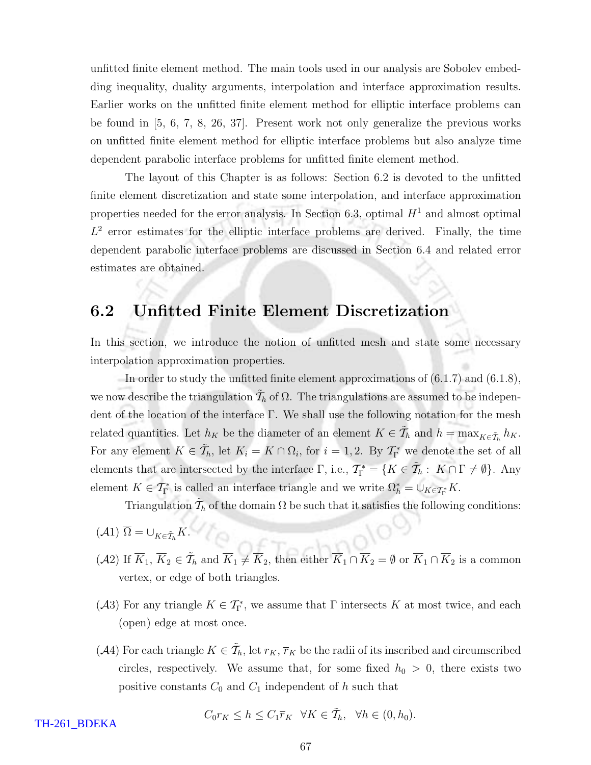unfitted finite element method. The main tools used in our analysis are Sobolev embedding inequality, duality arguments, interpolation and interface approximation results. Earlier works on the unfitted finite element method for elliptic interface problems can be found in [5, 6, 7, 8, 26, 37]. Present work not only generalize the previous works on unfitted finite element method for elliptic interface problems but also analyze time dependent parabolic interface problems for unfitted finite element method.

The layout of this Chapter is as follows: Section 6.2 is devoted to the unfitted finite element discretization and state some interpolation, and interface approximation properties needed for the error analysis. In Section 6.3, optimal $H^1$ and almost optimal $L^2$ error estimates for the elliptic interface problems are derived. Finally, the time dependent parabolic interface problems are discussed in Section 6.4 and related error estimates are obtained.

## 6.2 Unfitted Finite Element Discretization

In this section, we introduce the notion of unfitted mesh and state some necessary interpolation approximation properties.

In order to study the unfitted finite element approximations of (6.1.7) and (6.1.8), we now describe the triangulation $\tilde{\mathcal{T}}_h$ of $\Omega$. The triangulations are assumed to be independent of the location of the interface $\Gamma$. We shall use the following notation for the mesh related quantities. Let $h_K$ be the diameter of an element $K \in \tilde{\mathcal{T}}_h$ and $h = \max_{K \in \tilde{\mathcal{T}}_h} h_K$. For any element $K \in \tilde{\mathcal{T}}_h$, let $K_i = K \cap \Omega_i$, for $i = 1, 2$. By $\mathcal{T}_\Gamma^*$ we denote the set of all elements that are intersected by the interface $\Gamma$, i.e., $\mathcal{T}_\Gamma^* = \{K \in \tilde{\mathcal{T}}_h : \ K \cap \Gamma \neq \emptyset\}$. Any element $K \in \mathcal{T}_\Gamma^*$ is called an interface triangle and we write $\Omega_h^* = \cup_{K \in \mathcal{T}_\Gamma^*} K$.

Triangulation $\tilde{\mathcal{T}}_h$ of the domain $\Omega$ be such that it satisfies the following conditions:

($\mathcal{A}1$) $\overline{\Omega} = \cup_{K \in \tilde{\mathcal{T}}_h} K$.

($\mathcal{A}2$) If $\overline{K}_1$, $\overline{K}_2 \in \tilde{\mathcal{T}}_h$ and $\overline{K}_1 \neq \overline{K}_2$, then either $\overline{K}_1 \cap \overline{K}_2 = \emptyset$ or $\overline{K}_1 \cap \overline{K}_2$ is a common vertex, or edge of both triangles.

($\mathcal{A}3$) For any triangle $K \in \mathcal{T}_\Gamma^*$, we assume that $\Gamma$ intersects $K$ at most twice, and each (open) edge at most once.

($\mathcal{A}4$) For each triangle $K \in \tilde{\mathcal{T}}_h$, let $r_K$, $\overline{r}_K$ be the radii of its inscribed and circumscribed circles, respectively. We assume that, for some fixed $h_0 > 0$, there exists two positive constants $C_0$ and $C_1$ independent of $h$ such that

$$C_0 r_K \leq h \leq C_1 \overline{r}_K \quad \forall K \in \tilde{\mathcal{T}}_h, \quad \forall h \in (0, h_0).$$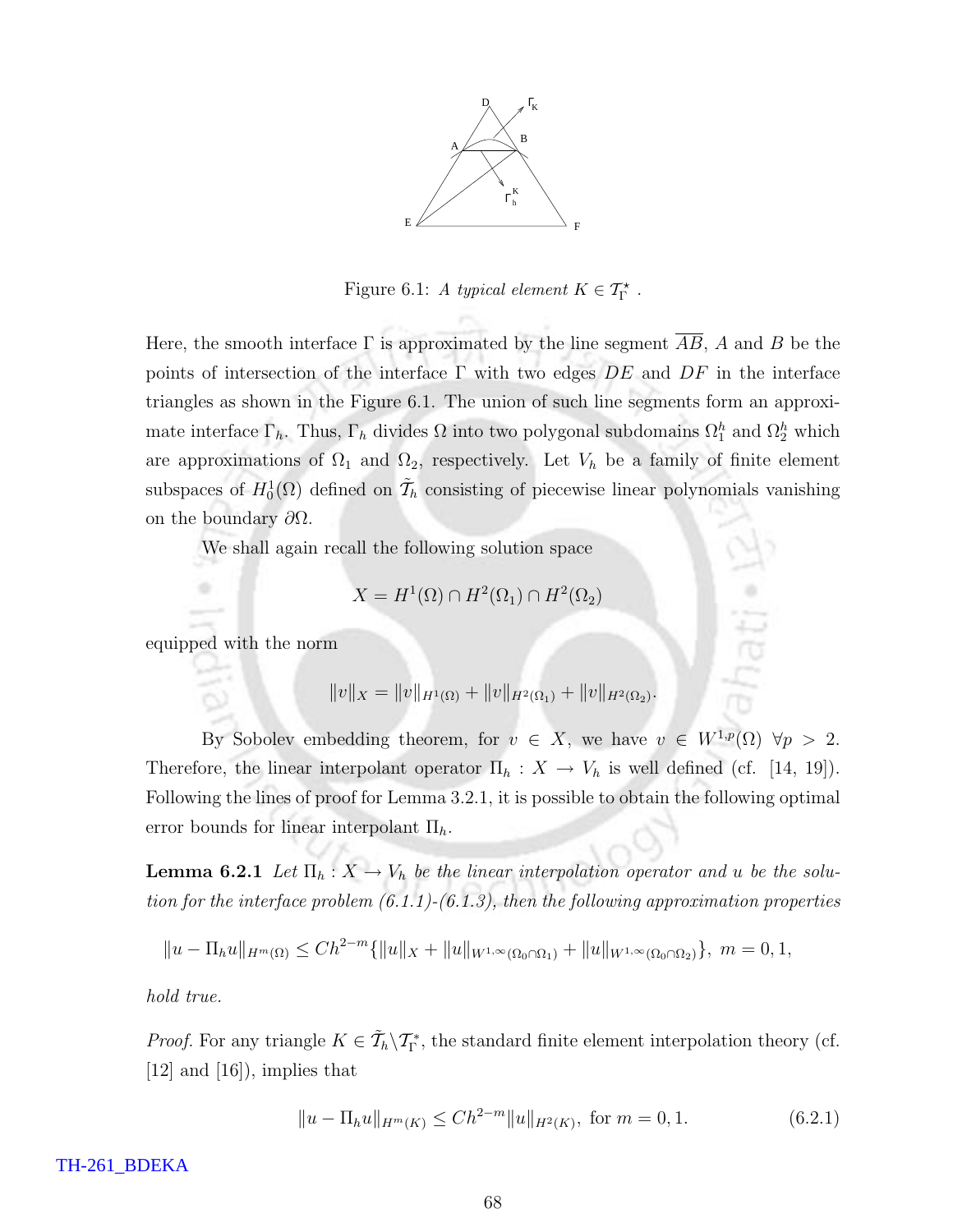Figure 6.1: *A typical element* $K \in \mathcal{T}_\Gamma^\star$ .

Here, the smooth interface $\Gamma$ is approximated by the line segment $\overline{AB}$, $A$ and $B$ be the points of intersection of the interface $\Gamma$ with two edges $DE$ and $DF$ in the interface triangles as shown in the Figure 6.1. The union of such line segments form an approximate interface $\Gamma_h$. Thus, $\Gamma_h$ divides $\Omega$ into two polygonal subdomains $\Omega_1^h$ and $\Omega_2^h$ which are approximations of $\Omega_1$ and $\Omega_2$, respectively. Let $V_h$ be a family of finite element subspaces of $H_0^1(\Omega)$ defined on $\tilde{\mathcal{T}}_h$ consisting of piecewise linear polynomials vanishing on the boundary $\partial\Omega$.

We shall again recall the following solution space

$$X = H^1(\Omega) \cap H^2(\Omega_1) \cap H^2(\Omega_2)$$

equipped with the norm

$$\|v\|_X = \|v\|_{H^1(\Omega)} + \|v\|_{H^2(\Omega_1)} + \|v\|_{H^2(\Omega_2)}.$$

By Sobolev embedding theorem, for $v \in X$, we have $v \in W^{1,p}(\Omega)\ \forall p > 2$. Therefore, the linear interpolant operator $\Pi_h : X \to V_h$ is well defined (cf. [14, 19]). Following the lines of proof for Lemma 3.2.1, it is possible to obtain the following optimal error bounds for linear interpolant $\Pi_h$.

**Lemma 6.2.1** *Let $\Pi_h : X \to V_h$ be the linear interpolation operator and $u$ be the solution for the interface problem (6.1.1)-(6.1.3), then the following approximation properties*

$$\|u - \Pi_h u\|_{H^m(\Omega)} \leq Ch^{2-m}\{\|u\|_X + \|u\|_{W^{1,\infty}(\Omega_0 \cap \Omega_1)} + \|u\|_{W^{1,\infty}(\Omega_0 \cap \Omega_2)}\},\ m = 0, 1,$$

*hold true.*

*Proof.* For any triangle $K \in \tilde{\mathcal{T}}_h \backslash \mathcal{T}_\Gamma^*$, the standard finite element interpolation theory (cf. [12] and [16]), implies that

$$\|u - \Pi_h u\|_{H^m(K)} \leq Ch^{2-m}\|u\|_{H^2(K)},\ \text{for } m = 0, 1. \tag{6.2.1}$$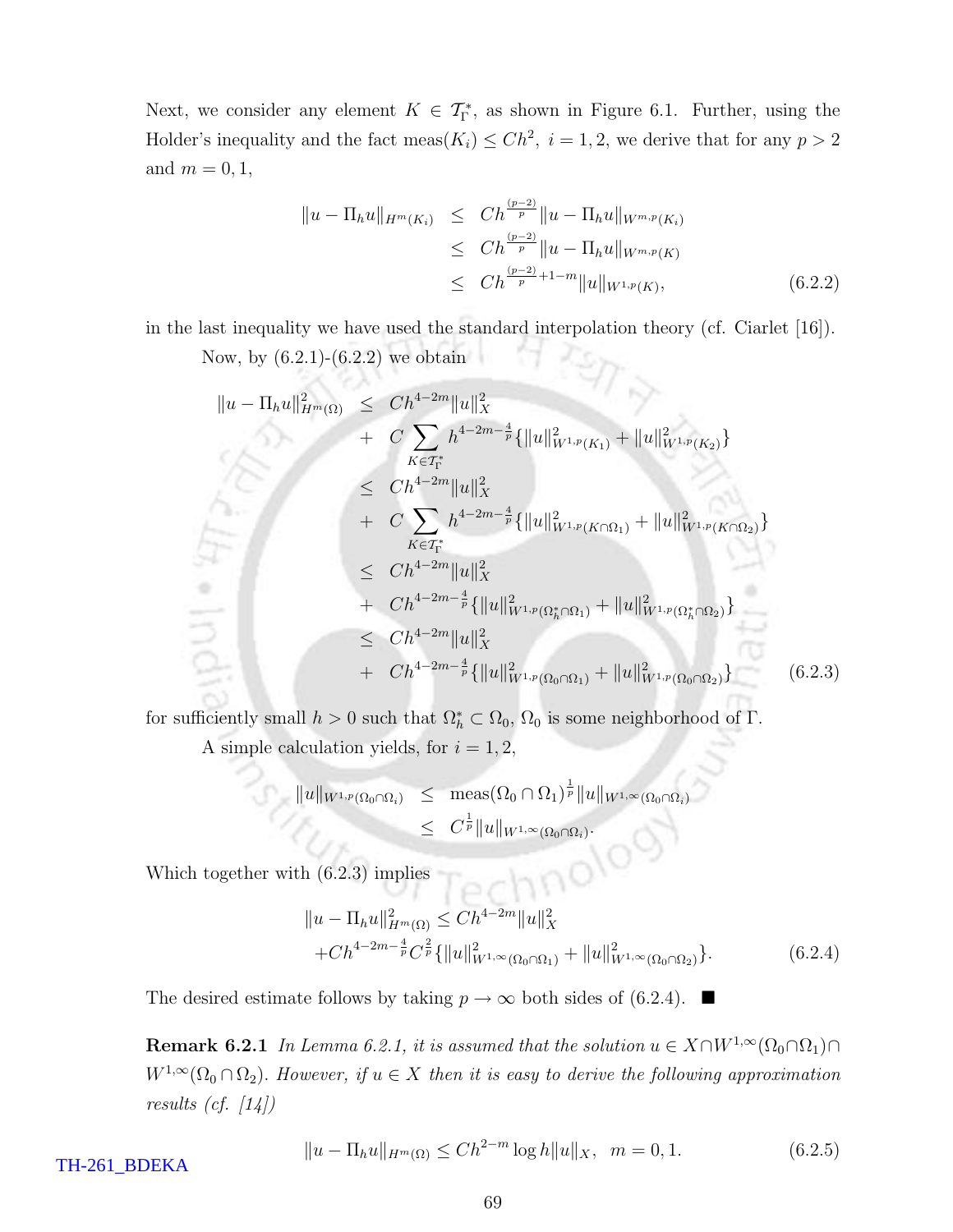Next, we consider any element $K \in \mathcal{T}_\Gamma^*$, as shown in Figure 6.1. Further, using the Holder's inequality and the fact $\text{meas}(K_i) \leq Ch^2,\ i = 1, 2$, we derive that for any $p > 2$ and $m = 0, 1$,

$$
\begin{aligned}
\|u - \Pi_h u\|_{H^m(K_i)} &\leq Ch^{\frac{(p-2)}{p}} \|u - \Pi_h u\|_{W^{m,p}(K_i)} \\
&\leq Ch^{\frac{(p-2)}{p}} \|u - \Pi_h u\|_{W^{m,p}(K)} \\
&\leq Ch^{\frac{(p-2)}{p} + 1 - m} \|u\|_{W^{1,p}(K)}, \qquad (6.2.2)
\end{aligned}
$$

in the last inequality we have used the standard interpolation theory (cf. Ciarlet [16]).

Now, by (6.2.1)-(6.2.2) we obtain

$$
\begin{aligned}
\|u - \Pi_h u\|^2_{H^m(\Omega)} &\leq Ch^{4-2m} \|u\|^2_X \\
&+ C \sum_{K \in \mathcal{T}_\Gamma^*} h^{4-2m-\frac{4}{p}} \{ \|u\|^2_{W^{1,p}(K_1)} + \|u\|^2_{W^{1,p}(K_2)} \} \\
&\leq Ch^{4-2m} \|u\|^2_X \\
&+ C \sum_{K \in \mathcal{T}_\Gamma^*} h^{4-2m-\frac{4}{p}} \{ \|u\|^2_{W^{1,p}(K \cap \Omega_1)} + \|u\|^2_{W^{1,p}(K \cap \Omega_2)} \} \\
&\leq Ch^{4-2m} \|u\|^2_X \\
&+ Ch^{4-2m-\frac{4}{p}} \{ \|u\|^2_{W^{1,p}(\Omega_h^* \cap \Omega_1)} + \|u\|^2_{W^{1,p}(\Omega_h^* \cap \Omega_2)} \} \\
&\leq Ch^{4-2m} \|u\|^2_X \\
&+ Ch^{4-2m-\frac{4}{p}} \{ \|u\|^2_{W^{1,p}(\Omega_0 \cap \Omega_1)} + \|u\|^2_{W^{1,p}(\Omega_0 \cap \Omega_2)} \} \qquad (6.2.3)
\end{aligned}
$$

for sufficiently small $h > 0$ such that $\Omega_h^* \subset \Omega_0$, $\Omega_0$ is some neighborhood of $\Gamma$.

A simple calculation yields, for $i = 1, 2$,

$$
\begin{aligned}
\|u\|_{W^{1,p}(\Omega_0 \cap \Omega_i)} &\leq \text{meas}(\Omega_0 \cap \Omega_1)^{\frac{1}{p}} \|u\|_{W^{1,\infty}(\Omega_0 \cap \Omega_i)} \\
&\leq C^{\frac{1}{p}} \|u\|_{W^{1,\infty}(\Omega_0 \cap \Omega_i)}.
\end{aligned}
$$

Which together with (6.2.3) implies

$$
\begin{aligned}
&\|u - \Pi_h u\|^2_{H^m(\Omega)} \leq Ch^{4-2m} \|u\|^2_X \\
&+ Ch^{4-2m-\frac{4}{p}} C^{\frac{2}{p}} \{ \|u\|^2_{W^{1,\infty}(\Omega_0 \cap \Omega_1)} + \|u\|^2_{W^{1,\infty}(\Omega_0 \cap \Omega_2)} \}. \qquad (6.2.4)
\end{aligned}
$$

The desired estimate follows by taking $p \to \infty$ both sides of (6.2.4). ■

**Remark 6.2.1** *In Lemma 6.2.1, it is assumed that the solution* $u \in X \cap W^{1,\infty}(\Omega_0 \cap \Omega_1) \cap W^{1,\infty}(\Omega_0 \cap \Omega_2)$. *However, if* $u \in X$ *then it is easy to derive the following approximation results (cf. [14])*

$$
\|u - \Pi_h u\|_{H^m(\Omega)} \leq Ch^{2-m} \log h \|u\|_X, \quad m = 0, 1. \qquad (6.2.5)
$$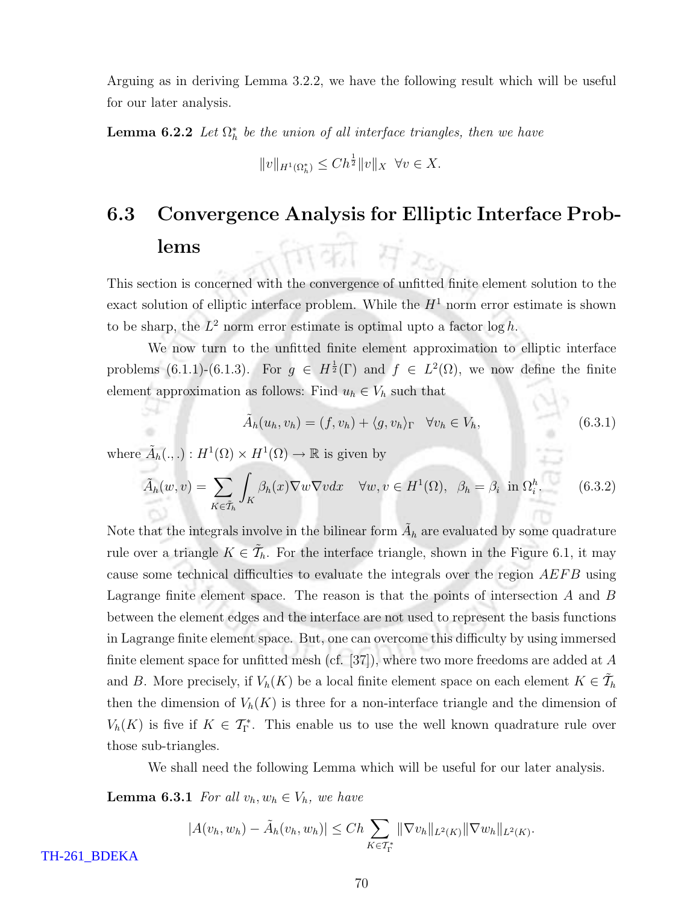Arguing as in deriving Lemma 3.2.2, we have the following result which will be useful for our later analysis.

**Lemma 6.2.2** *Let $\Omega_h^*$ be the union of all interface triangles, then we have*

$$\|v\|_{H^1(\Omega_h^*)} \leq Ch^{\frac{1}{2}}\|v\|_X \quad \forall v \in X.$$

## 6.3 Convergence Analysis for Elliptic Interface Problems

This section is concerned with the convergence of unfitted finite element solution to the exact solution of elliptic interface problem. While the $H^1$ norm error estimate is shown to be sharp, the $L^2$ norm error estimate is optimal upto a factor $\log h$.

We now turn to the unfitted finite element approximation to elliptic interface problems (6.1.1)-(6.1.3). For $g \in H^{\frac{1}{2}}(\Gamma)$ and $f \in L^2(\Omega)$, we now define the finite element approximation as follows: Find $u_h \in V_h$ such that

$$\tilde{A}_h(u_h, v_h) = (f, v_h) + \langle g, v_h \rangle_\Gamma \quad \forall v_h \in V_h, \tag{6.3.1}$$

where $\tilde{A}_h(.,.) : H^1(\Omega) \times H^1(\Omega) \to \mathbb{R}$ is given by

$$\tilde{A}_h(w, v) = \sum_{K \in \tilde{\mathcal{T}}_h} \int_K \beta_h(x) \nabla w \nabla v dx \quad \forall w, v \in H^1(\Omega), \;\; \beta_h = \beta_i \;\text{ in } \Omega_i^h. \tag{6.3.2}$$

Note that the integrals involve in the bilinear form $\tilde{A}_h$ are evaluated by some quadrature rule over a triangle $K \in \tilde{\mathcal{T}}_h$. For the interface triangle, shown in the Figure 6.1, it may cause some technical difficulties to evaluate the integrals over the region $AEFB$ using Lagrange finite element space. The reason is that the points of intersection $A$ and $B$ between the element edges and the interface are not used to represent the basis functions in Lagrange finite element space. But, one can overcome this difficulty by using immersed finite element space for unfitted mesh (cf. [37]), where two more freedoms are added at $A$ and $B$. More precisely, if $V_h(K)$ be a local finite element space on each element $K \in \tilde{\mathcal{T}}_h$ then the dimension of $V_h(K)$ is three for a non-interface triangle and the dimension of $V_h(K)$ is five if $K \in \mathcal{T}_\Gamma^*$. This enable us to use the well known quadrature rule over those sub-triangles.

We shall need the following Lemma which will be useful for our later analysis.

**Lemma 6.3.1** *For all $v_h, w_h \in V_h$, we have*

$$|A(v_h, w_h) - \tilde{A}_h(v_h, w_h)| \leq Ch \sum_{K \in \mathcal{T}_\Gamma^*} \|\nabla v_h\|_{L^2(K)} \|\nabla w_h\|_{L^2(K)}.$$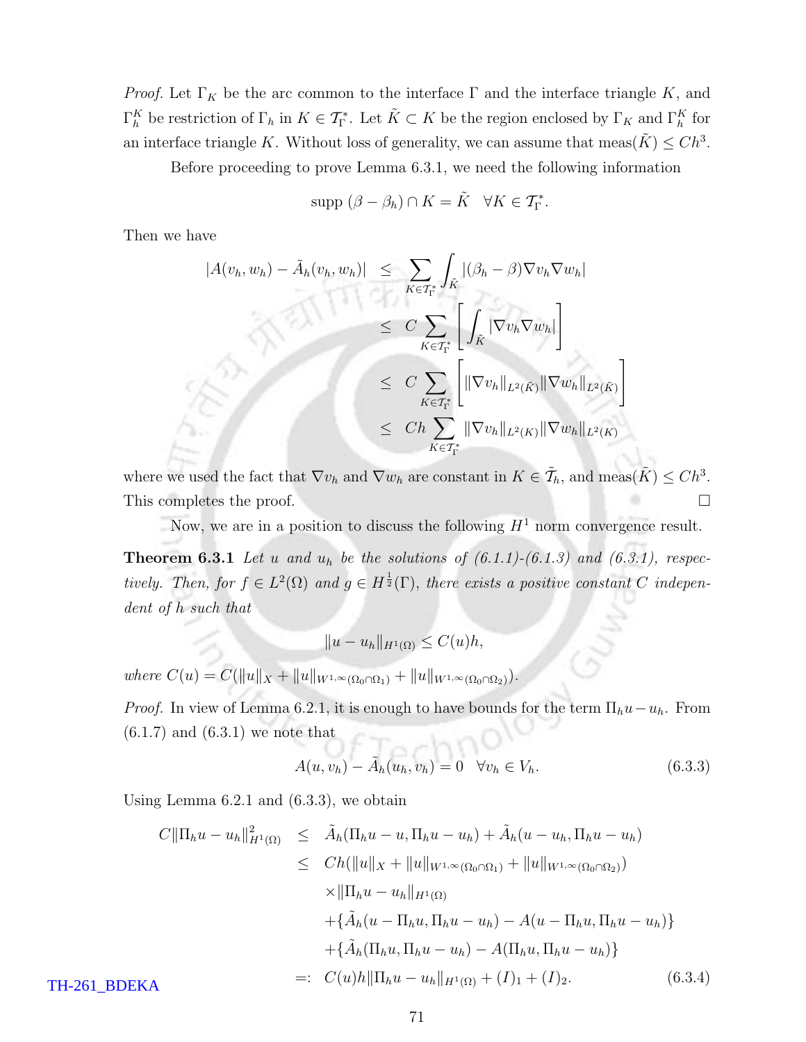*Proof.* Let $\Gamma_K$ be the arc common to the interface $\Gamma$ and the interface triangle $K$, and $\Gamma_h^K$ be restriction of $\Gamma_h$ in $K \in \mathcal{T}_\Gamma^*$. Let $\tilde{K} \subset K$ be the region enclosed by $\Gamma_K$ and $\Gamma_h^K$ for an interface triangle $K$. Without loss of generality, we can assume that meas$(\tilde{K}) \leq Ch^3$.

Before proceeding to prove Lemma 6.3.1, we need the following information

$$\text{supp } (\beta - \beta_h) \cap K = \tilde{K} \quad \forall K \in \mathcal{T}_\Gamma^*.$$

Then we have

$$\begin{aligned}
|A(v_h, w_h) - \tilde{A}_h(v_h, w_h)| &\leq \sum_{K \in \mathcal{T}_\Gamma^*} \int_{\tilde{K}} |(\beta_h - \beta)\nabla v_h \nabla w_h| \\
&\leq C \sum_{K \in \mathcal{T}_\Gamma^*} \left[ \int_{\tilde{K}} |\nabla v_h \nabla w_h| \right] \\
&\leq C \sum_{K \in \mathcal{T}_\Gamma^*} \left[ \|\nabla v_h\|_{L^2(\tilde{K})} \|\nabla w_h\|_{L^2(\tilde{K})} \right] \\
&\leq Ch \sum_{K \in \mathcal{T}_\Gamma^*} \|\nabla v_h\|_{L^2(K)} \|\nabla w_h\|_{L^2(K)}
\end{aligned}$$

where we used the fact that $\nabla v_h$ and $\nabla w_h$ are constant in $K \in \tilde{\mathcal{T}}_h$, and meas$(\tilde{K}) \leq Ch^3$. This completes the proof. $\square$

Now, we are in a position to discuss the following $H^1$ norm convergence result.

**Theorem 6.3.1** *Let $u$ and $u_h$ be the solutions of (6.1.1)-(6.1.3) and (6.3.1), respectively. Then, for $f \in L^2(\Omega)$ and $g \in H^{\frac{1}{2}}(\Gamma)$, there exists a positive constant $C$ independent of $h$ such that*

$$\|u - u_h\|_{H^1(\Omega)} \leq C(u)h,$$

*where $C(u) = C(\|u\|_X + \|u\|_{W^{1,\infty}(\Omega_0 \cap \Omega_1)} + \|u\|_{W^{1,\infty}(\Omega_0 \cap \Omega_2)})$.*

*Proof.* In view of Lemma 6.2.1, it is enough to have bounds for the term $\Pi_h u - u_h$. From (6.1.7) and (6.3.1) we note that

$$A(u, v_h) - \tilde{A}_h(u_h, v_h) = 0 \quad \forall v_h \in V_h. \tag{6.3.3}$$

Using Lemma 6.2.1 and (6.3.3), we obtain

$$\begin{aligned}
C\|\Pi_h u - u_h\|^2_{H^1(\Omega)} &\leq \tilde{A}_h(\Pi_h u - u, \Pi_h u - u_h) + \tilde{A}_h(u - u_h, \Pi_h u - u_h) \\
&\leq Ch(\|u\|_X + \|u\|_{W^{1,\infty}(\Omega_0 \cap \Omega_1)} + \|u\|_{W^{1,\infty}(\Omega_0 \cap \Omega_2)}) \\
&\quad \times \|\Pi_h u - u_h\|_{H^1(\Omega)} \\
&\quad + \{\tilde{A}_h(u - \Pi_h u, \Pi_h u - u_h) - A(u - \Pi_h u, \Pi_h u - u_h)\} \\
&\quad + \{\tilde{A}_h(\Pi_h u, \Pi_h u - u_h) - A(\Pi_h u, \Pi_h u - u_h)\} \\
&=: C(u)h\|\Pi_h u - u_h\|_{H^1(\Omega)} + (I)_1 + (I)_2.
\end{aligned} \tag{6.3.4}$$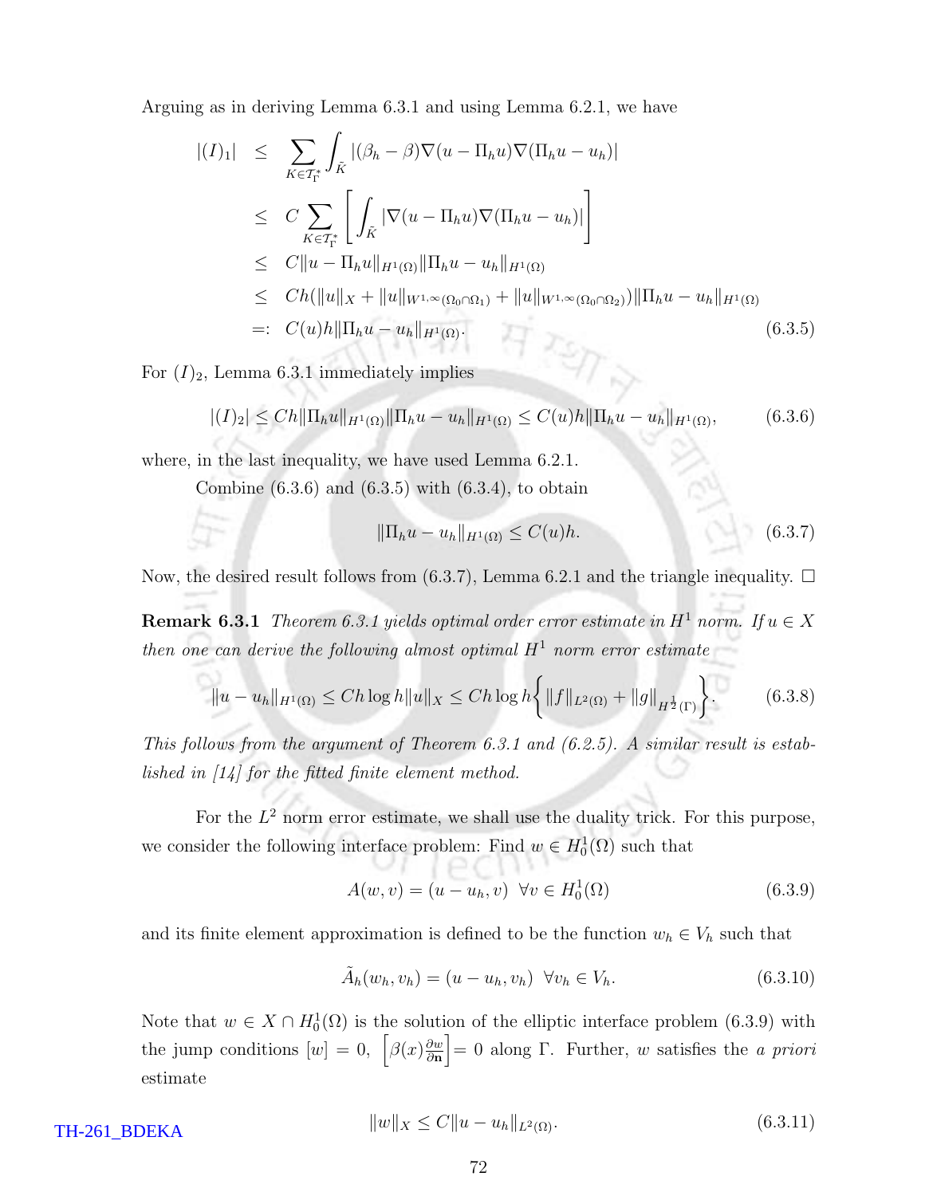Arguing as in deriving Lemma 6.3.1 and using Lemma 6.2.1, we have

$$
\begin{aligned}
|(I)_1| &\leq \sum_{K \in \mathcal{T}_\Gamma^*} \int_{\tilde{K}} |(\beta_h - \beta)\nabla(u - \Pi_h u)\nabla(\Pi_h u - u_h)| \\
&\leq C \sum_{K \in \mathcal{T}_\Gamma^*} \left[ \int_{\tilde{K}} |\nabla(u - \Pi_h u)\nabla(\Pi_h u - u_h)| \right] \\
&\leq C\|u - \Pi_h u\|_{H^1(\Omega)} \|\Pi_h u - u_h\|_{H^1(\Omega)} \\
&\leq Ch(\|u\|_X + \|u\|_{W^{1,\infty}(\Omega_0 \cap \Omega_1)} + \|u\|_{W^{1,\infty}(\Omega_0 \cap \Omega_2)}) \|\Pi_h u - u_h\|_{H^1(\Omega)} \\
&=: C(u)h\|\Pi_h u - u_h\|_{H^1(\Omega)}. \qquad (6.3.5)
\end{aligned}
$$

For $(I)_2$, Lemma 6.3.1 immediately implies

$$
|(I)_2| \leq Ch\|\Pi_h u\|_{H^1(\Omega)} \|\Pi_h u - u_h\|_{H^1(\Omega)} \leq C(u)h\|\Pi_h u - u_h\|_{H^1(\Omega)}, \qquad (6.3.6)
$$

where, in the last inequality, we have used Lemma 6.2.1.

Combine (6.3.6) and (6.3.5) with (6.3.4), to obtain

$$
\|\Pi_h u - u_h\|_{H^1(\Omega)} \leq C(u)h. \qquad (6.3.7)
$$

Now, the desired result follows from (6.3.7), Lemma 6.2.1 and the triangle inequality. □

**Remark 6.3.1** *Theorem 6.3.1 yields optimal order error estimate in $H^1$ norm. If $u \in X$ then one can derive the following almost optimal $H^1$ norm error estimate*

$$
\|u - u_h\|_{H^1(\Omega)} \leq Ch \log h \|u\|_X \leq Ch \log h \left\{ \|f\|_{L^2(\Omega)} + \|g\|_{H^{\frac{1}{2}}(\Gamma)} \right\}. \qquad (6.3.8)
$$

*This follows from the argument of Theorem 6.3.1 and (6.2.5). A similar result is established in [14] for the fitted finite element method.*

For the $L^2$ norm error estimate, we shall use the duality trick. For this purpose, we consider the following interface problem: Find $w \in H_0^1(\Omega)$ such that

$$
A(w, v) = (u - u_h, v) \quad \forall v \in H_0^1(\Omega) \qquad (6.3.9)
$$

and its finite element approximation is defined to be the function $w_h \in V_h$ such that

$$
\tilde{A}_h(w_h, v_h) = (u - u_h, v_h) \quad \forall v_h \in V_h. \qquad (6.3.10)
$$

Note that $w \in X \cap H_0^1(\Omega)$ is the solution of the elliptic interface problem (6.3.9) with the jump conditions $[w] = 0$, $\left[\beta(x)\frac{\partial w}{\partial \mathbf{n}}\right] = 0$ along $\Gamma$. Further, $w$ satisfies the *a priori* estimate

$$
\|w\|_X \leq C\|u - u_h\|_{L^2(\Omega)}. \qquad (6.3.11)
$$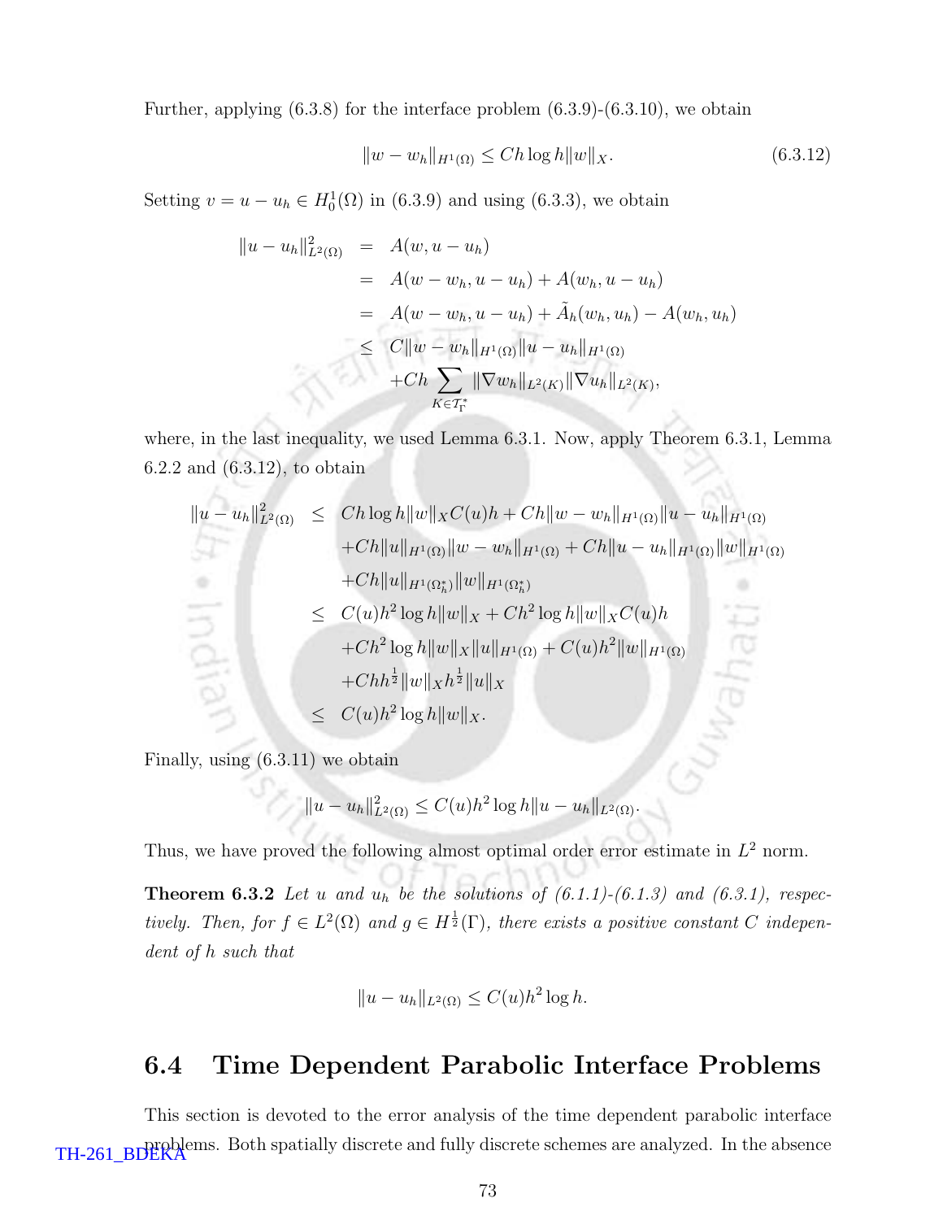Further, applying (6.3.8) for the interface problem (6.3.9)-(6.3.10), we obtain

$$\|w - w_h\|_{H^1(\Omega)} \leq Ch \log h \|w\|_X. \tag{6.3.12}$$

Setting $v = u - u_h \in H_0^1(\Omega)$ in (6.3.9) and using (6.3.3), we obtain

$$\begin{aligned}
\|u - u_h\|^2_{L^2(\Omega)} &= A(w, u - u_h) \\
&= A(w - w_h, u - u_h) + A(w_h, u - u_h) \\
&= A(w - w_h, u - u_h) + \tilde{A}_h(w_h, u_h) - A(w_h, u_h) \\
&\leq C\|w - w_h\|_{H^1(\Omega)}\|u - u_h\|_{H^1(\Omega)} \\
&\quad + Ch \sum_{K \in \mathcal{T}_\Gamma^*} \|\nabla w_h\|_{L^2(K)} \|\nabla u_h\|_{L^2(K)},
\end{aligned}$$

where, in the last inequality, we used Lemma 6.3.1. Now, apply Theorem 6.3.1, Lemma 6.2.2 and (6.3.12), to obtain

$$\begin{aligned}
\|u - u_h\|^2_{L^2(\Omega)} &\leq Ch \log h \|w\|_X C(u) h + Ch\|w - w_h\|_{H^1(\Omega)}\|u - u_h\|_{H^1(\Omega)} \\
&\quad + Ch\|u\|_{H^1(\Omega)}\|w - w_h\|_{H^1(\Omega)} + Ch\|u - u_h\|_{H^1(\Omega)}\|w\|_{H^1(\Omega)} \\
&\quad + Ch\|u\|_{H^1(\Omega_h^*)}\|w\|_{H^1(\Omega_h^*)} \\
&\leq C(u) h^2 \log h \|w\|_X + Ch^2 \log h \|w\|_X C(u) h \\
&\quad + Ch^2 \log h \|w\|_X \|u\|_{H^1(\Omega)} + C(u) h^2 \|w\|_{H^1(\Omega)} \\
&\quad + Chh^{\frac{1}{2}}\|w\|_X h^{\frac{1}{2}}\|u\|_X \\
&\leq C(u) h^2 \log h \|w\|_X.
\end{aligned}$$

Finally, using (6.3.11) we obtain

$$\|u - u_h\|^2_{L^2(\Omega)} \leq C(u) h^2 \log h \|u - u_h\|_{L^2(\Omega)}.$$

Thus, we have proved the following almost optimal order error estimate in $L^2$ norm.

**Theorem 6.3.2** *Let $u$ and $u_h$ be the solutions of (6.1.1)-(6.1.3) and (6.3.1), respectively. Then, for $f \in L^2(\Omega)$ and $g \in H^{\frac{1}{2}}(\Gamma)$, there exists a positive constant $C$ independent of $h$ such that*

$$\|u - u_h\|_{L^2(\Omega)} \leq C(u) h^2 \log h.$$

## 6.4 Time Dependent Parabolic Interface Problems

This section is devoted to the error analysis of the time dependent parabolic interface problems. Both spatially discrete and fully discrete schemes are analyzed. In the absence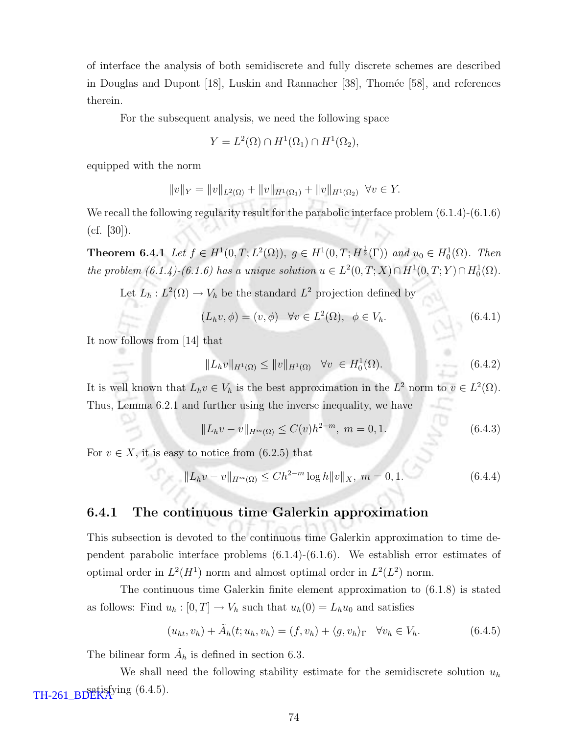of interface the analysis of both semidiscrete and fully discrete schemes are described in Douglas and Dupont [18], Luskin and Rannacher [38], Thomée [58], and references therein.

For the subsequent analysis, we need the following space

$$Y = L^2(\Omega) \cap H^1(\Omega_1) \cap H^1(\Omega_2),$$

equipped with the norm

$$\|v\|_Y = \|v\|_{L^2(\Omega)} + \|v\|_{H^1(\Omega_1)} + \|v\|_{H^1(\Omega_2)} \ \ \forall v \in Y.$$

We recall the following regularity result for the parabolic interface problem (6.1.4)-(6.1.6) (cf. [30]).

**Theorem 6.4.1** *Let $f \in H^1(0,T;L^2(\Omega))$, $g \in H^1(0,T;H^{\frac{1}{2}}(\Gamma))$ and $u_0 \in H^1_0(\Omega)$. Then the problem (6.1.4)-(6.1.6) has a unique solution $u \in L^2(0,T;X) \cap H^1(0,T;Y) \cap H^1_0(\Omega)$.*

Let $L_h : L^2(\Omega) \to V_h$ be the standard $L^2$ projection defined by

$$(L_h v, \phi) = (v, \phi) \ \ \forall v \in L^2(\Omega), \ \ \phi \in V_h. \tag{6.4.1}$$

It now follows from [14] that

$$\|L_h v\|_{H^1(\Omega)} \leq \|v\|_{H^1(\Omega)} \ \ \forall v \ \in H^1_0(\Omega). \tag{6.4.2}$$

It is well known that $L_h v \in V_h$ is the best approximation in the $L^2$ norm to $v \in L^2(\Omega)$. Thus, Lemma 6.2.1 and further using the inverse inequality, we have

$$\|L_h v - v\|_{H^m(\Omega)} \leq C(v) h^{2-m}, \ m = 0, 1. \tag{6.4.3}$$

For $v \in X$, it is easy to notice from (6.2.5) that

$$\|L_h v - v\|_{H^m(\Omega)} \leq C h^{2-m} \log h \|v\|_X, \ m = 0, 1. \tag{6.4.4}$$

### 6.4.1 The continuous time Galerkin approximation

This subsection is devoted to the continuous time Galerkin approximation to time dependent parabolic interface problems (6.1.4)-(6.1.6). We establish error estimates of optimal order in $L^2(H^1)$ norm and almost optimal order in $L^2(L^2)$ norm.

The continuous time Galerkin finite element approximation to (6.1.8) is stated as follows: Find $u_h : [0,T] \to V_h$ such that $u_h(0) = L_h u_0$ and satisfies

$$(u_{ht}, v_h) + \tilde{A}_h(t; u_h, v_h) = (f, v_h) + \langle g, v_h \rangle_\Gamma \ \ \forall v_h \in V_h. \tag{6.4.5}$$

The bilinear form $\tilde{A}_h$ is defined in section 6.3.

We shall need the following stability estimate for the semidiscrete solution $u_h$ satisfying (6.4.5).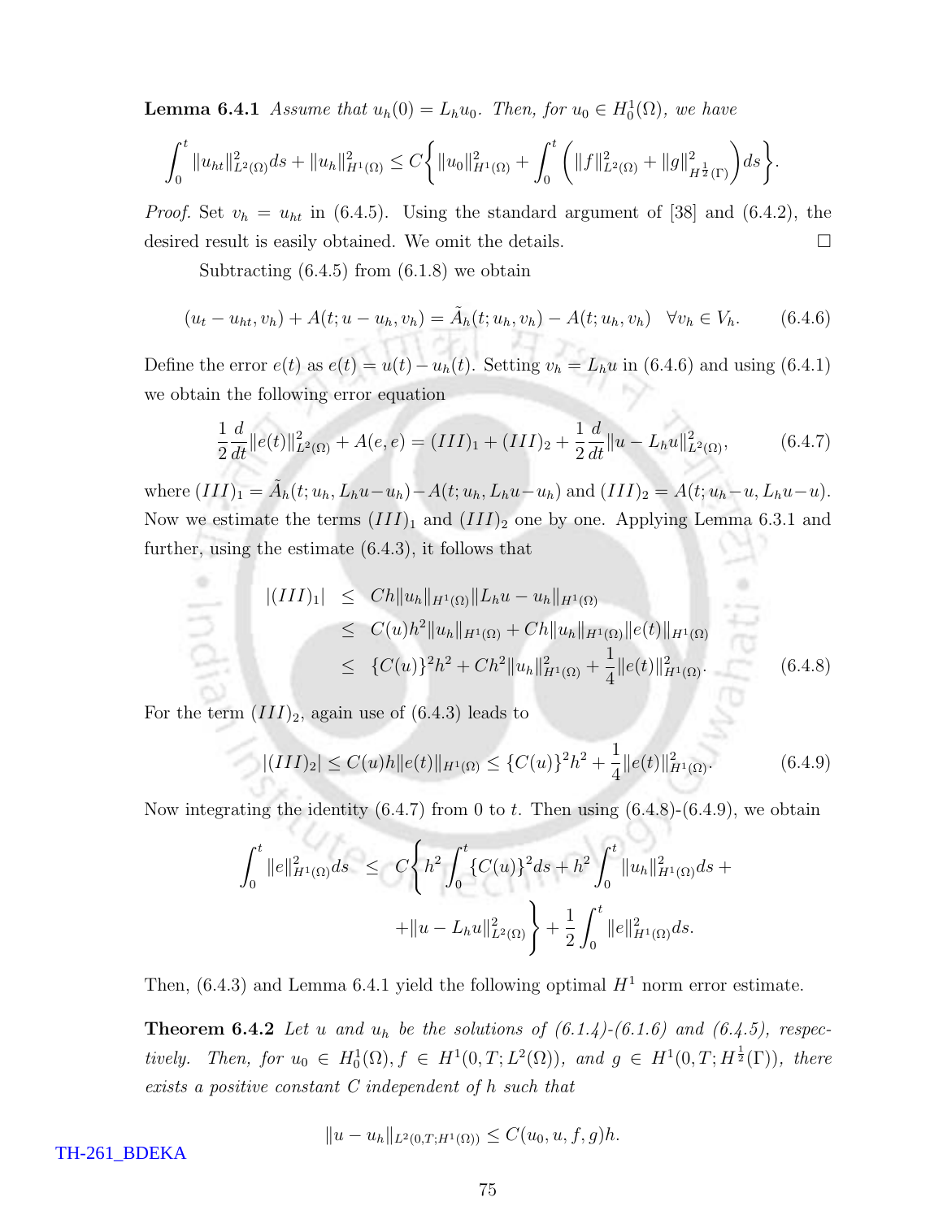**Lemma 6.4.1** *Assume that $u_h(0) = L_h u_0$. Then, for $u_0 \in H_0^1(\Omega)$, we have*

$$\int_0^t \|u_{ht}\|^2_{L^2(\Omega)} ds + \|u_h\|^2_{H^1(\Omega)} \leq C\bigg\{ \|u_0\|^2_{H^1(\Omega)} + \int_0^t \Big( \|f\|^2_{L^2(\Omega)} + \|g\|^2_{H^{\frac{1}{2}}(\Gamma)} \Big) ds \bigg\}.$$

*Proof.* Set $v_h = u_{ht}$ in (6.4.5). Using the standard argument of [38] and (6.4.2), the desired result is easily obtained. We omit the details. □

Subtracting (6.4.5) from (6.1.8) we obtain

$$(u_t - u_{ht}, v_h) + A(t; u - u_h, v_h) = \tilde{A}_h(t; u_h, v_h) - A(t; u_h, v_h) \quad \forall v_h \in V_h. \tag{6.4.6}$$

Define the error $e(t)$ as $e(t) = u(t) - u_h(t)$. Setting $v_h = L_h u$ in (6.4.6) and using (6.4.1) we obtain the following error equation

$$\frac{1}{2}\frac{d}{dt}\|e(t)\|^2_{L^2(\Omega)} + A(e, e) = (III)_1 + (III)_2 + \frac{1}{2}\frac{d}{dt}\|u - L_h u\|^2_{L^2(\Omega)}, \tag{6.4.7}$$

where $(III)_1 = \tilde{A}_h(t; u_h, L_h u - u_h) - A(t; u_h, L_h u - u_h)$ and $(III)_2 = A(t; u_h - u, L_h u - u)$. Now we estimate the terms $(III)_1$ and $(III)_2$ one by one. Applying Lemma 6.3.1 and further, using the estimate (6.4.3), it follows that

$$\begin{aligned}
|(III)_1| &\leq Ch\|u_h\|_{H^1(\Omega)}\|L_h u - u_h\|_{H^1(\Omega)} \\
&\leq C(u)h^2\|u_h\|_{H^1(\Omega)} + Ch\|u_h\|_{H^1(\Omega)}\|e(t)\|_{H^1(\Omega)} \\
&\leq \{C(u)\}^2 h^2 + Ch^2\|u_h\|^2_{H^1(\Omega)} + \frac{1}{4}\|e(t)\|^2_{H^1(\Omega)}.
\end{aligned} \tag{6.4.8}$$

For the term $(III)_2$, again use of (6.4.3) leads to

$$|(III)_2| \leq C(u)h\|e(t)\|_{H^1(\Omega)} \leq \{C(u)\}^2 h^2 + \frac{1}{4}\|e(t)\|^2_{H^1(\Omega)}. \tag{6.4.9}$$

Now integrating the identity (6.4.7) from 0 to $t$. Then using (6.4.8)-(6.4.9), we obtain

$$\begin{aligned}
\int_0^t \|e\|^2_{H^1(\Omega)} ds &\leq C\bigg\{ h^2 \int_0^t \{C(u)\}^2 ds + h^2 \int_0^t \|u_h\|^2_{H^1(\Omega)} ds + \\
&\quad + \|u - L_h u\|^2_{L^2(\Omega)} \bigg\} + \frac{1}{2}\int_0^t \|e\|^2_{H^1(\Omega)} ds.
\end{aligned}$$

Then, (6.4.3) and Lemma 6.4.1 yield the following optimal $H^1$ norm error estimate.

**Theorem 6.4.2** *Let $u$ and $u_h$ be the solutions of (6.1.4)-(6.1.6) and (6.4.5), respectively. Then, for $u_0 \in H_0^1(\Omega), f \in H^1(0, T; L^2(\Omega))$, and $g \in H^1(0, T; H^{\frac{1}{2}}(\Gamma))$, there exists a positive constant $C$ independent of $h$ such that*

$$\|u - u_h\|_{L^2(0,T;H^1(\Omega))} \leq C(u_0, u, f, g)h.$$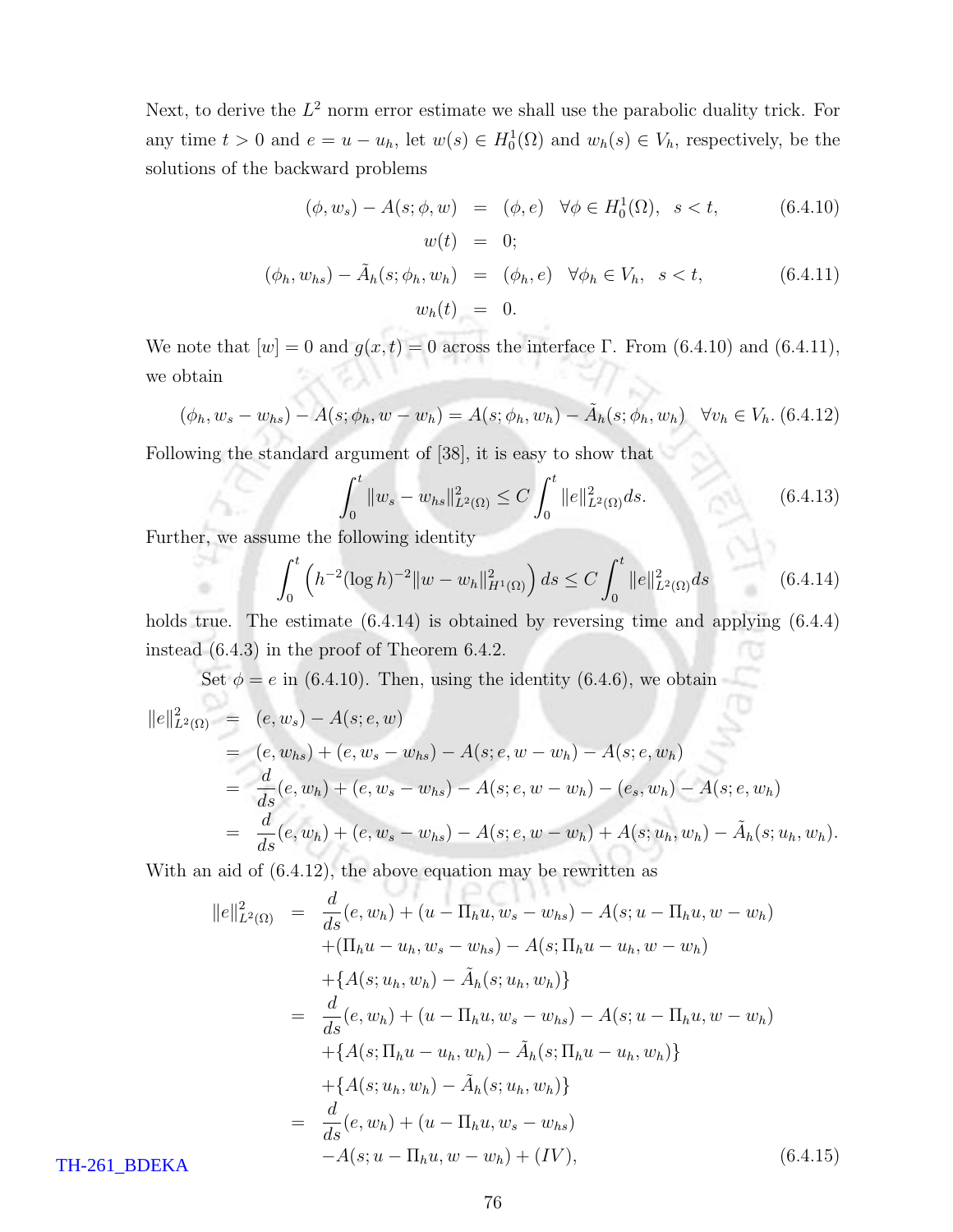Next, to derive the $L^2$ norm error estimate we shall use the parabolic duality trick. For any time $t > 0$ and $e = u - u_h$, let $w(s) \in H_0^1(\Omega)$ and $w_h(s) \in V_h$, respectively, be the solutions of the backward problems

$$
\begin{aligned}
(\phi, w_s) - A(s; \phi, w) &= (\phi, e) \quad \forall \phi \in H_0^1(\Omega), \quad s < t, \qquad (6.4.10)\\
w(t) &= 0;\\
(\phi_h, w_{hs}) - \tilde{A}_h(s; \phi_h, w_h) &= (\phi_h, e) \quad \forall \phi_h \in V_h, \quad s < t, \qquad (6.4.11)\\
w_h(t) &= 0.
\end{aligned}
$$

We note that $[w] = 0$ and $g(x,t) = 0$ across the interface $\Gamma$. From (6.4.10) and (6.4.11), we obtain

$$
(\phi_h, w_s - w_{hs}) - A(s; \phi_h, w - w_h) = A(s; \phi_h, w_h) - \tilde{A}_h(s; \phi_h, w_h) \quad \forall v_h \in V_h. \tag{6.4.12}
$$

Following the standard argument of [38], it is easy to show that

$$
\int_0^t \|w_s - w_{hs}\|^2_{L^2(\Omega)} \leq C \int_0^t \|e\|^2_{L^2(\Omega)} ds. \tag{6.4.13}
$$

Further, we assume the following identity

$$
\int_0^t \left( h^{-2} (\log h)^{-2} \|w - w_h\|^2_{H^1(\Omega)} \right) ds \leq C \int_0^t \|e\|^2_{L^2(\Omega)} ds \tag{6.4.14}
$$

holds true. The estimate (6.4.14) is obtained by reversing time and applying (6.4.4) instead (6.4.3) in the proof of Theorem 6.4.2.

Set $\phi = e$ in (6.4.10). Then, using the identity (6.4.6), we obtain

$$
\begin{aligned}
\|e\|^2_{L^2(\Omega)} &= (e, w_s) - A(s; e, w)\\
&= (e, w_{hs}) + (e, w_s - w_{hs}) - A(s; e, w - w_h) - A(s; e, w_h)\\
&= \frac{d}{ds}(e, w_h) + (e, w_s - w_{hs}) - A(s; e, w - w_h) - (e_s, w_h) - A(s; e, w_h)\\
&= \frac{d}{ds}(e, w_h) + (e, w_s - w_{hs}) - A(s; e, w - w_h) + A(s; u_h, w_h) - \tilde{A}_h(s; u_h, w_h).
\end{aligned}
$$

With an aid of (6.4.12), the above equation may be rewritten as

$$
\begin{aligned}
\|e\|^2_{L^2(\Omega)} &= \frac{d}{ds}(e, w_h) + (u - \Pi_h u, w_s - w_{hs}) - A(s; u - \Pi_h u, w - w_h)\\
&\quad + (\Pi_h u - u_h, w_s - w_{hs}) - A(s; \Pi_h u - u_h, w - w_h)\\
&\quad + \{A(s; u_h, w_h) - \tilde{A}_h(s; u_h, w_h)\}\\
&= \frac{d}{ds}(e, w_h) + (u - \Pi_h u, w_s - w_{hs}) - A(s; u - \Pi_h u, w - w_h)\\
&\quad + \{A(s; \Pi_h u - u_h, w_h) - \tilde{A}_h(s; \Pi_h u - u_h, w_h)\}\\
&\quad + \{A(s; u_h, w_h) - \tilde{A}_h(s; u_h, w_h)\}\\
&= \frac{d}{ds}(e, w_h) + (u - \Pi_h u, w_s - w_{hs})\\
&\quad - A(s; u - \Pi_h u, w - w_h) + (IV),
\end{aligned} \tag{6.4.15}
$$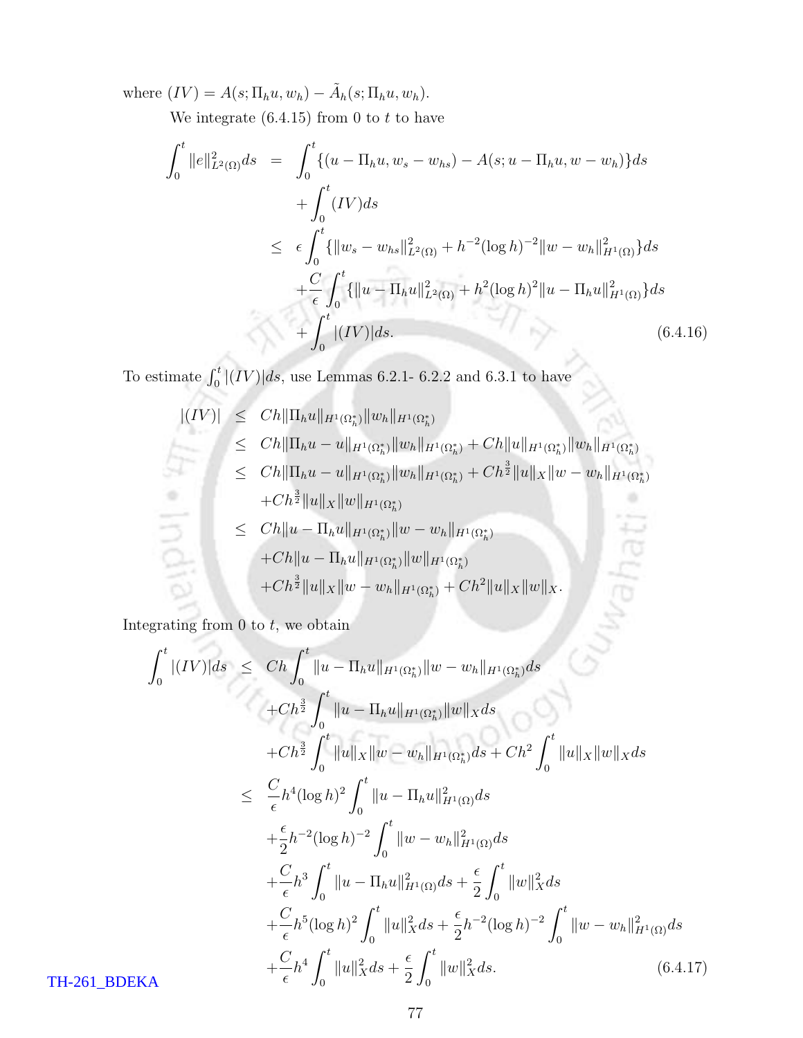where $(IV) = A(s; \Pi_h u, w_h) - \tilde{A}_h(s; \Pi_h u, w_h)$.

We integrate (6.4.15) from 0 to $t$ to have

$$
\begin{aligned}
\int_0^t \|e\|^2_{L^2(\Omega)} ds &= \int_0^t \{(u - \Pi_h u, w_s - w_{hs}) - A(s; u - \Pi_h u, w - w_h)\} ds \\
&\quad + \int_0^t (IV) ds \\
&\leq \epsilon \int_0^t \{\|w_s - w_{hs}\|^2_{L^2(\Omega)} + h^{-2} (\log h)^{-2} \|w - w_h\|^2_{H^1(\Omega)}\} ds \\
&\quad + \frac{C}{\epsilon} \int_0^t \{\|u - \Pi_h u\|^2_{L^2(\Omega)} + h^2 (\log h)^2 \|u - \Pi_h u\|^2_{H^1(\Omega)}\} ds \\
&\quad + \int_0^t |(IV)| ds. \qquad (6.4.16)
\end{aligned}
$$

To estimate $\int_0^t |(IV)| ds$, use Lemmas 6.2.1- 6.2.2 and 6.3.1 to have

$$
\begin{aligned}
|(IV)| &\leq Ch \|\Pi_h u\|_{H^1(\Omega_h^*)} \|w_h\|_{H^1(\Omega_h^*)} \\
&\leq Ch \|\Pi_h u - u\|_{H^1(\Omega_h^*)} \|w_h\|_{H^1(\Omega_h^*)} + Ch \|u\|_{H^1(\Omega_h^*)} \|w_h\|_{H^1(\Omega_h^*)} \\
&\leq Ch \|\Pi_h u - u\|_{H^1(\Omega_h^*)} \|w_h\|_{H^1(\Omega_h^*)} + Ch^{\frac{3}{2}} \|u\|_X \|w - w_h\|_{H^1(\Omega_h^*)} \\
&\quad + Ch^{\frac{3}{2}} \|u\|_X \|w\|_{H^1(\Omega_h^*)} \\
&\leq Ch \|u - \Pi_h u\|_{H^1(\Omega_h^*)} \|w - w_h\|_{H^1(\Omega_h^*)} \\
&\quad + Ch \|u - \Pi_h u\|_{H^1(\Omega_h^*)} \|w\|_{H^1(\Omega_h^*)} \\
&\quad + Ch^{\frac{3}{2}} \|u\|_X \|w - w_h\|_{H^1(\Omega_h^*)} + Ch^2 \|u\|_X \|w\|_X.
\end{aligned}
$$

Integrating from 0 to $t$, we obtain

$$
\begin{aligned}
\int_0^t |(IV)| ds &\leq Ch \int_0^t \|u - \Pi_h u\|_{H^1(\Omega_h^*)} \|w - w_h\|_{H^1(\Omega_h^*)} ds \\
&\quad + Ch^{\frac{3}{2}} \int_0^t \|u - \Pi_h u\|_{H^1(\Omega_h^*)} \|w\|_X ds \\
&\quad + Ch^{\frac{3}{2}} \int_0^t \|u\|_X \|w - w_h\|_{H^1(\Omega_h^*)} ds + Ch^2 \int_0^t \|u\|_X \|w\|_X ds \\
&\leq \frac{C}{\epsilon} h^4 (\log h)^2 \int_0^t \|u - \Pi_h u\|^2_{H^1(\Omega)} ds \\
&\quad + \frac{\epsilon}{2} h^{-2} (\log h)^{-2} \int_0^t \|w - w_h\|^2_{H^1(\Omega)} ds \\
&\quad + \frac{C}{\epsilon} h^3 \int_0^t \|u - \Pi_h u\|^2_{H^1(\Omega)} ds + \frac{\epsilon}{2} \int_0^t \|w\|^2_X ds \\
&\quad + \frac{C}{\epsilon} h^5 (\log h)^2 \int_0^t \|u\|^2_X ds + \frac{\epsilon}{2} h^{-2} (\log h)^{-2} \int_0^t \|w - w_h\|^2_{H^1(\Omega)} ds \\
&\quad + \frac{C}{\epsilon} h^4 \int_0^t \|u\|^2_X ds + \frac{\epsilon}{2} \int_0^t \|w\|^2_X ds. \qquad (6.4.17)
\end{aligned}
$$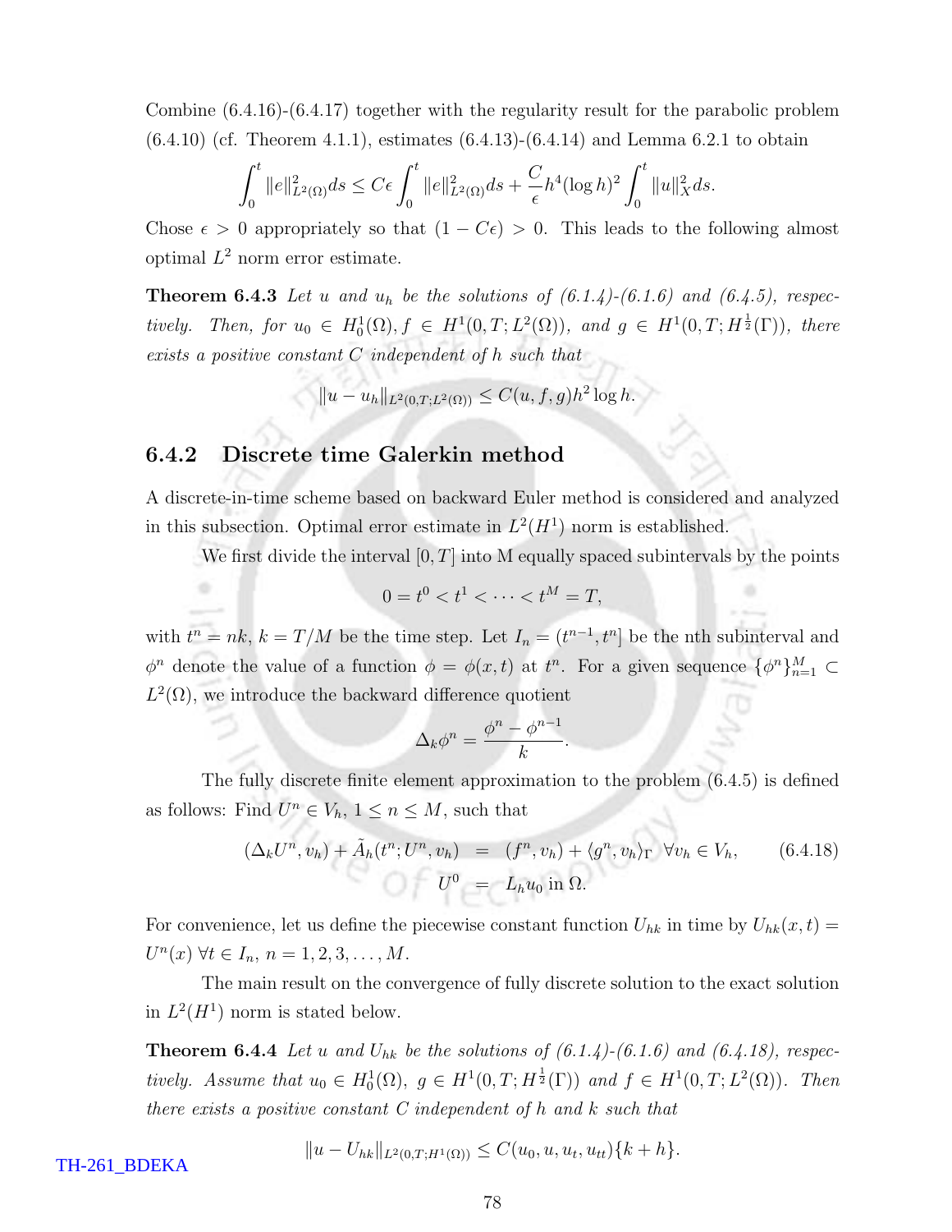Combine (6.4.16)-(6.4.17) together with the regularity result for the parabolic problem (6.4.10) (cf. Theorem 4.1.1), estimates (6.4.13)-(6.4.14) and Lemma 6.2.1 to obtain

$$\int_0^t \|e\|^2_{L^2(\Omega)} ds \le C\epsilon \int_0^t \|e\|^2_{L^2(\Omega)} ds + \frac{C}{\epsilon} h^4 (\log h)^2 \int_0^t \|u\|^2_X ds.$$

Chose $\epsilon > 0$ appropriately so that $(1 - C\epsilon) > 0$. This leads to the following almost optimal $L^2$ norm error estimate.

**Theorem 6.4.3** *Let $u$ and $u_h$ be the solutions of (6.1.4)-(6.1.6) and (6.4.5), respectively. Then, for $u_0 \in H_0^1(\Omega), f \in H^1(0,T;L^2(\Omega))$, and $g \in H^1(0,T;H^{\frac{1}{2}}(\Gamma))$, there exists a positive constant $C$ independent of $h$ such that*

$$\|u - u_h\|_{L^2(0,T;L^2(\Omega))} \le C(u,f,g) h^2 \log h.$$

### 6.4.2 Discrete time Galerkin method

A discrete-in-time scheme based on backward Euler method is considered and analyzed in this subsection. Optimal error estimate in $L^2(H^1)$ norm is established.

We first divide the interval $[0,T]$ into M equally spaced subintervals by the points

$$0 = t^0 < t^1 < \cdots < t^M = T,$$

with $t^n = nk$, $k = T/M$ be the time step. Let $I_n = (t^{n-1}, t^n]$ be the nth subinterval and $\phi^n$ denote the value of a function $\phi = \phi(x,t)$ at $t^n$. For a given sequence $\{\phi^n\}_{n=1}^M \subset L^2(\Omega)$, we introduce the backward difference quotient

$$\Delta_k \phi^n = \frac{\phi^n - \phi^{n-1}}{k}.$$

The fully discrete finite element approximation to the problem (6.4.5) is defined as follows: Find $U^n \in V_h$, $1 \le n \le M$, such that

$$\begin{aligned} (\Delta_k U^n, v_h) + \tilde{A}_h(t^n; U^n, v_h) &= (f^n, v_h) + \langle g^n, v_h \rangle_\Gamma \quad \forall v_h \in V_h, \\ U^0 &= L_h u_0 \text{ in } \Omega. \end{aligned} \qquad (6.4.18)$$

For convenience, let us define the piecewise constant function $U_{hk}$ in time by $U_{hk}(x,t) = U^n(x)\ \forall t \in I_n$, $n = 1, 2, 3, \ldots, M$.

The main result on the convergence of fully discrete solution to the exact solution in $L^2(H^1)$ norm is stated below.

**Theorem 6.4.4** *Let $u$ and $U_{hk}$ be the solutions of (6.1.4)-(6.1.6) and (6.4.18), respectively. Assume that $u_0 \in H_0^1(\Omega)$, $g \in H^1(0,T;H^{\frac{1}{2}}(\Gamma))$ and $f \in H^1(0,T;L^2(\Omega))$. Then there exists a positive constant $C$ independent of $h$ and $k$ such that*

$$\|u - U_{hk}\|_{L^2(0,T;H^1(\Omega))} \le C(u_0, u, u_t, u_{tt})\{k + h\}.$$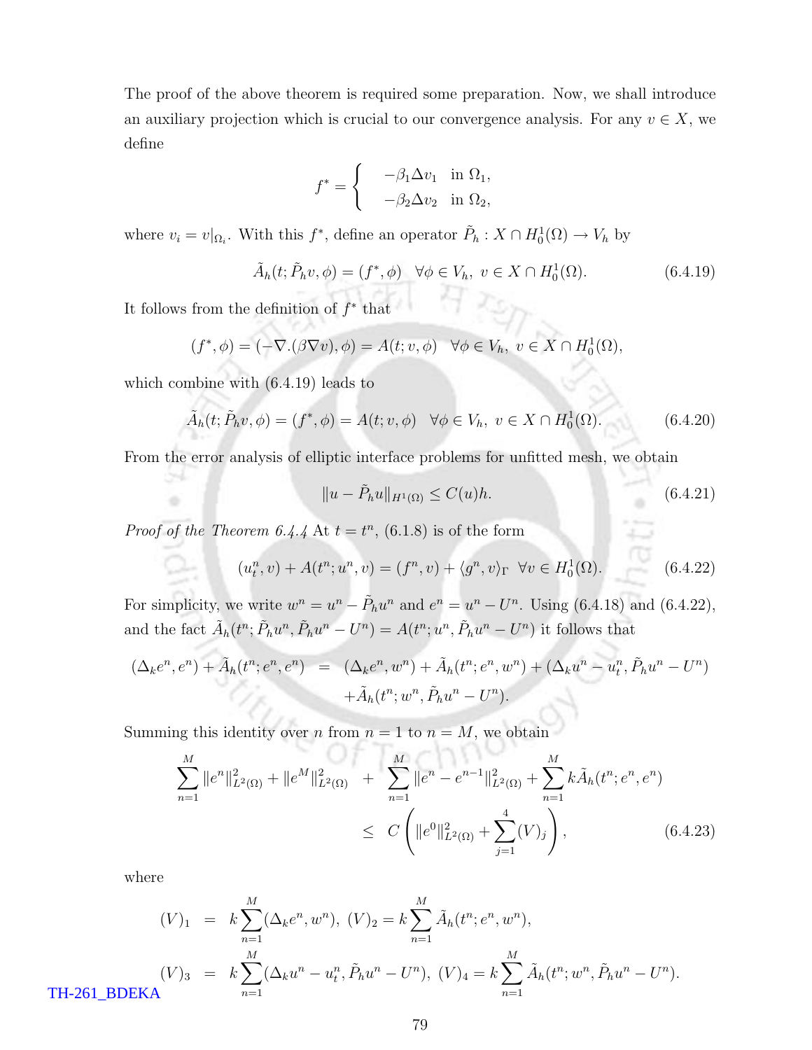The proof of the above theorem is required some preparation. Now, we shall introduce an auxiliary projection which is crucial to our convergence analysis. For any $v \in X$, we define

$$f^* = \begin{cases} -\beta_1 \Delta v_1 & \text{in } \Omega_1, \\ -\beta_2 \Delta v_2 & \text{in } \Omega_2, \end{cases}$$

where $v_i = v|_{\Omega_i}$. With this $f^*$, define an operator $\tilde{P}_h : X \cap H_0^1(\Omega) \to V_h$ by

$$\tilde{A}_h(t; \tilde{P}_h v, \phi) = (f^*, \phi) \quad \forall \phi \in V_h,\ v \in X \cap H_0^1(\Omega). \tag{6.4.19}$$

It follows from the definition of $f^*$ that

$$(f^*, \phi) = (-\nabla.(\beta \nabla v), \phi) = A(t; v, \phi) \quad \forall \phi \in V_h,\ v \in X \cap H_0^1(\Omega),$$

which combine with (6.4.19) leads to

$$\tilde{A}_h(t; \tilde{P}_h v, \phi) = (f^*, \phi) = A(t; v, \phi) \quad \forall \phi \in V_h,\ v \in X \cap H_0^1(\Omega). \tag{6.4.20}$$

From the error analysis of elliptic interface problems for unfitted mesh, we obtain

$$\|u - \tilde{P}_h u\|_{H^1(\Omega)} \le C(u) h. \tag{6.4.21}$$

*Proof of the Theorem 6.4.4* At $t = t^n$, (6.1.8) is of the form

$$(u_t^n, v) + A(t^n; u^n, v) = (f^n, v) + \langle g^n, v \rangle_\Gamma \quad \forall v \in H_0^1(\Omega). \tag{6.4.22}$$

For simplicity, we write $w^n = u^n - \tilde{P}_h u^n$ and $e^n = u^n - U^n$. Using (6.4.18) and (6.4.22), and the fact $\tilde{A}_h(t^n; \tilde{P}_h u^n, \tilde{P}_h u^n - U^n) = A(t^n; u^n, \tilde{P}_h u^n - U^n)$ it follows that

$$\begin{aligned} (\Delta_k e^n, e^n) + \tilde{A}_h(t^n; e^n, e^n) &= (\Delta_k e^n, w^n) + \tilde{A}_h(t^n; e^n, w^n) + (\Delta_k u^n - u_t^n, \tilde{P}_h u^n - U^n) \\ &\quad + \tilde{A}_h(t^n; w^n, \tilde{P}_h u^n - U^n). \end{aligned}$$

Summing this identity over $n$ from $n = 1$ to $n = M$, we obtain

$$\begin{aligned} \sum_{n=1}^{M} \|e^n\|_{L^2(\Omega)}^2 + \|e^M\|_{L^2(\Omega)}^2 &+ \sum_{n=1}^{M} \|e^n - e^{n-1}\|_{L^2(\Omega)}^2 + \sum_{n=1}^{M} k \tilde{A}_h(t^n; e^n, e^n) \\ &\le C \left( \|e^0\|_{L^2(\Omega)}^2 + \sum_{j=1}^{4} (V)_j \right), \end{aligned} \tag{6.4.23}$$

where

$$\begin{aligned} (V)_1 &= k \sum_{n=1}^{M} (\Delta_k e^n, w^n),\ (V)_2 = k \sum_{n=1}^{M} \tilde{A}_h(t^n; e^n, w^n), \\ (V)_3 &= k \sum_{n=1}^{M} (\Delta_k u^n - u_t^n, \tilde{P}_h u^n - U^n),\ (V)_4 = k \sum_{n=1}^{M} \tilde{A}_h(t^n; w^n, \tilde{P}_h u^n - U^n). \end{aligned}$$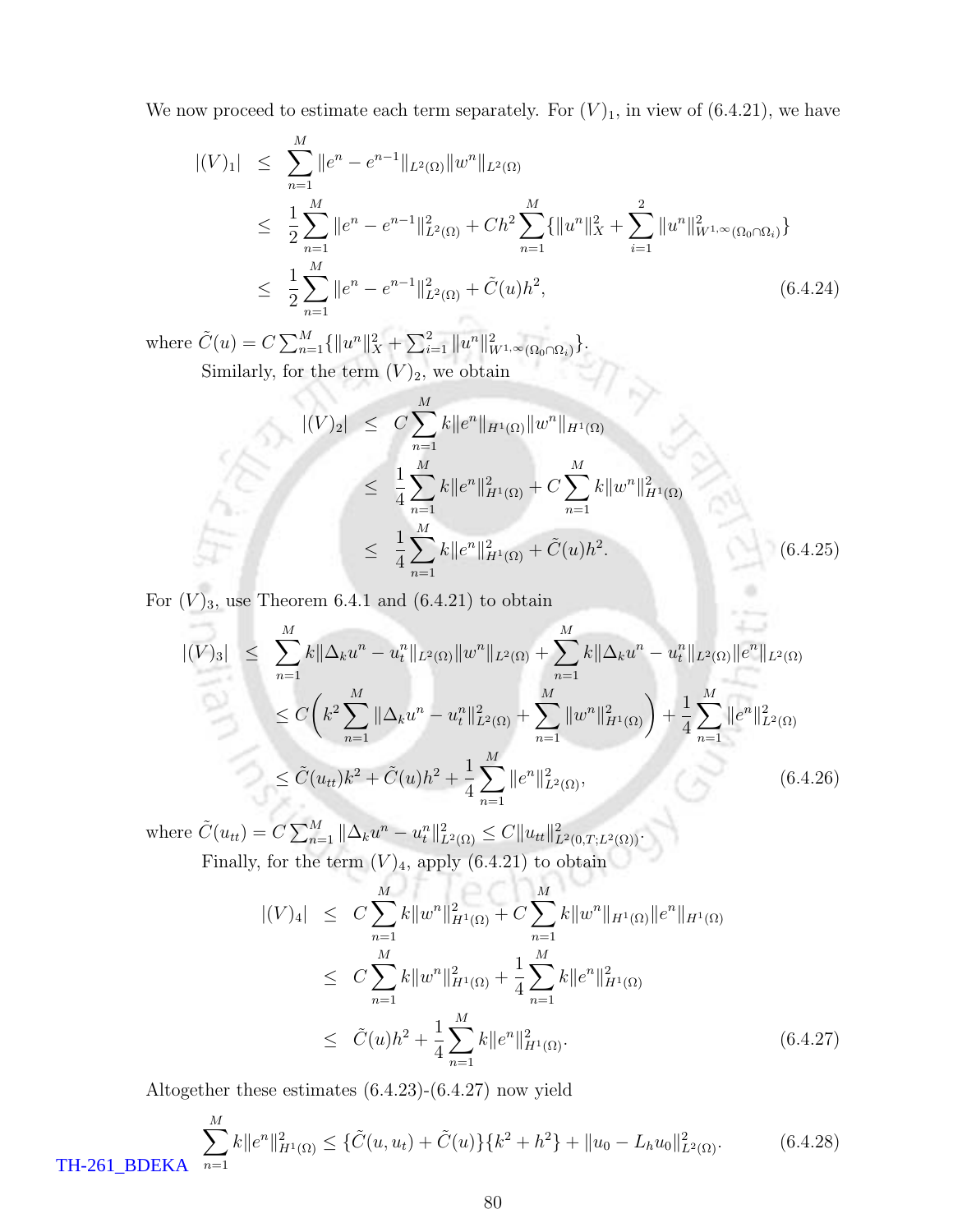We now proceed to estimate each term separately. For $(V)_1$, in view of (6.4.21), we have

$$
\begin{aligned}
|(V)_1| &\leq \sum_{n=1}^{M} \|e^n - e^{n-1}\|_{L^2(\Omega)} \|w^n\|_{L^2(\Omega)} \\
&\leq \frac{1}{2}\sum_{n=1}^{M} \|e^n - e^{n-1}\|_{L^2(\Omega)}^2 + Ch^2 \sum_{n=1}^{M} \{\|u^n\|_X^2 + \sum_{i=1}^{2} \|u^n\|_{W^{1,\infty}(\Omega_0\cap\Omega_i)}^2\} \\
&\leq \frac{1}{2}\sum_{n=1}^{M} \|e^n - e^{n-1}\|_{L^2(\Omega)}^2 + \tilde{C}(u)h^2, \qquad (6.4.24)
\end{aligned}
$$

where $\tilde{C}(u) = C\sum_{n=1}^{M}\{\|u^n\|_X^2 + \sum_{i=1}^{2} \|u^n\|_{W^{1,\infty}(\Omega_0\cap\Omega_i)}^2\}$.

Similarly, for the term $(V)_2$, we obtain

$$
\begin{aligned}
|(V)_2| &\leq C\sum_{n=1}^{M} k\|e^n\|_{H^1(\Omega)} \|w^n\|_{H^1(\Omega)} \\
&\leq \frac{1}{4}\sum_{n=1}^{M} k\|e^n\|_{H^1(\Omega)}^2 + C\sum_{n=1}^{M} k\|w^n\|_{H^1(\Omega)}^2 \\
&\leq \frac{1}{4}\sum_{n=1}^{M} k\|e^n\|_{H^1(\Omega)}^2 + \tilde{C}(u)h^2. \qquad (6.4.25)
\end{aligned}
$$

For $(V)_3$, use Theorem 6.4.1 and (6.4.21) to obtain

$$
\begin{aligned}
|(V)_3| &\leq \sum_{n=1}^{M} k\|\Delta_k u^n - u_t^n\|_{L^2(\Omega)} \|w^n\|_{L^2(\Omega)} + \sum_{n=1}^{M} k\|\Delta_k u^n - u_t^n\|_{L^2(\Omega)} \|e^n\|_{L^2(\Omega)} \\
&\leq C\left(k^2\sum_{n=1}^{M} \|\Delta_k u^n - u_t^n\|_{L^2(\Omega)}^2 + \sum_{n=1}^{M} \|w^n\|_{H^1(\Omega)}^2\right) + \frac{1}{4}\sum_{n=1}^{M} \|e^n\|_{L^2(\Omega)}^2 \\
&\leq \tilde{C}(u_{tt})k^2 + \tilde{C}(u)h^2 + \frac{1}{4}\sum_{n=1}^{M} \|e^n\|_{L^2(\Omega)}^2, \qquad (6.4.26)
\end{aligned}
$$

where $\tilde{C}(u_{tt}) = C\sum_{n=1}^{M} \|\Delta_k u^n - u_t^n\|_{L^2(\Omega)}^2 \leq C\|u_{tt}\|_{L^2(0,T;L^2(\Omega))}^2$.

Finally, for the term $(V)_4$, apply (6.4.21) to obtain

$$
\begin{aligned}
|(V)_4| &\leq C\sum_{n=1}^{M} k\|w^n\|_{H^1(\Omega)}^2 + C\sum_{n=1}^{M} k\|w^n\|_{H^1(\Omega)} \|e^n\|_{H^1(\Omega)} \\
&\leq C\sum_{n=1}^{M} k\|w^n\|_{H^1(\Omega)}^2 + \frac{1}{4}\sum_{n=1}^{M} k\|e^n\|_{H^1(\Omega)}^2 \\
&\leq \tilde{C}(u)h^2 + \frac{1}{4}\sum_{n=1}^{M} k\|e^n\|_{H^1(\Omega)}^2. \qquad (6.4.27)
\end{aligned}
$$

Altogether these estimates (6.4.23)-(6.4.27) now yield

$$
\sum_{n=1}^{M} k\|e^n\|_{H^1(\Omega)}^2 \leq \{\tilde{C}(u, u_t) + \tilde{C}(u)\}\{k^2 + h^2\} + \|u_0 - L_h u_0\|_{L^2(\Omega)}^2. \qquad (6.4.28)
$$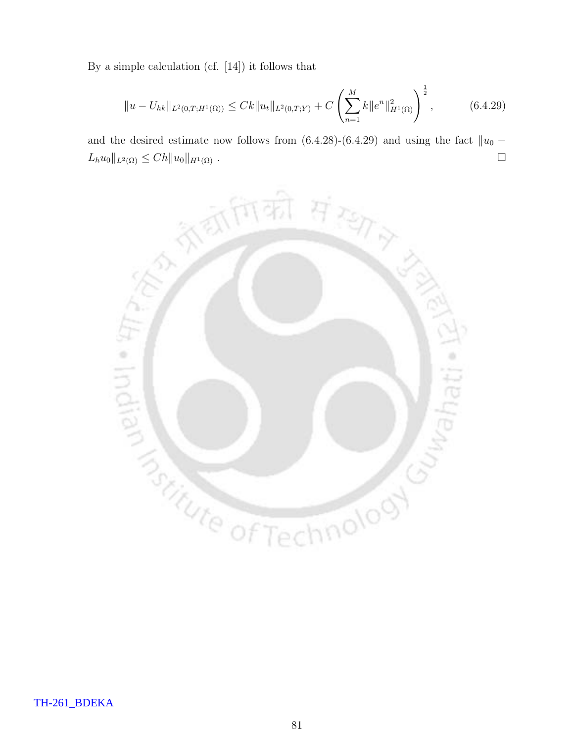By a simple calculation (cf. [14]) it follows that

$$\|u - U_{hk}\|_{L^2(0,T;H^1(\Omega))} \leq Ck\|u_t\|_{L^2(0,T;Y)} + C\left(\sum_{n=1}^{M} k\|e^n\|^2_{H^1(\Omega)}\right)^{\frac{1}{2}}, \tag{6.4.29}$$

and the desired estimate now follows from (6.4.28)-(6.4.29) and using the fact $\|u_0 - L_h u_0\|_{L^2(\Omega)} \leq Ch\|u_0\|_{H^1(\Omega)}$ . □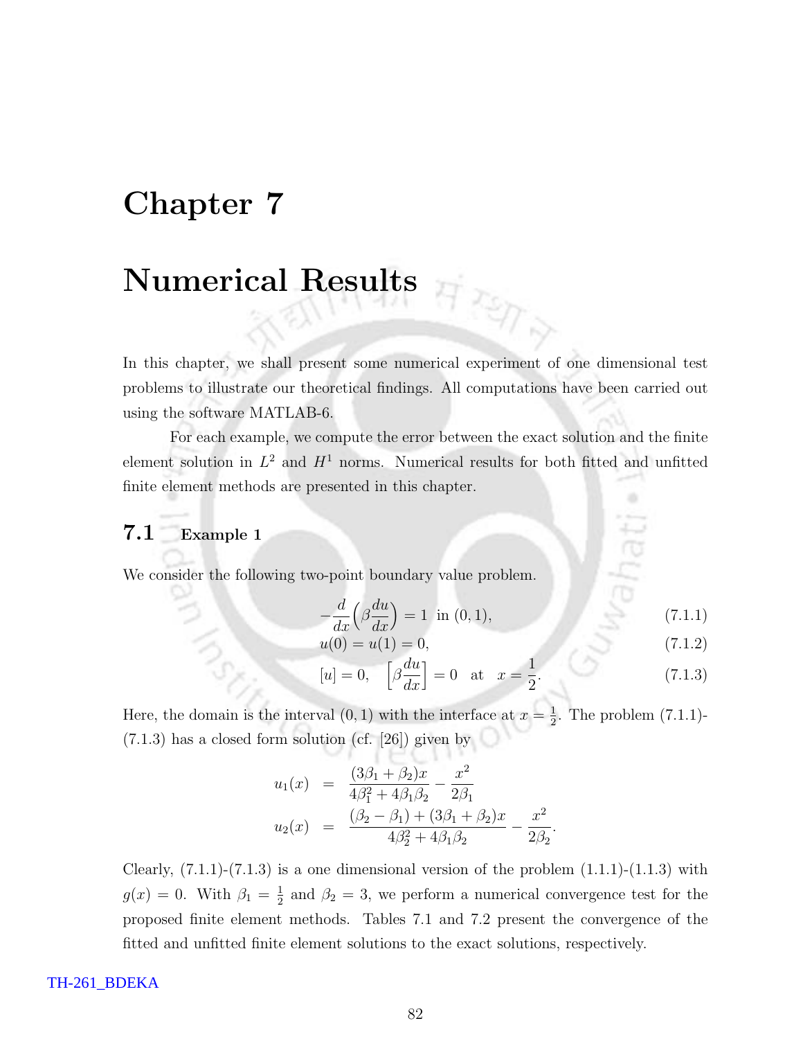# Chapter 7

# Numerical Results

In this chapter, we shall present some numerical experiment of one dimensional test problems to illustrate our theoretical findings. All computations have been carried out using the software MATLAB-6.

For each example, we compute the error between the exact solution and the finite element solution in $L^2$ and $H^1$ norms. Numerical results for both fitted and unfitted finite element methods are presented in this chapter.

## 7.1 Example 1

We consider the following two-point boundary value problem.

$$-\frac{d}{dx}\Big(\beta\frac{du}{dx}\Big) = 1 \text{ in } (0,1), \tag{7.1.1}$$

$$u(0) = u(1) = 0, \tag{7.1.2}$$

$$[u] = 0, \quad \Big[\beta\frac{du}{dx}\Big] = 0 \quad \text{at} \quad x = \frac{1}{2}. \tag{7.1.3}$$

Here, the domain is the interval $(0,1)$ with the interface at $x = \frac{1}{2}$. The problem (7.1.1)-(7.1.3) has a closed form solution (cf. [26]) given by

$$\begin{aligned}
u_1(x) &= \frac{(3\beta_1 + \beta_2)x}{4\beta_1^2 + 4\beta_1\beta_2} - \frac{x^2}{2\beta_1} \\
u_2(x) &= \frac{(\beta_2 - \beta_1) + (3\beta_1 + \beta_2)x}{4\beta_2^2 + 4\beta_1\beta_2} - \frac{x^2}{2\beta_2}.
\end{aligned}$$

Clearly, (7.1.1)-(7.1.3) is a one dimensional version of the problem (1.1.1)-(1.1.3) with $g(x) = 0$. With $\beta_1 = \frac{1}{2}$ and $\beta_2 = 3$, we perform a numerical convergence test for the proposed finite element methods. Tables 7.1 and 7.2 present the convergence of the fitted and unfitted finite element solutions to the exact solutions, respectively.

TH-261_BDEKA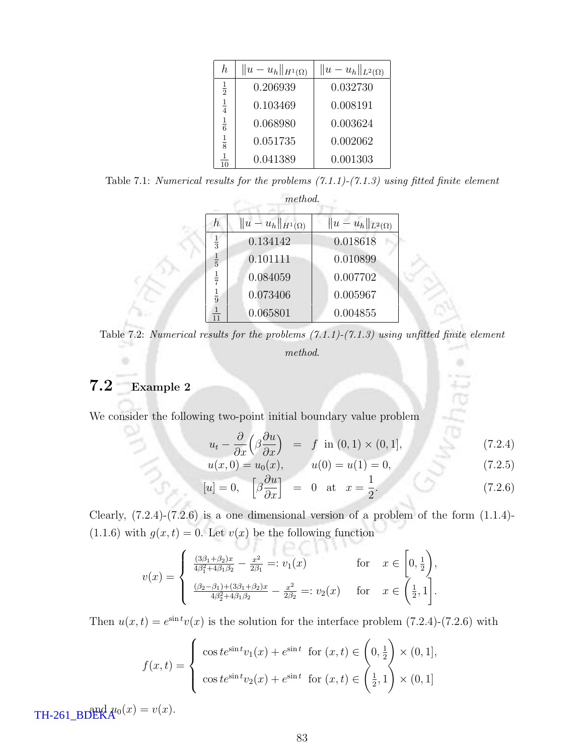| $h$ | $\|u - u_h\|_{H^1(\Omega)}$ | $\|u - u_h\|_{L^2(\Omega)}$ |
|---|---|---|
| $\frac{1}{2}$ | 0.206939 | 0.032730 |
| $\frac{1}{4}$ | 0.103469 | 0.008191 |
| $\frac{1}{6}$ | 0.068980 | 0.003624 |
| $\frac{1}{8}$ | 0.051735 | 0.002062 |
| $\frac{1}{10}$ | 0.041389 | 0.001303 |

Table 7.1: *Numerical results for the problems (7.1.1)-(7.1.3) using fitted finite element method.*

| $h$ | $\|u - u_h\|_{H^1(\Omega)}$ | $\|u - u_h\|_{L^2(\Omega)}$ |
|---|---|---|
| $\frac{1}{3}$ | 0.134142 | 0.018618 |
| $\frac{1}{5}$ | 0.101111 | 0.010899 |
| $\frac{1}{7}$ | 0.084059 | 0.007702 |
| $\frac{1}{9}$ | 0.073406 | 0.005967 |
| $\frac{1}{11}$ | 0.065801 | 0.004855 |

Table 7.2: *Numerical results for the problems (7.1.1)-(7.1.3) using unfitted finite element method.*

## 7.2 Example 2

We consider the following two-point initial boundary value problem

$$u_t - \frac{\partial}{\partial x}\Big(\beta \frac{\partial u}{\partial x}\Big) = f \;\; \text{in } (0,1) \times (0,1], \tag{7.2.4}$$

$$u(x,0) = u_0(x), \qquad u(0) = u(1) = 0, \tag{7.2.5}$$

$$[u] = 0, \quad \Big[\beta \frac{\partial u}{\partial x}\Big] = 0 \;\; \text{at} \;\; x = \frac{1}{2}. \tag{7.2.6}$$

Clearly, (7.2.4)-(7.2.6) is a one dimensional version of a problem of the form (1.1.4)-(1.1.6) with $g(x,t) = 0$. Let $v(x)$ be the following function

$$v(x) = \begin{cases} \frac{(3\beta_1+\beta_2)x}{4\beta_1^2+4\beta_1\beta_2} - \frac{x^2}{2\beta_1} =: v_1(x) & \text{for} \quad x \in \Big[0, \frac{1}{2}\Big), \\ \frac{(\beta_2-\beta_1)+(3\beta_1+\beta_2)x}{4\beta_2^2+4\beta_1\beta_2} - \frac{x^2}{2\beta_2} =: v_2(x) & \text{for} \quad x \in \Big(\frac{1}{2}, 1\Big]. \end{cases}$$

Then $u(x,t) = e^{\sin t} v(x)$ is the solution for the interface problem (7.2.4)-(7.2.6) with

$$f(x,t) = \begin{cases} \cos t e^{\sin t} v_1(x) + e^{\sin t} & \text{for } (x,t) \in \Big(0, \frac{1}{2}\Big) \times (0,1], \\ \cos t e^{\sin t} v_2(x) + e^{\sin t} & \text{for } (x,t) \in \Big(\frac{1}{2}, 1\Big) \times (0,1] \end{cases}$$

and $u_0(x) = v(x)$.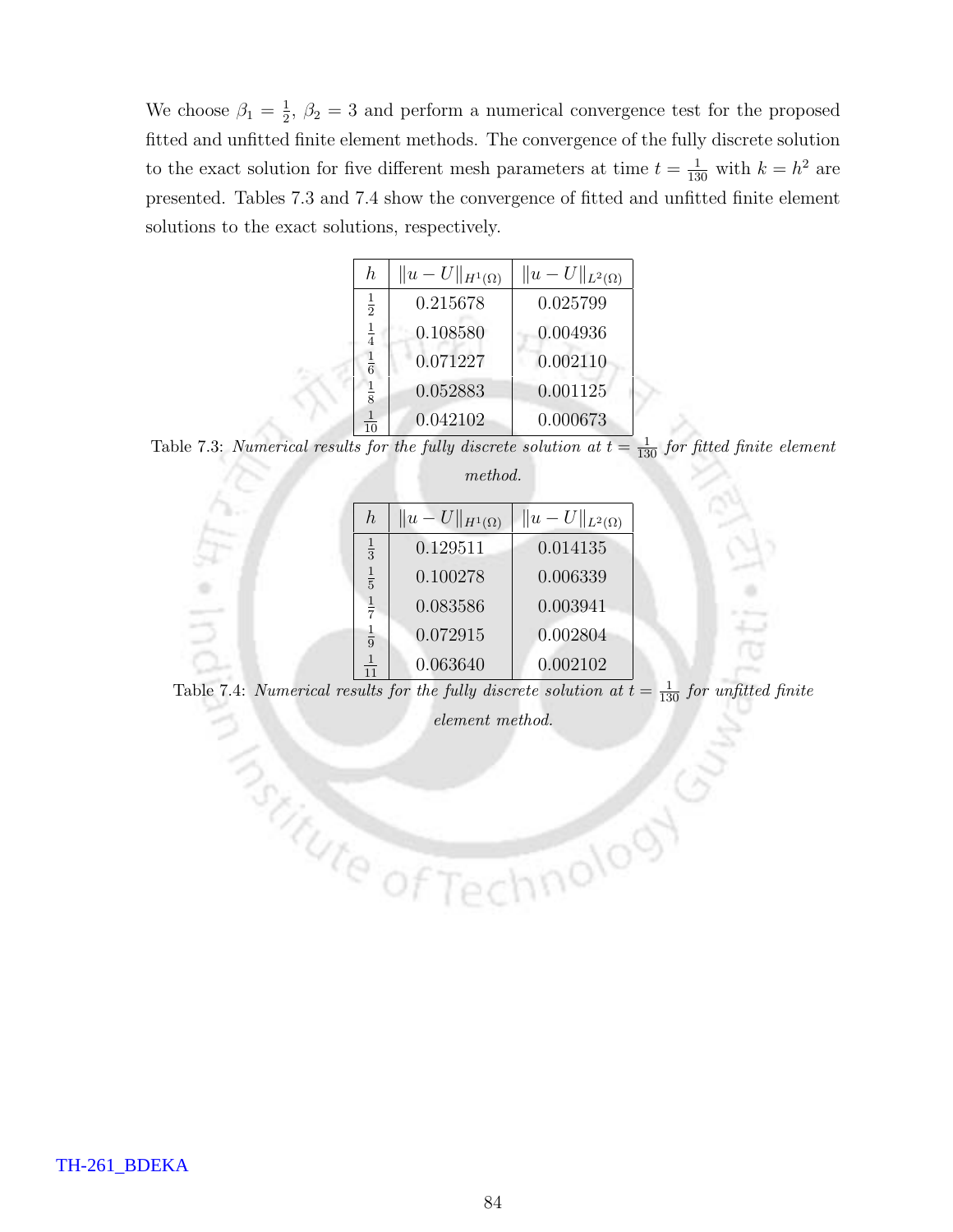We choose $\beta_1 = \frac{1}{2}$, $\beta_2 = 3$ and perform a numerical convergence test for the proposed fitted and unfitted finite element methods. The convergence of the fully discrete solution to the exact solution for five different mesh parameters at time $t = \frac{1}{130}$ with $k = h^2$ are presented. Tables 7.3 and 7.4 show the convergence of fitted and unfitted finite element solutions to the exact solutions, respectively.

| $h$ | $\|u - U\|_{H^1(\Omega)}$ | $\|u - U\|_{L^2(\Omega)}$ |
|---|---|---|
| $\frac{1}{2}$ | 0.215678 | 0.025799 |
| $\frac{1}{4}$ | 0.108580 | 0.004936 |
| $\frac{1}{6}$ | 0.071227 | 0.002110 |
| $\frac{1}{8}$ | 0.052883 | 0.001125 |
| $\frac{1}{10}$ | 0.042102 | 0.000673 |

Table 7.3: *Numerical results for the fully discrete solution at $t = \frac{1}{130}$ for fitted finite element method.*

| $h$ | $\|u - U\|_{H^1(\Omega)}$ | $\|u - U\|_{L^2(\Omega)}$ |
|---|---|---|
| $\frac{1}{3}$ | 0.129511 | 0.014135 |
| $\frac{1}{5}$ | 0.100278 | 0.006339 |
| $\frac{1}{7}$ | 0.083586 | 0.003941 |
| $\frac{1}{9}$ | 0.072915 | 0.002804 |
| $\frac{1}{11}$ | 0.063640 | 0.002102 |

Table 7.4: *Numerical results for the fully discrete solution at $t = \frac{1}{130}$ for unfitted finite element method.*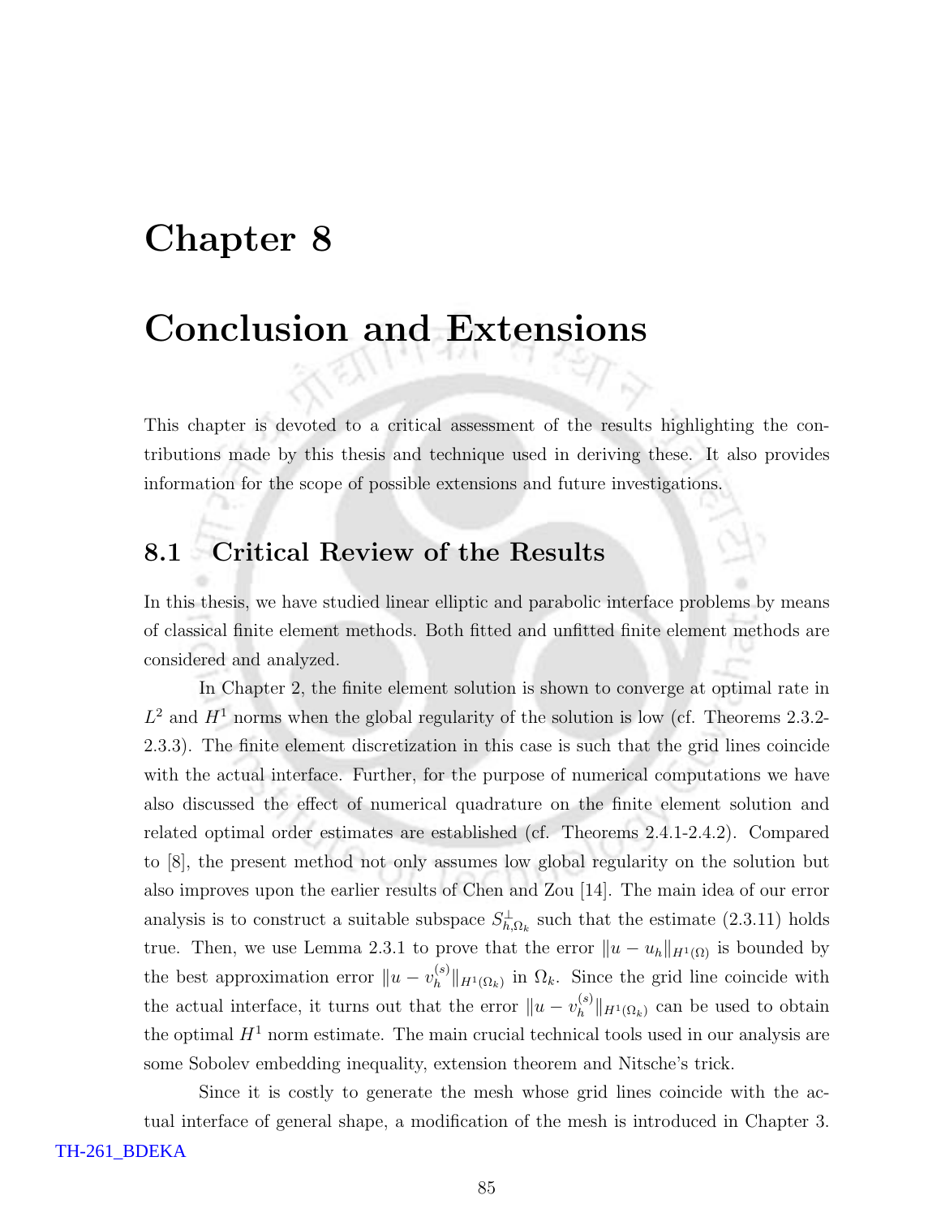# Chapter 8

# Conclusion and Extensions

This chapter is devoted to a critical assessment of the results highlighting the contributions made by this thesis and technique used in deriving these. It also provides information for the scope of possible extensions and future investigations.

## 8.1 Critical Review of the Results

In this thesis, we have studied linear elliptic and parabolic interface problems by means of classical finite element methods. Both fitted and unfitted finite element methods are considered and analyzed.

In Chapter 2, the finite element solution is shown to converge at optimal rate in $L^2$ and $H^1$ norms when the global regularity of the solution is low (cf. Theorems 2.3.2-2.3.3). The finite element discretization in this case is such that the grid lines coincide with the actual interface. Further, for the purpose of numerical computations we have also discussed the effect of numerical quadrature on the finite element solution and related optimal order estimates are established (cf. Theorems 2.4.1-2.4.2). Compared to [8], the present method not only assumes low global regularity on the solution but also improves upon the earlier results of Chen and Zou [14]. The main idea of our error analysis is to construct a suitable subspace $S^{\perp}_{h,\Omega_k}$ such that the estimate (2.3.11) holds true. Then, we use Lemma 2.3.1 to prove that the error $\|u - u_h\|_{H^1(\Omega)}$ is bounded by the best approximation error $\|u - v_h^{(s)}\|_{H^1(\Omega_k)}$ in $\Omega_k$. Since the grid line coincide with the actual interface, it turns out that the error $\|u - v_h^{(s)}\|_{H^1(\Omega_k)}$ can be used to obtain the optimal $H^1$ norm estimate. The main crucial technical tools used in our analysis are some Sobolev embedding inequality, extension theorem and Nitsche's trick.

Since it is costly to generate the mesh whose grid lines coincide with the actual interface of general shape, a modification of the mesh is introduced in Chapter 3.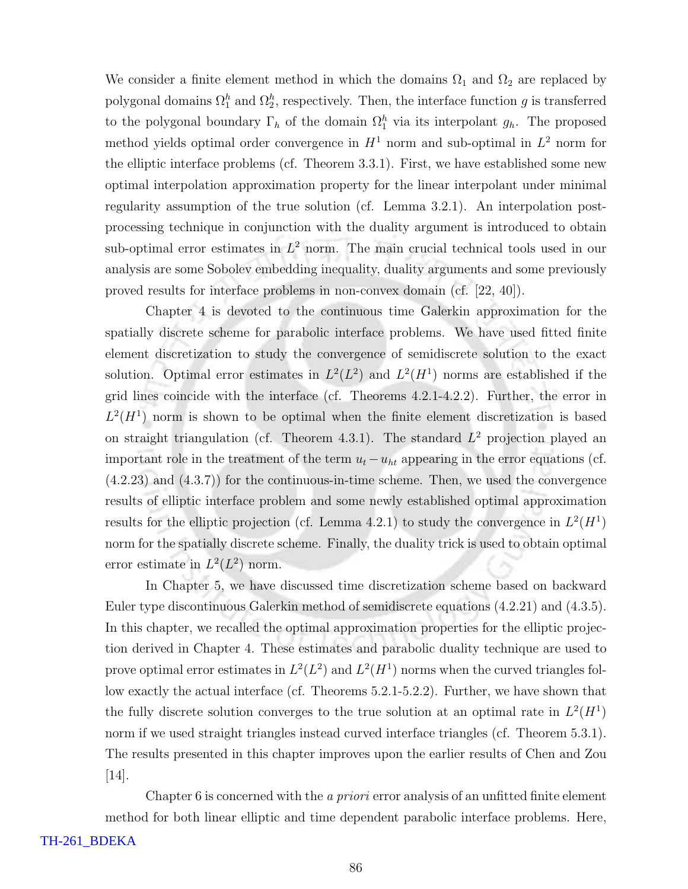We consider a finite element method in which the domains $\Omega_1$ and $\Omega_2$ are replaced by polygonal domains $\Omega_1^h$ and $\Omega_2^h$, respectively. Then, the interface function $g$ is transferred to the polygonal boundary $\Gamma_h$ of the domain $\Omega_1^h$ via its interpolant $g_h$. The proposed method yields optimal order convergence in $H^1$ norm and sub-optimal in $L^2$ norm for the elliptic interface problems (cf. Theorem 3.3.1). First, we have established some new optimal interpolation approximation property for the linear interpolant under minimal regularity assumption of the true solution (cf. Lemma 3.2.1). An interpolation post-processing technique in conjunction with the duality argument is introduced to obtain sub-optimal error estimates in $L^2$ norm. The main crucial technical tools used in our analysis are some Sobolev embedding inequality, duality arguments and some previously proved results for interface problems in non-convex domain (cf. [22, 40]).

Chapter 4 is devoted to the continuous time Galerkin approximation for the spatially discrete scheme for parabolic interface problems. We have used fitted finite element discretization to study the convergence of semidiscrete solution to the exact solution. Optimal error estimates in $L^2(L^2)$ and $L^2(H^1)$ norms are established if the grid lines coincide with the interface (cf. Theorems 4.2.1-4.2.2). Further, the error in $L^2(H^1)$ norm is shown to be optimal when the finite element discretization is based on straight triangulation (cf. Theorem 4.3.1). The standard $L^2$ projection played an important role in the treatment of the term $u_t - u_{ht}$ appearing in the error equations (cf. (4.2.23) and (4.3.7)) for the continuous-in-time scheme. Then, we used the convergence results of elliptic interface problem and some newly established optimal approximation results for the elliptic projection (cf. Lemma 4.2.1) to study the convergence in $L^2(H^1)$ norm for the spatially discrete scheme. Finally, the duality trick is used to obtain optimal error estimate in $L^2(L^2)$ norm.

In Chapter 5, we have discussed time discretization scheme based on backward Euler type discontinuous Galerkin method of semidiscrete equations (4.2.21) and (4.3.5). In this chapter, we recalled the optimal approximation properties for the elliptic projection derived in Chapter 4. These estimates and parabolic duality technique are used to prove optimal error estimates in $L^2(L^2)$ and $L^2(H^1)$ norms when the curved triangles follow exactly the actual interface (cf. Theorems 5.2.1-5.2.2). Further, we have shown that the fully discrete solution converges to the true solution at an optimal rate in $L^2(H^1)$ norm if we used straight triangles instead curved interface triangles (cf. Theorem 5.3.1). The results presented in this chapter improves upon the earlier results of Chen and Zou [14].

Chapter 6 is concerned with the *a priori* error analysis of an unfitted finite element method for both linear elliptic and time dependent parabolic interface problems. Here,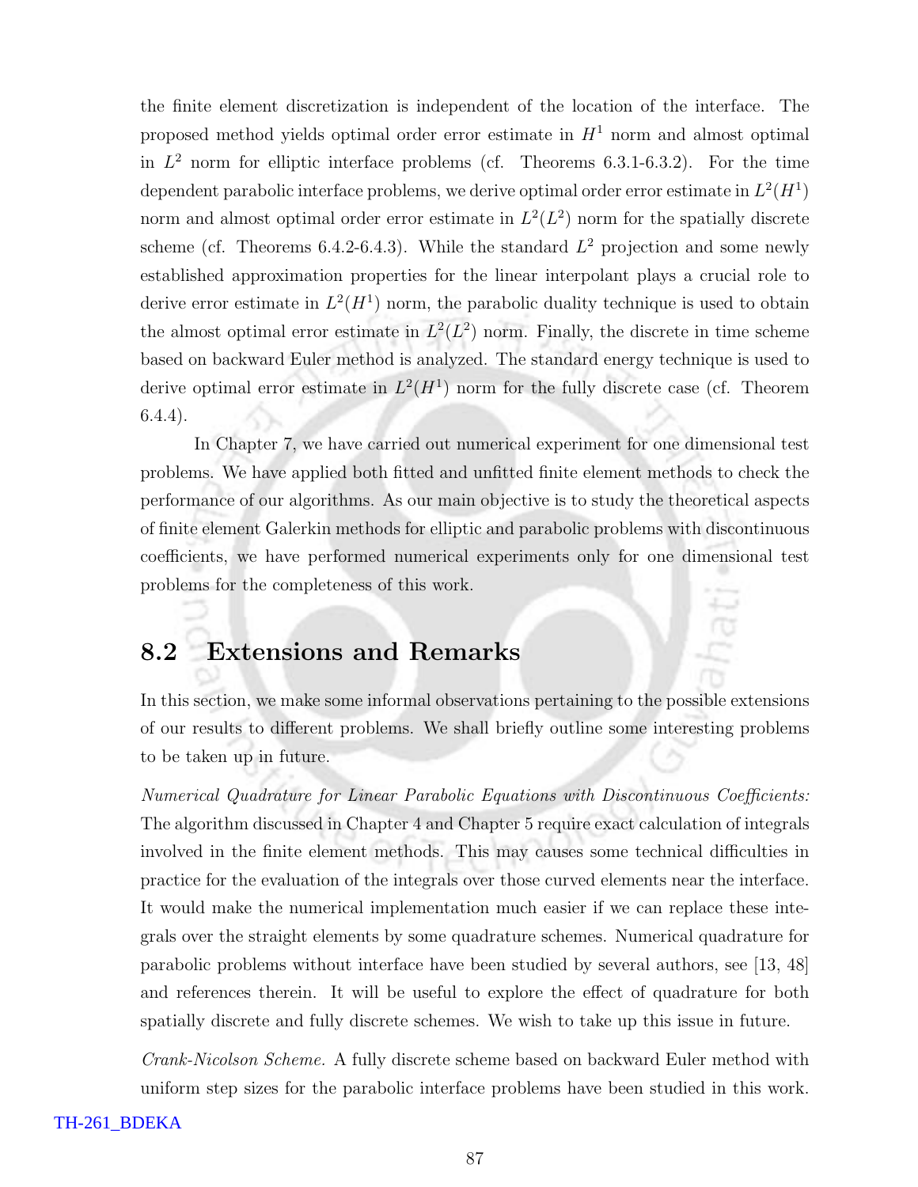the finite element discretization is independent of the location of the interface. The proposed method yields optimal order error estimate in $H^1$ norm and almost optimal in $L^2$ norm for elliptic interface problems (cf. Theorems 6.3.1-6.3.2). For the time dependent parabolic interface problems, we derive optimal order error estimate in $L^2(H^1)$ norm and almost optimal order error estimate in $L^2(L^2)$ norm for the spatially discrete scheme (cf. Theorems 6.4.2-6.4.3). While the standard $L^2$ projection and some newly established approximation properties for the linear interpolant plays a crucial role to derive error estimate in $L^2(H^1)$ norm, the parabolic duality technique is used to obtain the almost optimal error estimate in $L^2(L^2)$ norm. Finally, the discrete in time scheme based on backward Euler method is analyzed. The standard energy technique is used to derive optimal error estimate in $L^2(H^1)$ norm for the fully discrete case (cf. Theorem 6.4.4).

In Chapter 7, we have carried out numerical experiment for one dimensional test problems. We have applied both fitted and unfitted finite element methods to check the performance of our algorithms. As our main objective is to study the theoretical aspects of finite element Galerkin methods for elliptic and parabolic problems with discontinuous coefficients, we have performed numerical experiments only for one dimensional test problems for the completeness of this work.

## 8.2 Extensions and Remarks

In this section, we make some informal observations pertaining to the possible extensions of our results to different problems. We shall briefly outline some interesting problems to be taken up in future.

*Numerical Quadrature for Linear Parabolic Equations with Discontinuous Coefficients:* The algorithm discussed in Chapter 4 and Chapter 5 require exact calculation of integrals involved in the finite element methods. This may causes some technical difficulties in practice for the evaluation of the integrals over those curved elements near the interface. It would make the numerical implementation much easier if we can replace these integrals over the straight elements by some quadrature schemes. Numerical quadrature for parabolic problems without interface have been studied by several authors, see [13, 48] and references therein. It will be useful to explore the effect of quadrature for both spatially discrete and fully discrete schemes. We wish to take up this issue in future.

*Crank-Nicolson Scheme.* A fully discrete scheme based on backward Euler method with uniform step sizes for the parabolic interface problems have been studied in this work.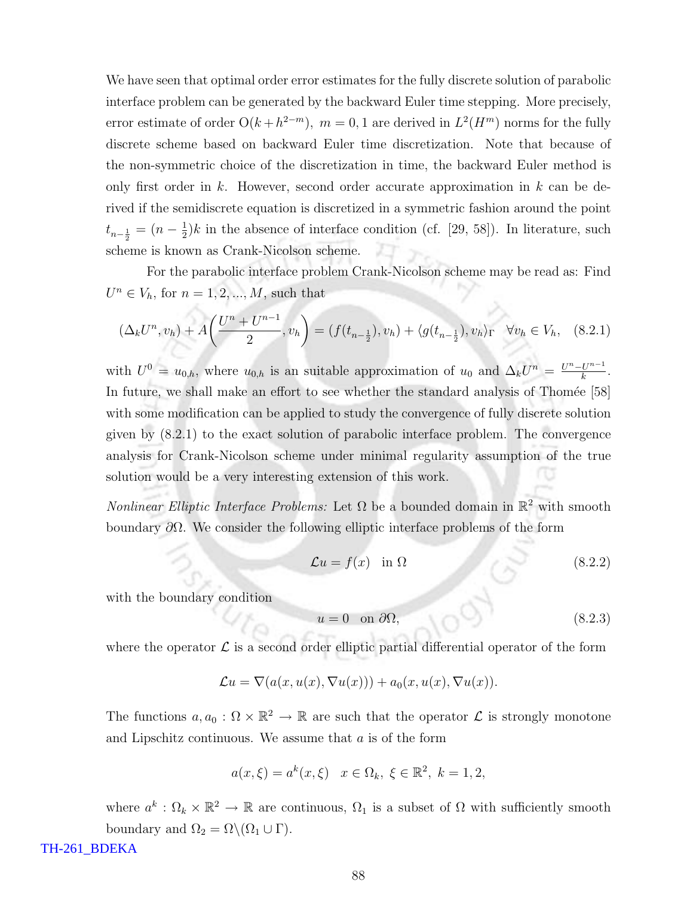We have seen that optimal order error estimates for the fully discrete solution of parabolic interface problem can be generated by the backward Euler time stepping. More precisely, error estimate of order $\mathrm{O}(k+h^{2-m}),\ m=0,1$ are derived in $L^2(H^m)$ norms for the fully discrete scheme based on backward Euler time discretization. Note that because of the non-symmetric choice of the discretization in time, the backward Euler method is only first order in $k$. However, second order accurate approximation in $k$ can be derived if the semidiscrete equation is discretized in a symmetric fashion around the point $t_{n-\frac{1}{2}} = (n-\frac{1}{2})k$ in the absence of interface condition (cf. [29, 58]). In literature, such scheme is known as Crank-Nicolson scheme.

For the parabolic interface problem Crank-Nicolson scheme may be read as: Find $U^n \in V_h$, for $n=1,2,...,M$, such that

$$(\Delta_k U^n, v_h) + A\left(\frac{U^n+U^{n-1}}{2}, v_h\right) = (f(t_{n-\frac{1}{2}}), v_h) + \langle g(t_{n-\frac{1}{2}}), v_h\rangle_\Gamma \quad \forall v_h \in V_h, \quad (8.2.1)$$

with $U^0 = u_{0,h}$, where $u_{0,h}$ is an suitable approximation of $u_0$ and $\Delta_k U^n = \frac{U^n - U^{n-1}}{k}$. In future, we shall make an effort to see whether the standard analysis of Thomée [58] with some modification can be applied to study the convergence of fully discrete solution given by (8.2.1) to the exact solution of parabolic interface problem. The convergence analysis for Crank-Nicolson scheme under minimal regularity assumption of the true solution would be a very interesting extension of this work.

*Nonlinear Elliptic Interface Problems:* Let $\Omega$ be a bounded domain in $\mathbb{R}^2$ with smooth boundary $\partial\Omega$. We consider the following elliptic interface problems of the form

$$\mathcal{L}u = f(x) \quad \text{in } \Omega \quad (8.2.2)$$

with the boundary condition

$$u = 0 \quad \text{on } \partial\Omega, \quad (8.2.3)$$

where the operator $\mathcal{L}$ is a second order elliptic partial differential operator of the form

$$\mathcal{L}u = \nabla(a(x, u(x), \nabla u(x))) + a_0(x, u(x), \nabla u(x)).$$

The functions $a, a_0 : \Omega \times \mathbb{R}^2 \to \mathbb{R}$ are such that the operator $\mathcal{L}$ is strongly monotone and Lipschitz continuous. We assume that $a$ is of the form

$$a(x,\xi) = a^k(x,\xi) \quad x \in \Omega_k,\ \xi \in \mathbb{R}^2,\ k=1,2,$$

where $a^k : \Omega_k \times \mathbb{R}^2 \to \mathbb{R}$ are continuous, $\Omega_1$ is a subset of $\Omega$ with sufficiently smooth boundary and $\Omega_2 = \Omega \backslash (\Omega_1 \cup \Gamma)$.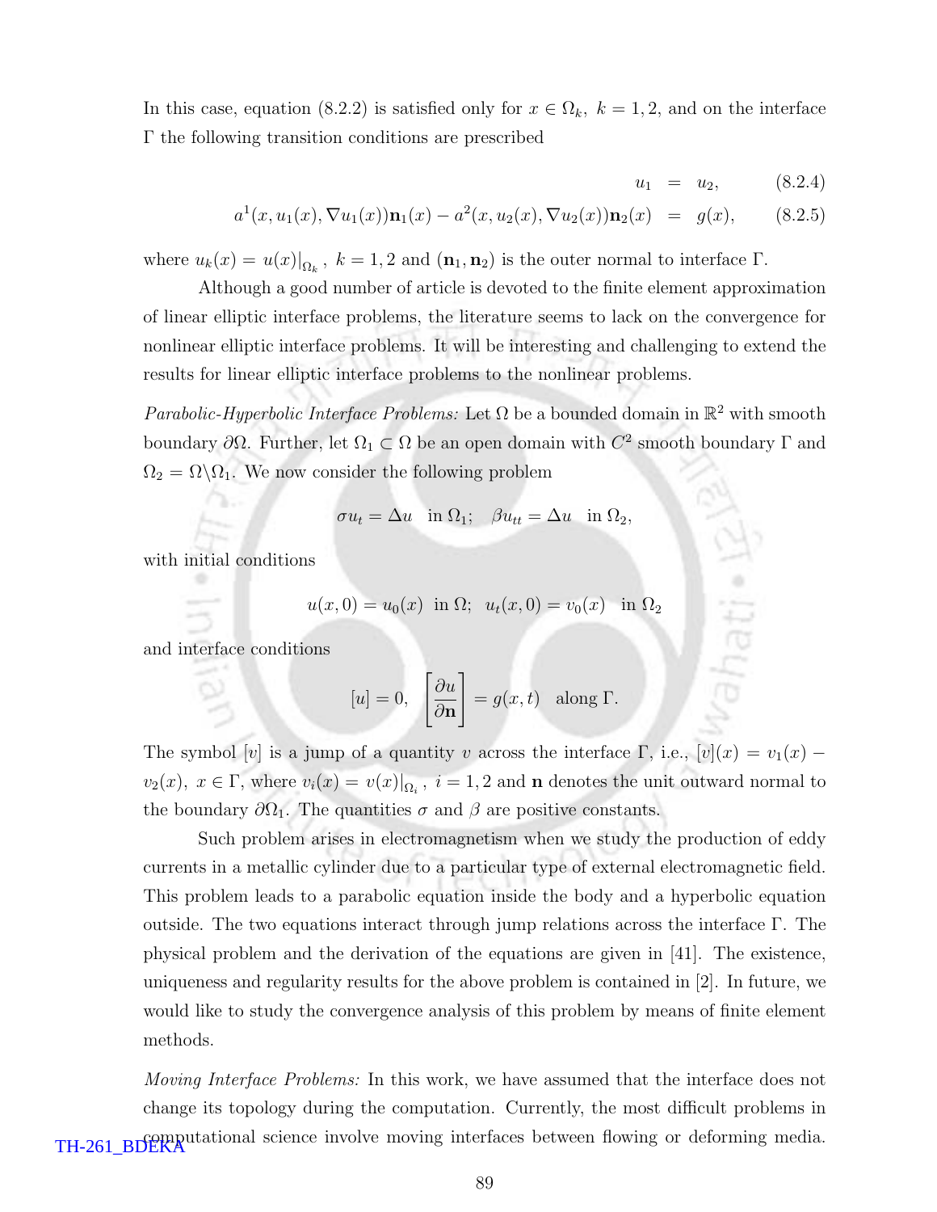In this case, equation (8.2.2) is satisfied only for $x \in \Omega_k,\ k = 1, 2$, and on the interface $\Gamma$ the following transition conditions are prescribed

$$
\begin{aligned}
u_1 &= u_2, &(8.2.4)\\
a^1(x, u_1(x), \nabla u_1(x))\mathbf{n}_1(x) - a^2(x, u_2(x), \nabla u_2(x))\mathbf{n}_2(x) &= g(x), &(8.2.5)
\end{aligned}
$$

where $u_k(x) = u(x)|_{\Omega_k},\ k = 1, 2$ and $(\mathbf{n}_1, \mathbf{n}_2)$ is the outer normal to interface $\Gamma$.

Although a good number of article is devoted to the finite element approximation of linear elliptic interface problems, the literature seems to lack on the convergence for nonlinear elliptic interface problems. It will be interesting and challenging to extend the results for linear elliptic interface problems to the nonlinear problems.

*Parabolic-Hyperbolic Interface Problems:* Let $\Omega$ be a bounded domain in $\mathbb{R}^2$ with smooth boundary $\partial\Omega$. Further, let $\Omega_1 \subset \Omega$ be an open domain with $C^2$ smooth boundary $\Gamma$ and $\Omega_2 = \Omega \backslash \Omega_1$. We now consider the following problem

$$
\sigma u_t = \Delta u \quad \text{in } \Omega_1; \quad \beta u_{tt} = \Delta u \quad \text{in } \Omega_2,
$$

with initial conditions

$$
u(x, 0) = u_0(x) \ \text{ in } \Omega; \ \ u_t(x, 0) = v_0(x) \quad \text{in } \Omega_2
$$

and interface conditions

$$
[u] = 0, \quad \left[\frac{\partial u}{\partial \mathbf{n}}\right] = g(x, t) \quad \text{along } \Gamma.
$$

The symbol $[v]$ is a jump of a quantity $v$ across the interface $\Gamma$, i.e., $[v](x) = v_1(x) - v_2(x),\ x \in \Gamma$, where $v_i(x) = v(x)|_{\Omega_i},\ i = 1, 2$ and $\mathbf{n}$ denotes the unit outward normal to the boundary $\partial\Omega_1$. The quantities $\sigma$ and $\beta$ are positive constants.

Such problem arises in electromagnetism when we study the production of eddy currents in a metallic cylinder due to a particular type of external electromagnetic field. This problem leads to a parabolic equation inside the body and a hyperbolic equation outside. The two equations interact through jump relations across the interface $\Gamma$. The physical problem and the derivation of the equations are given in [41]. The existence, uniqueness and regularity results for the above problem is contained in [2]. In future, we would like to study the convergence analysis of this problem by means of finite element methods.

*Moving Interface Problems:* In this work, we have assumed that the interface does not change its topology during the computation. Currently, the most difficult problems in computational science involve moving interfaces between flowing or deforming media.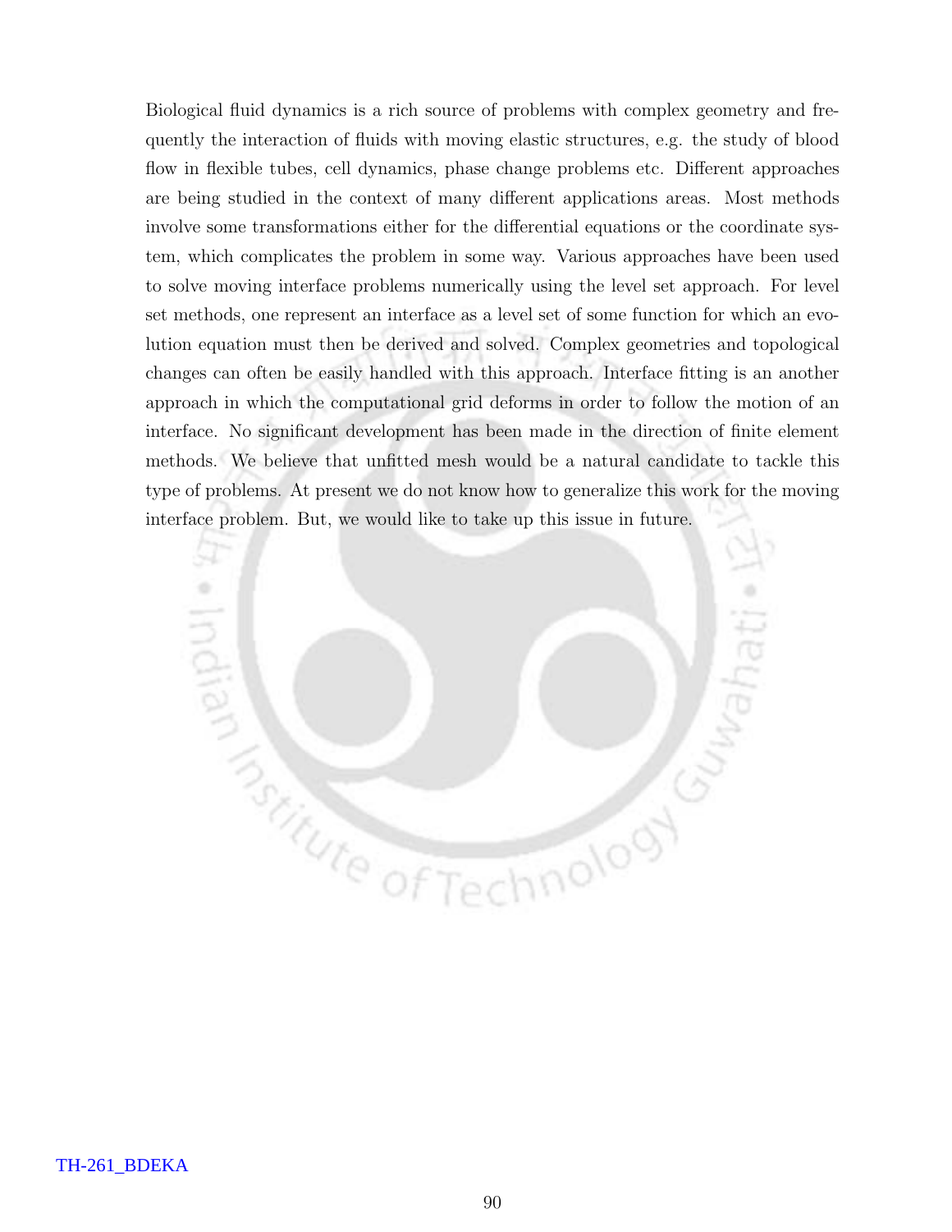Biological fluid dynamics is a rich source of problems with complex geometry and frequently the interaction of fluids with moving elastic structures, e.g. the study of blood flow in flexible tubes, cell dynamics, phase change problems etc. Different approaches are being studied in the context of many different applications areas. Most methods involve some transformations either for the differential equations or the coordinate system, which complicates the problem in some way. Various approaches have been used to solve moving interface problems numerically using the level set approach. For level set methods, one represent an interface as a level set of some function for which an evolution equation must then be derived and solved. Complex geometries and topological changes can often be easily handled with this approach. Interface fitting is an another approach in which the computational grid deforms in order to follow the motion of an interface. No significant development has been made in the direction of finite element methods. We believe that unfitted mesh would be a natural candidate to tackle this type of problems. At present we do not know how to generalize this work for the moving interface problem. But, we would like to take up this issue in future.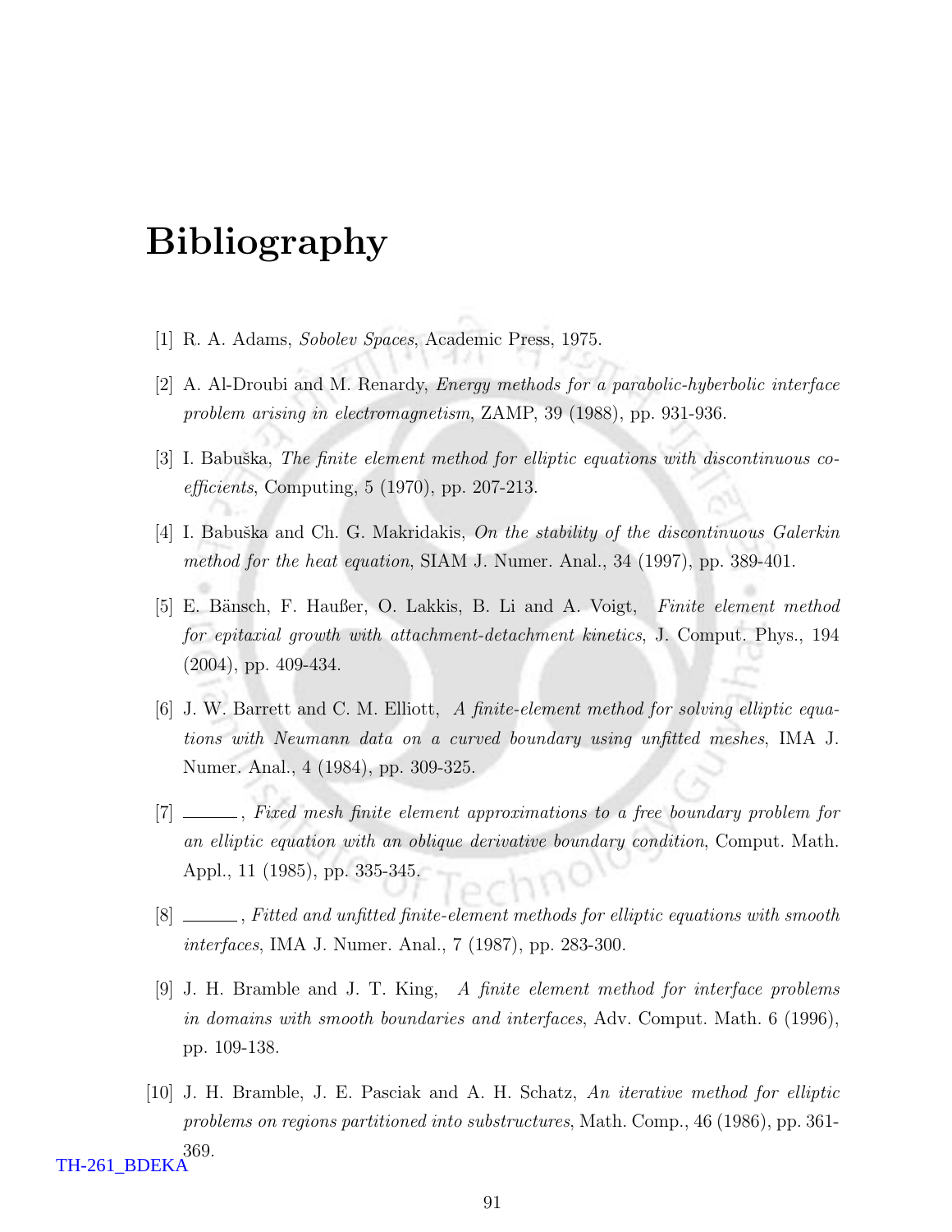# Bibliography

[1] R. A. Adams, *Sobolev Spaces*, Academic Press, 1975.

[2] A. Al-Droubi and M. Renardy, *Energy methods for a parabolic-hyberbolic interface problem arising in electromagnetism*, ZAMP, 39 (1988), pp. 931-936.

[3] I. Babuška, *The finite element method for elliptic equations with discontinuous coefficients*, Computing, 5 (1970), pp. 207-213.

[4] I. Babuška and Ch. G. Makridakis, *On the stability of the discontinuous Galerkin method for the heat equation*, SIAM J. Numer. Anal., 34 (1997), pp. 389-401.

[5] E. Bänsch, F. Haußer, O. Lakkis, B. Li and A. Voigt, *Finite element method for epitaxial growth with attachment-detachment kinetics*, J. Comput. Phys., 194 (2004), pp. 409-434.

[6] J. W. Barrett and C. M. Elliott, *A finite-element method for solving elliptic equations with Neumann data on a curved boundary using unfitted meshes*, IMA J. Numer. Anal., 4 (1984), pp. 309-325.

[7] ______, *Fixed mesh finite element approximations to a free boundary problem for an elliptic equation with an oblique derivative boundary condition*, Comput. Math. Appl., 11 (1985), pp. 335-345.

[8] ______, *Fitted and unfitted finite-element methods for elliptic equations with smooth interfaces*, IMA J. Numer. Anal., 7 (1987), pp. 283-300.

[9] J. H. Bramble and J. T. King, *A finite element method for interface problems in domains with smooth boundaries and interfaces*, Adv. Comput. Math. 6 (1996), pp. 109-138.

[10] J. H. Bramble, J. E. Pasciak and A. H. Schatz, *An iterative method for elliptic problems on regions partitioned into substructures*, Math. Comp., 46 (1986), pp. 361-369.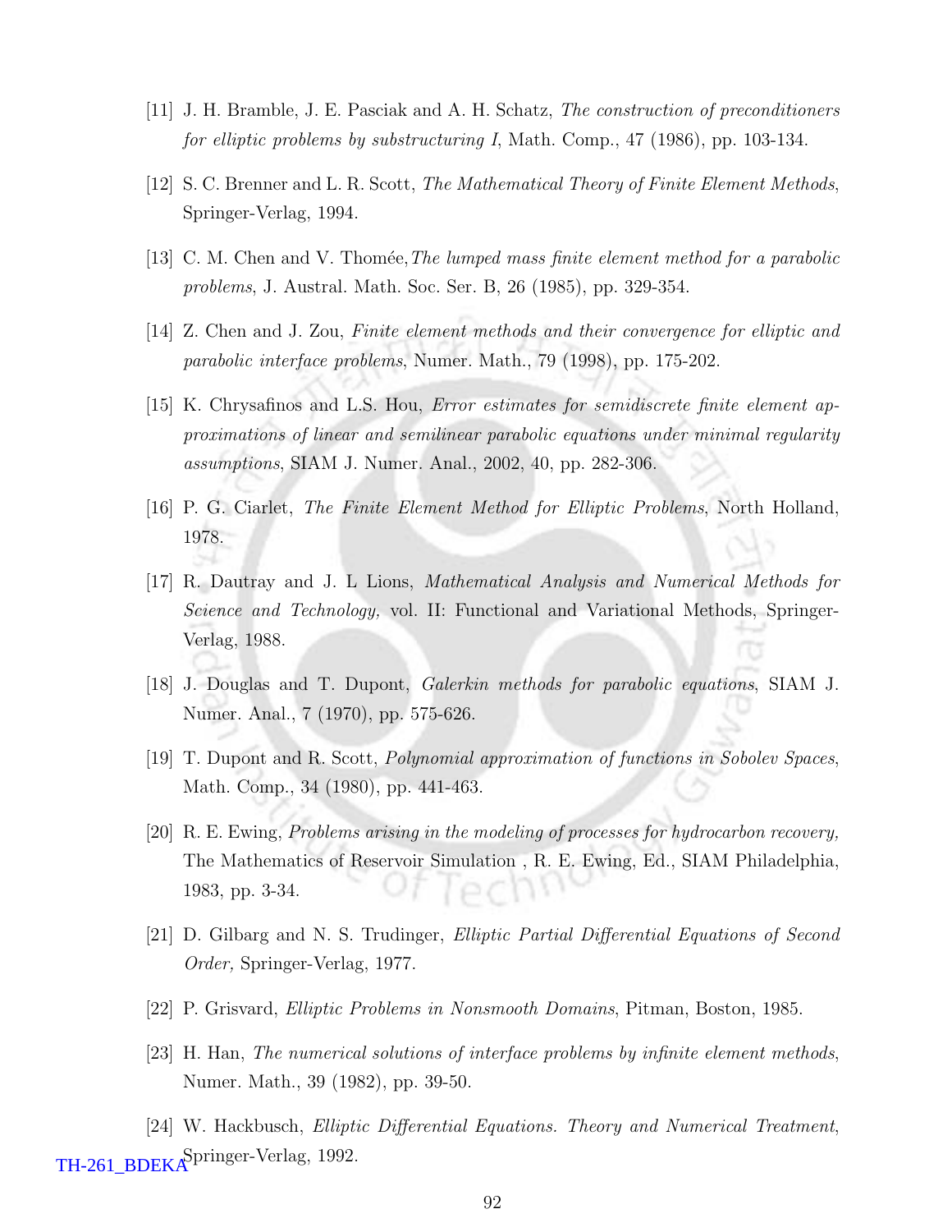[11] J. H. Bramble, J. E. Pasciak and A. H. Schatz, *The construction of preconditioners for elliptic problems by substructuring I*, Math. Comp., 47 (1986), pp. 103-134.

[12] S. C. Brenner and L. R. Scott, *The Mathematical Theory of Finite Element Methods*, Springer-Verlag, 1994.

[13] C. M. Chen and V. Thomée, *The lumped mass finite element method for a parabolic problems*, J. Austral. Math. Soc. Ser. B, 26 (1985), pp. 329-354.

[14] Z. Chen and J. Zou, *Finite element methods and their convergence for elliptic and parabolic interface problems*, Numer. Math., 79 (1998), pp. 175-202.

[15] K. Chrysafinos and L.S. Hou, *Error estimates for semidiscrete finite element approximations of linear and semilinear parabolic equations under minimal regularity assumptions*, SIAM J. Numer. Anal., 2002, 40, pp. 282-306.

[16] P. G. Ciarlet, *The Finite Element Method for Elliptic Problems*, North Holland, 1978.

[17] R. Dautray and J. L Lions, *Mathematical Analysis and Numerical Methods for Science and Technology,* vol. II: Functional and Variational Methods, Springer-Verlag, 1988.

[18] J. Douglas and T. Dupont, *Galerkin methods for parabolic equations*, SIAM J. Numer. Anal., 7 (1970), pp. 575-626.

[19] T. Dupont and R. Scott, *Polynomial approximation of functions in Sobolev Spaces*, Math. Comp., 34 (1980), pp. 441-463.

[20] R. E. Ewing, *Problems arising in the modeling of processes for hydrocarbon recovery,* The Mathematics of Reservoir Simulation , R. E. Ewing, Ed., SIAM Philadelphia, 1983, pp. 3-34.

[21] D. Gilbarg and N. S. Trudinger, *Elliptic Partial Differential Equations of Second Order,* Springer-Verlag, 1977.

[22] P. Grisvard, *Elliptic Problems in Nonsmooth Domains*, Pitman, Boston, 1985.

[23] H. Han, *The numerical solutions of interface problems by infinite element methods*, Numer. Math., 39 (1982), pp. 39-50.

[24] W. Hackbusch, *Elliptic Differential Equations. Theory and Numerical Treatment*, Springer-Verlag, 1992.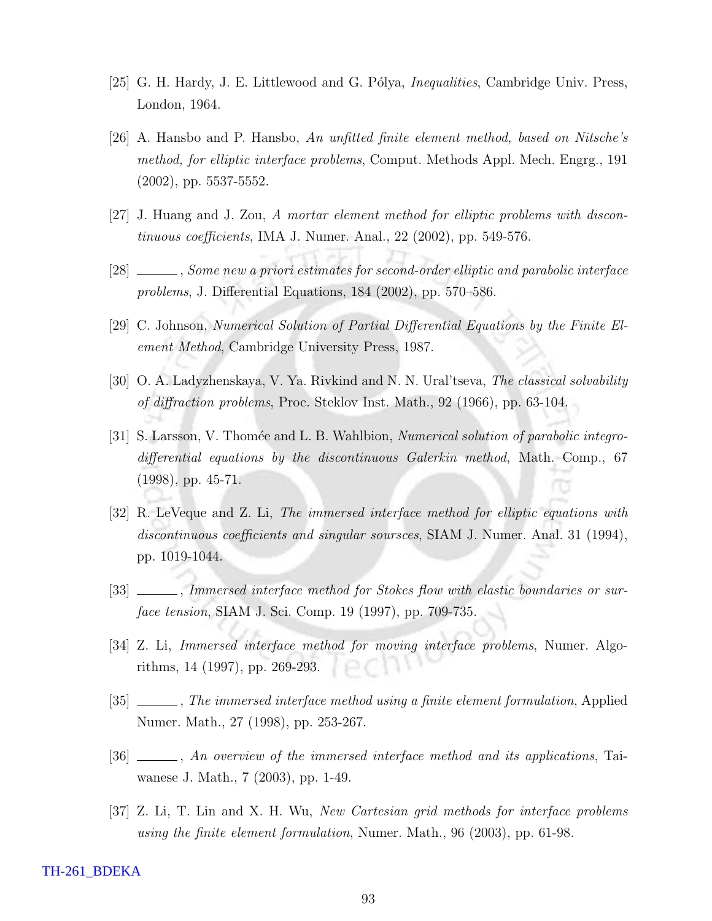[25] G. H. Hardy, J. E. Littlewood and G. Pólya, *Inequalities*, Cambridge Univ. Press, London, 1964.

[26] A. Hansbo and P. Hansbo, *An unfitted finite element method, based on Nitsche's method, for elliptic interface problems*, Comput. Methods Appl. Mech. Engrg., 191 (2002), pp. 5537-5552.

[27] J. Huang and J. Zou, *A mortar element method for elliptic problems with discontinuous coefficients*, IMA J. Numer. Anal., 22 (2002), pp. 549-576.

[28] ______, *Some new a priori estimates for second-order elliptic and parabolic interface problems*, J. Differential Equations, 184 (2002), pp. 570–586.

[29] C. Johnson, *Numerical Solution of Partial Differential Equations by the Finite Element Method*, Cambridge University Press, 1987.

[30] O. A. Ladyzhenskaya, V. Ya. Rivkind and N. N. Ural'tseva, *The classical solvability of diffraction problems*, Proc. Steklov Inst. Math., 92 (1966), pp. 63-104.

[31] S. Larsson, V. Thomée and L. B. Wahlbion, *Numerical solution of parabolic integro-differential equations by the discontinuous Galerkin method*, Math. Comp., 67 (1998), pp. 45-71.

[32] R. LeVeque and Z. Li, *The immersed interface method for elliptic equations with discontinuous coefficients and singular soursces*, SIAM J. Numer. Anal. 31 (1994), pp. 1019-1044.

[33] ______, *Immersed interface method for Stokes flow with elastic boundaries or surface tension*, SIAM J. Sci. Comp. 19 (1997), pp. 709-735.

[34] Z. Li, *Immersed interface method for moving interface problems*, Numer. Algorithms, 14 (1997), pp. 269-293.

[35] ______, *The immersed interface method using a finite element formulation*, Applied Numer. Math., 27 (1998), pp. 253-267.

[36] ______, *An overview of the immersed interface method and its applications*, Taiwanese J. Math., 7 (2003), pp. 1-49.

[37] Z. Li, T. Lin and X. H. Wu, *New Cartesian grid methods for interface problems using the finite element formulation*, Numer. Math., 96 (2003), pp. 61-98.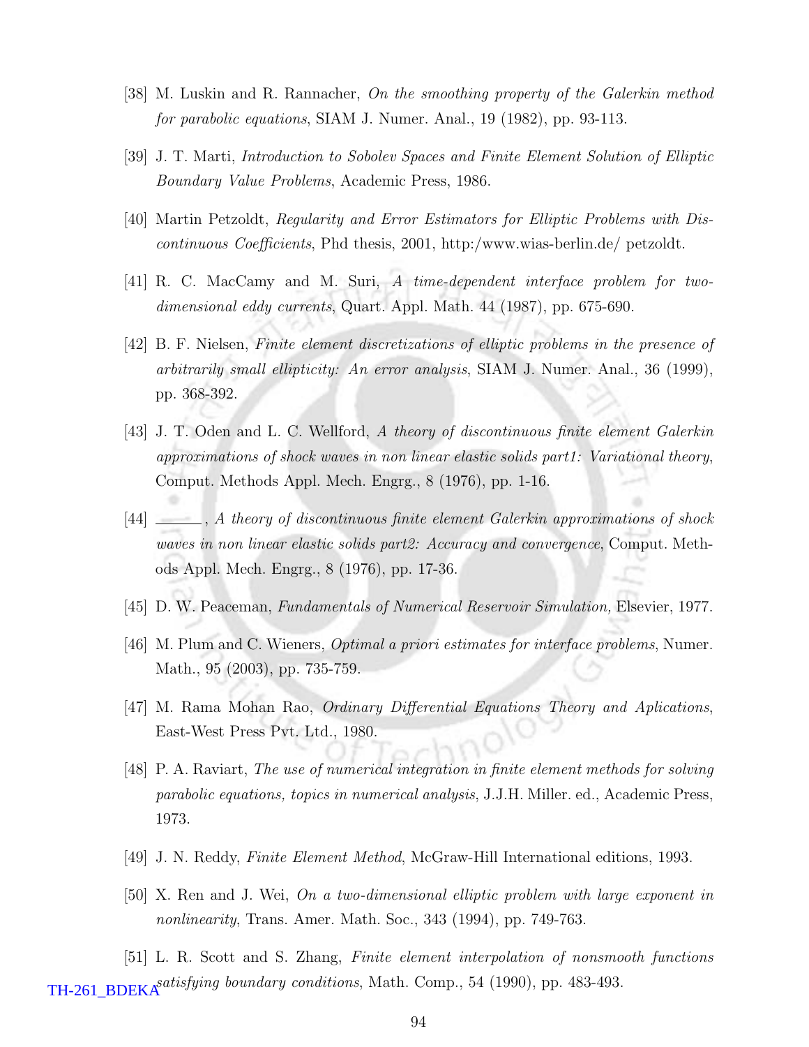[38] M. Luskin and R. Rannacher, *On the smoothing property of the Galerkin method for parabolic equations*, SIAM J. Numer. Anal., 19 (1982), pp. 93-113.

[39] J. T. Marti, *Introduction to Sobolev Spaces and Finite Element Solution of Elliptic Boundary Value Problems*, Academic Press, 1986.

[40] Martin Petzoldt, *Regularity and Error Estimators for Elliptic Problems with Discontinuous Coefficients*, Phd thesis, 2001, http:/www.wias-berlin.de/ petzoldt.

[41] R. C. MacCamy and M. Suri, *A time-dependent interface problem for two-dimensional eddy currents*, Quart. Appl. Math. 44 (1987), pp. 675-690.

[42] B. F. Nielsen, *Finite element discretizations of elliptic problems in the presence of arbitrarily small ellipticity: An error analysis*, SIAM J. Numer. Anal., 36 (1999), pp. 368-392.

[43] J. T. Oden and L. C. Wellford, *A theory of discontinuous finite element Galerkin approximations of shock waves in non linear elastic solids part1: Variational theory*, Comput. Methods Appl. Mech. Engrg., 8 (1976), pp. 1-16.

[44] ______, *A theory of discontinuous finite element Galerkin approximations of shock waves in non linear elastic solids part2: Accuracy and convergence*, Comput. Methods Appl. Mech. Engrg., 8 (1976), pp. 17-36.

[45] D. W. Peaceman, *Fundamentals of Numerical Reservoir Simulation,* Elsevier, 1977.

[46] M. Plum and C. Wieners, *Optimal a priori estimates for interface problems*, Numer. Math., 95 (2003), pp. 735-759.

[47] M. Rama Mohan Rao, *Ordinary Differential Equations Theory and Aplications*, East-West Press Pvt. Ltd., 1980.

[48] P. A. Raviart, *The use of numerical integration in finite element methods for solving parabolic equations, topics in numerical analysis*, J.J.H. Miller. ed., Academic Press, 1973.

[49] J. N. Reddy, *Finite Element Method*, McGraw-Hill International editions, 1993.

[50] X. Ren and J. Wei, *On a two-dimensional elliptic problem with large exponent in nonlinearity*, Trans. Amer. Math. Soc., 343 (1994), pp. 749-763.

[51] L. R. Scott and S. Zhang, *Finite element interpolation of nonsmooth functions satisfying boundary conditions*, Math. Comp., 54 (1990), pp. 483-493.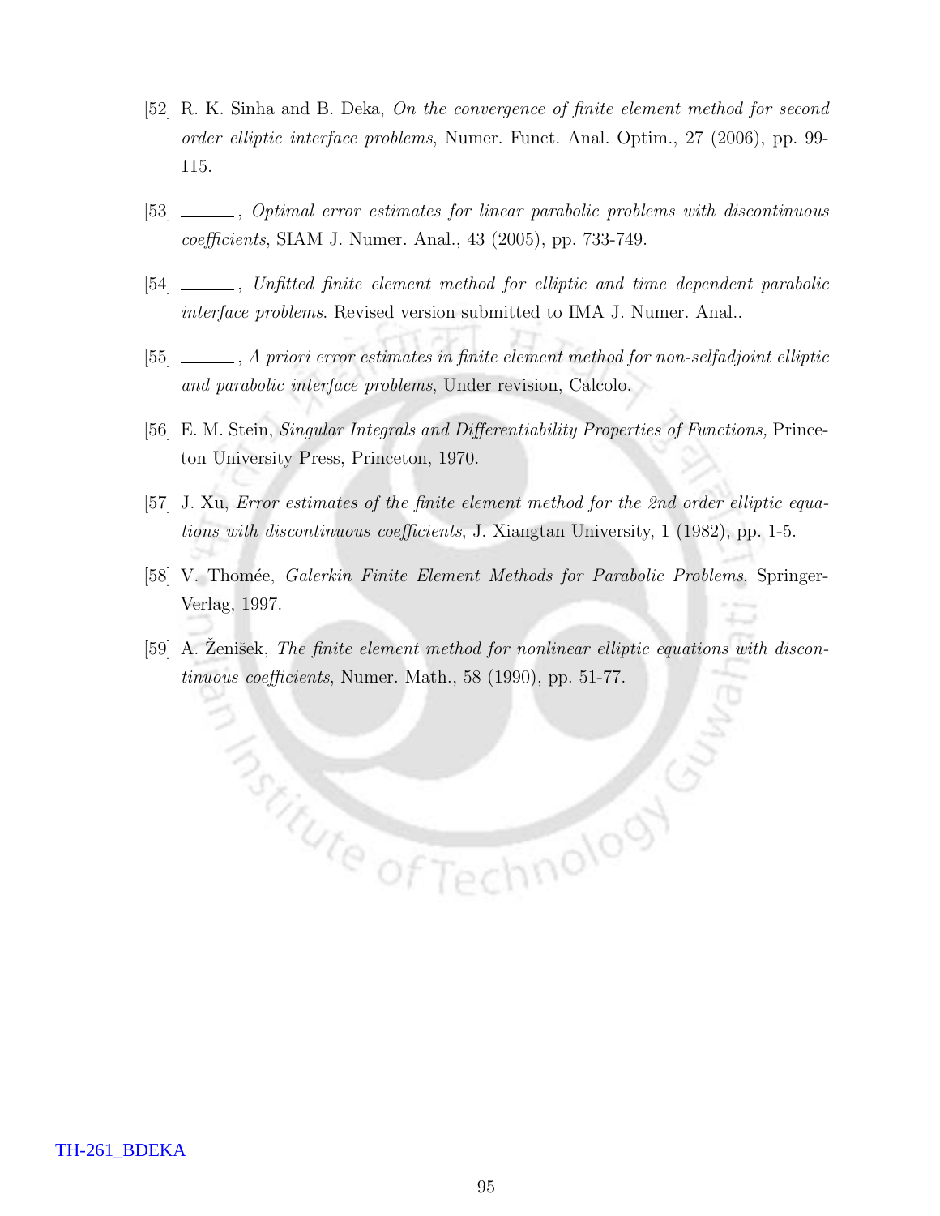[52] R. K. Sinha and B. Deka, *On the convergence of finite element method for second order elliptic interface problems*, Numer. Funct. Anal. Optim., 27 (2006), pp. 99-115.

[53] ———, *Optimal error estimates for linear parabolic problems with discontinuous coefficients*, SIAM J. Numer. Anal., 43 (2005), pp. 733-749.

[54] ———, *Unfitted finite element method for elliptic and time dependent parabolic interface problems*. Revised version submitted to IMA J. Numer. Anal..

[55] ———, *A priori error estimates in finite element method for non-selfadjoint elliptic and parabolic interface problems*, Under revision, Calcolo.

[56] E. M. Stein, *Singular Integrals and Differentiability Properties of Functions,* Princeton University Press, Princeton, 1970.

[57] J. Xu, *Error estimates of the finite element method for the 2nd order elliptic equations with discontinuous coefficients*, J. Xiangtan University, 1 (1982), pp. 1-5.

[58] V. Thomée, *Galerkin Finite Element Methods for Parabolic Problems*, Springer-Verlag, 1997.

[59] A. Ženišek, *The finite element method for nonlinear elliptic equations with discontinuous coefficients*, Numer. Math., 58 (1990), pp. 51-77.